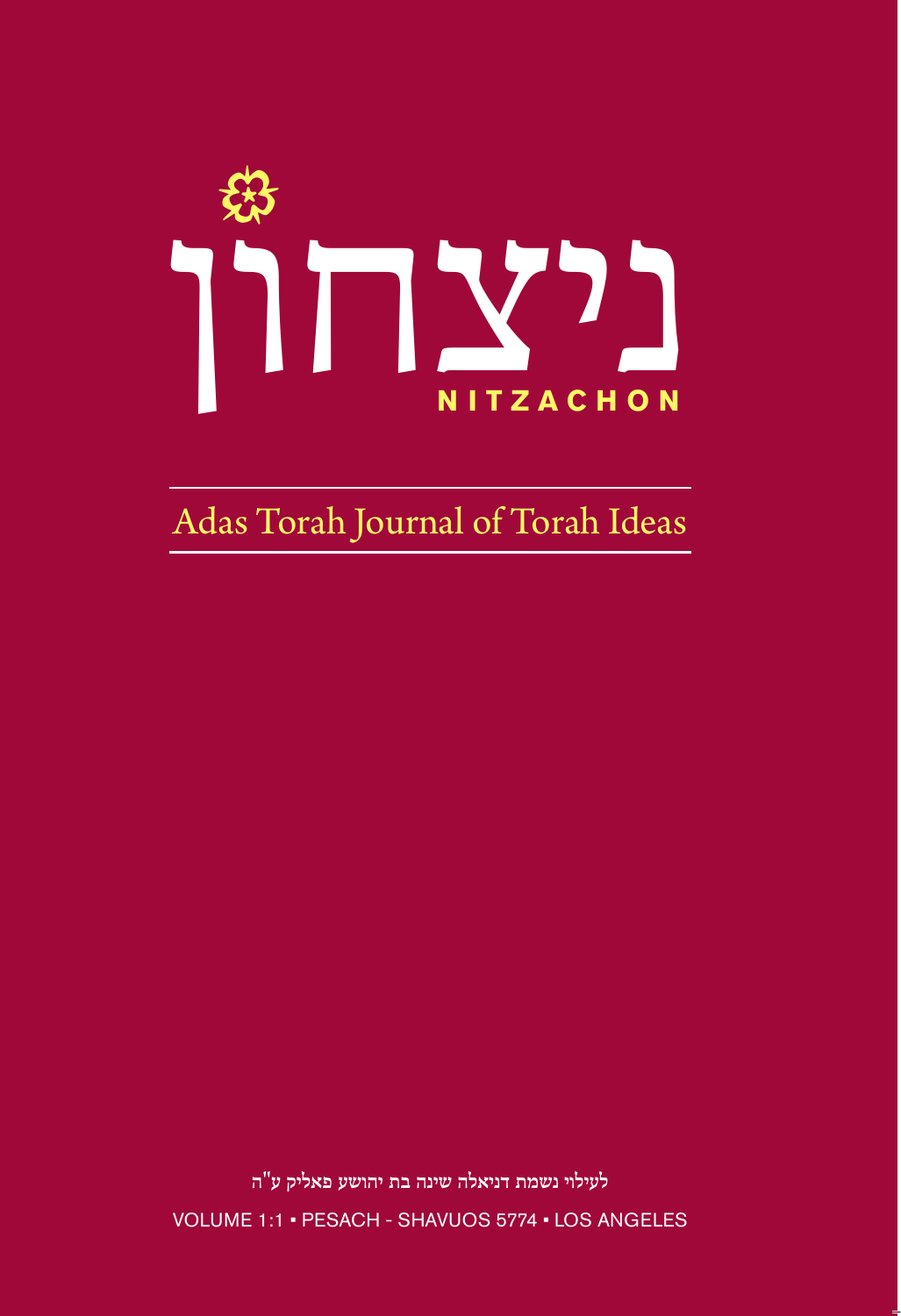# ניצחון

# NITZACHON

## Adas Torah Journal of Torah Ideas

לעילוי נשמת דניאלה שינה בת יהושע פאליק ע"ה

VOLUME 1:1 ▪ PESACH - SHAVUOS 5774 ▪ LOS ANGELES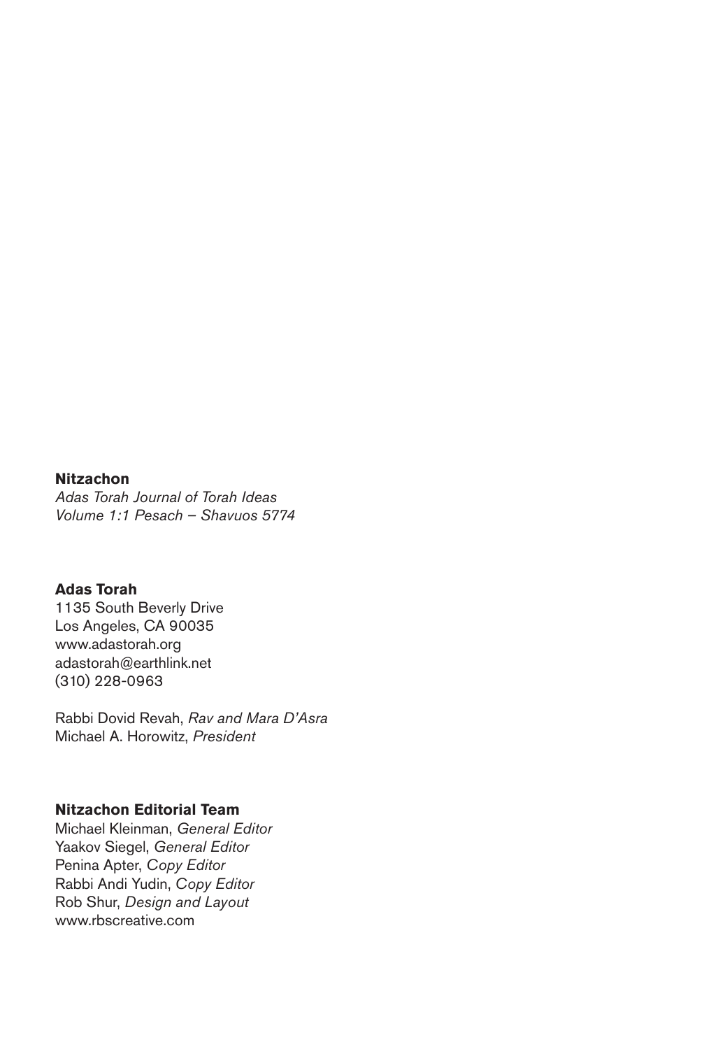**Nitzachon**
*Adas Torah Journal of Torah Ideas*
*Volume 1:1 Pesach – Shavuos 5774*

**Adas Torah**
1135 South Beverly Drive
Los Angeles, CA 90035
www.adastorah.org
adastorah@earthlink.net
(310) 228-0963

Rabbi Dovid Revah, *Rav and Mara D'Asra*
Michael A. Horowitz, *President*

**Nitzachon Editorial Team**
Michael Kleinman, *General Editor*
Yaakov Siegel, *General Editor*
Penina Apter, *Copy Editor*
Rabbi Andi Yudin, *Copy Editor*
Rob Shur, *Design and Layout*
www.rbscreative.com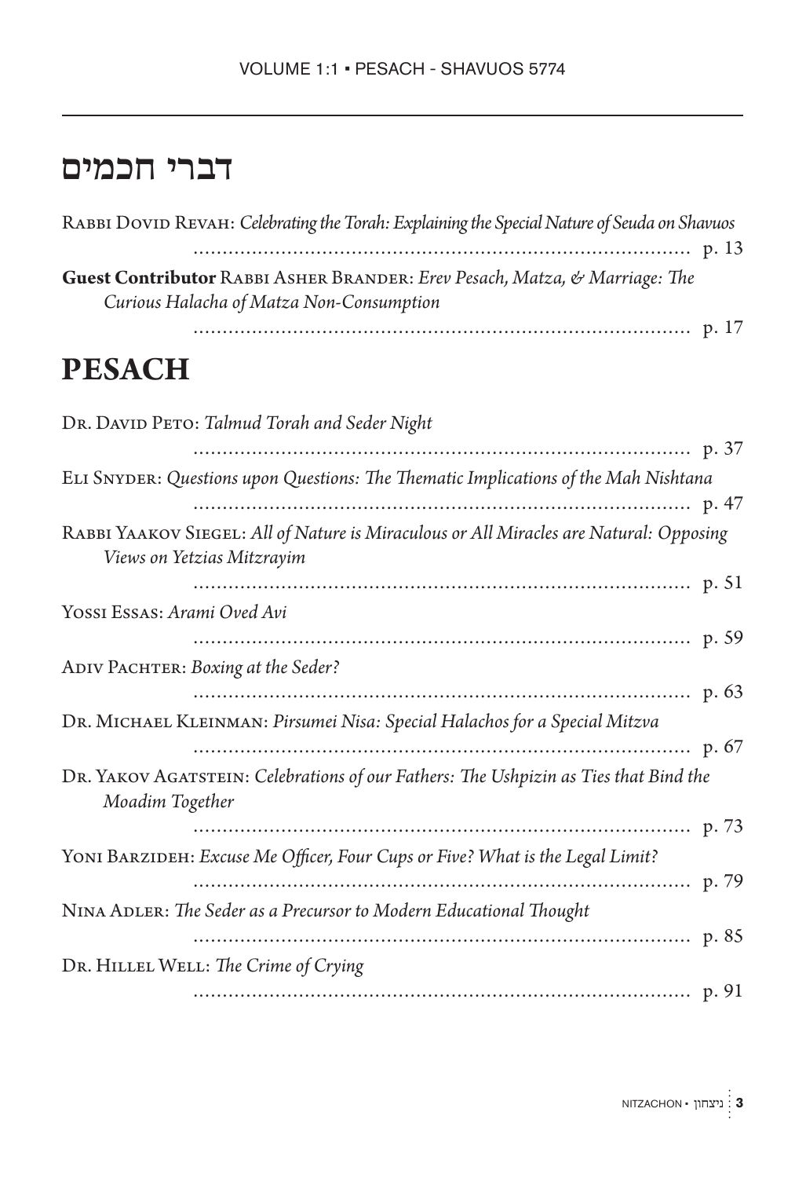# דברי חכמים

Rabbi Dovid Revah: *Celebrating the Torah: Explaining the Special Nature of Seuda on Shavuos* ........ p. 13

**Guest Contributor** Rabbi Asher Brander: *Erev Pesach, Matza, & Marriage: The Curious Halacha of Matza Non-Consumption* ........ p. 17

# PESACH

Dr. David Peto: *Talmud Torah and Seder Night* ........ p. 37

Eli Snyder: *Questions upon Questions: The Thematic Implications of the Mah Nishtana* ........ p. 47

Rabbi Yaakov Siegel: *All of Nature is Miraculous or All Miracles are Natural: Opposing Views on Yetzias Mitzrayim* ........ p. 51

Yossi Essas: *Arami Oved Avi* ........ p. 59

Adiv Pachter: *Boxing at the Seder?* ........ p. 63

Dr. Michael Kleinman: *Pirsumei Nisa: Special Halachos for a Special Mitzva* ........ p. 67

Dr. Yakov Agatstein: *Celebrations of our Fathers: The Ushpizin as Ties that Bind the Moadim Together* ........ p. 73

Yoni Barzideh: *Excuse Me Officer, Four Cups or Five? What is the Legal Limit?* ........ p. 79

Nina Adler: *The Seder as a Precursor to Modern Educational Thought* ........ p. 85

Dr. Hillel Well: *The Crime of Crying* ........ p. 91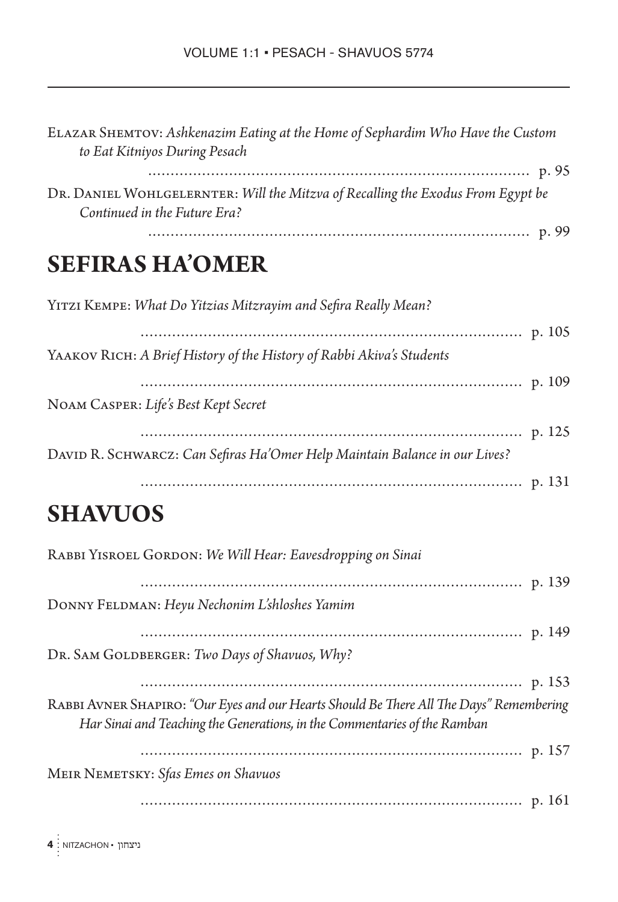Elazar Shemtov: *Ashkenazim Eating at the Home of Sephardim Who Have the Custom to Eat Kitniyos During Pesach* ........................................................................... p. 95

Dr. Daniel Wohlgelernter: *Will the Mitzva of Recalling the Exodus From Egypt be Continued in the Future Era?* ........................................................................... p. 99

# SEFIRAS HA'OMER

Yitzi Kempe: *What Do Yitzias Mitzrayim and Sefira Really Mean?* ........................................................................... p. 105

Yaakov Rich: *A Brief History of the History of Rabbi Akiva's Students* ........................................................................... p. 109

Noam Casper: *Life's Best Kept Secret* ........................................................................... p. 125

David R. Schwarcz: *Can Sefiras Ha'Omer Help Maintain Balance in our Lives?* ........................................................................... p. 131

# SHAVUOS

Rabbi Yisroel Gordon: *We Will Hear: Eavesdropping on Sinai* ........................................................................... p. 139

Donny Feldman: *Heyu Nechonim L'shloshes Yamim* ........................................................................... p. 149

Dr. Sam Goldberger: *Two Days of Shavuos, Why?* ........................................................................... p. 153

Rabbi Avner Shapiro: *"Our Eyes and our Hearts Should Be There All The Days" Remembering Har Sinai and Teaching the Generations, in the Commentaries of the Ramban* ........................................................................... p. 157

Meir Nemetsky: *Sfas Emes on Shavuos* ........................................................................... p. 161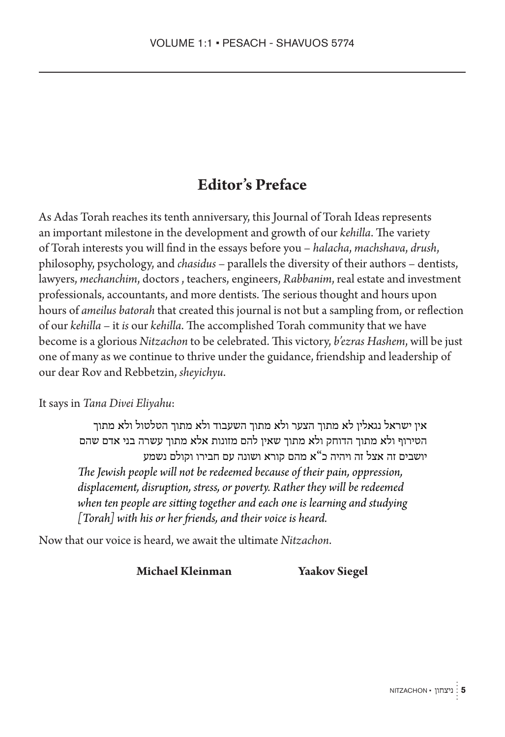## Editor's Preface

As Adas Torah reaches its tenth anniversary, this Journal of Torah Ideas represents an important milestone in the development and growth of our *kehilla*. The variety of Torah interests you will find in the essays before you – *halacha*, *machshava*, *drush*, philosophy, psychology, and *chasidus* – parallels the diversity of their authors – dentists, lawyers, *mechanchim*, doctors , teachers, engineers, *Rabbanim*, real estate and investment professionals, accountants, and more dentists. The serious thought and hours upon hours of *ameilus batorah* that created this journal is not but a sampling from, or reflection of our *kehilla* – it *is* our *kehilla*. The accomplished Torah community that we have become is a glorious *Nitzachon* to be celebrated. This victory, *b'ezras Hashem*, will be just one of many as we continue to thrive under the guidance, friendship and leadership of our dear Rov and Rebbetzin, *sheyichyu*.

It says in *Tana Divei Eliyahu*:

> אין ישראל נגאלין לא מתוך הצער ולא מתוך השעבוד ולא מתוך הטלטול ולא מתוך הטירוף ולא מתוך הדוחק ולא מתוך שאין להם מזונות אלא מתוך עשרה בני אדם שהם יושבים זה אצל זה ויהיה כ"א מהם קורא ושונה עם חבירו וקולם נשמע
>
> *The Jewish people will not be redeemed because of their pain, oppression, displacement, disruption, stress, or poverty. Rather they will be redeemed when ten people are sitting together and each one is learning and studying [Torah] with his or her friends, and their voice is heard.*

Now that our voice is heard, we await the ultimate *Nitzachon*.

**Michael Kleinman** **Yaakov Siegel**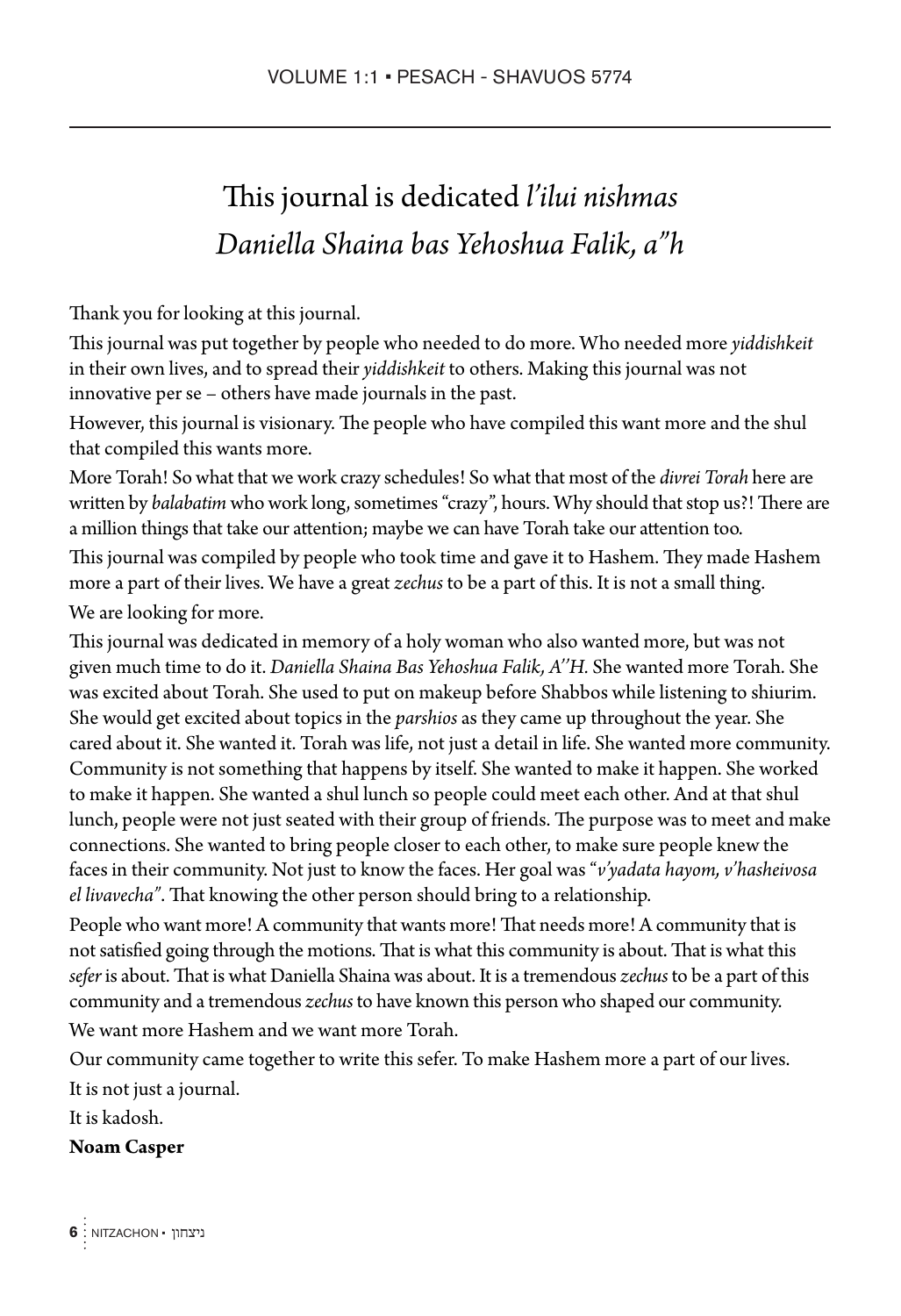# This journal is dedicated *l'ilui nishmas Daniella Shaina bas Yehoshua Falik, a"h*

Thank you for looking at this journal.

This journal was put together by people who needed to do more. Who needed more *yiddishkeit* in their own lives, and to spread their *yiddishkeit* to others. Making this journal was not innovative per se – others have made journals in the past.

However, this journal is visionary. The people who have compiled this want more and the shul that compiled this wants more.

More Torah! So what that we work crazy schedules! So what that most of the *divrei Torah* here are written by *balabatim* who work long, sometimes "crazy", hours. Why should that stop us?! There are a million things that take our attention; maybe we can have Torah take our attention too.

This journal was compiled by people who took time and gave it to Hashem. They made Hashem more a part of their lives. We have a great *zechus* to be a part of this. It is not a small thing.

We are looking for more.

This journal was dedicated in memory of a holy woman who also wanted more, but was not given much time to do it. *Daniella Shaina Bas Yehoshua Falik, A"H.* She wanted more Torah. She was excited about Torah. She used to put on makeup before Shabbos while listening to shiurim. She would get excited about topics in the *parshios* as they came up throughout the year. She cared about it. She wanted it. Torah was life, not just a detail in life. She wanted more community. Community is not something that happens by itself. She wanted to make it happen. She worked to make it happen. She wanted a shul lunch so people could meet each other. And at that shul lunch, people were not just seated with their group of friends. The purpose was to meet and make connections. She wanted to bring people closer to each other, to make sure people knew the faces in their community. Not just to know the faces. Her goal was "*v'yadata hayom, v'hasheivosa el livavecha*". That knowing the other person should bring to a relationship.

People who want more! A community that wants more! That needs more! A community that is not satisfied going through the motions. That is what this community is about. That is what this *sefer* is about. That is what Daniella Shaina was about. It is a tremendous *zechus* to be a part of this community and a tremendous *zechus* to have known this person who shaped our community.

We want more Hashem and we want more Torah.

Our community came together to write this sefer. To make Hashem more a part of our lives.

It is not just a journal.

It is kadosh.

**Noam Casper**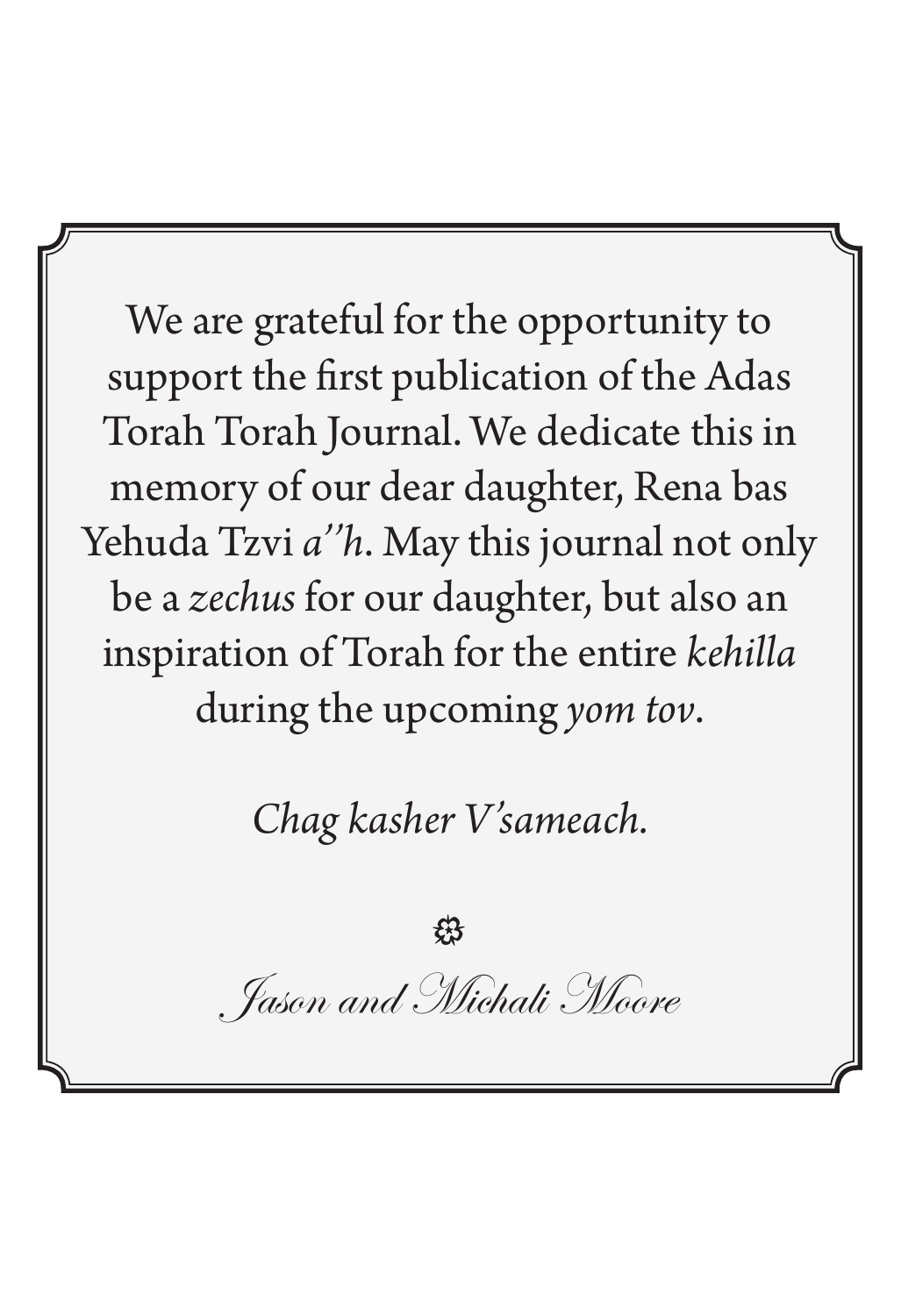We are grateful for the opportunity to support the first publication of the Adas Torah Torah Journal. We dedicate this in memory of our dear daughter, Rena bas Yehuda Tzvi *a''h*. May this journal not only be a *zechus* for our daughter, but also an inspiration of Torah for the entire *kehilla* during the upcoming *yom tov*.

*Chag kasher V'sameach.*

✿

*Jason and Michali Moore*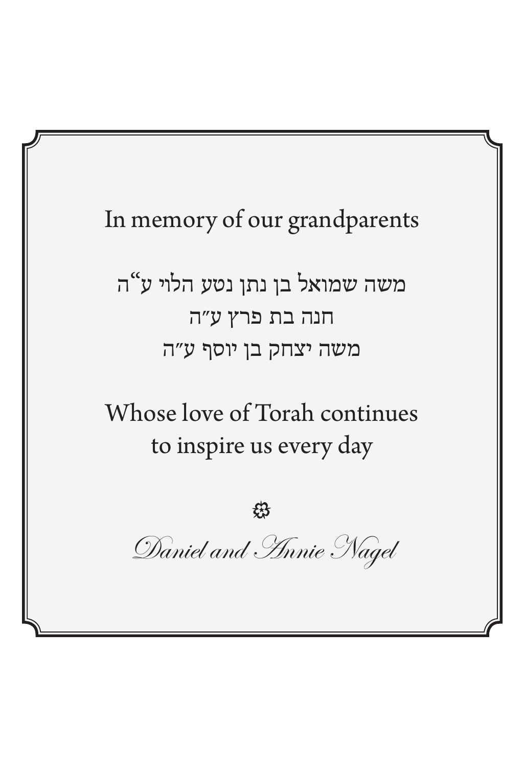In memory of our grandparents

משה שמואל בן נתן נטע הלוי ע"ה

חנה בת פרץ ע"ה

משה יצחק בן יוסף ע"ה

Whose love of Torah continues
to inspire us every day

❁

*Daniel and Annie Nagel*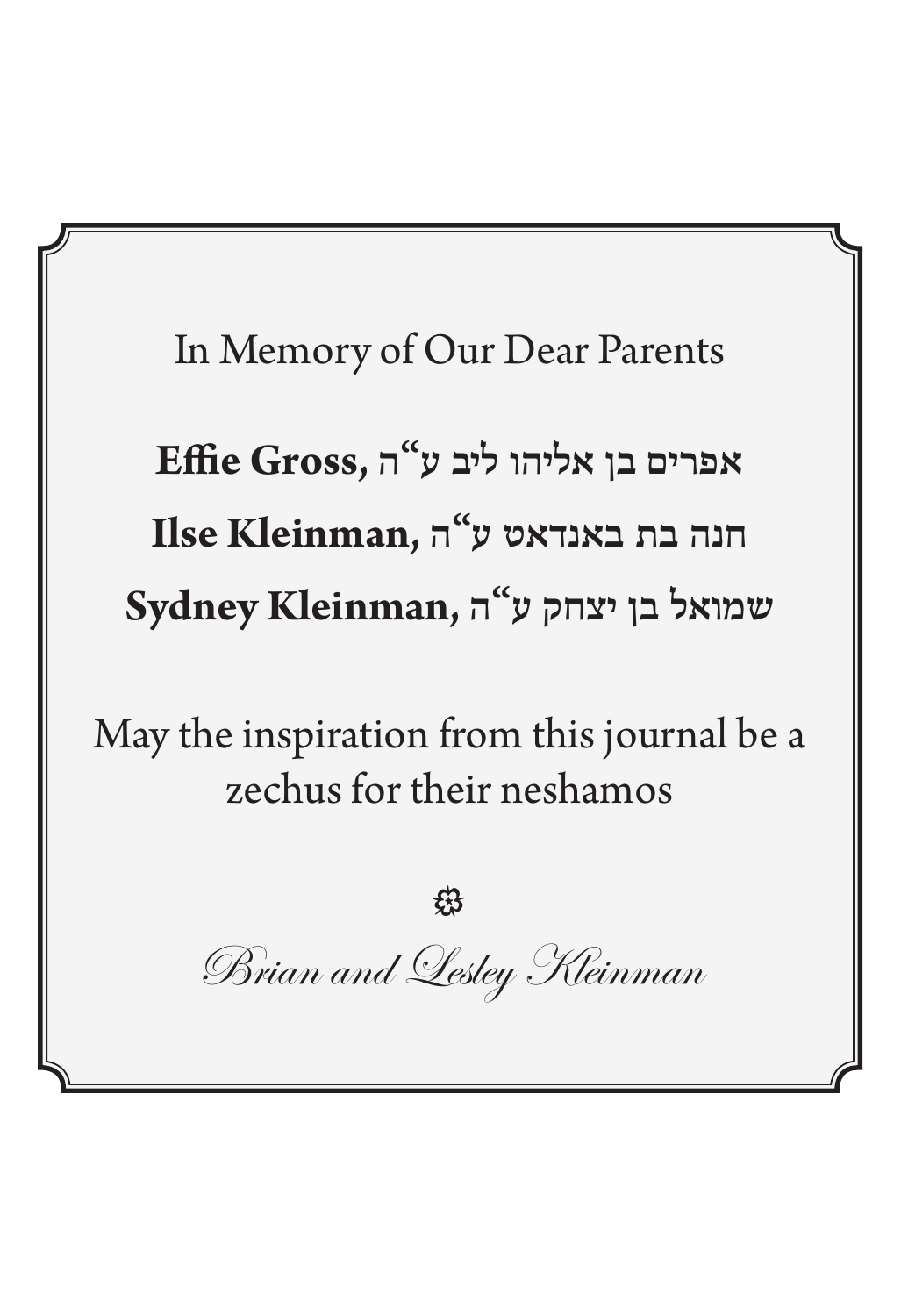In Memory of Our Dear Parents

**Effie Gross,** אפרים בן אליהו ליב ע"ה

**Ilse Kleinman,** חנה בת באנדאט ע"ה

**Sydney Kleinman,** שמואל בן יצחק ע"ה

May the inspiration from this journal be a zechus for their neshamos

❀

*Brian and Lesley Kleinman*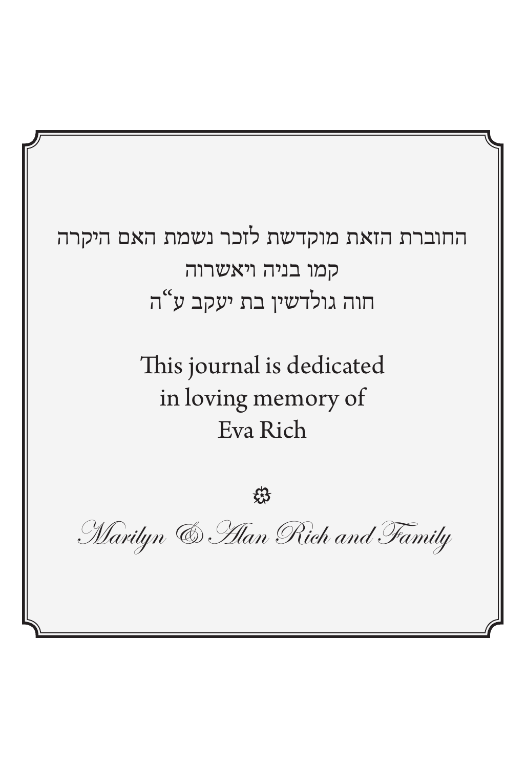החוברת הזאת מוקדשת לזכר נשמת האם היקרה
קמו בניה ויאשרוה
חוה גולדשין בת יעקב ע"ה

This journal is dedicated
in loving memory of
Eva Rich

❀

*Marilyn & Alan Rich and Family*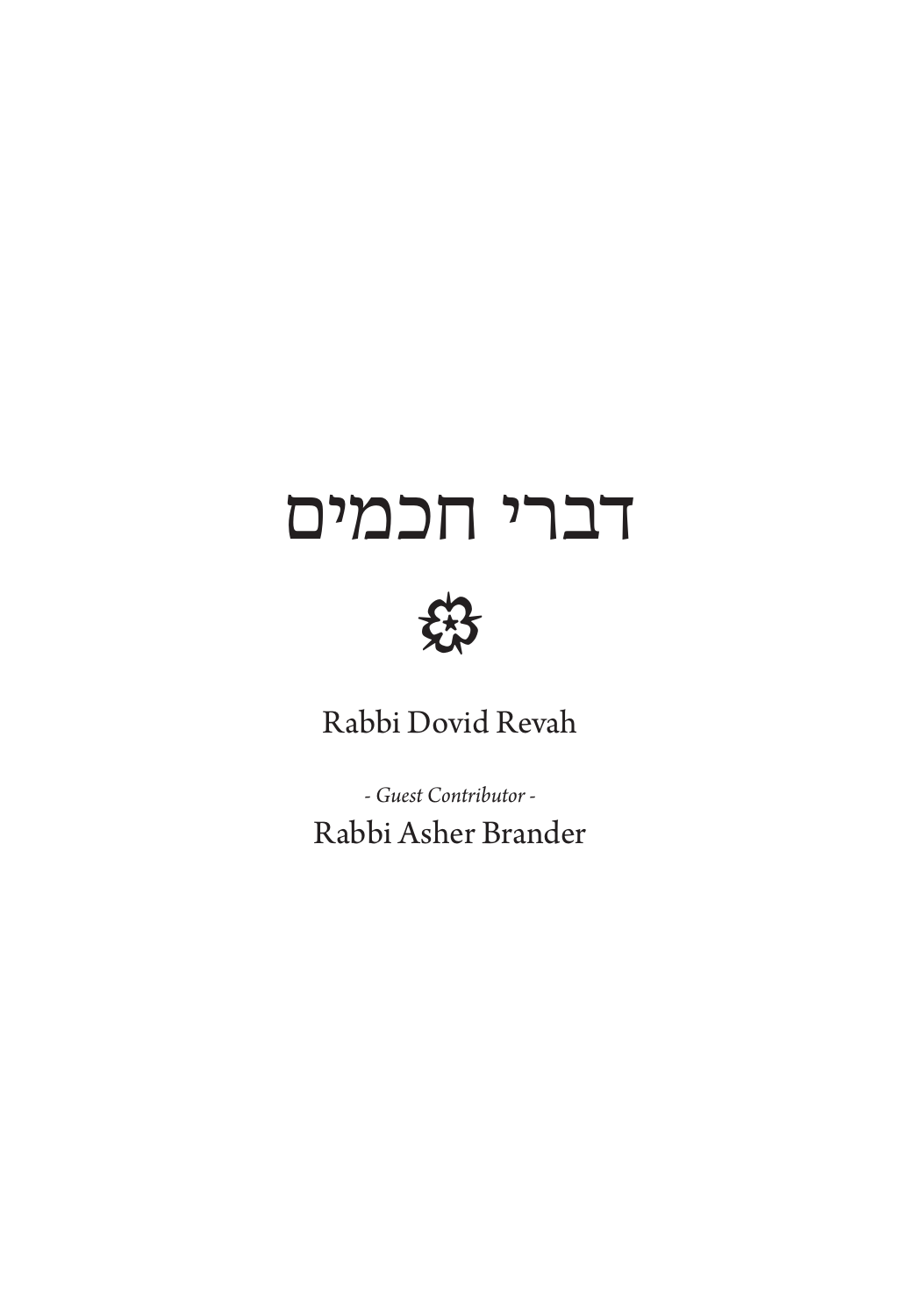# דברי חכמים

Rabbi Dovid Revah

*- Guest Contributor -*

Rabbi Asher Brander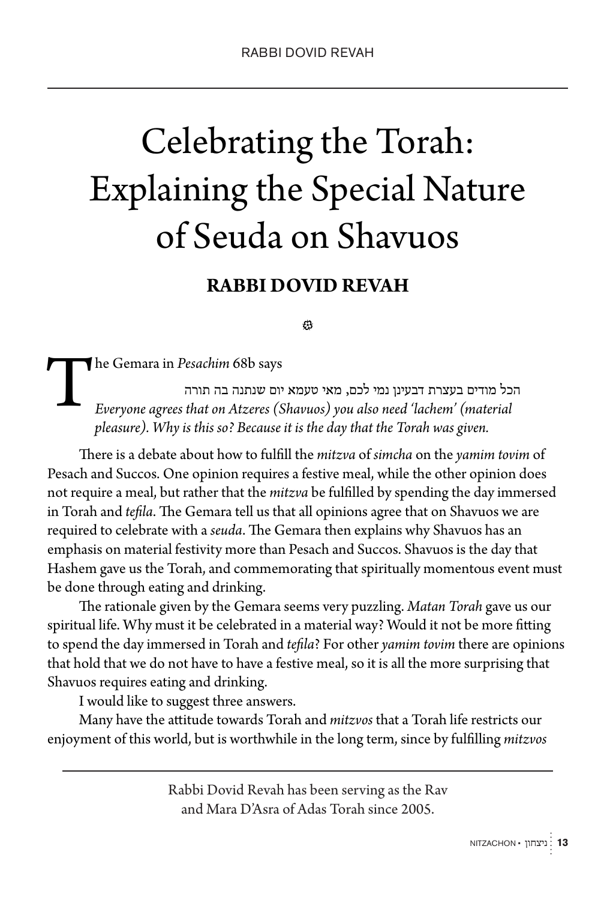# Celebrating the Torah: Explaining the Special Nature of Seuda on Shavuos

## RABBI DOVID REVAH

The Gemara in *Pesachim* 68b says

הכל מודים בעצרת דבעינן נמי לכם, מאי טעמא יום שנתנה בה תורה
*Everyone agrees that on Atzeres (Shavuos) you also need 'lachem' (material pleasure). Why is this so? Because it is the day that the Torah was given.*

There is a debate about how to fulfill the *mitzva* of *simcha* on the *yamim tovim* of Pesach and Succos. One opinion requires a festive meal, while the other opinion does not require a meal, but rather that the *mitzva* be fulfilled by spending the day immersed in Torah and *tefila*. The Gemara tell us that all opinions agree that on Shavuos we are required to celebrate with a *seuda*. The Gemara then explains why Shavuos has an emphasis on material festivity more than Pesach and Succos. Shavuos is the day that Hashem gave us the Torah, and commemorating that spiritually momentous event must be done through eating and drinking.

The rationale given by the Gemara seems very puzzling. *Matan Torah* gave us our spiritual life. Why must it be celebrated in a material way? Would it not be more fitting to spend the day immersed in Torah and *tefila*? For other *yamim tovim* there are opinions that hold that we do not have to have a festive meal, so it is all the more surprising that Shavuos requires eating and drinking.

I would like to suggest three answers.

Many have the attitude towards Torah and *mitzvos* that a Torah life restricts our enjoyment of this world, but is worthwhile in the long term, since by fulfilling *mitzvos*

---

Rabbi Dovid Revah has been serving as the Rav and Mara D'Asra of Adas Torah since 2005.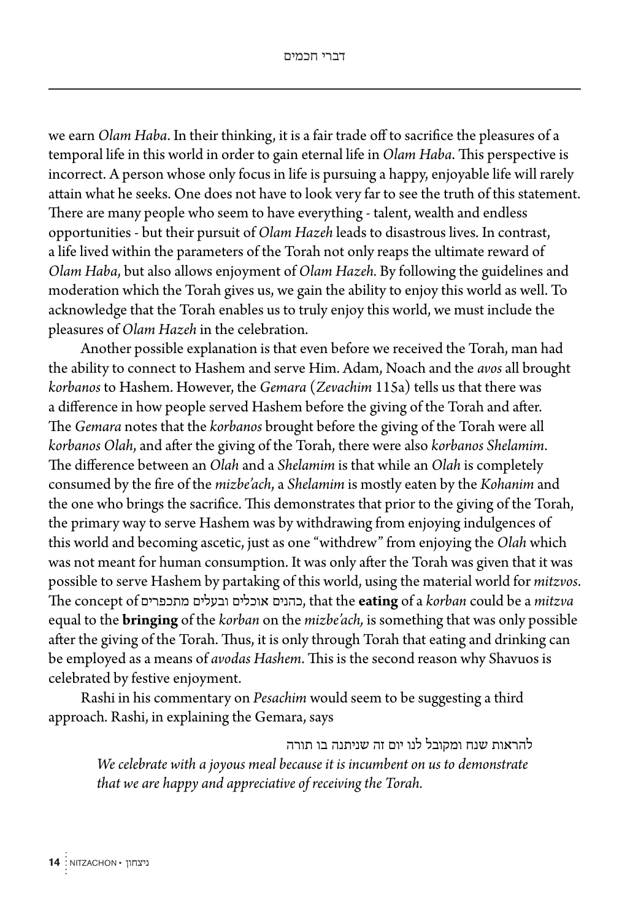we earn *Olam Haba*. In their thinking, it is a fair trade off to sacrifice the pleasures of a temporal life in this world in order to gain eternal life in *Olam Haba*. This perspective is incorrect. A person whose only focus in life is pursuing a happy, enjoyable life will rarely attain what he seeks. One does not have to look very far to see the truth of this statement. There are many people who seem to have everything - talent, wealth and endless opportunities - but their pursuit of *Olam Hazeh* leads to disastrous lives. In contrast, a life lived within the parameters of the Torah not only reaps the ultimate reward of *Olam Haba*, but also allows enjoyment of *Olam Hazeh.* By following the guidelines and moderation which the Torah gives us, we gain the ability to enjoy this world as well. To acknowledge that the Torah enables us to truly enjoy this world, we must include the pleasures of *Olam Hazeh* in the celebration.

Another possible explanation is that even before we received the Torah, man had the ability to connect to Hashem and serve Him. Adam, Noach and the *avos* all brought *korbanos* to Hashem. However, the *Gemara* (*Zevachim* 115a) tells us that there was a difference in how people served Hashem before the giving of the Torah and after. The *Gemara* notes that the *korbanos* brought before the giving of the Torah were all *korbanos Olah*, and after the giving of the Torah, there were also *korbanos Shelamim*. The difference between an *Olah* and a *Shelamim* is that while an *Olah* is completely consumed by the fire of the *mizbe'ach*, a *Shelamim* is mostly eaten by the *Kohanim* and the one who brings the sacrifice. This demonstrates that prior to the giving of the Torah, the primary way to serve Hashem was by withdrawing from enjoying indulgences of this world and becoming ascetic, just as one "withdrew" from enjoying the *Olah* which was not meant for human consumption. It was only after the Torah was given that it was possible to serve Hashem by partaking of this world, using the material world for *mitzvos*. The concept of כהנים אוכלים ובעלים מתכפרים, that the **eating** of a *korban* could be a *mitzva* equal to the **bringing** of the *korban* on the *mizbe'ach,* is something that was only possible after the giving of the Torah. Thus, it is only through Torah that eating and drinking can be employed as a means of *avodas Hashem*. This is the second reason why Shavuos is celebrated by festive enjoyment.

Rashi in his commentary on *Pesachim* would seem to be suggesting a third approach. Rashi, in explaining the Gemara, says

להראות שנח ומקובל לנו יום זה שניתנה בו תורה

> *We celebrate with a joyous meal because it is incumbent on us to demonstrate that we are happy and appreciative of receiving the Torah.*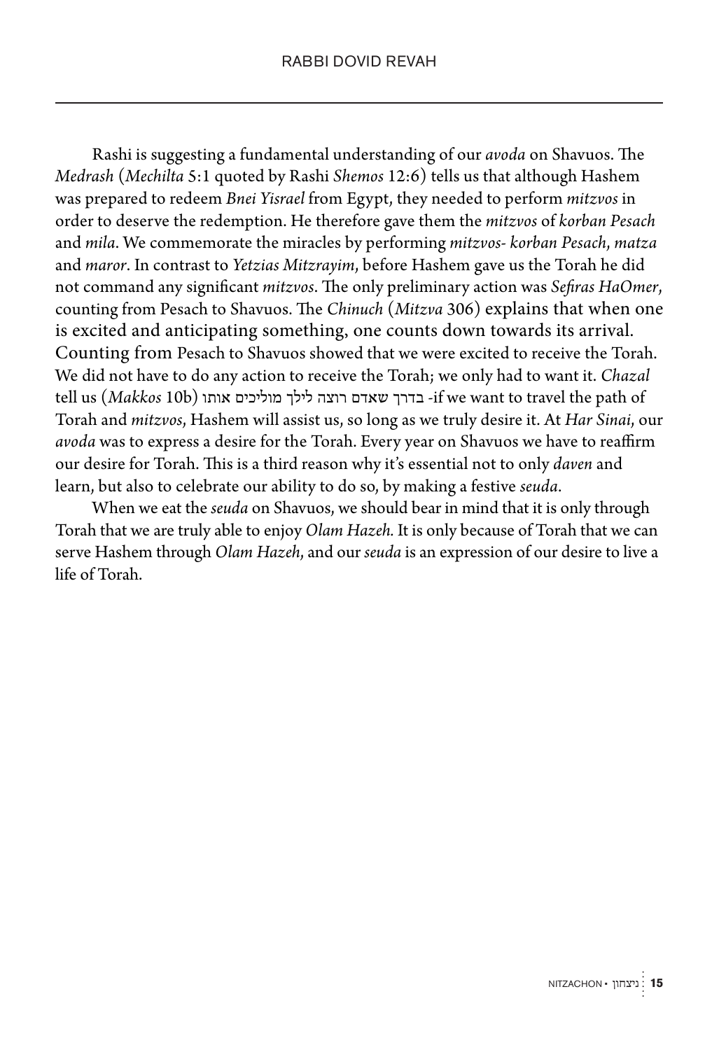Rashi is suggesting a fundamental understanding of our *avoda* on Shavuos. The *Medrash* (*Mechilta* 5:1 quoted by Rashi *Shemos* 12:6) tells us that although Hashem was prepared to redeem *Bnei Yisrael* from Egypt, they needed to perform *mitzvos* in order to deserve the redemption. He therefore gave them the *mitzvos* of *korban Pesach* and *mila*. We commemorate the miracles by performing *mitzvos- korban Pesach*, *matza* and *maror*. In contrast to *Yetzias Mitzrayim*, before Hashem gave us the Torah he did not command any significant *mitzvos*. The only preliminary action was *Sefiras HaOmer*, counting from Pesach to Shavuos. The *Chinuch* (*Mitzva* 306) explains that when one is excited and anticipating something, one counts down towards its arrival. Counting from Pesach to Shavuos showed that we were excited to receive the Torah. We did not have to do any action to receive the Torah; we only had to want it. *Chazal* tell us (*Makkos* 10b) בדרך שאדם רוצה לילך מוליכים אותו -if we want to travel the path of Torah and *mitzvos*, Hashem will assist us, so long as we truly desire it. At *Har Sinai*, our *avoda* was to express a desire for the Torah. Every year on Shavuos we have to reaffirm our desire for Torah. This is a third reason why it's essential not to only *daven* and learn, but also to celebrate our ability to do so, by making a festive *seuda*.

When we eat the *seuda* on Shavuos, we should bear in mind that it is only through Torah that we are truly able to enjoy *Olam Hazeh.* It is only because of Torah that we can serve Hashem through *Olam Hazeh*, and our *seuda* is an expression of our desire to live a life of Torah.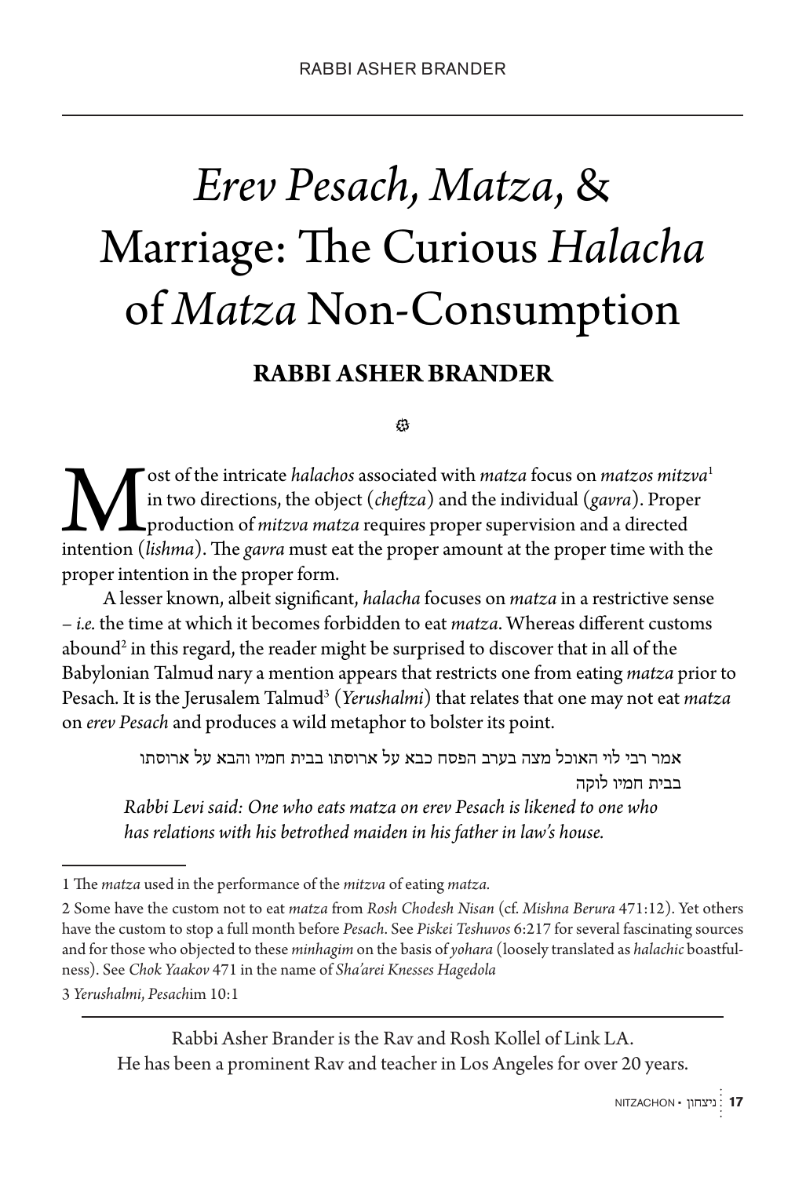# *Erev Pesach, Matza*, & Marriage: The Curious *Halacha* of *Matza* Non-Consumption

**RABBI ASHER BRANDER**

Most of the intricate *halachos* associated with *matza* focus on *matzos mitzva*[1] in two directions, the object (*cheftza*) and the individual (*gavra*). Proper production of *mitzva matza* requires proper supervision and a directed intention (*lishma*). The *gavra* must eat the proper amount at the proper time with the proper intention in the proper form.

A lesser known, albeit significant, *halacha* focuses on *matza* in a restrictive sense – *i.e.* the time at which it becomes forbidden to eat *matza*. Whereas different customs abound[2] in this regard, the reader might be surprised to discover that in all of the Babylonian Talmud nary a mention appears that restricts one from eating *matza* prior to Pesach. It is the Jerusalem Talmud[3] (*Yerushalmi*) that relates that one may not eat *matza* on *erev Pesach* and produces a wild metaphor to bolster its point.

> אמר רבי לוי האוכל מצה בערב הפסח כבא על ארוסתו בבית חמיו והבא על ארוסתו בבית חמיו לוקה
>
> *Rabbi Levi said: One who eats matza on erev Pesach is likened to one who has relations with his betrothed maiden in his father in law's house.*

---

1 The *matza* used in the performance of the *mitzva* of eating *matza*.

2 Some have the custom not to eat *matza* from *Rosh Chodesh Nisan* (cf. *Mishna Berura* 471:12). Yet others have the custom to stop a full month before *Pesach*. See *Piskei Teshuvos* 6:217 for several fascinating sources and for those who objected to these *minhagim* on the basis of *yohara* (loosely translated as *halachic* boastfulness). See *Chok Yaakov* 471 in the name of *Sha'arei Knesses Hagedola*

3 *Yerushalmi*, *Pesach*im 10:1

---

Rabbi Asher Brander is the Rav and Rosh Kollel of Link LA. He has been a prominent Rav and teacher in Los Angeles for over 20 years.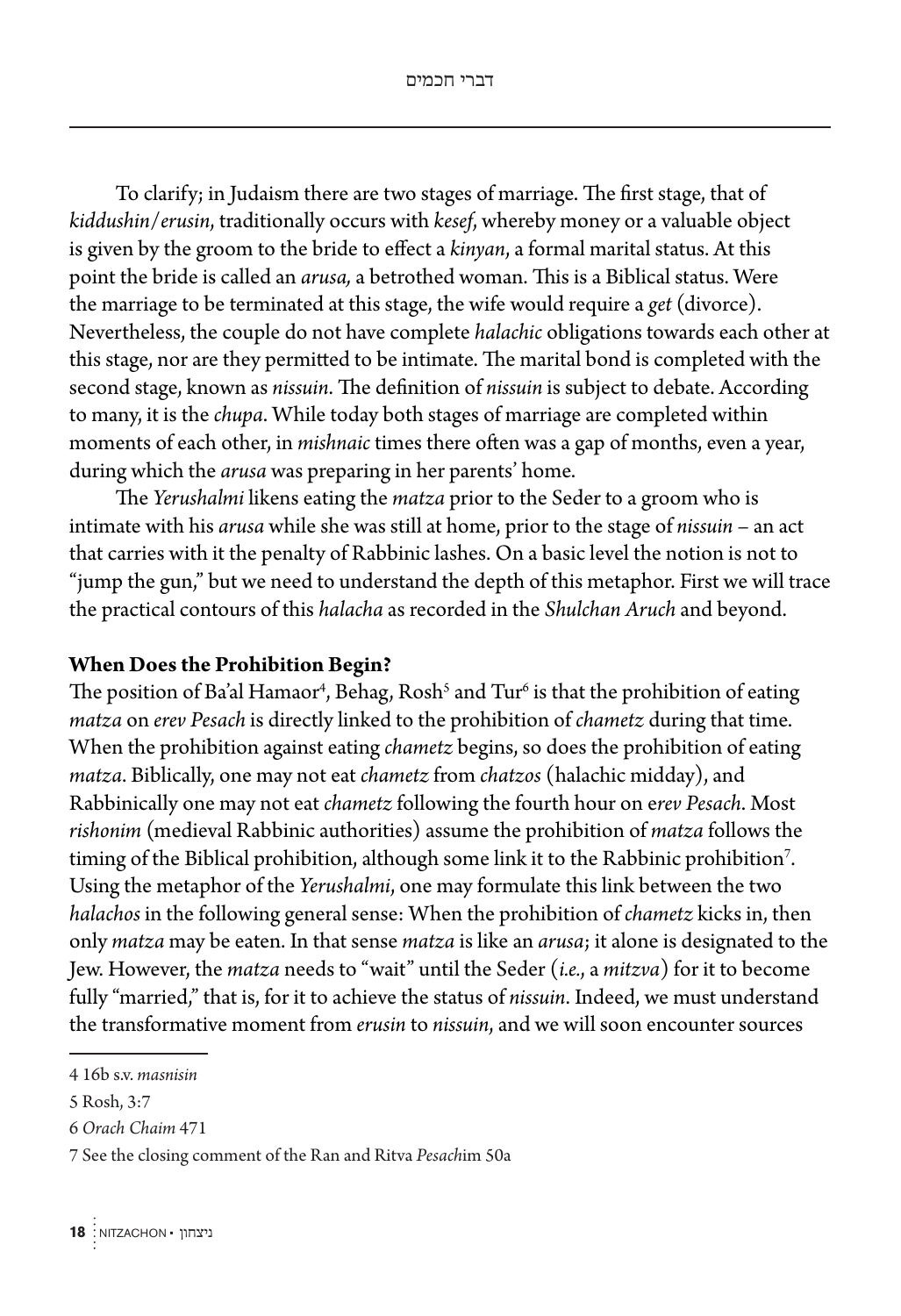To clarify; in Judaism there are two stages of marriage. The first stage, that of *kiddushin/erusin*, traditionally occurs with *kesef*, whereby money or a valuable object is given by the groom to the bride to effect a *kinyan*, a formal marital status. At this point the bride is called an *arusa,* a betrothed woman. This is a Biblical status. Were the marriage to be terminated at this stage, the wife would require a *get* (divorce). Nevertheless, the couple do not have complete *halachic* obligations towards each other at this stage, nor are they permitted to be intimate. The marital bond is completed with the second stage, known as *nissuin*. The definition of *nissuin* is subject to debate. According to many, it is the *chupa*. While today both stages of marriage are completed within moments of each other, in *mishnaic* times there often was a gap of months, even a year, during which the *arusa* was preparing in her parents' home.

The *Yerushalmi* likens eating the *matza* prior to the Seder to a groom who is intimate with his *arusa* while she was still at home, prior to the stage of *nissuin* – an act that carries with it the penalty of Rabbinic lashes. On a basic level the notion is not to "jump the gun," but we need to understand the depth of this metaphor. First we will trace the practical contours of this *halacha* as recorded in the *Shulchan Aruch* and beyond.

**When Does the Prohibition Begin?**

The position of Ba'al Hamaor[4], Behag, Rosh[5] and Tur[6] is that the prohibition of eating *matza* on *erev Pesach* is directly linked to the prohibition of *chametz* during that time. When the prohibition against eating *chametz* begins, so does the prohibition of eating *matza*. Biblically, one may not eat *chametz* from *chatzos* (halachic midday), and Rabbinically one may not eat *chametz* following the fourth hour on e*rev Pesach*. Most *rishonim* (medieval Rabbinic authorities) assume the prohibition of *matza* follows the timing of the Biblical prohibition, although some link it to the Rabbinic prohibition[7]. Using the metaphor of the *Yerushalmi*, one may formulate this link between the two *halachos* in the following general sense: When the prohibition of *chametz* kicks in, then only *matza* may be eaten. In that sense *matza* is like an *arusa*; it alone is designated to the Jew. However, the *matza* needs to "wait" until the Seder (*i.e.*, a *mitzva*) for it to become fully "married," that is, for it to achieve the status of *nissuin*. Indeed, we must understand the transformative moment from *erusin* to *nissuin*, and we will soon encounter sources

---

4 16b s.v. *masnisin*

5 Rosh, 3:7

6 *Orach Chaim* 471

7 See the closing comment of the Ran and Ritva *Pesach*im 50a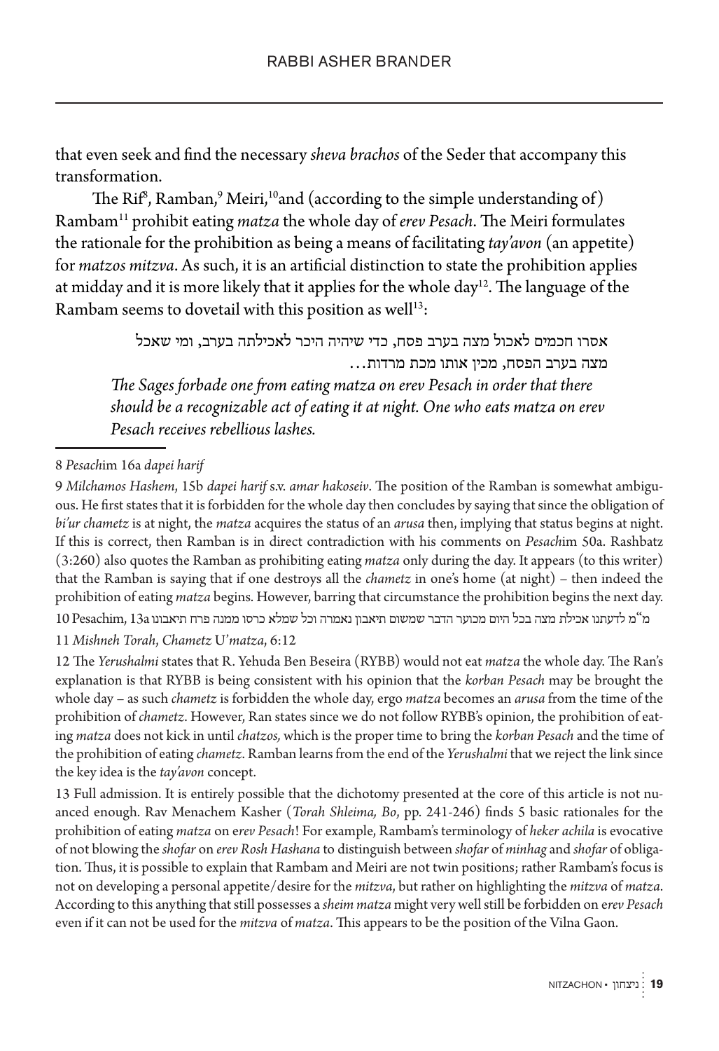that even seek and find the necessary *sheva brachos* of the Seder that accompany this transformation.

The Rif[8], Ramban,[9] Meiri,[10] and (according to the simple understanding of) Rambam[11] prohibit eating *matza* the whole day of *erev Pesach*. The Meiri formulates the rationale for the prohibition as being a means of facilitating *tay'avon* (an appetite) for *matzos mitzva*. As such, it is an artificial distinction to state the prohibition applies at midday and it is more likely that it applies for the whole day[12]. The language of the Rambam seems to dovetail with this position as well[13]:

> אסרו חכמים לאכול מצה בערב פסח, כדי שיהיה היכר לאכילתה בערב, ומי שאכל מצה בערב הפסח, מכין אותו מכת מרדות...
>
> *The Sages forbade one from eating matza on erev Pesach in order that there should be a recognizable act of eating it at night. One who eats matza on erev Pesach receives rebellious lashes.*

---

8 *Pesach*im 16a *dapei harif*

9 *Milchamos Hashem*, 15b *dapei harif* s.v. *amar hakoseiv*. The position of the Ramban is somewhat ambiguous. He first states that it is forbidden for the whole day then concludes by saying that since the obligation of *bi'ur chametz* is at night, the *matza* acquires the status of an *arusa* then, implying that status begins at night. If this is correct, then Ramban is in direct contradiction with his comments on *Pesach*im 50a. Rashbatz (3:260) also quotes the Ramban as prohibiting eating *matza* only during the day. It appears (to this writer) that the Ramban is saying that if one destroys all the *chametz* in one's home (at night) – then indeed the prohibition of eating *matza* begins. However, barring that circumstance the prohibition begins the next day.

10 Pesachim, 13a מ"מ לדעתנו אכילת מצה בכל היום מכוער הדבר שמשום תיאבון נאמרה וכל שמלא כרסו ממנה פרח תיאבונו

11 *Mishneh Torah*, *Chametz U'matza*, 6:12

12 The *Yerushalmi* states that R. Yehuda Ben Beseira (RYBB) would not eat *matza* the whole day. The Ran's explanation is that RYBB is being consistent with his opinion that the *korban Pesach* may be brought the whole day – as such *chametz* is forbidden the whole day, ergo *matza* becomes an *arusa* from the time of the prohibition of *chametz*. However, Ran states since we do not follow RYBB's opinion, the prohibition of eating *matza* does not kick in until *chatzos,* which is the proper time to bring the *korban Pesach* and the time of the prohibition of eating *chametz*. Ramban learns from the end of the *Yerushalmi* that we reject the link since the key idea is the *tay'avon* concept.

13 Full admission. It is entirely possible that the dichotomy presented at the core of this article is not nuanced enough. Rav Menachem Kasher (*Torah Shleima, Bo*, pp. 241-246) finds 5 basic rationales for the prohibition of eating *matza* on e*rev Pesach*! For example, Rambam's terminology of *heker achila* is evocative of not blowing the *shofar* on *erev Rosh Hashana* to distinguish between *shofar* of *minhag* and *shofar* of obligation. Thus, it is possible to explain that Rambam and Meiri are not twin positions; rather Rambam's focus is not on developing a personal appetite/desire for the *mitzva*, but rather on highlighting the *mitzva* of *matza*. According to this anything that still possesses a *sheim matza* might very well still be forbidden on e*rev Pesach* even if it can not be used for the *mitzva* of *matza*. This appears to be the position of the Vilna Gaon.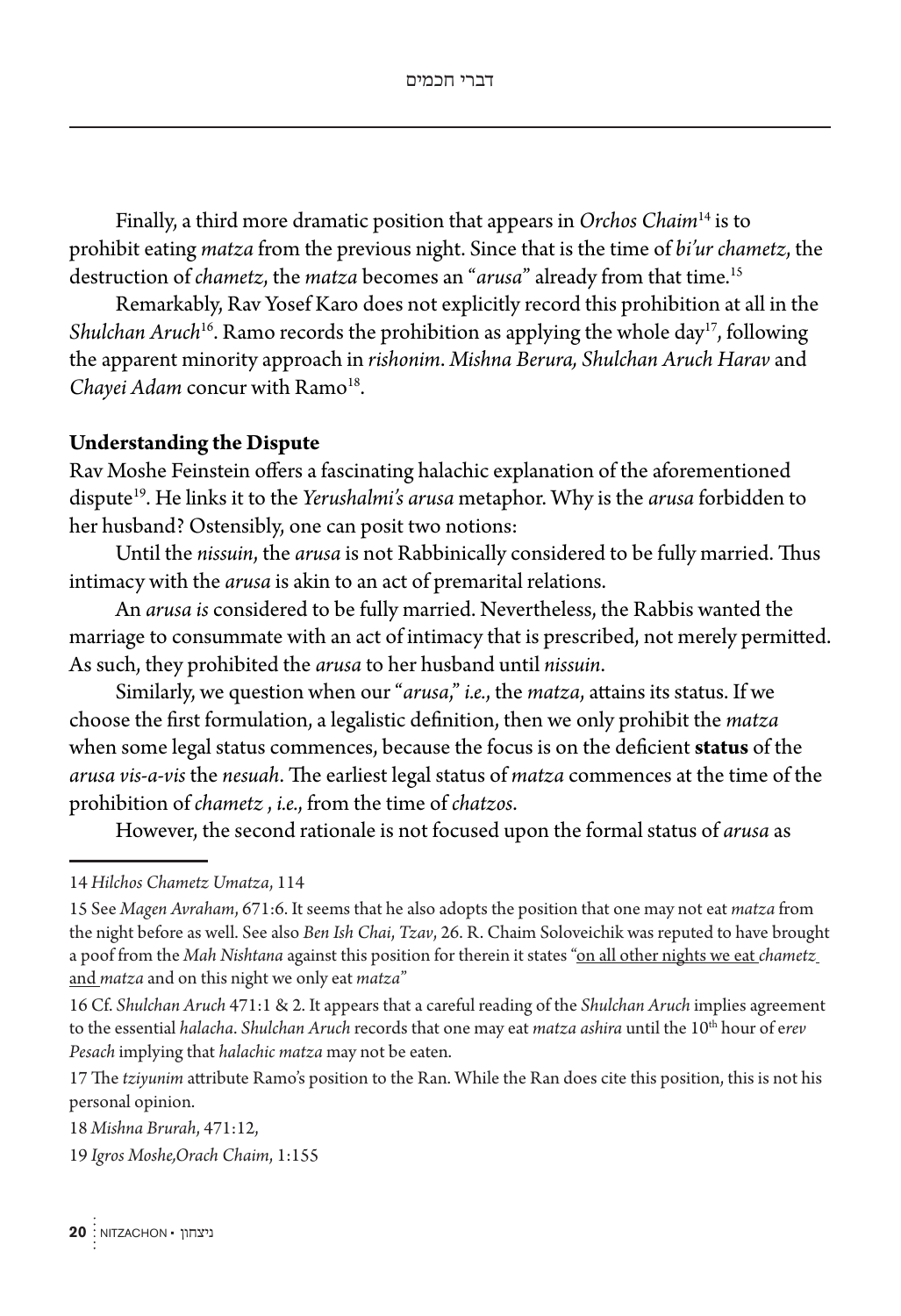Finally, a third more dramatic position that appears in *Orchos Chaim*[14] is to prohibit eating *matza* from the previous night. Since that is the time of *bi'ur chametz*, the destruction of *chametz*, the *matza* becomes an "*arusa*" already from that time.[15]

Remarkably, Rav Yosef Karo does not explicitly record this prohibition at all in the *Shulchan Aruch*[16]. Ramo records the prohibition as applying the whole day[17], following the apparent minority approach in *rishonim*. *Mishna Berura, Shulchan Aruch Harav* and *Chayei Adam* concur with Ramo[18].

**Understanding the Dispute**

Rav Moshe Feinstein offers a fascinating halachic explanation of the aforementioned dispute[19]. He links it to the *Yerushalmi's arusa* metaphor. Why is the *arusa* forbidden to her husband? Ostensibly, one can posit two notions:

Until the *nissuin*, the *arusa* is not Rabbinically considered to be fully married. Thus intimacy with the *arusa* is akin to an act of premarital relations.

An *arusa is* considered to be fully married. Nevertheless, the Rabbis wanted the marriage to consummate with an act of intimacy that is prescribed, not merely permitted. As such, they prohibited the *arusa* to her husband until *nissuin*.

Similarly, we question when our "*arusa*," *i.e.*, the *matza*, attains its status. If we choose the first formulation, a legalistic definition, then we only prohibit the *matza* when some legal status commences, because the focus is on the deficient **status** of the *arusa vis-a-vis* the *nesuah*. The earliest legal status of *matza* commences at the time of the prohibition of *chametz* , *i.e.*, from the time of *chatzos*.

However, the second rationale is not focused upon the formal status of *arusa* as

---

14 *Hilchos Chametz Umatza*, 114

15 See *Magen Avraham*, 671:6. It seems that he also adopts the position that one may not eat *matza* from the night before as well. See also *Ben Ish Chai*, *Tzav*, 26. R. Chaim Soloveichik was reputed to have brought a poof from the *Mah Nishtana* against this position for therein it states "<u>on all other nights we eat *chametz* and</u> *matza* and on this night we only eat *matza*"

16 Cf. *Shulchan Aruch* 471:1 & 2. It appears that a careful reading of the *Shulchan Aruch* implies agreement to the essential *halacha*. *Shulchan Aruch* records that one may eat *matza ashira* until the 10th hour of e*rev Pesach* implying that *halachic matza* may not be eaten.

17 The *tziyunim* attribute Ramo's position to the Ran. While the Ran does cite this position, this is not his personal opinion.

18 *Mishna Brurah*, 471:12,

19 *Igros Moshe,Orach Chaim*, 1:155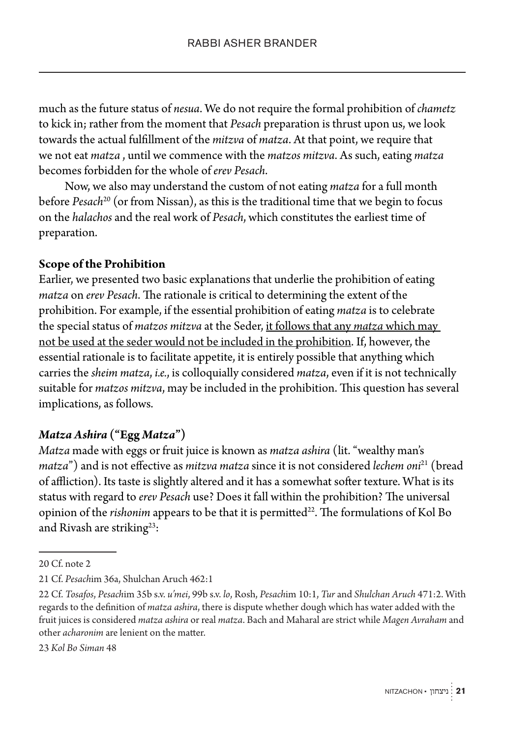much as the future status of *nesua*. We do not require the formal prohibition of *chametz* to kick in; rather from the moment that *Pesach* preparation is thrust upon us, we look towards the actual fulfillment of the *mitzva* of *matza*. At that point, we require that we not eat *matza* , until we commence with the *matzos mitzva*. As such, eating *matza* becomes forbidden for the whole of *erev Pesach*.

Now, we also may understand the custom of not eating *matza* for a full month before *Pesach*[20] (or from Nissan), as this is the traditional time that we begin to focus on the *halachos* and the real work of *Pesach*, which constitutes the earliest time of preparation.

**Scope of the Prohibition**

Earlier, we presented two basic explanations that underlie the prohibition of eating *matza* on *erev Pesach*. The rationale is critical to determining the extent of the prohibition. For example, if the essential prohibition of eating *matza* is to celebrate the special status of *matzos mitzva* at the Seder, <u>it follows that any *matza* which may not be used at the seder would not be included in the prohibition</u>. If, however, the essential rationale is to facilitate appetite, it is entirely possible that anything which carries the *sheim matza*, *i.e.*, is colloquially considered *matza*, even if it is not technically suitable for *matzos mitzva*, may be included in the prohibition. This question has several implications, as follows.

### ***Matza Ashira* ("Egg *Matza*")**

*Matza* made with eggs or fruit juice is known as *matza ashira* (lit. "wealthy man's *matza*") and is not effective as *mitzva matza* since it is not considered *lechem oni*[21] (bread of affliction). Its taste is slightly altered and it has a somewhat softer texture. What is its status with regard to *erev Pesach* use? Does it fall within the prohibition? The universal opinion of the *rishonim* appears to be that it is permitted[22]. The formulations of Kol Bo and Rivash are striking[23]:

---

20 Cf. note 2

21 Cf. *Pesach*im 36a, Shulchan Aruch 462:1

22 Cf. *Tosafos*, *Pesach*im 35b s.v. *u'mei*, 99b s.v. *lo*, Rosh, *Pesach*im 10:1, *Tur* and *Shulchan Aruch* 471:2. With regards to the definition of *matza ashira*, there is dispute whether dough which has water added with the fruit juices is considered *matza ashira* or real *matza*. Bach and Maharal are strict while *Magen Avraham* and other *acharonim* are lenient on the matter.

23 *Kol Bo Siman* 48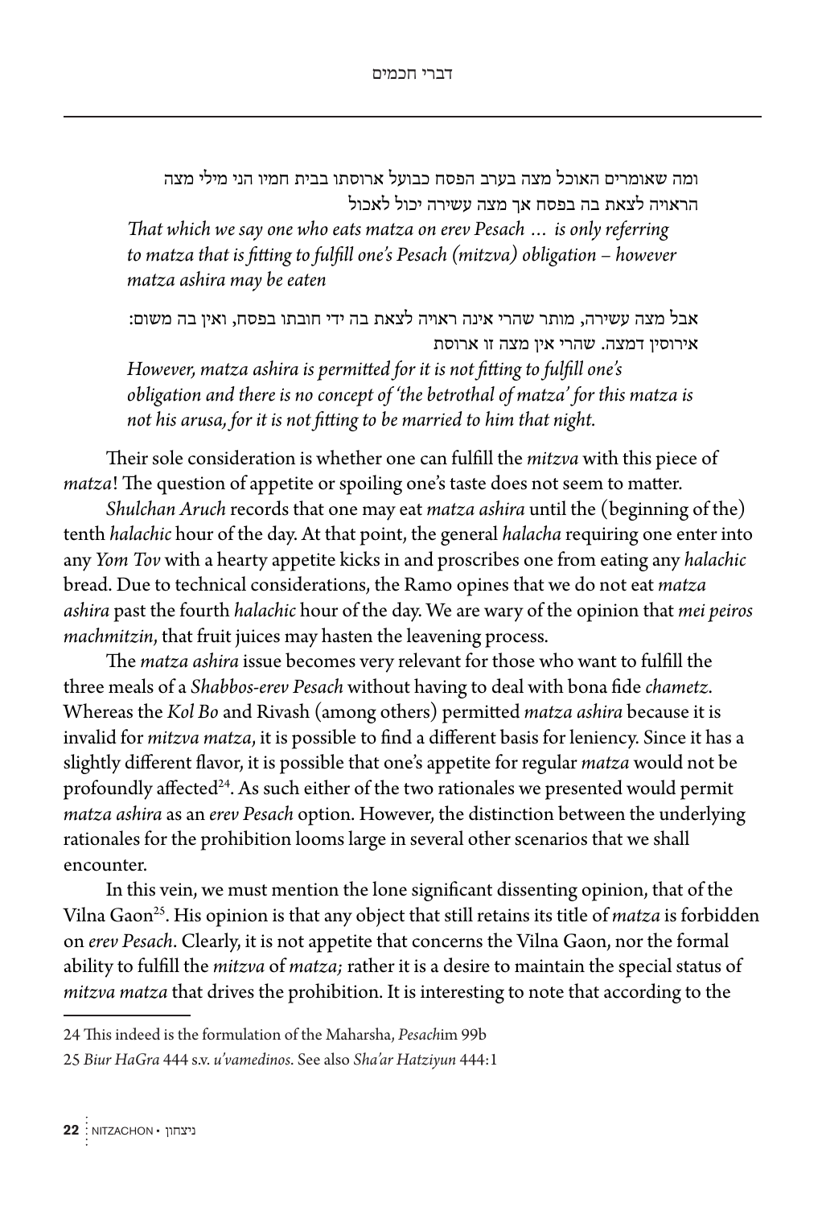ומה שאומרים האוכל מצה בערב הפסח כבועל ארוסתו בבית חמיו הני מילי מצה הראויה לצאת בה בפסח אך מצה עשירה יכול לאכול

*That which we say one who eats matza on erev Pesach … is only referring to matza that is fitting to fulfill one's Pesach (mitzva) obligation – however matza ashira may be eaten*

אבל מצה עשירה, מותר שהרי אינה ראויה לצאת בה ידי חובתו בפסח, ואין בה משום: אירוסין דמצה. שהרי אין מצה זו ארוסת

*However, matza ashira is permitted for it is not fitting to fulfill one's obligation and there is no concept of 'the betrothal of matza' for this matza is not his arusa, for it is not fitting to be married to him that night.*

Their sole consideration is whether one can fulfill the *mitzva* with this piece of *matza*! The question of appetite or spoiling one's taste does not seem to matter.

*Shulchan Aruch* records that one may eat *matza ashira* until the (beginning of the) tenth *halachic* hour of the day. At that point, the general *halacha* requiring one enter into any *Yom Tov* with a hearty appetite kicks in and proscribes one from eating any *halachic* bread. Due to technical considerations, the Ramo opines that we do not eat *matza ashira* past the fourth *halachic* hour of the day. We are wary of the opinion that *mei peiros machmitzin*, that fruit juices may hasten the leavening process.

The *matza ashira* issue becomes very relevant for those who want to fulfill the three meals of a *Shabbos-erev Pesach* without having to deal with bona fide *chametz*. Whereas the *Kol Bo* and Rivash (among others) permitted *matza ashira* because it is invalid for *mitzva matza*, it is possible to find a different basis for leniency. Since it has a slightly different flavor, it is possible that one's appetite for regular *matza* would not be profoundly affected[24]. As such either of the two rationales we presented would permit *matza ashira* as an *erev Pesach* option. However, the distinction between the underlying rationales for the prohibition looms large in several other scenarios that we shall encounter.

In this vein, we must mention the lone significant dissenting opinion, that of the Vilna Gaon[25]. His opinion is that any object that still retains its title of *matza* is forbidden on *erev Pesach*. Clearly, it is not appetite that concerns the Vilna Gaon, nor the formal ability to fulfill the *mitzva* of *matza;* rather it is a desire to maintain the special status of *mitzva matza* that drives the prohibition. It is interesting to note that according to the

---

24 This indeed is the formulation of the Maharsha, *Pesach*im 99b

25 *Biur HaGra* 444 s.v. *u'vamedinos*. See also *Sha'ar Hatziyun* 444:1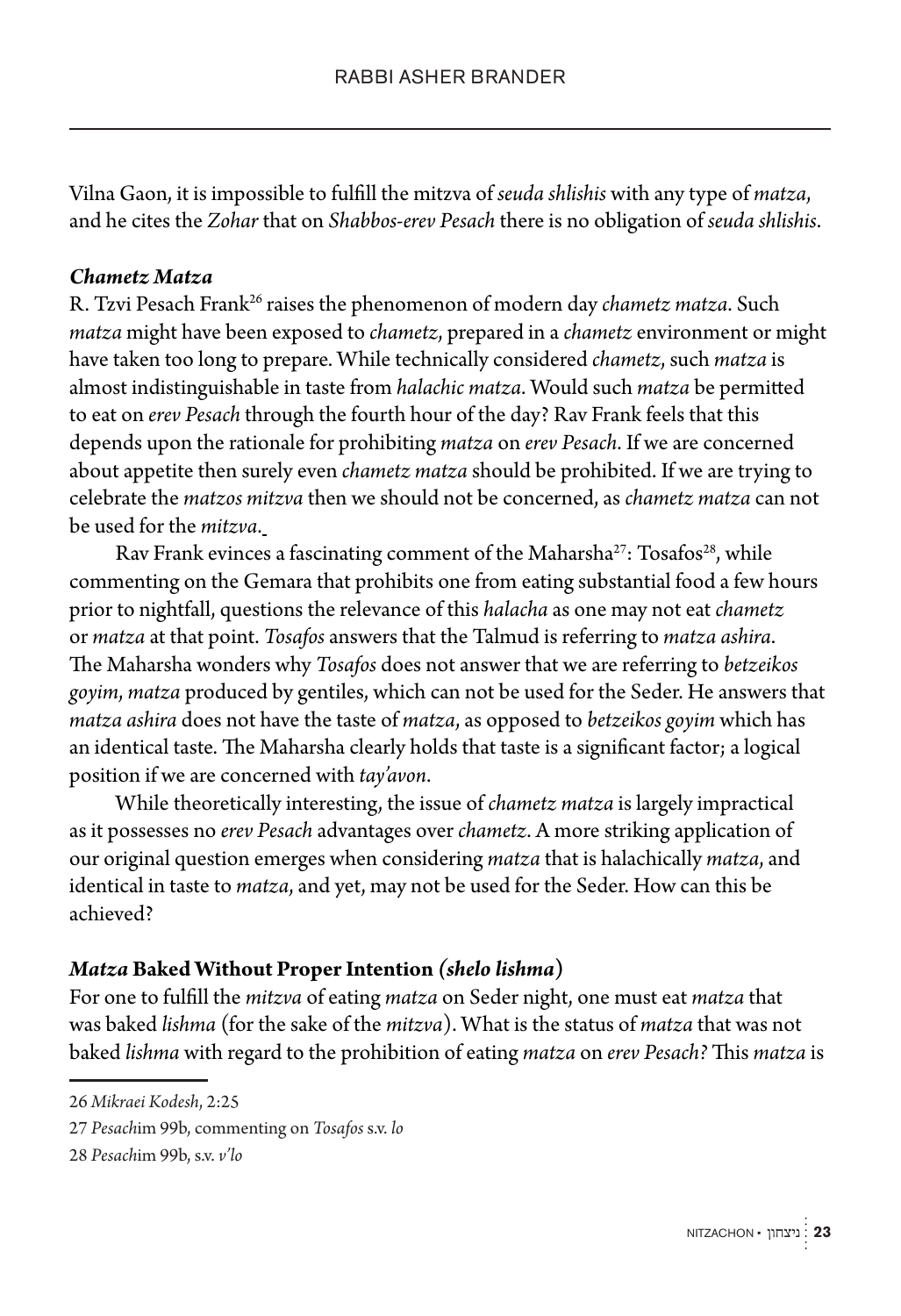Vilna Gaon, it is impossible to fulfill the mitzva of *seuda shlishis* with any type of *matza*, and he cites the *Zohar* that on *Shabbos-erev Pesach* there is no obligation of *seuda shlishis*.

### *Chametz Matza*

R. Tzvi Pesach Frank[26] raises the phenomenon of modern day *chametz matza*. Such *matza* might have been exposed to *chametz*, prepared in a *chametz* environment or might have taken too long to prepare. While technically considered *chametz*, such *matza* is almost indistinguishable in taste from *halachic matza*. Would such *matza* be permitted to eat on *erev Pesach* through the fourth hour of the day? Rav Frank feels that this depends upon the rationale for prohibiting *matza* on *erev Pesach*. If we are concerned about appetite then surely even *chametz matza* should be prohibited. If we are trying to celebrate the *matzos mitzva* then we should not be concerned, as *chametz matza* can not be used for the *mitzva*.

Rav Frank evinces a fascinating comment of the Maharsha[27]: Tosafos[28], while commenting on the Gemara that prohibits one from eating substantial food a few hours prior to nightfall, questions the relevance of this *halacha* as one may not eat *chametz* or *matza* at that point. *Tosafos* answers that the Talmud is referring to *matza ashira*. The Maharsha wonders why *Tosafos* does not answer that we are referring to *betzeikos goyim*, *matza* produced by gentiles, which can not be used for the Seder. He answers that *matza ashira* does not have the taste of *matza*, as opposed to *betzeikos goyim* which has an identical taste. The Maharsha clearly holds that taste is a significant factor; a logical position if we are concerned with *tay'avon*.

While theoretically interesting, the issue of *chametz matza* is largely impractical as it possesses no *erev Pesach* advantages over *chametz*. A more striking application of our original question emerges when considering *matza* that is halachically *matza*, and identical in taste to *matza*, and yet, may not be used for the Seder. How can this be achieved?

### *Matza* Baked Without Proper Intention *(shelo lishma)*

For one to fulfill the *mitzva* of eating *matza* on Seder night, one must eat *matza* that was baked *lishma* (for the sake of the *mitzva*). What is the status of *matza* that was not baked *lishma* with regard to the prohibition of eating *matza* on *erev Pesach*? This *matza* is

---

26 *Mikraei Kodesh*, 2:25

27 *Pesach*im 99b, commenting on *Tosafos* s.v. *lo*

28 *Pesach*im 99b, s.v. *v'lo*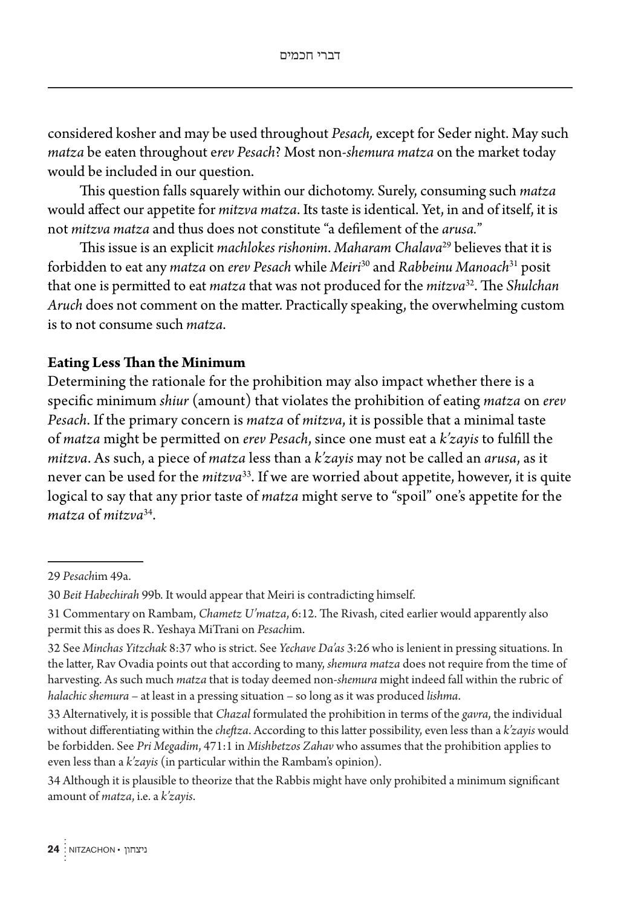considered kosher and may be used throughout *Pesach,* except for Seder night. May such *matza* be eaten throughout e*rev Pesach*? Most non-*shemura matza* on the market today would be included in our question.

This question falls squarely within our dichotomy. Surely, consuming such *matza* would affect our appetite for *mitzva matza*. Its taste is identical. Yet, in and of itself, it is not *mitzva matza* and thus does not constitute "a defilement of the *arusa.*"

This issue is an explicit *machlokes rishonim*. *Maharam Chalava*[29] believes that it is forbidden to eat any *matza* on *erev Pesach* while *Meiri*[30] and *Rabbeinu Manoach*[31] posit that one is permitted to eat *matza* that was not produced for the *mitzva*[32]. The *Shulchan Aruch* does not comment on the matter. Practically speaking, the overwhelming custom is to not consume such *matza*.

**Eating Less Than the Minimum**

Determining the rationale for the prohibition may also impact whether there is a specific minimum *shiur* (amount) that violates the prohibition of eating *matza* on *erev Pesach*. If the primary concern is *matza* of *mitzva*, it is possible that a minimal taste of *matza* might be permitted on *erev Pesach*, since one must eat a *k'zayis* to fulfill the *mitzva*. As such, a piece of *matza* less than a *k'zayis* may not be called an *arusa*, as it never can be used for the *mitzva*[33]. If we are worried about appetite, however, it is quite logical to say that any prior taste of *matza* might serve to "spoil" one's appetite for the *matza* of *mitzva*[34].

---

29 *Pesach*im 49a.

30 *Beit Habechirah* 99b. It would appear that Meiri is contradicting himself.

31 Commentary on Rambam, *Chametz U'matza*, 6:12. The Rivash, cited earlier would apparently also permit this as does R. Yeshaya MiTrani on *Pesach*im.

32 See *Minchas Yitzchak* 8:37 who is strict. See *Yechave Da'as* 3:26 who is lenient in pressing situations. In the latter, Rav Ovadia points out that according to many, *shemura matza* does not require from the time of harvesting. As such much *matza* that is today deemed non-*shemura* might indeed fall within the rubric of *halachic shemura* – at least in a pressing situation – so long as it was produced *lishma*.

33 Alternatively, it is possible that *Chazal* formulated the prohibition in terms of the *gavra*, the individual without differentiating within the *cheftza*. According to this latter possibility, even less than a *k'zayis* would be forbidden. See *Pri Megadim*, 471:1 in *Mishbetzos Zahav* who assumes that the prohibition applies to even less than a *k'zayis* (in particular within the Rambam's opinion).

34 Although it is plausible to theorize that the Rabbis might have only prohibited a minimum significant amount of *matza*, i.e. a *k'zayis*.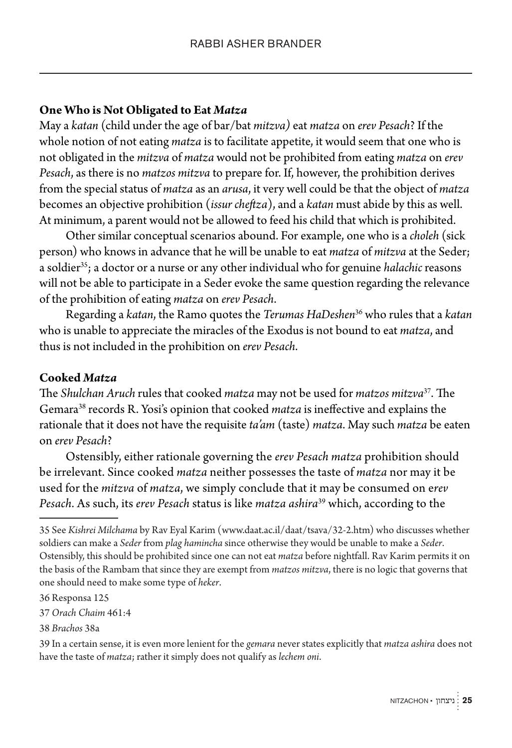### One Who is Not Obligated to Eat *Matza*

May a *katan* (child under the age of bar/bat *mitzva)* eat *matza* on *erev Pesach*? If the whole notion of not eating *matza* is to facilitate appetite, it would seem that one who is not obligated in the *mitzva* of *matza* would not be prohibited from eating *matza* on *erev Pesach*, as there is no *matzos mitzva* to prepare for. If, however, the prohibition derives from the special status of *matza* as an *arusa*, it very well could be that the object of *matza* becomes an objective prohibition (*issur cheftza*), and a *katan* must abide by this as well. At minimum, a parent would not be allowed to feed his child that which is prohibited.

Other similar conceptual scenarios abound. For example, one who is a *choleh* (sick person) who knows in advance that he will be unable to eat *matza* of *mitzva* at the Seder; a soldier[35]; a doctor or a nurse or any other individual who for genuine *halachic* reasons will not be able to participate in a Seder evoke the same question regarding the relevance of the prohibition of eating *matza* on *erev Pesach*.

Regarding a *katan*, the Ramo quotes the *Terumas HaDeshen*[36] who rules that a *katan* who is unable to appreciate the miracles of the Exodus is not bound to eat *matza*, and thus is not included in the prohibition on *erev Pesach*.

### Cooked *Matza*

The *Shulchan Aruch* rules that cooked *matza* may not be used for *matzos mitzva*[37]. The Gemara[38] records R. Yosi's opinion that cooked *matza* is ineffective and explains the rationale that it does not have the requisite *ta'am* (taste) *matza*. May such *matza* be eaten on *erev Pesach*?

Ostensibly, either rationale governing the *erev Pesach matza* prohibition should be irrelevant. Since cooked *matza* neither possesses the taste of *matza* nor may it be used for the *mitzva* of *matza*, we simply conclude that it may be consumed on e*rev Pesach*. As such, its *erev Pesach* status is like *matza ashira*[39] which, according to the

---

35 See *Kishrei Milchama* by Rav Eyal Karim (www.daat.ac.il/daat/tsava/32-2.htm) who discusses whether soldiers can make a *Seder* from *plag hamincha* since otherwise they would be unable to make a *Seder*. Ostensibly, this should be prohibited since one can not eat *matza* before nightfall. Rav Karim permits it on the basis of the Rambam that since they are exempt from *matzos mitzva*, there is no logic that governs that one should need to make some type of *heker*.

36 Responsa 125

37 *Orach Chaim* 461:4

38 *Brachos* 38a

39 In a certain sense, it is even more lenient for the *gemara* never states explicitly that *matza ashira* does not have the taste of *matza*; rather it simply does not qualify as *lechem oni*.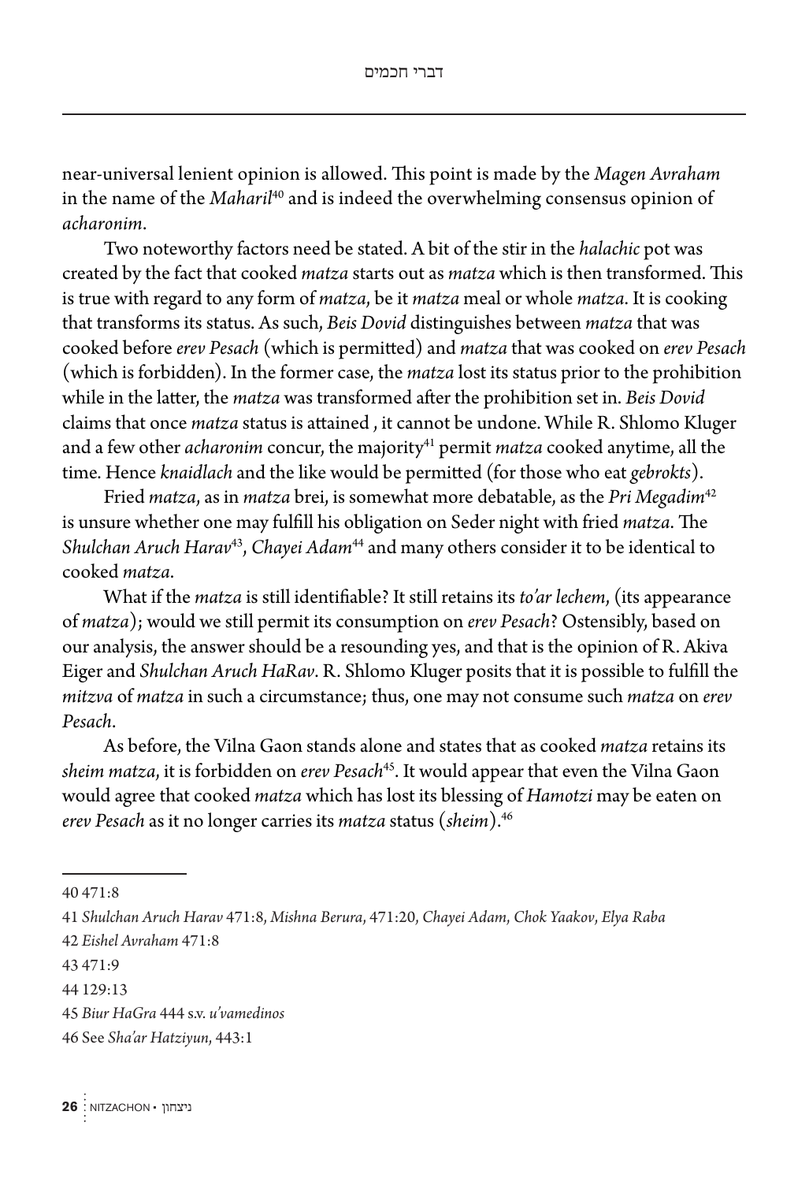near-universal lenient opinion is allowed. This point is made by the *Magen Avraham* in the name of the *Maharil*[40] and is indeed the overwhelming consensus opinion of *acharonim*.

Two noteworthy factors need be stated. A bit of the stir in the *halachic* pot was created by the fact that cooked *matza* starts out as *matza* which is then transformed. This is true with regard to any form of *matza*, be it *matza* meal or whole *matza*. It is cooking that transforms its status. As such, *Beis Dovid* distinguishes between *matza* that was cooked before *erev Pesach* (which is permitted) and *matza* that was cooked on *erev Pesach* (which is forbidden). In the former case, the *matza* lost its status prior to the prohibition while in the latter, the *matza* was transformed after the prohibition set in. *Beis Dovid* claims that once *matza* status is attained , it cannot be undone. While R. Shlomo Kluger and a few other *acharonim* concur, the majority[41] permit *matza* cooked anytime, all the time. Hence *knaidlach* and the like would be permitted (for those who eat *gebrokts*).

Fried *matza*, as in *matza* brei, is somewhat more debatable, as the *Pri Megadim*[42] is unsure whether one may fulfill his obligation on Seder night with fried *matza*. The *Shulchan Aruch Harav*[43], *Chayei Adam*[44] and many others consider it to be identical to cooked *matza*.

What if the *matza* is still identifiable? It still retains its *to'ar lechem*, (its appearance of *matza*); would we still permit its consumption on *erev Pesach*? Ostensibly, based on our analysis, the answer should be a resounding yes, and that is the opinion of R. Akiva Eiger and *Shulchan Aruch HaRav*. R. Shlomo Kluger posits that it is possible to fulfill the *mitzva* of *matza* in such a circumstance; thus, one may not consume such *matza* on *erev Pesach*.

As before, the Vilna Gaon stands alone and states that as cooked *matza* retains its *sheim matza*, it is forbidden on *erev Pesach*[45]. It would appear that even the Vilna Gaon would agree that cooked *matza* which has lost its blessing of *Hamotzi* may be eaten on *erev Pesach* as it no longer carries its *matza* status (*sheim*).[46]

---

40 471:8

41 *Shulchan Aruch Harav* 471:8, *Mishna Berura*, 471:20, *Chayei Adam, Chok Yaakov*, *Elya Raba*

42 *Eishel Avraham* 471:8

43 471:9

44 129:13

45 *Biur HaGra* 444 s.v. *u'vamedinos*

46 See *Sha'ar Hatziyun*, 443:1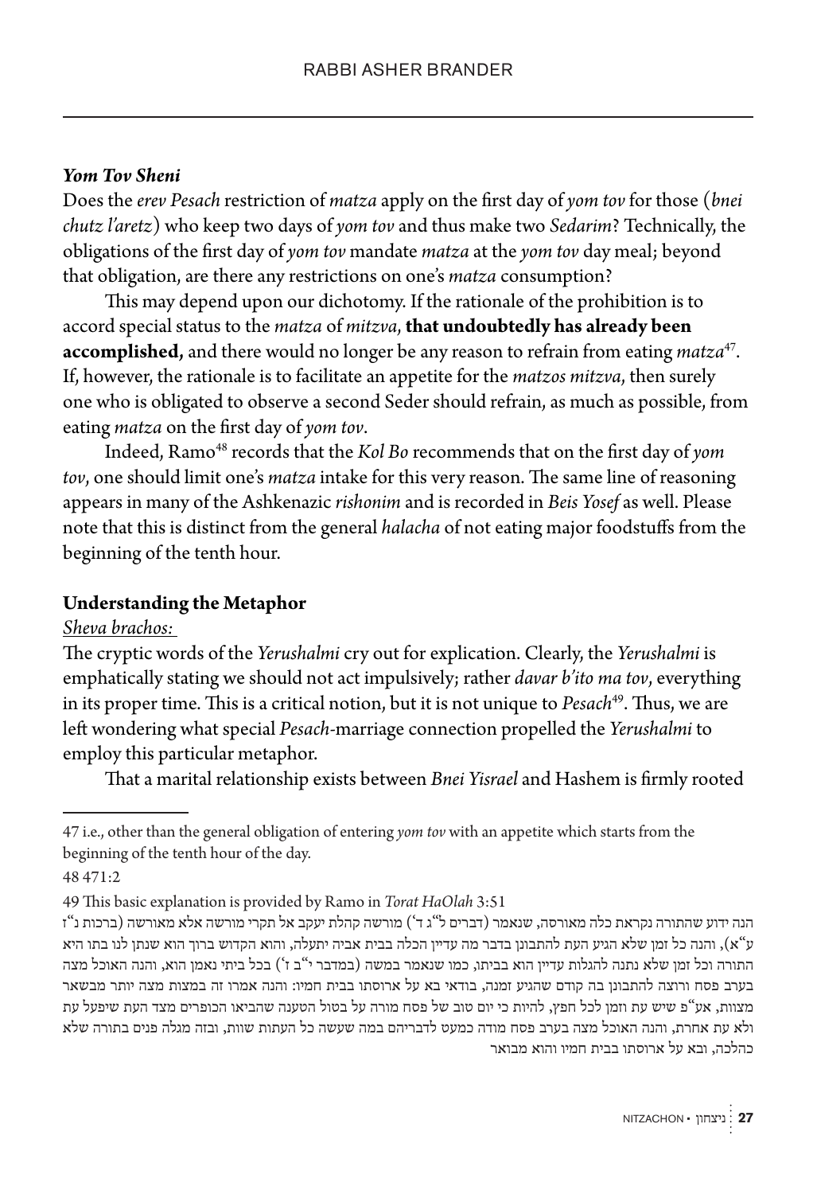### *Yom Tov Sheni*

Does the *erev Pesach* restriction of *matza* apply on the first day of *yom tov* for those (*bnei chutz l'aretz*) who keep two days of *yom tov* and thus make two *Sedarim*? Technically, the obligations of the first day of *yom tov* mandate *matza* at the *yom tov* day meal; beyond that obligation, are there any restrictions on one's *matza* consumption?

This may depend upon our dichotomy. If the rationale of the prohibition is to accord special status to the *matza* of *mitzva*, **that undoubtedly has already been accomplished,** and there would no longer be any reason to refrain from eating *matza*[47]. If, however, the rationale is to facilitate an appetite for the *matzos mitzva*, then surely one who is obligated to observe a second Seder should refrain, as much as possible, from eating *matza* on the first day of *yom tov*.

Indeed, Ramo[48] records that the *Kol Bo* recommends that on the first day of *yom tov*, one should limit one's *matza* intake for this very reason. The same line of reasoning appears in many of the Ashkenazic *rishonim* and is recorded in *Beis Yosef* as well. Please note that this is distinct from the general *halacha* of not eating major foodstuffs from the beginning of the tenth hour.

### Understanding the Metaphor

*Sheva brachos:*

The cryptic words of the *Yerushalmi* cry out for explication. Clearly, the *Yerushalmi* is emphatically stating we should not act impulsively; rather *davar b'ito ma tov*, everything in its proper time. This is a critical notion, but it is not unique to *Pesach*[49]. Thus, we are left wondering what special *Pesach*-marriage connection propelled the *Yerushalmi* to employ this particular metaphor.

That a marital relationship exists between *Bnei Yisrael* and Hashem is firmly rooted

---

47 i.e., other than the general obligation of entering *yom tov* with an appetite which starts from the beginning of the tenth hour of the day.

48 471:2

49 This basic explanation is provided by Ramo in *Torat HaOlah* 3:51

הנה ידוע שהתורה נקראת כלה מאורסה, שנאמר (דברים ל"ג ד') מורשה קהלת יעקב אל תקרי מורשה אלא מאורשה (ברכות נ"ז ע"א), והנה כל זמן שלא הגיע העת להתבונן בדבר מה עדיין הכלה בבית אביה יתעלה, והוא הקדוש ברוך הוא שנתן לנו בתו היא התורה וכל זמן שלא נתנה להגלות עדיין הוא בביתו, כמו שנאמר במשה (במדבר י"ב ז') בכל ביתי נאמן הוא, והנה האוכל מצה בערב פסח ורוצה להתבונן בה קודם שהגיע זמנה, בודאי בא על ארוסתו בבית חמיו: והנה אמרו זה במצות מצה יותר מבשאר מצוות, אע"פ שיש עת וזמן לכל חפץ, להיות כי יום טוב של פסח מורה על בטול הטענה שהביאו הכופרים מצד העת שיפעל עת ולא עת אחרת, והנה האוכל מצה בערב פסח מודה כמעט לדבריהם במה שעשה כל העתות שוות, ובזה מגלה פנים בתורה שלא כהלכה, ובא על ארוסתו בבית חמיו והוא מבואר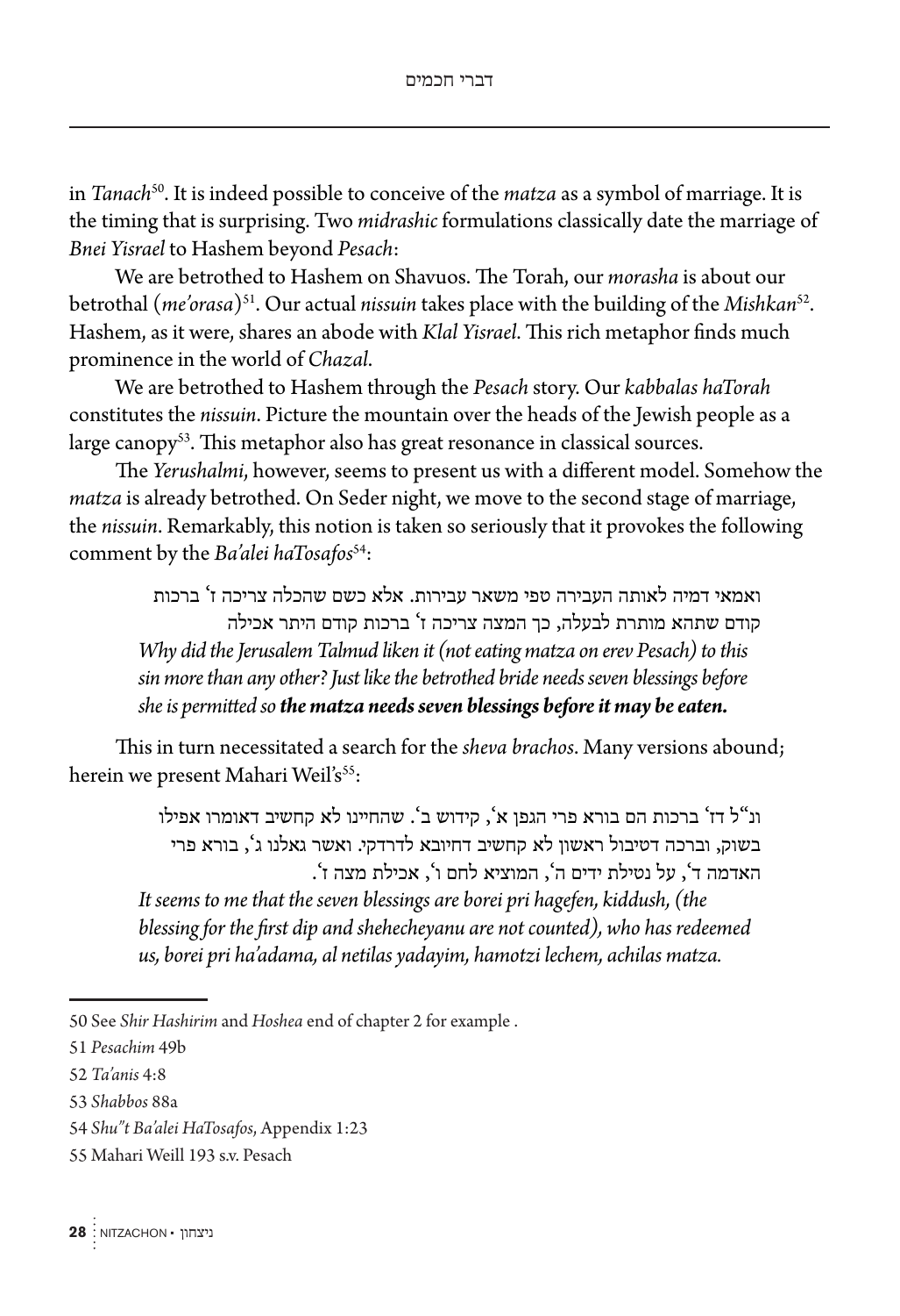in *Tanach*[50]. It is indeed possible to conceive of the *matza* as a symbol of marriage. It is the timing that is surprising. Two *midrashic* formulations classically date the marriage of *Bnei Yisrael* to Hashem beyond *Pesach*:

We are betrothed to Hashem on Shavuos. The Torah, our *morasha* is about our betrothal (*me'orasa*)[51]. Our actual *nissuin* takes place with the building of the *Mishkan*[52]. Hashem, as it were, shares an abode with *Klal Yisrael*. This rich metaphor finds much prominence in the world of *Chazal*.

We are betrothed to Hashem through the *Pesach* story. Our *kabbalas haTorah* constitutes the *nissuin*. Picture the mountain over the heads of the Jewish people as a large canopy[53]. This metaphor also has great resonance in classical sources.

The *Yerushalmi*, however, seems to present us with a different model. Somehow the *matza* is already betrothed. On Seder night, we move to the second stage of marriage, the *nissuin*. Remarkably, this notion is taken so seriously that it provokes the following comment by the *Ba'alei haTosafos*[54]:

> ואמאי דמיה לאותה העבירה טפי משאר עבירות. אלא כשם שהכלה צריכה ז' ברכות קודם שתהא מותרת לבעלה, כך המצה צריכה ז' ברכות קודם היתר אכילה
>
> *Why did the Jerusalem Talmud liken it (not eating matza on erev Pesach) to this sin more than any other? Just like the betrothed bride needs seven blessings before she is permitted so* ***the matza needs seven blessings before it may be eaten.***

This in turn necessitated a search for the *sheva brachos*. Many versions abound; herein we present Mahari Weil's[55]:

> ונ"ל דז' ברכות הם בורא פרי הגפן א', קידוש ב'. שהחיינו לא קחשיב דאומרו אפילו בשוק, וברכה דטיבול ראשון לא קחשיב דחיובא לדרדקי. ואשר גאלנו ג', בורא פרי האדמה ד', על נטילת ידים ה', המוציא לחם ו', אכילת מצה ז'.
>
> *It seems to me that the seven blessings are borei pri hagefen, kiddush, (the blessing for the first dip and shehecheyanu are not counted), who has redeemed us, borei pri ha'adama, al netilas yadayim, hamotzi lechem, achilas matza.*

---

50 See *Shir Hashirim* and *Hoshea* end of chapter 2 for example .

51 *Pesachim* 49b

52 *Ta'anis* 4:8

53 *Shabbos* 88a

54 *Shu"t Ba'alei HaTosafos*, Appendix 1:23

55 Mahari Weill 193 s.v. Pesach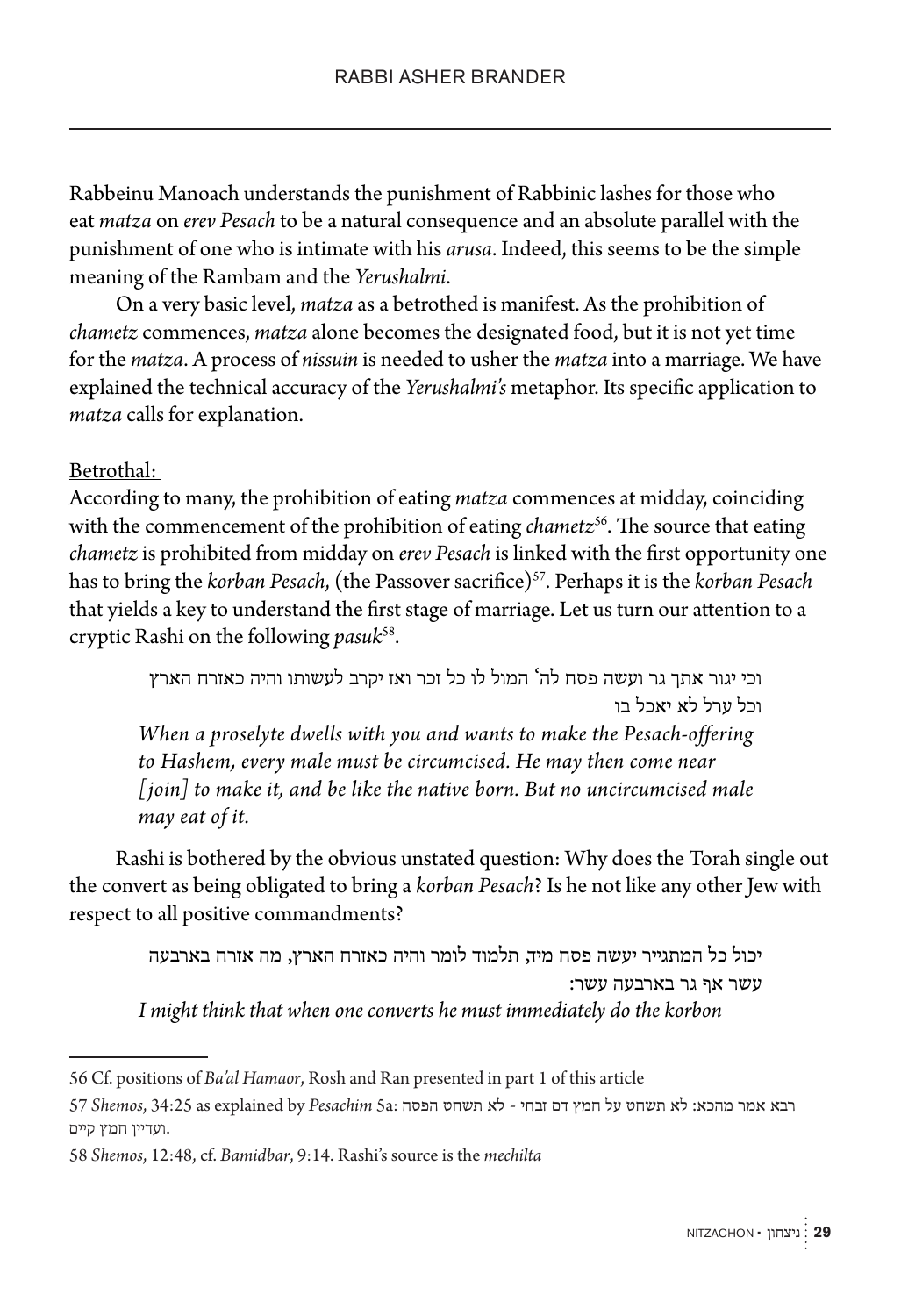Rabbeinu Manoach understands the punishment of Rabbinic lashes for those who eat *matza* on *erev Pesach* to be a natural consequence and an absolute parallel with the punishment of one who is intimate with his *arusa*. Indeed, this seems to be the simple meaning of the Rambam and the *Yerushalmi*.

On a very basic level, *matza* as a betrothed is manifest. As the prohibition of *chametz* commences, *matza* alone becomes the designated food, but it is not yet time for the *matza*. A process of *nissuin* is needed to usher the *matza* into a marriage. We have explained the technical accuracy of the *Yerushalmi's* metaphor. Its specific application to *matza* calls for explanation.

Betrothal:

According to many, the prohibition of eating *matza* commences at midday, coinciding with the commencement of the prohibition of eating *chametz*[56]. The source that eating *chametz* is prohibited from midday on *erev Pesach* is linked with the first opportunity one has to bring the *korban Pesach*, (the Passover sacrifice)[57]. Perhaps it is the *korban Pesach* that yields a key to understand the first stage of marriage. Let us turn our attention to a cryptic Rashi on the following *pasuk*[58].

> וכי יגור אתך גר ועשה פסח לה' המול לו כל זכר ואז יקרב לעשותו והיה כאזרח הארץ וכל ערל לא יאכל בו
>
> *When a proselyte dwells with you and wants to make the Pesach-offering to Hashem, every male must be circumcised. He may then come near [join] to make it, and be like the native born. But no uncircumcised male may eat of it.*

Rashi is bothered by the obvious unstated question: Why does the Torah single out the convert as being obligated to bring a *korban Pesach*? Is he not like any other Jew with respect to all positive commandments?

> יכול כל המתגייר יעשה פסח מיד, תלמוד לומר והיה כאזרח הארץ, מה אזרח בארבעה עשר אף גר בארבעה עשר:
>
> *I might think that when one converts he must immediately do the korbon*

---

56 Cf. positions of *Ba'al Hamaor*, Rosh and Ran presented in part 1 of this article

57 *Shemos*, 34:25 as explained by *Pesachim* 5a: רבא אמר מהכא: לא תשחט על חמץ דם זבחי - לא תשחט הפסח ועדיין חמץ קיים.

58 *Shemos*, 12:48, cf. *Bamidbar*, 9:14. Rashi's source is the *mechilta*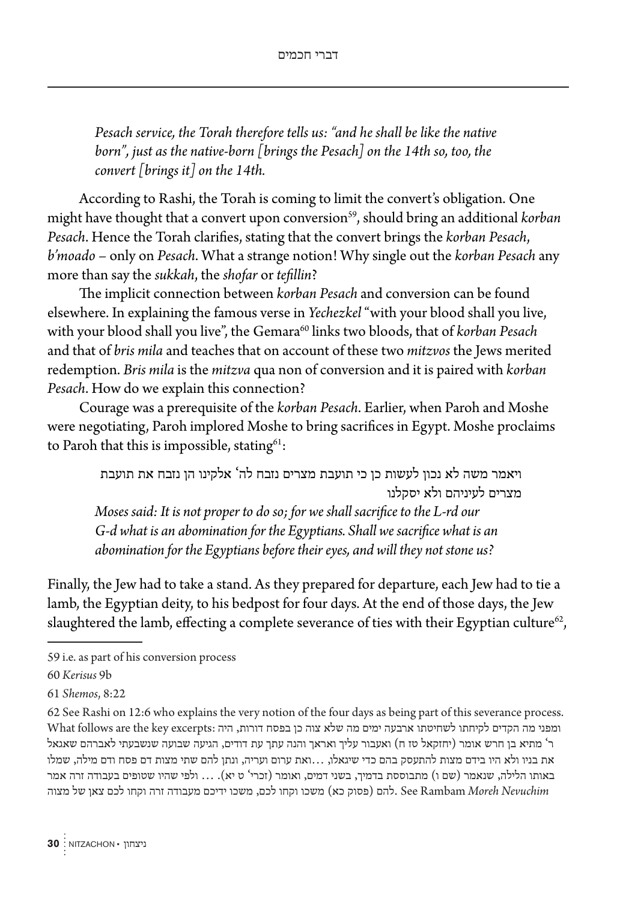*Pesach service, the Torah therefore tells us: "and he shall be like the native born", just as the native-born [brings the Pesach] on the 14th so, too, the convert [brings it] on the 14th.*

According to Rashi, the Torah is coming to limit the convert's obligation. One might have thought that a convert upon conversion[59], should bring an additional *korban Pesach*. Hence the Torah clarifies, stating that the convert brings the *korban Pesach*, *b'moado* – only on *Pesach*. What a strange notion! Why single out the *korban Pesach* any more than say the *sukkah*, the *shofar* or *tefillin*?

The implicit connection between *korban Pesach* and conversion can be found elsewhere. In explaining the famous verse in *Yechezkel* "with your blood shall you live, with your blood shall you live", the Gemara[60] links two bloods, that of *korban Pesach* and that of *bris mila* and teaches that on account of these two *mitzvos* the Jews merited redemption. *Bris mila* is the *mitzva* qua non of conversion and it is paired with *korban Pesach*. How do we explain this connection?

Courage was a prerequisite of the *korban Pesach*. Earlier, when Paroh and Moshe were negotiating, Paroh implored Moshe to bring sacrifices in Egypt. Moshe proclaims to Paroh that this is impossible, stating[61]:

> ויאמר משה לא נכון לעשות כן כי תועבת מצרים נזבח לה' אלקינו הן נזבח את תועבת מצרים לעיניהם ולא יסקלנו
>
> *Moses said: It is not proper to do so; for we shall sacrifice to the L-rd our G-d what is an abomination for the Egyptians. Shall we sacrifice what is an abomination for the Egyptians before their eyes, and will they not stone us?*

Finally, the Jew had to take a stand. As they prepared for departure, each Jew had to tie a lamb, the Egyptian deity, to his bedpost for four days. At the end of those days, the Jew slaughtered the lamb, effecting a complete severance of ties with their Egyptian culture[62],

---

59 i.e. as part of his conversion process

60 *Kerisus* 9b

61 *Shemos*, 8:22

62 See Rashi on 12:6 who explains the very notion of the four days as being part of this severance process. What follows are the key excerpts: ומפני מה הקדים לקיחתו לשחיטתו ארבעה ימים מה שלא צוה כן בפסח דורות, היה ר' מתיא בן חרש אומר (יחזקאל טז ח) ואעבור עליך ואראך והנה עתך עת דודים, הגיעה שבועה שנשבעתי לאברהם שאגאל את בניו ולא היו בידם מצות להתעסק בהם כדי שיגאלו, ...ואת ערום ועריה, ונתן להם שתי מצות דם פסח ודם מילה, שמלו באותו הלילה, שנאמר (שם ו) מתבוססת בדמיך, בשני דמים, ואומר (זכרי' ט יא). ... ולפי שהיו שטופים בעבודה זרה אמר להם (פסוק כא) משכו וקחו לכם, משכו ידיכם מעבודה זרה וקחו לכם צאן של מצוה. See Rambam *Moreh Nevuchim*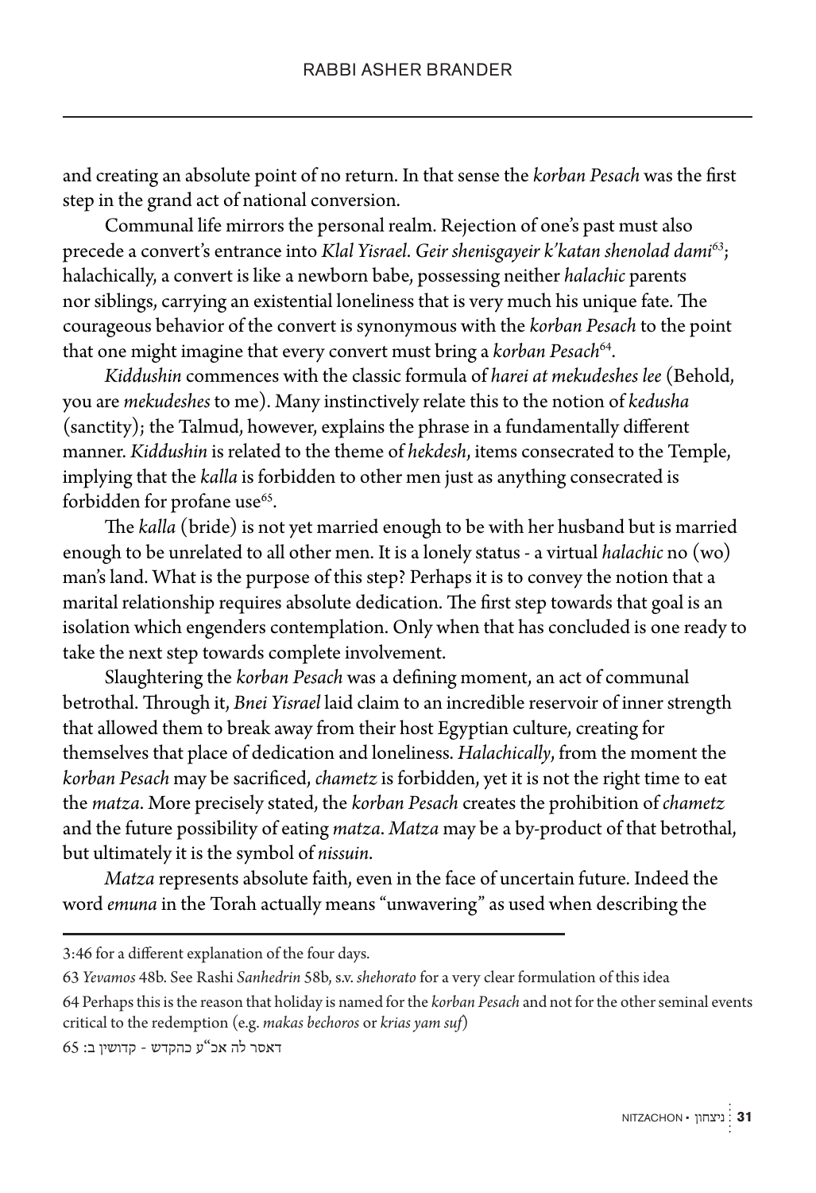and creating an absolute point of no return. In that sense the *korban Pesach* was the first step in the grand act of national conversion.

Communal life mirrors the personal realm. Rejection of one's past must also precede a convert's entrance into *Klal Yisrael*. *Geir shenisgayeir k'katan shenolad dami*[63]; halachically, a convert is like a newborn babe, possessing neither *halachic* parents nor siblings, carrying an existential loneliness that is very much his unique fate. The courageous behavior of the convert is synonymous with the *korban Pesach* to the point that one might imagine that every convert must bring a *korban Pesach*[64].

*Kiddushin* commences with the classic formula of *harei at mekudeshes lee* (Behold, you are *mekudeshes* to me). Many instinctively relate this to the notion of *kedusha* (sanctity); the Talmud, however, explains the phrase in a fundamentally different manner. *Kiddushin* is related to the theme of *hekdesh*, items consecrated to the Temple, implying that the *kalla* is forbidden to other men just as anything consecrated is forbidden for profane use[65].

The *kalla* (bride) is not yet married enough to be with her husband but is married enough to be unrelated to all other men. It is a lonely status - a virtual *halachic* no (wo) man's land. What is the purpose of this step? Perhaps it is to convey the notion that a marital relationship requires absolute dedication. The first step towards that goal is an isolation which engenders contemplation. Only when that has concluded is one ready to take the next step towards complete involvement.

Slaughtering the *korban Pesach* was a defining moment, an act of communal betrothal. Through it, *Bnei Yisrael* laid claim to an incredible reservoir of inner strength that allowed them to break away from their host Egyptian culture, creating for themselves that place of dedication and loneliness. *Halachically*, from the moment the *korban Pesach* may be sacrificed, *chametz* is forbidden, yet it is not the right time to eat the *matza*. More precisely stated, the *korban Pesach* creates the prohibition of *chametz* and the future possibility of eating *matza*. *Matza* may be a by-product of that betrothal, but ultimately it is the symbol of *nissuin*.

*Matza* represents absolute faith, even in the face of uncertain future. Indeed the word *emuna* in the Torah actually means "unwavering" as used when describing the

---

3:46 for a different explanation of the four days.

63 *Yevamos* 48b. See Rashi *Sanhedrin* 58b, s.v. *shehorato* for a very clear formulation of this idea

64 Perhaps this is the reason that holiday is named for the *korban Pesach* and not for the other seminal events critical to the redemption (e.g. *makas bechoros* or *krias yam suf*)

65 דאסר לה אכ"ע כהקדש - קדושין ב: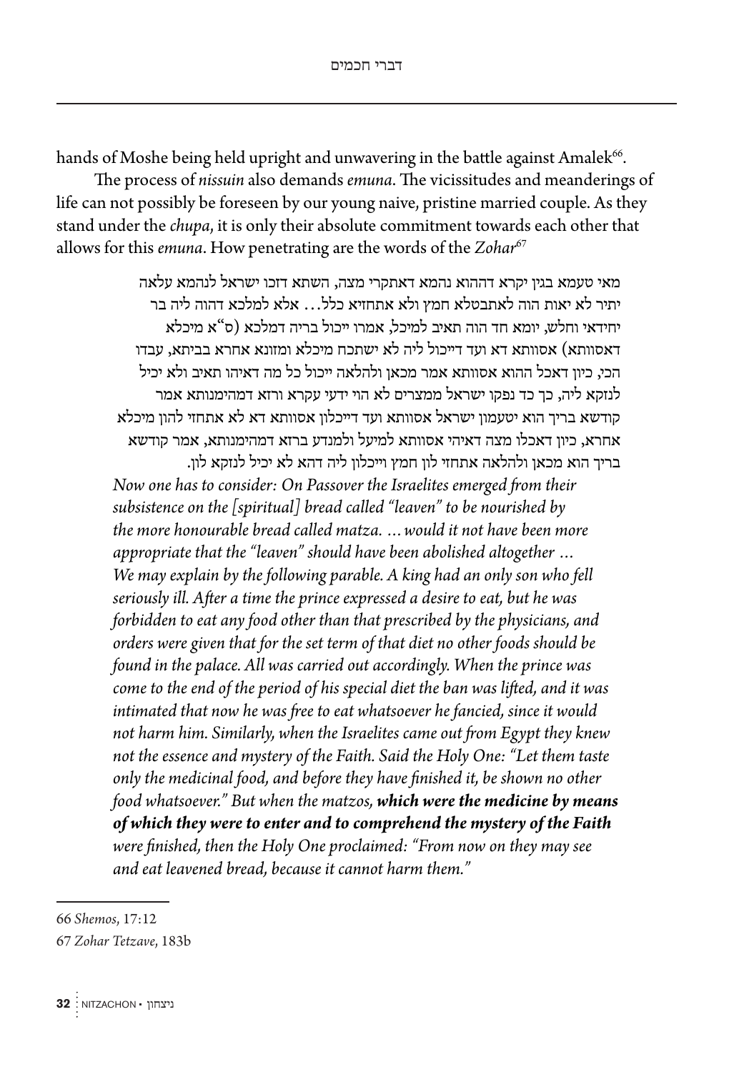hands of Moshe being held upright and unwavering in the battle against Amalek[66].

The process of *nissuin* also demands *emuna*. The vicissitudes and meanderings of life can not possibly be foreseen by our young naive, pristine married couple. As they stand under the *chupa*, it is only their absolute commitment towards each other that allows for this *emuna*. How penetrating are the words of the *Zohar*[67]

> מאי טעמא בגין יקרא דההוא נהמא דאתקרי מצה, השתא דזכו ישראל לנהמא עלאה יתיר לא יאות הוה לאתבטלא חמץ ולא אתחזיא כלל... אלא למלכא דהוה ליה בר יחידאי וחלש, יומא חד הוה תאיב למיכל, אמרו ייכול בריה דמלכא (ס"א מיכלא דאסוותא) אסוותא דא ועד דייכול ליה לא ישתכח מיכלא ומזונא אחרא בביתא, עבדו הכי, כיון דאכל ההוא אסוותא אמר מכאן ולהלאה ייכול כל מה דאיהו תאיב ולא יכיל לנזקא ליה, כך כד נפקו ישראל ממצרים לא הוי ידעי עקרא ורזא דמהימנותא אמר קודשא בריך הוא יטעמון ישראל אסוותא ועד דייכלון אסוותא דא לא אתחזי להון מיכלא אחרא, כיון דאכלו מצה דאיהי אסוותא למיעל ולמנדע ברזא דמהימנותא, אמר קודשא בריך הוא מכאן ולהלאה אתחזי לון חמץ וייכלון ליה דהא לא יכיל לנזקא לון.
>
> *Now one has to consider: On Passover the Israelites emerged from their subsistence on the [spiritual] bread called "leaven" to be nourished by the more honourable bread called matza. ...would it not have been more appropriate that the "leaven" should have been abolished altogether ... We may explain by the following parable. A king had an only son who fell seriously ill. After a time the prince expressed a desire to eat, but he was forbidden to eat any food other than that prescribed by the physicians, and orders were given that for the set term of that diet no other foods should be found in the palace. All was carried out accordingly. When the prince was come to the end of the period of his special diet the ban was lifted, and it was intimated that now he was free to eat whatsoever he fancied, since it would not harm him. Similarly, when the Israelites came out from Egypt they knew not the essence and mystery of the Faith. Said the Holy One: "Let them taste only the medicinal food, and before they have finished it, be shown no other food whatsoever." But when the matzos,* ***which were the medicine by means of which they were to enter and to comprehend the mystery of the Faith*** *were finished, then the Holy One proclaimed: "From now on they may see and eat leavened bread, because it cannot harm them."*

---

66 *Shemos*, 17:12

67 *Zohar Tetzave*, 183b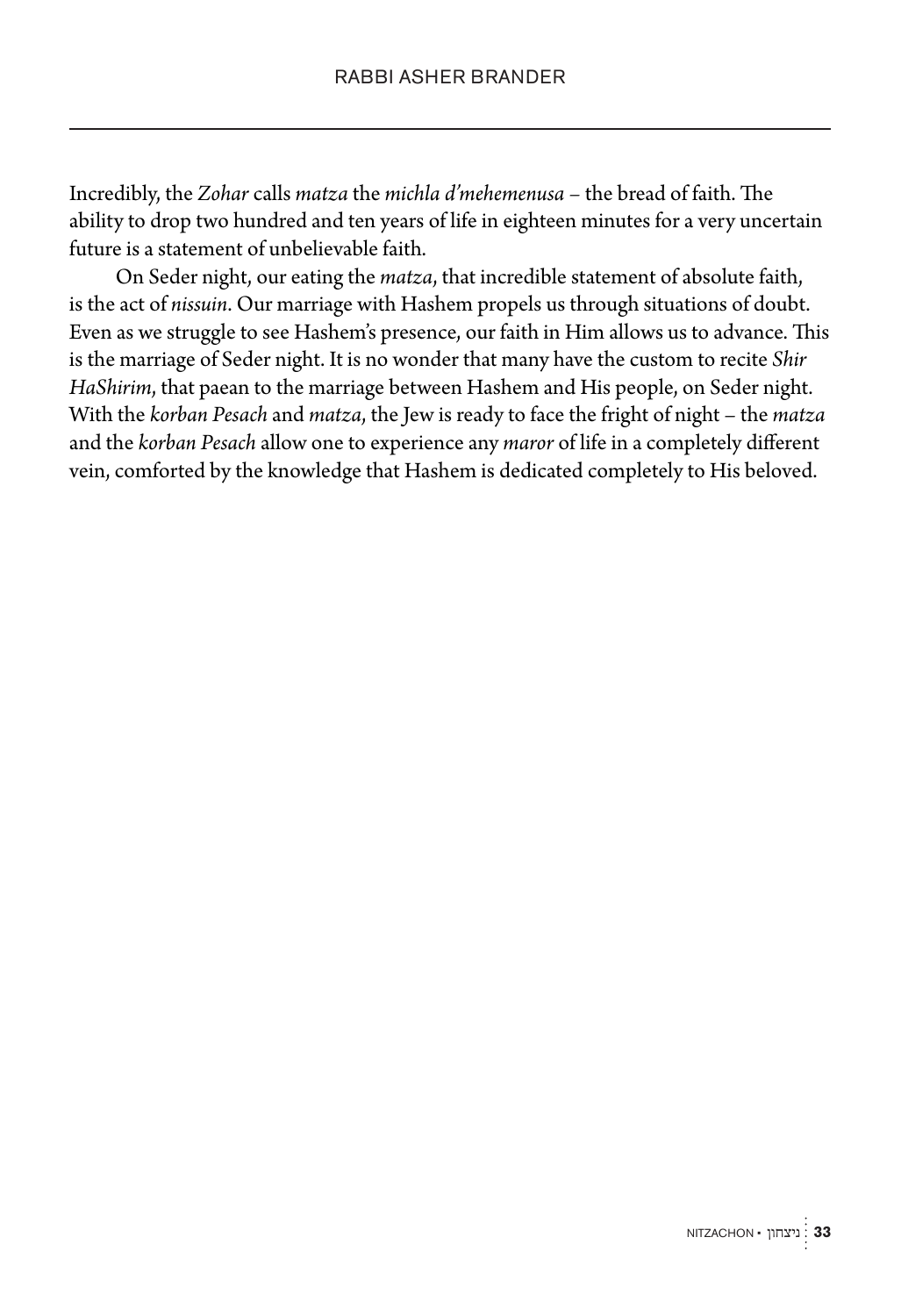Incredibly, the *Zohar* calls *matza* the *michla d'mehemenusa* – the bread of faith. The ability to drop two hundred and ten years of life in eighteen minutes for a very uncertain future is a statement of unbelievable faith.

On Seder night, our eating the *matza*, that incredible statement of absolute faith, is the act of *nissuin*. Our marriage with Hashem propels us through situations of doubt. Even as we struggle to see Hashem's presence, our faith in Him allows us to advance. This is the marriage of Seder night. It is no wonder that many have the custom to recite *Shir HaShirim*, that paean to the marriage between Hashem and His people, on Seder night. With the *korban Pesach* and *matza*, the Jew is ready to face the fright of night – the *matza* and the *korban Pesach* allow one to experience any *maror* of life in a completely different vein, comforted by the knowledge that Hashem is dedicated completely to His beloved.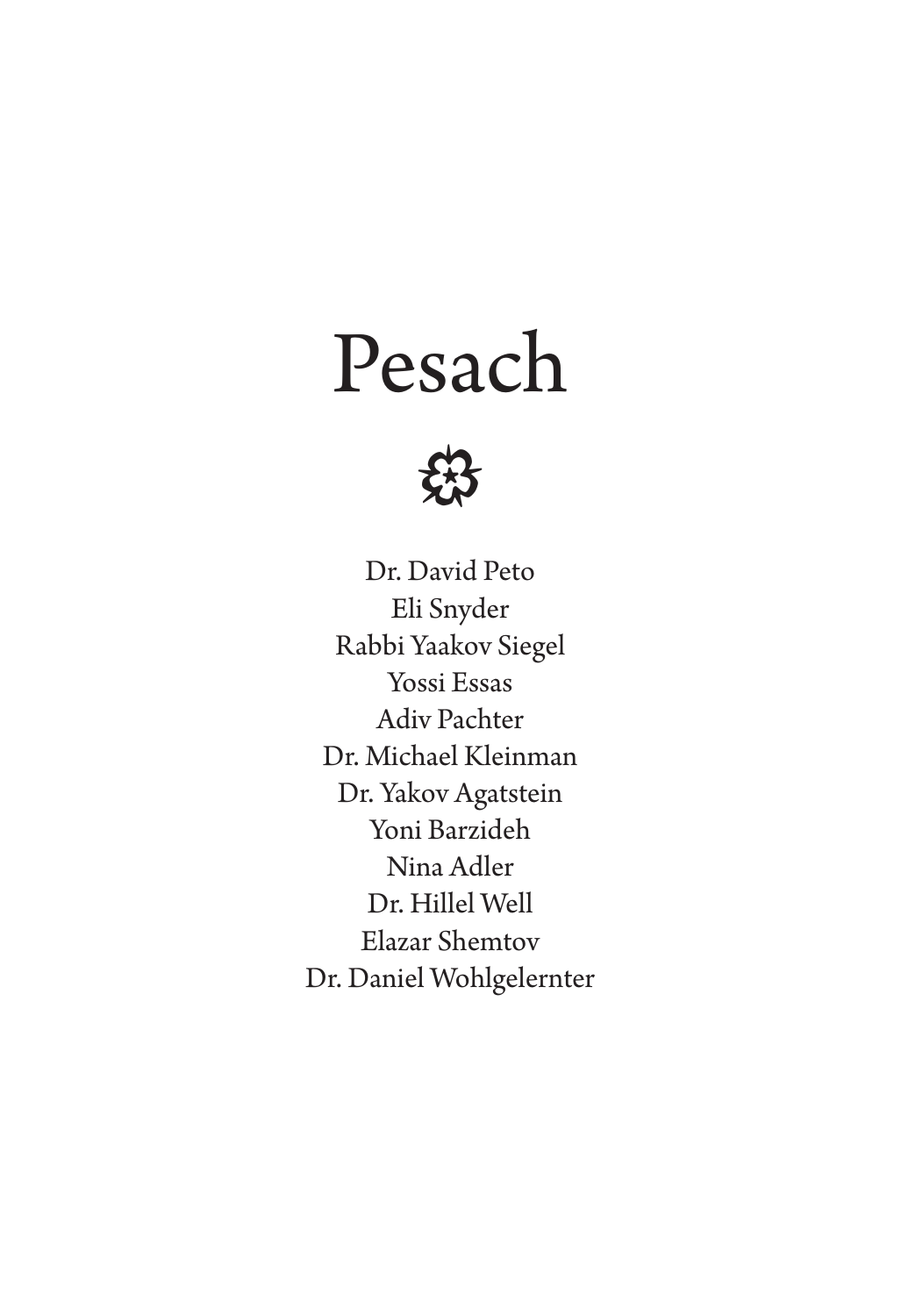# Pesach

Dr. David Peto
Eli Snyder
Rabbi Yaakov Siegel
Yossi Essas
Adiv Pachter
Dr. Michael Kleinman
Dr. Yakov Agatstein
Yoni Barzideh
Nina Adler
Dr. Hillel Well
Elazar Shemtov
Dr. Daniel Wohlgelernter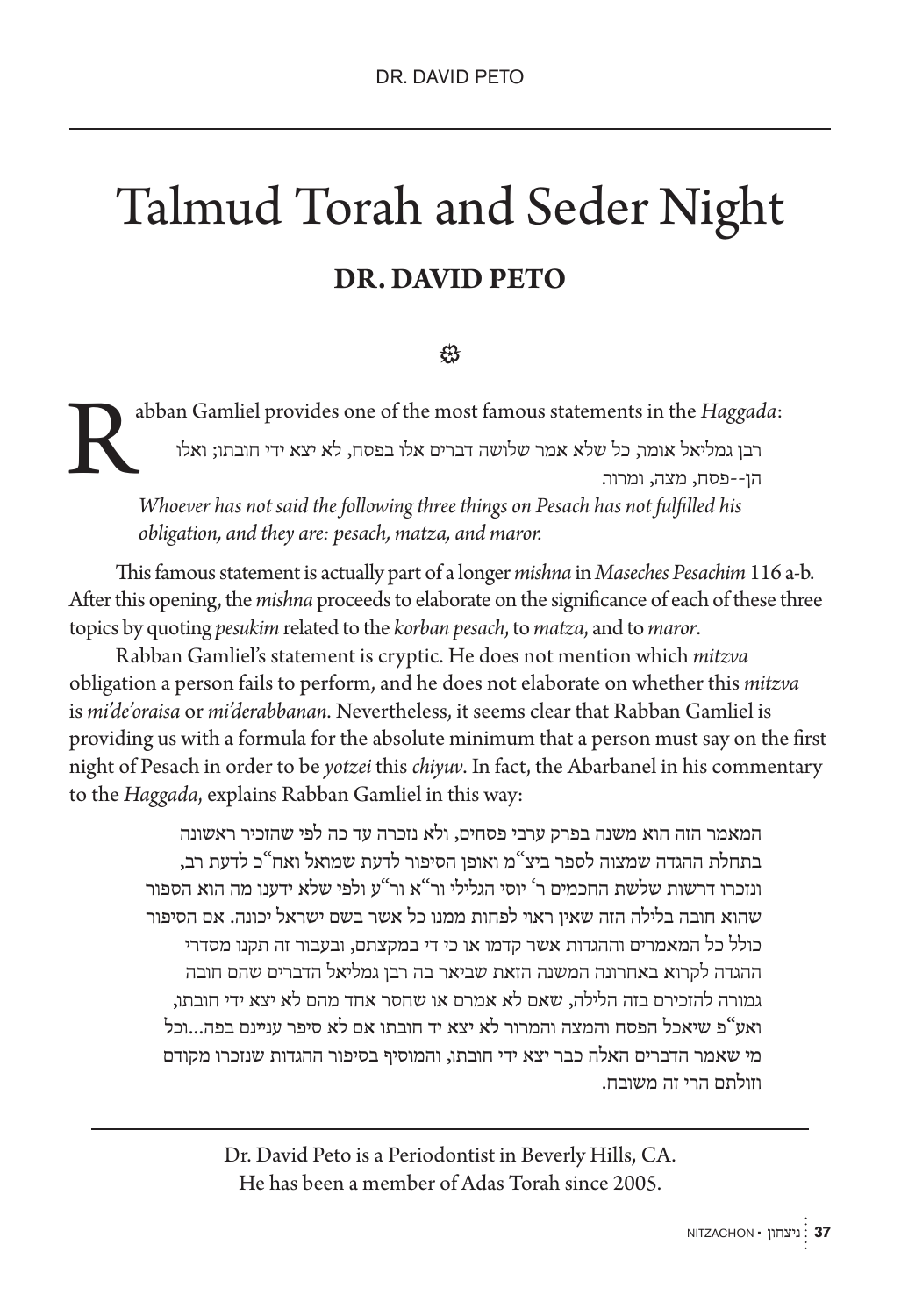# Talmud Torah and Seder Night

## DR. DAVID PETO

Rabban Gamliel provides one of the most famous statements in the *Haggada*:

> רבן גמליאל אומר, כל שלא אמר שלושה דברים אלו בפסח, לא יצא ידי חובתו; ואלו הן--פסח, מצה, ומרור.
>
> *Whoever has not said the following three things on Pesach has not fulfilled his obligation, and they are: pesach, matza, and maror.*

This famous statement is actually part of a longer *mishna* in *Maseches Pesachim* 116 a-b. After this opening, the *mishna* proceeds to elaborate on the significance of each of these three topics by quoting *pesukim* related to the *korban pesach*, to *matza*, and to *maror*.

Rabban Gamliel's statement is cryptic. He does not mention which *mitzva* obligation a person fails to perform, and he does not elaborate on whether this *mitzva* is *mi'de'oraisa* or *mi'derabbanan*. Nevertheless, it seems clear that Rabban Gamliel is providing us with a formula for the absolute minimum that a person must say on the first night of Pesach in order to be *yotzei* this *chiyuv*. In fact, the Abarbanel in his commentary to the *Haggada*, explains Rabban Gamliel in this way:

> המאמר הזה הוא משנה בפרק ערבי פסחים, ולא נזכרה עד כה לפי שהזכיר ראשונה בתחלת ההגדה שמצוה לספר ביצ"מ ואופן הסיפור לדעת שמואל ואח"כ לדעת רב, ונזכרו דרשות שלשת החכמים ר' יוסי הגלילי ור"א ור"ע ולפי שלא ידענו מה הוא הספור שהוא חובה בלילה הזה שאין ראוי לפחות ממנו כל אשר בשם ישראל יכונה. אם הסיפור כולל כל המאמרים וההגדות אשר קדמו או כי די במקצתם, ובעבור זה תקנו מסדרי ההגדה לקרוא באחרונה המשנה הזאת שביאר בה רבן גמליאל הדברים שהם חובה גמורה להזכירם בזה הלילה, שאם לא אמרם או שחסר אחד מהם לא יצא ידי חובתו, ואע"פ שיאכל הפסח והמצה והמרור לא יצא יד חובתו אם לא סיפר עניינם בפה...וכל מי שאמר הדברים האלה כבר יצא ידי חובתו, והמוסיף בסיפור ההגדות שנזכרו מקודם וזולתם הרי זה משובח.

---

Dr. David Peto is a Periodontist in Beverly Hills, CA.
He has been a member of Adas Torah since 2005.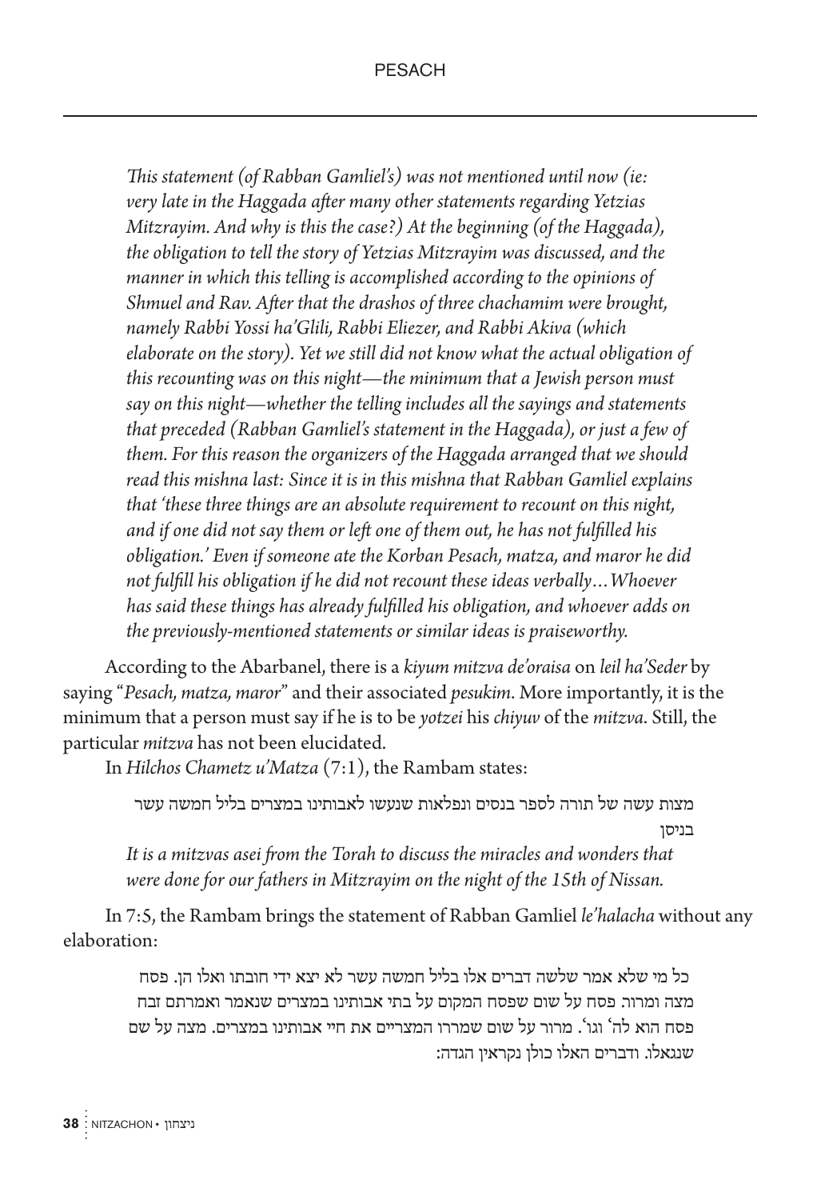*This statement (of Rabban Gamliel's) was not mentioned until now (ie: very late in the Haggada after many other statements regarding Yetzias Mitzrayim. And why is this the case?) At the beginning (of the Haggada), the obligation to tell the story of Yetzias Mitzrayim was discussed, and the manner in which this telling is accomplished according to the opinions of Shmuel and Rav. After that the drashos of three chachamim were brought, namely Rabbi Yossi ha'Glili, Rabbi Eliezer, and Rabbi Akiva (which elaborate on the story). Yet we still did not know what the actual obligation of this recounting was on this night—the minimum that a Jewish person must say on this night—whether the telling includes all the sayings and statements that preceded (Rabban Gamliel's statement in the Haggada), or just a few of them. For this reason the organizers of the Haggada arranged that we should read this mishna last: Since it is in this mishna that Rabban Gamliel explains that 'these three things are an absolute requirement to recount on this night, and if one did not say them or left one of them out, he has not fulfilled his obligation.' Even if someone ate the Korban Pesach, matza, and maror he did not fulfill his obligation if he did not recount these ideas verbally…Whoever has said these things has already fulfilled his obligation, and whoever adds on the previously-mentioned statements or similar ideas is praiseworthy.*

According to the Abarbanel, there is a *kiyum mitzva de'oraisa* on *leil ha'Seder* by saying "*Pesach, matza, maror*" and their associated *pesukim*. More importantly, it is the minimum that a person must say if he is to be *yotzei* his *chiyuv* of the *mitzva*. Still, the particular *mitzva* has not been elucidated.

In *Hilchos Chametz u'Matza* (7:1), the Rambam states:

מצות עשה של תורה לספר בנסים ונפלאות שנעשו לאבותינו במצרים בליל חמשה עשר בניסן

*It is a mitzvas asei from the Torah to discuss the miracles and wonders that were done for our fathers in Mitzrayim on the night of the 15th of Nissan.*

In 7:5, the Rambam brings the statement of Rabban Gamliel *le'halacha* without any elaboration:

כל מי שלא אמר שלשה דברים אלו בליל חמשה עשר לא יצא ידי חובתו ואלו הן. פסח מצה ומרור. פסח על שום שפסח המקום על בתי אבותינו במצרים שנאמר ואמרתם זבח פסח הוא לה' וגו'. מרור על שום שמררו המצריים את חיי אבותינו במצרים. מצה על שם שנגאלו. ודברים האלו כולן נקראין הגדה: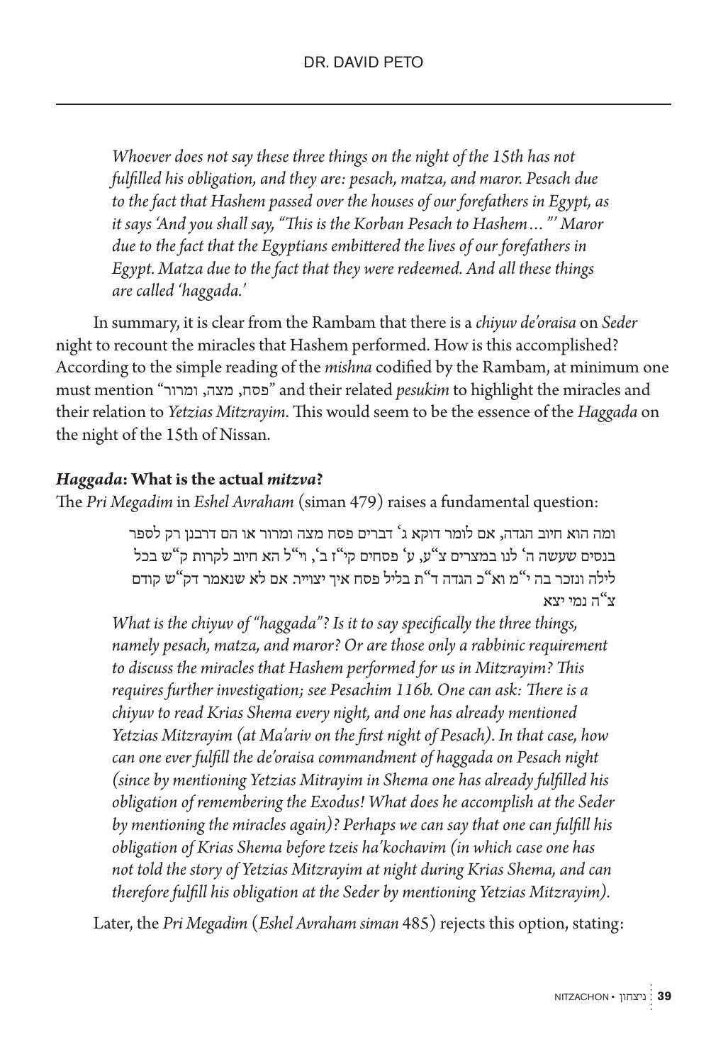*Whoever does not say these three things on the night of the 15th has not fulfilled his obligation, and they are: pesach, matza, and maror. Pesach due to the fact that Hashem passed over the houses of our forefathers in Egypt, as it says 'And you shall say, "This is the Korban Pesach to Hashem…"' Maror due to the fact that the Egyptians embittered the lives of our forefathers in Egypt. Matza due to the fact that they were redeemed. And all these things are called 'haggada.'*

In summary, it is clear from the Rambam that there is a *chiyuv de'oraisa* on *Seder* night to recount the miracles that Hashem performed. How is this accomplished? According to the simple reading of the *mishna* codified by the Rambam, at minimum one must mention "פסח, מצה, ומרור" and their related *pesukim* to highlight the miracles and their relation to *Yetzias Mitzrayim*. This would seem to be the essence of the *Haggada* on the night of the 15th of Nissan.

### *Haggada*: What is the actual *mitzva*?

The *Pri Megadim* in *Eshel Avraham* (siman 479) raises a fundamental question:

> ומה הוא חיוב הגדה, אם לומר דוקא ג' דברים פסח מצה ומרור או הם דרבנן רק לספר בנסים שעשה ה' לנו במצרים צ"ע, ע' פסחים קי"ז ב', וי"ל הא חיוב לקרות ק"ש בכל לילה ונזכר בה י"מ וא"כ הגדה ד"ת בליל פסח איך יצוייר. אם לא שנאמר דק"ש קודם צ"ה נמי יצא
>
> *What is the chiyuv of "haggada"? Is it to say specifically the three things, namely pesach, matza, and maror? Or are those only a rabbinic requirement to discuss the miracles that Hashem performed for us in Mitzrayim? This requires further investigation; see Pesachim 116b. One can ask: There is a chiyuv to read Krias Shema every night, and one has already mentioned Yetzias Mitzrayim (at Ma'ariv on the first night of Pesach). In that case, how can one ever fulfill the de'oraisa commandment of haggada on Pesach night (since by mentioning Yetzias Mitrayim in Shema one has already fulfilled his obligation of remembering the Exodus! What does he accomplish at the Seder by mentioning the miracles again)? Perhaps we can say that one can fulfill his obligation of Krias Shema before tzeis ha'kochavim (in which case one has not told the story of Yetzias Mitzrayim at night during Krias Shema, and can therefore fulfill his obligation at the Seder by mentioning Yetzias Mitzrayim).*

Later, the *Pri Megadim* (*Eshel Avraham siman* 485) rejects this option, stating: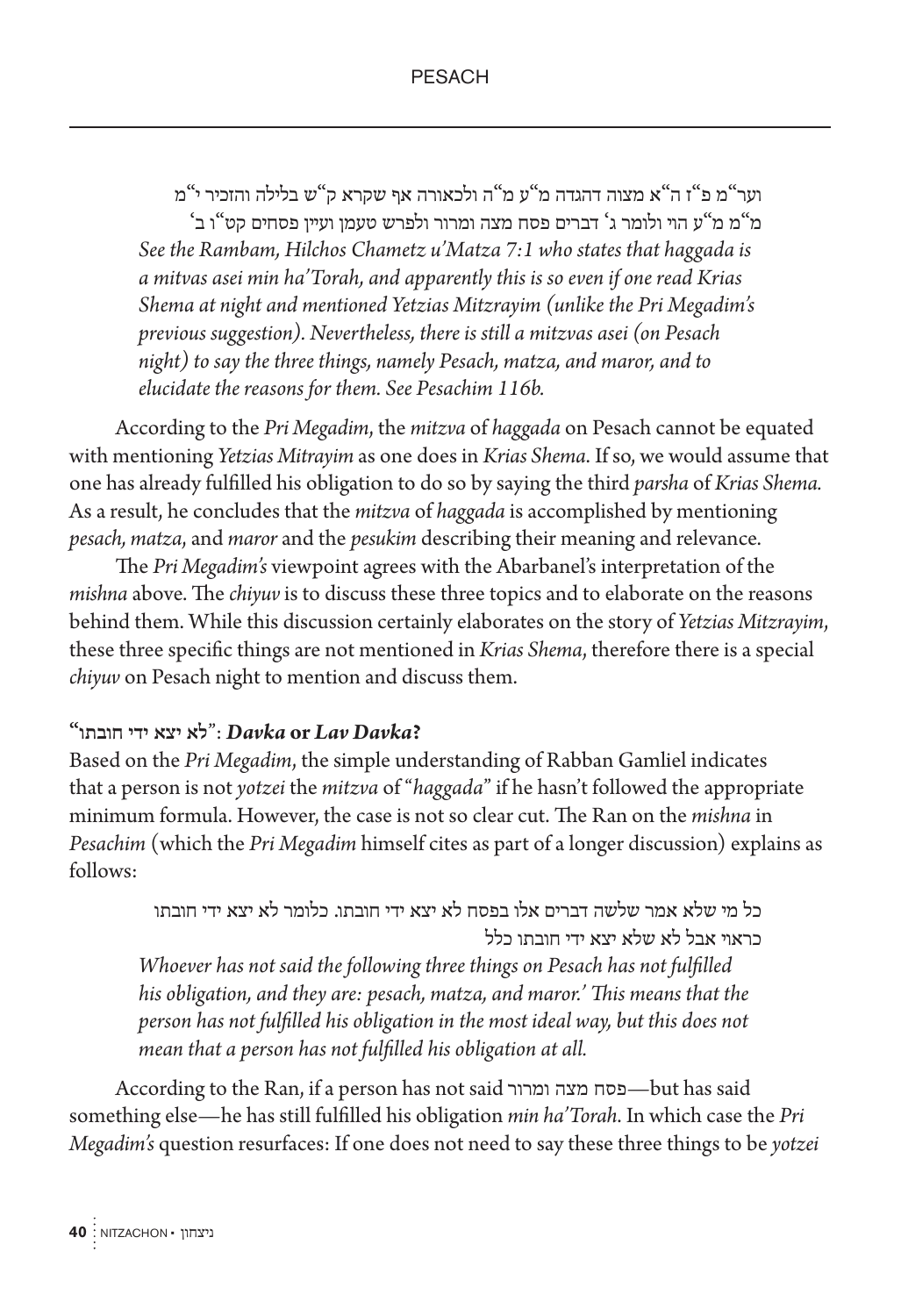ועי"מ פ"ז ה"א מצוה דהגדה מ"ע מ"ה ולכאורה אף שקרא ק"ש בלילה והזכיר י"מ מ"מ מ"ע הוי ולומר ג' דברים פסח מצה ומרור ולפרש טעמן ועיין פסחים קט"ו ב'

*See the Rambam, Hilchos Chametz u'Matza 7:1 who states that haggada is a mitvas asei min ha'Torah, and apparently this is so even if one read Krias Shema at night and mentioned Yetzias Mitzrayim (unlike the Pri Megadim's previous suggestion). Nevertheless, there is still a mitzvas asei (on Pesach night) to say the three things, namely Pesach, matza, and maror, and to elucidate the reasons for them. See Pesachim 116b.*

According to the *Pri Megadim*, the *mitzva* of *haggada* on Pesach cannot be equated with mentioning *Yetzias Mitrayim* as one does in *Krias Shema*. If so, we would assume that one has already fulfilled his obligation to do so by saying the third *parsha* of *Krias Shema.* As a result, he concludes that the *mitzva* of *haggada* is accomplished by mentioning *pesach*, *matza*, and *maror* and the *pesukim* describing their meaning and relevance.

The *Pri Megadim's* viewpoint agrees with the Abarbanel's interpretation of the *mishna* above. The *chiyuv* is to discuss these three topics and to elaborate on the reasons behind them. While this discussion certainly elaborates on the story of *Yetzias Mitzrayim*, these three specific things are not mentioned in *Krias Shema*, therefore there is a special *chiyuv* on Pesach night to mention and discuss them.

### "לא יצא ידי חובתו": *Davka* or *Lav Davka*?

Based on the *Pri Megadim*, the simple understanding of Rabban Gamliel indicates that a person is not *yotzei* the *mitzva* of "*haggada*" if he hasn't followed the appropriate minimum formula. However, the case is not so clear cut. The Ran on the *mishna* in *Pesachim* (which the *Pri Megadim* himself cites as part of a longer discussion) explains as follows:

כל מי שלא אמר שלשה דברים אלו בפסח לא יצא ידי חובתו. כלומר לא יצא ידי חובתו כראוי אבל לא שלא יצא ידי חובתו כלל

*Whoever has not said the following three things on Pesach has not fulfilled his obligation, and they are: pesach, matza, and maror.' This means that the person has not fulfilled his obligation in the most ideal way, but this does not mean that a person has not fulfilled his obligation at all.*

According to the Ran, if a person has not said פסח מצה ומרור—but has said something else—he has still fulfilled his obligation *min ha'Torah*. In which case the *Pri Megadim's* question resurfaces: If one does not need to say these three things to be *yotzei*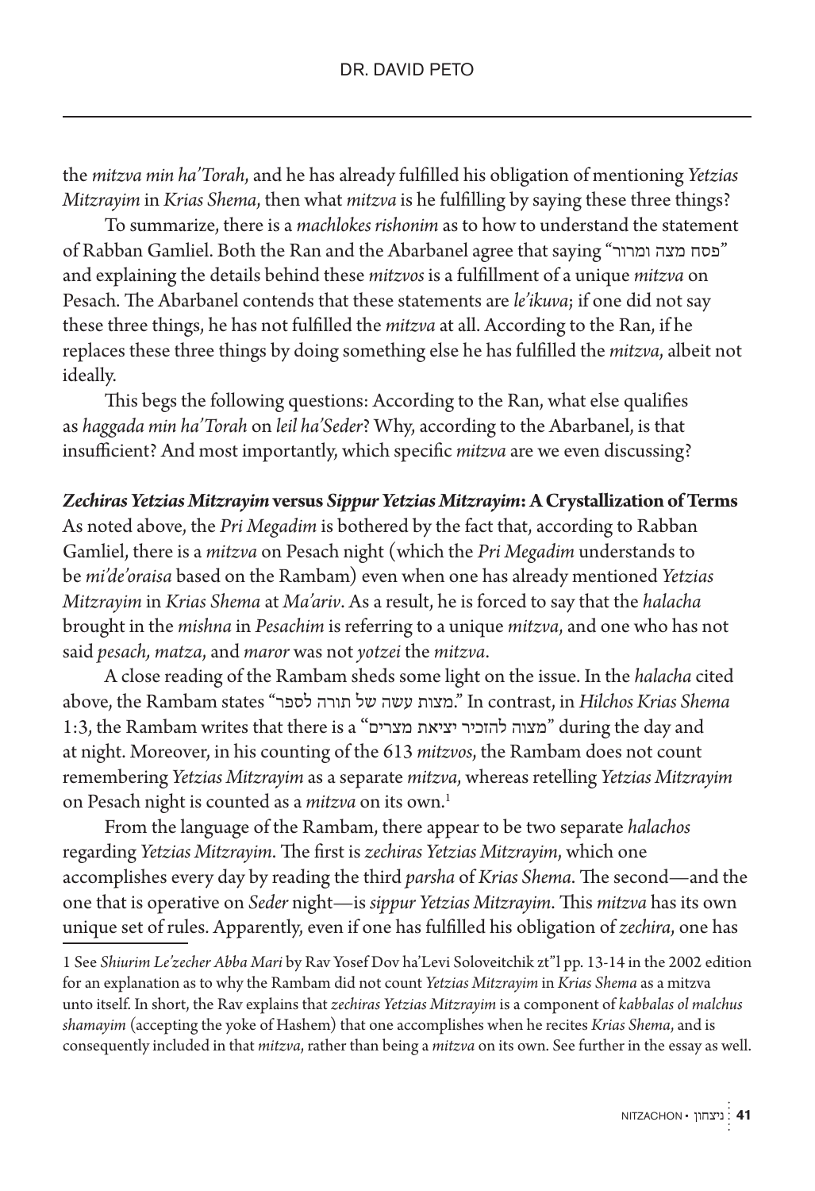the *mitzva min ha'Torah*, and he has already fulfilled his obligation of mentioning *Yetzias Mitzrayim* in *Krias Shema*, then what *mitzva* is he fulfilling by saying these three things?

To summarize, there is a *machlokes rishonim* as to how to understand the statement of Rabban Gamliel. Both the Ran and the Abarbanel agree that saying "פסח מצה ומרור" and explaining the details behind these *mitzvos* is a fulfillment of a unique *mitzva* on Pesach. The Abarbanel contends that these statements are *le'ikuva*; if one did not say these three things, he has not fulfilled the *mitzva* at all. According to the Ran, if he replaces these three things by doing something else he has fulfilled the *mitzva*, albeit not ideally.

This begs the following questions: According to the Ran, what else qualifies as *haggada min ha'Torah* on *leil ha'Seder*? Why, according to the Abarbanel, is that insufficient? And most importantly, which specific *mitzva* are we even discussing?

***Zechiras Yetzias Mitzrayim* versus *Sippur Yetzias Mitzrayim*: A Crystallization of Terms**

As noted above, the *Pri Megadim* is bothered by the fact that, according to Rabban Gamliel, there is a *mitzva* on Pesach night (which the *Pri Megadim* understands to be *mi'de'oraisa* based on the Rambam) even when one has already mentioned *Yetzias Mitzrayim* in *Krias Shema* at *Ma'ariv*. As a result, he is forced to say that the *halacha* brought in the *mishna* in *Pesachim* is referring to a unique *mitzva*, and one who has not said *pesach, matza*, and *maror* was not *yotzei* the *mitzva*.

A close reading of the Rambam sheds some light on the issue. In the *halacha* cited above, the Rambam states "מצות עשה של תורה לספר." In contrast, in *Hilchos Krias Shema* 1:3, the Rambam writes that there is a "מצוה להזכיר יציאת מצרים" during the day and at night. Moreover, in his counting of the 613 *mitzvos*, the Rambam does not count remembering *Yetzias Mitzrayim* as a separate *mitzva*, whereas retelling *Yetzias Mitzrayim* on Pesach night is counted as a *mitzva* on its own.[1]

From the language of the Rambam, there appear to be two separate *halachos* regarding *Yetzias Mitzrayim*. The first is *zechiras Yetzias Mitzrayim*, which one accomplishes every day by reading the third *parsha* of *Krias Shema*. The second—and the one that is operative on *Seder* night—is *sippur Yetzias Mitzrayim*. This *mitzva* has its own unique set of rules. Apparently, even if one has fulfilled his obligation of *zechira*, one has

---

1 See *Shiurim Le'zecher Abba Mari* by Rav Yosef Dov ha'Levi Soloveitchik zt"l pp. 13-14 in the 2002 edition for an explanation as to why the Rambam did not count *Yetzias Mitzrayim* in *Krias Shema* as a mitzva unto itself. In short, the Rav explains that *zechiras Yetzias Mitzrayim* is a component of *kabbalas ol malchus shamayim* (accepting the yoke of Hashem) that one accomplishes when he recites *Krias Shema*, and is consequently included in that *mitzva*, rather than being a *mitzva* on its own. See further in the essay as well.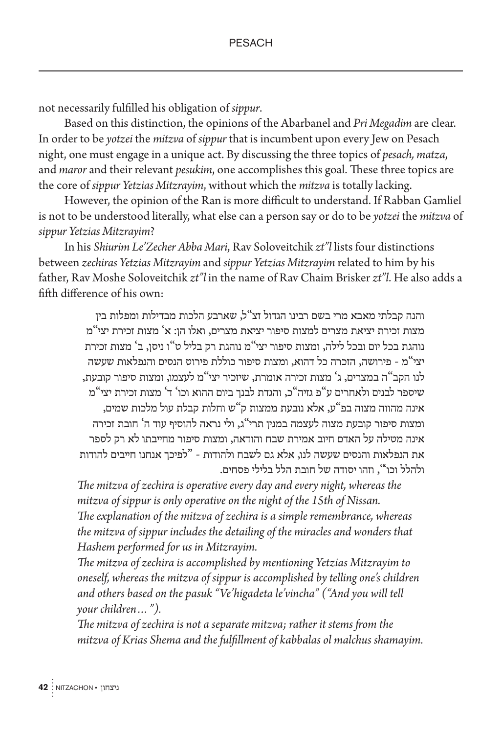not necessarily fulfilled his obligation of *sippur*.

Based on this distinction, the opinions of the Abarbanel and *Pri Megadim* are clear. In order to be *yotzei* the *mitzva* of *sippur* that is incumbent upon every Jew on Pesach night, one must engage in a unique act. By discussing the three topics of *pesach, matza*, and *maror* and their relevant *pesukim*, one accomplishes this goal. These three topics are the core of *sippur Yetzias Mitzrayim*, without which the *mitzva* is totally lacking.

However, the opinion of the Ran is more difficult to understand. If Rabban Gamliel is not to be understood literally, what else can a person say or do to be *yotzei* the *mitzva* of *sippur Yetzias Mitzrayim*?

In his *Shiurim Le'Zecher Abba Mari*, Rav Soloveitchik *zt"l* lists four distinctions between *zechiras Yetzias Mitzrayim* and *sippur Yetzias Mitzrayim* related to him by his father, Rav Moshe Soloveitchik *zt"l* in the name of Rav Chaim Brisker *zt"l*. He also adds a fifth difference of his own:

> והנה קבלתי מאבא מרי בשם רבינו הגדול זצ"ל, שארבע הלכות מבדילות ומפלות בין מצות זכירת יציאת מצרים למצות סיפור יציאת מצרים, ואלו הן: א' מצות זכירת יצי"מ נוהגת בכל יום ובכל לילה, ומצות סיפור יצי"מ נוהגת רק בליל ט"ו ניסן, ב' מצות זכירת יצי"מ - פירושה, הזכרה כל דהוא, ומצות סיפור כוללת פירוט הנסים והנפלאות שעשה לנו הקב"ה במצרים, ג' מצות זכירה אומרת, שיזכיר יצי"מ לעצמו, ומצות סיפור קובעת, שיספר לבנים ולאחרים ע"פ גזיה"כ, והגדת לבנך ביום ההוא וכו' ד' מצות זכירת יצי"מ אינה מהווה מצוה בפ"ע, אלא נובעת ממצות ק"ש וחלות קבלת עול מלכות שמים, ומצות סיפור קובעת מצוה לעצמה במנין תרי"ג, ולי נראה להוסיף עוד ה' חובת זכירה אינה מטילה על האדם חיוב אמירת שבח והודאה, ומצות סיפור מחייבתו לא רק לספר את הנפלאות והנסים שעשה לנו, אלא גם לשבח ולהודות - "לפיכך אנחנו חייבים להודות ולהלל וכו'", וזהו יסודה של חובת הלל בלילי פסחים.
>
> *The mitzva of zechira is operative every day and every night, whereas the mitzva of sippur is only operative on the night of the 15th of Nissan.*
>
> *The explanation of the mitzva of zechira is a simple remembrance, whereas the mitzva of sippur includes the detailing of the miracles and wonders that Hashem performed for us in Mitzrayim.*
>
> *The mitzva of zechira is accomplished by mentioning Yetzias Mitzrayim to oneself, whereas the mitzva of sippur is accomplished by telling one's children and others based on the pasuk "Ve'higadeta le'vincha" ("And you will tell your children…").*
>
> *The mitzva of zechira is not a separate mitzva; rather it stems from the mitzva of Krias Shema and the fulfillment of kabbalas ol malchus shamayim.*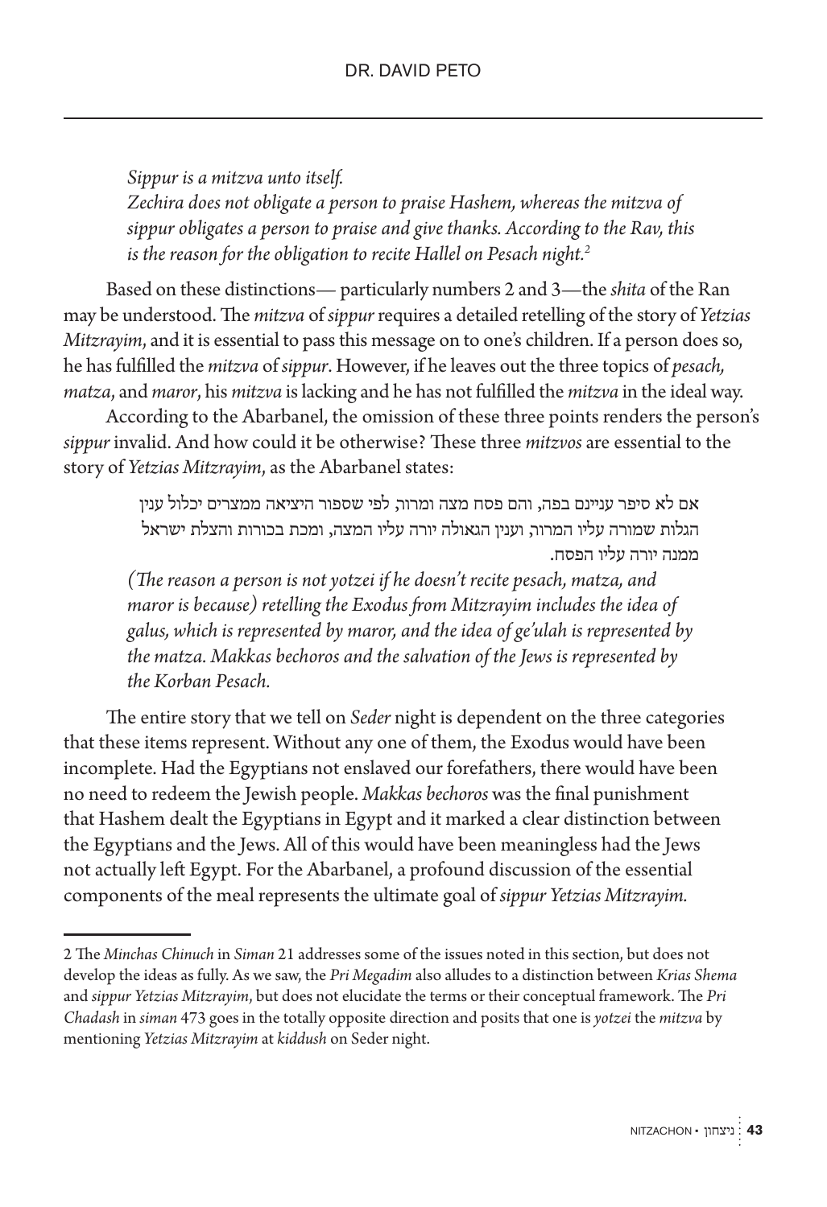*Sippur is a mitzva unto itself.*

*Zechira does not obligate a person to praise Hashem, whereas the mitzva of sippur obligates a person to praise and give thanks. According to the Rav, this is the reason for the obligation to recite Hallel on Pesach night.*[2]

Based on these distinctions— particularly numbers 2 and 3—the *shita* of the Ran may be understood. The *mitzva* of *sippur* requires a detailed retelling of the story of *Yetzias Mitzrayim*, and it is essential to pass this message on to one's children. If a person does so, he has fulfilled the *mitzva* of *sippur*. However, if he leaves out the three topics of *pesach, matza*, and *maror*, his *mitzva* is lacking and he has not fulfilled the *mitzva* in the ideal way.

According to the Abarbanel, the omission of these three points renders the person's *sippur* invalid. And how could it be otherwise? These three *mitzvos* are essential to the story of *Yetzias Mitzrayim*, as the Abarbanel states:

> אם לא סיפר עניינם בפה, והם פסח מצה ומרור, לפי שספור היציאה ממצרים יכלול ענין הגלות שמורה עליו המרור, וענין הגאולה יורה עליו המצה, ומכת בכורות והצלת ישראל ממנה יורה עליו הפסח.
>
> *(The reason a person is not yotzei if he doesn't recite pesach, matza, and maror is because) retelling the Exodus from Mitzrayim includes the idea of galus, which is represented by maror, and the idea of ge'ulah is represented by the matza. Makkas bechoros and the salvation of the Jews is represented by the Korban Pesach.*

The entire story that we tell on *Seder* night is dependent on the three categories that these items represent. Without any one of them, the Exodus would have been incomplete. Had the Egyptians not enslaved our forefathers, there would have been no need to redeem the Jewish people. *Makkas bechoros* was the final punishment that Hashem dealt the Egyptians in Egypt and it marked a clear distinction between the Egyptians and the Jews. All of this would have been meaningless had the Jews not actually left Egypt. For the Abarbanel, a profound discussion of the essential components of the meal represents the ultimate goal of *sippur Yetzias Mitzrayim.*

---

2 The *Minchas Chinuch* in *Siman* 21 addresses some of the issues noted in this section, but does not develop the ideas as fully. As we saw, the *Pri Megadim* also alludes to a distinction between *Krias Shema* and *sippur Yetzias Mitzrayim*, but does not elucidate the terms or their conceptual framework. The *Pri Chadash* in *siman* 473 goes in the totally opposite direction and posits that one is *yotzei* the *mitzva* by mentioning *Yetzias Mitzrayim* at *kiddush* on Seder night.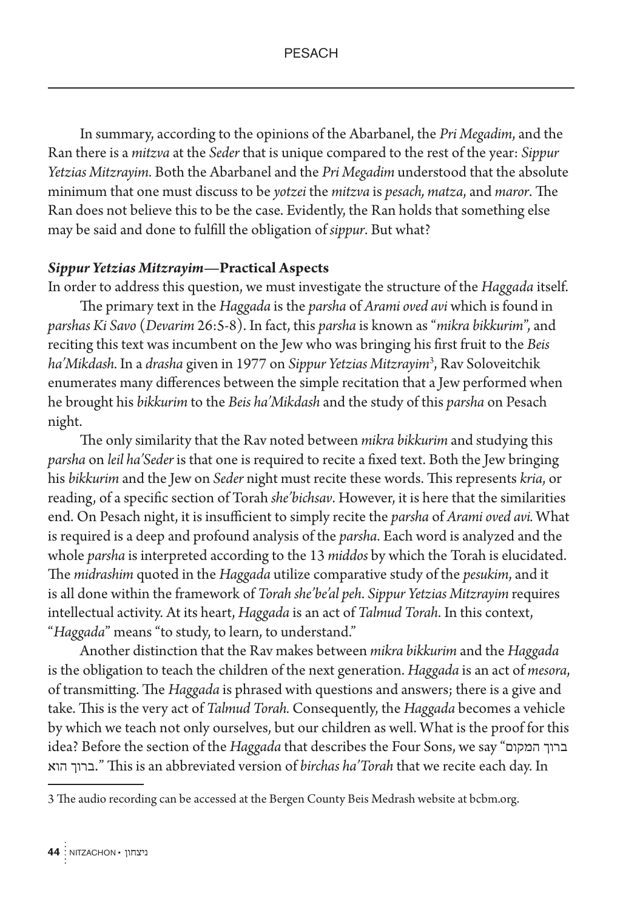In summary, according to the opinions of the Abarbanel, the *Pri Megadim*, and the Ran there is a *mitzva* at the *Seder* that is unique compared to the rest of the year: *Sippur Yetzias Mitzrayim*. Both the Abarbanel and the *Pri Megadim* understood that the absolute minimum that one must discuss to be *yotzei* the *mitzva* is *pesach, matza*, and *maror*. The Ran does not believe this to be the case. Evidently, the Ran holds that something else may be said and done to fulfill the obligation of *sippur*. But what?

### *Sippur Yetzias Mitzrayim*—Practical Aspects

In order to address this question, we must investigate the structure of the *Haggada* itself.

The primary text in the *Haggada* is the *parsha* of *Arami oved avi* which is found in *parshas Ki Savo* (*Devarim* 26:5-8). In fact, this *parsha* is known as "*mikra bikkurim*", and reciting this text was incumbent on the Jew who was bringing his first fruit to the *Beis ha'Mikdash.* In a *drasha* given in 1977 on *Sippur Yetzias Mitzrayim*[3], Rav Soloveitchik enumerates many differences between the simple recitation that a Jew performed when he brought his *bikkurim* to the *Beis ha'Mikdash* and the study of this *parsha* on Pesach night.

The only similarity that the Rav noted between *mikra bikkurim* and studying this *parsha* on *leil ha'Seder* is that one is required to recite a fixed text. Both the Jew bringing his *bikkurim* and the Jew on *Seder* night must recite these words. This represents *kria*, or reading, of a specific section of Torah *she'bichsav*. However, it is here that the similarities end. On Pesach night, it is insufficient to simply recite the *parsha* of *Arami oved avi.* What is required is a deep and profound analysis of the *parsha*. Each word is analyzed and the whole *parsha* is interpreted according to the 13 *middos* by which the Torah is elucidated. The *midrashim* quoted in the *Haggada* utilize comparative study of the *pesukim*, and it is all done within the framework of *Torah she'be'al peh*. *Sippur Yetzias Mitzrayim* requires intellectual activity. At its heart, *Haggada* is an act of *Talmud Torah*. In this context, "*Haggada*" means "to study, to learn, to understand."

Another distinction that the Rav makes between *mikra bikkurim* and the *Haggada* is the obligation to teach the children of the next generation. *Haggada* is an act of *mesora*, of transmitting. The *Haggada* is phrased with questions and answers; there is a give and take. This is the very act of *Talmud Torah.* Consequently, the *Haggada* becomes a vehicle by which we teach not only ourselves, but our children as well. What is the proof for this idea? Before the section of the *Haggada* that describes the Four Sons, we say "ברוך המקום ברוך הוא." This is an abbreviated version of *birchas ha'Torah* that we recite each day. In

3 The audio recording can be accessed at the Bergen County Beis Medrash website at bcbm.org.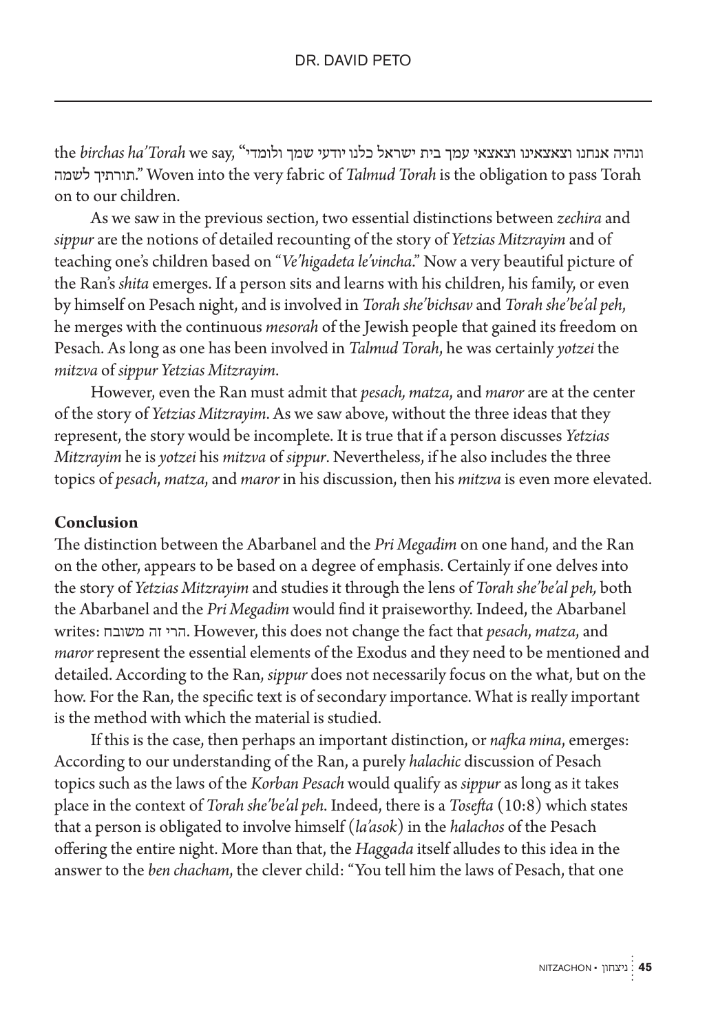the *birchas ha'Torah* we say, "ונהיה אנחנו וצאצאינו וצאצאי עמך בית ישראל כלנו יודעי שמך ולומדי תורתיך לשמה." Woven into the very fabric of *Talmud Torah* is the obligation to pass Torah on to our children.

As we saw in the previous section, two essential distinctions between *zechira* and *sippur* are the notions of detailed recounting of the story of *Yetzias Mitzrayim* and of teaching one's children based on "*Ve'higadeta le'vincha*." Now a very beautiful picture of the Ran's *shita* emerges. If a person sits and learns with his children, his family, or even by himself on Pesach night, and is involved in *Torah she'bichsav* and *Torah she'be'al peh*, he merges with the continuous *mesorah* of the Jewish people that gained its freedom on Pesach. As long as one has been involved in *Talmud Torah*, he was certainly *yotzei* the *mitzva* of *sippur Yetzias Mitzrayim*.

However, even the Ran must admit that *pesach, matza*, and *maror* are at the center of the story of *Yetzias Mitzrayim*. As we saw above, without the three ideas that they represent, the story would be incomplete. It is true that if a person discusses *Yetzias Mitzrayim* he is *yotzei* his *mitzva* of *sippur*. Nevertheless, if he also includes the three topics of *pesach*, *matza*, and *maror* in his discussion, then his *mitzva* is even more elevated.

**Conclusion**

The distinction between the Abarbanel and the *Pri Megadim* on one hand, and the Ran on the other, appears to be based on a degree of emphasis. Certainly if one delves into the story of *Yetzias Mitzrayim* and studies it through the lens of *Torah she'be'al peh,* both the Abarbanel and the *Pri Megadim* would find it praiseworthy. Indeed, the Abarbanel writes: הרי זה משובח. However, this does not change the fact that *pesach*, *matza*, and *maror* represent the essential elements of the Exodus and they need to be mentioned and detailed. According to the Ran, *sippur* does not necessarily focus on the what, but on the how. For the Ran, the specific text is of secondary importance. What is really important is the method with which the material is studied.

If this is the case, then perhaps an important distinction, or *nafka mina*, emerges: According to our understanding of the Ran, a purely *halachic* discussion of Pesach topics such as the laws of the *Korban Pesach* would qualify as *sippur* as long as it takes place in the context of *Torah she'be'al peh*. Indeed, there is a *Tosefta* (10:8) which states that a person is obligated to involve himself (*la'asok*) in the *halachos* of the Pesach offering the entire night. More than that, the *Haggada* itself alludes to this idea in the answer to the *ben chacham*, the clever child: "You tell him the laws of Pesach, that one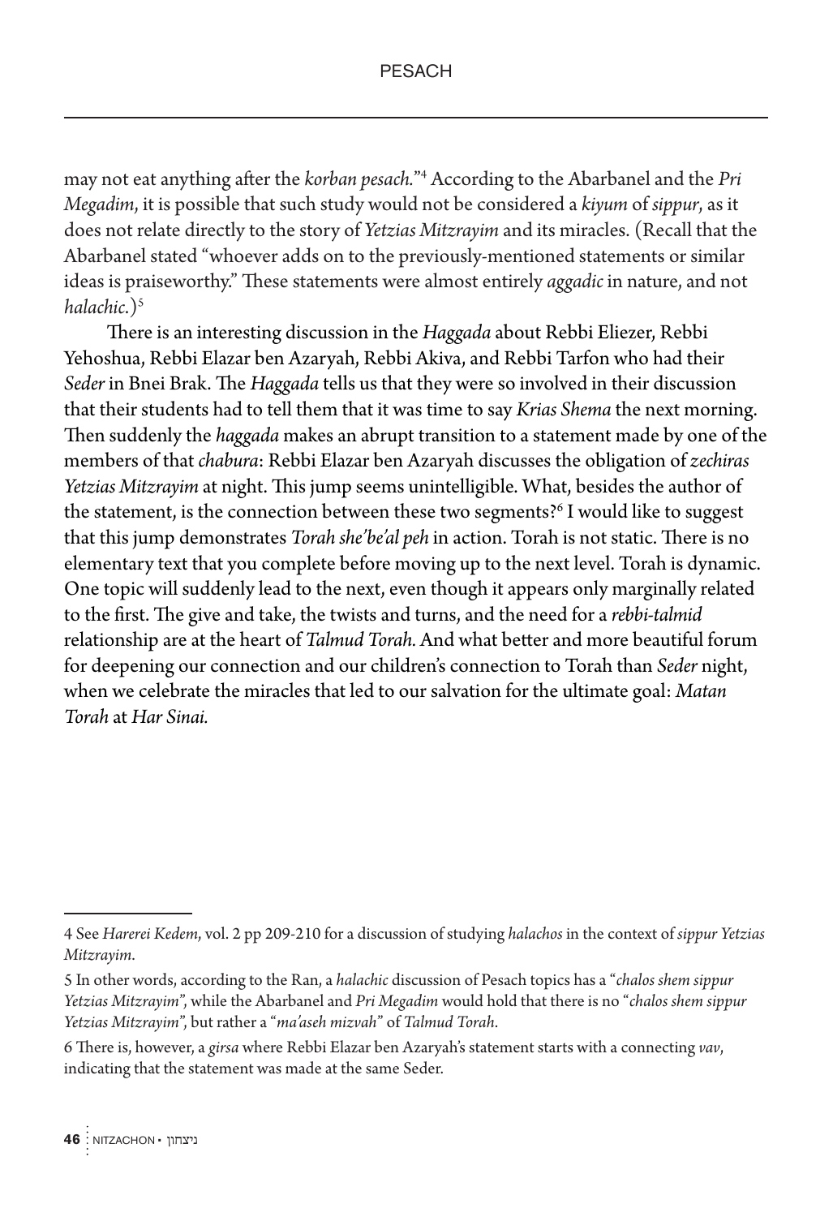may not eat anything after the *korban pesach*."[4] According to the Abarbanel and the *Pri Megadim*, it is possible that such study would not be considered a *kiyum* of *sippur*, as it does not relate directly to the story of *Yetzias Mitzrayim* and its miracles. (Recall that the Abarbanel stated "whoever adds on to the previously-mentioned statements or similar ideas is praiseworthy." These statements were almost entirely *aggadic* in nature, and not *halachic*.)[5]

There is an interesting discussion in the *Haggada* about Rebbi Eliezer, Rebbi Yehoshua, Rebbi Elazar ben Azaryah, Rebbi Akiva, and Rebbi Tarfon who had their *Seder* in Bnei Brak. The *Haggada* tells us that they were so involved in their discussion that their students had to tell them that it was time to say *Krias Shema* the next morning. Then suddenly the *haggada* makes an abrupt transition to a statement made by one of the members of that *chabura*: Rebbi Elazar ben Azaryah discusses the obligation of *zechiras Yetzias Mitzrayim* at night. This jump seems unintelligible. What, besides the author of the statement, is the connection between these two segments?[6] I would like to suggest that this jump demonstrates *Torah she'be'al peh* in action. Torah is not static. There is no elementary text that you complete before moving up to the next level. Torah is dynamic. One topic will suddenly lead to the next, even though it appears only marginally related to the first. The give and take, the twists and turns, and the need for a *rebbi-talmid* relationship are at the heart of *Talmud Torah*. And what better and more beautiful forum for deepening our connection and our children's connection to Torah than *Seder* night, when we celebrate the miracles that led to our salvation for the ultimate goal: *Matan Torah* at *Har Sinai*.

---

4 See *Harerei Kedem*, vol. 2 pp 209-210 for a discussion of studying *halachos* in the context of *sippur Yetzias Mitzrayim*.

5 In other words, according to the Ran, a *halachic* discussion of Pesach topics has a "*chalos shem sippur Yetzias Mitzrayim*", while the Abarbanel and *Pri Megadim* would hold that there is no "*chalos shem sippur Yetzias Mitzrayim*", but rather a "*ma'aseh mizvah*" of *Talmud Torah*.

6 There is, however, a *girsa* where Rebbi Elazar ben Azaryah's statement starts with a connecting *vav*, indicating that the statement was made at the same Seder.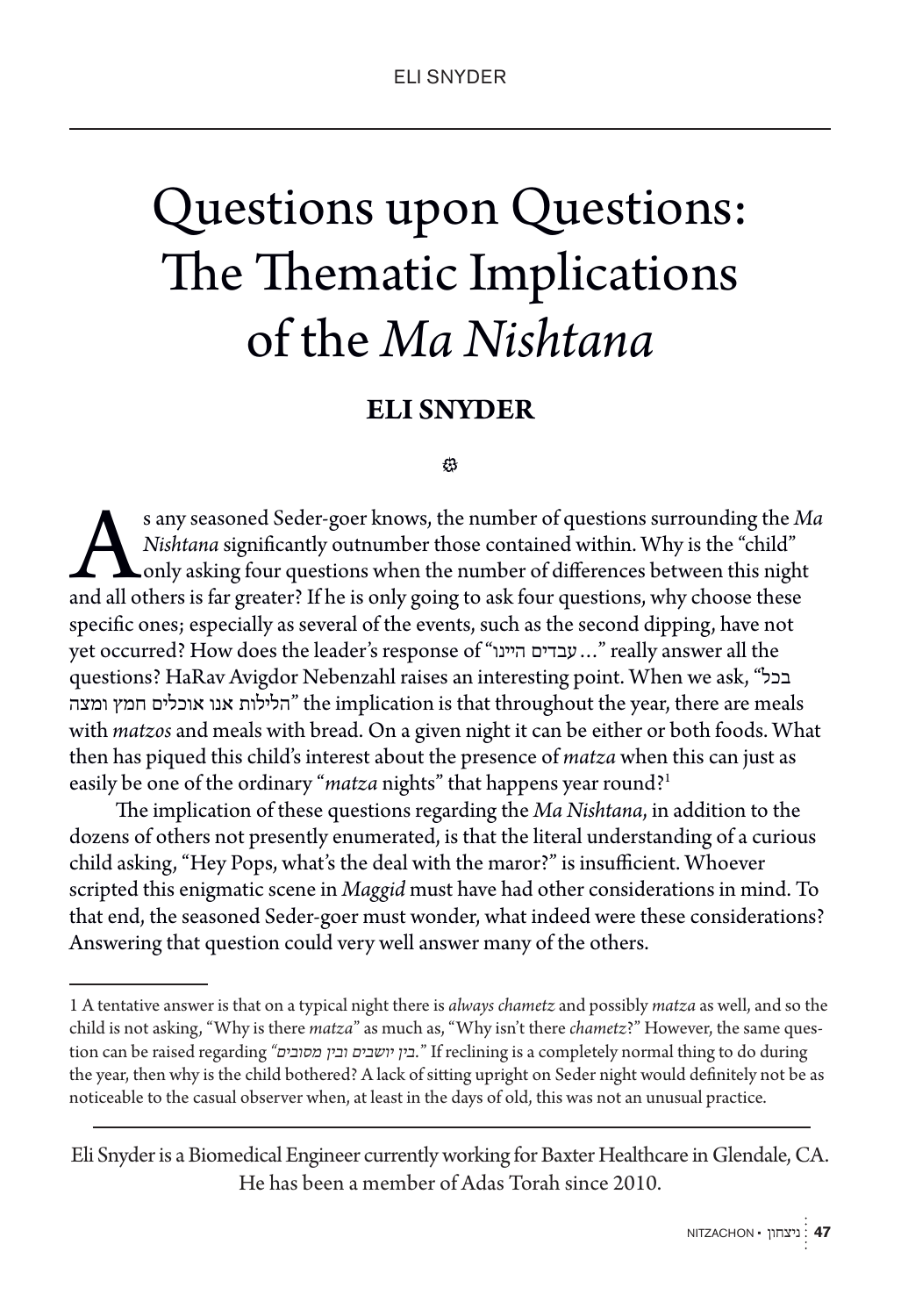# Questions upon Questions: The Thematic Implications of the *Ma Nishtana*

**ELI SNYDER**

As any seasoned Seder-goer knows, the number of questions surrounding the *Ma Nishtana* significantly outnumber those contained within. Why is the "child" only asking four questions when the number of differences between this night and all others is far greater? If he is only going to ask four questions, why choose these specific ones; especially as several of the events, such as the second dipping, have not yet occurred? How does the leader's response of "עבדים היינו…" really answer all the questions? HaRav Avigdor Nebenzahl raises an interesting point. When we ask, "בכל הלילות אנו אוכלים חמץ ומצה" the implication is that throughout the year, there are meals with *matzos* and meals with bread. On a given night it can be either or both foods. What then has piqued this child's interest about the presence of *matza* when this can just as easily be one of the ordinary "*matza* nights" that happens year round?[1]

The implication of these questions regarding the *Ma Nishtana*, in addition to the dozens of others not presently enumerated, is that the literal understanding of a curious child asking, "Hey Pops, what's the deal with the maror?" is insufficient. Whoever scripted this enigmatic scene in *Maggid* must have had other considerations in mind. To that end, the seasoned Seder-goer must wonder, what indeed were these considerations? Answering that question could very well answer many of the others.

---

1 A tentative answer is that on a typical night there is *always chametz* and possibly *matza* as well, and so the child is not asking, "Why is there *matza*" as much as, "Why isn't there *chametz*?" However, the same question can be raised regarding *"בין יושבים ובין מסובים."* If reclining is a completely normal thing to do during the year, then why is the child bothered? A lack of sitting upright on Seder night would definitely not be as noticeable to the casual observer when, at least in the days of old, this was not an unusual practice.

---

Eli Snyder is a Biomedical Engineer currently working for Baxter Healthcare in Glendale, CA. He has been a member of Adas Torah since 2010.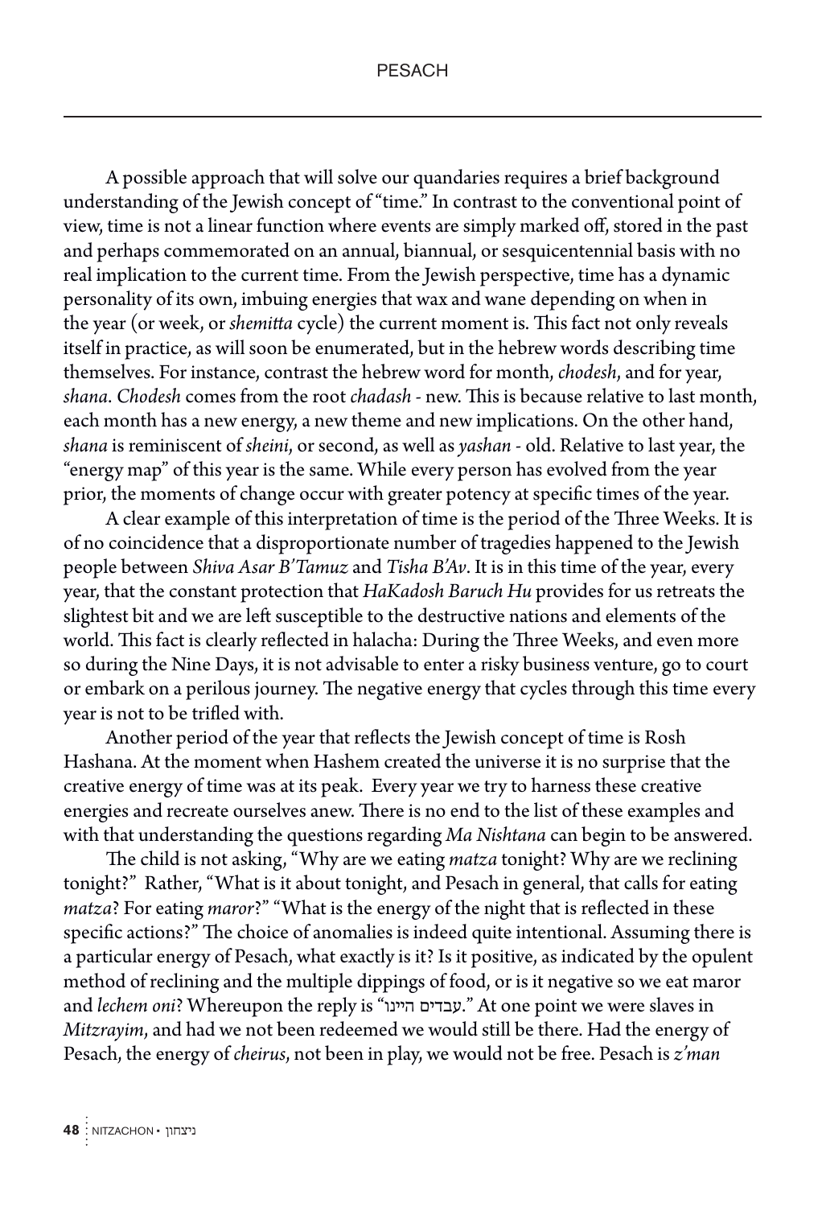A possible approach that will solve our quandaries requires a brief background understanding of the Jewish concept of "time." In contrast to the conventional point of view, time is not a linear function where events are simply marked off, stored in the past and perhaps commemorated on an annual, biannual, or sesquicentennial basis with no real implication to the current time. From the Jewish perspective, time has a dynamic personality of its own, imbuing energies that wax and wane depending on when in the year (or week, or *shemitta* cycle) the current moment is. This fact not only reveals itself in practice, as will soon be enumerated, but in the hebrew words describing time themselves. For instance, contrast the hebrew word for month, *chodesh*, and for year, *shana*. *Chodesh* comes from the root *chadash* - new. This is because relative to last month, each month has a new energy, a new theme and new implications. On the other hand, *shana* is reminiscent of *sheini*, or second, as well as *yashan* - old. Relative to last year, the "energy map" of this year is the same. While every person has evolved from the year prior, the moments of change occur with greater potency at specific times of the year.

A clear example of this interpretation of time is the period of the Three Weeks. It is of no coincidence that a disproportionate number of tragedies happened to the Jewish people between *Shiva Asar B'Tamuz* and *Tisha B'Av*. It is in this time of the year, every year, that the constant protection that *HaKadosh Baruch Hu* provides for us retreats the slightest bit and we are left susceptible to the destructive nations and elements of the world. This fact is clearly reflected in halacha: During the Three Weeks, and even more so during the Nine Days, it is not advisable to enter a risky business venture, go to court or embark on a perilous journey. The negative energy that cycles through this time every year is not to be trifled with.

Another period of the year that reflects the Jewish concept of time is Rosh Hashana. At the moment when Hashem created the universe it is no surprise that the creative energy of time was at its peak. Every year we try to harness these creative energies and recreate ourselves anew. There is no end to the list of these examples and with that understanding the questions regarding *Ma Nishtana* can begin to be answered.

The child is not asking, "Why are we eating *matza* tonight? Why are we reclining tonight?" Rather, "What is it about tonight, and Pesach in general, that calls for eating *matza*? For eating *maror*?" "What is the energy of the night that is reflected in these specific actions?" The choice of anomalies is indeed quite intentional. Assuming there is a particular energy of Pesach, what exactly is it? Is it positive, as indicated by the opulent method of reclining and the multiple dippings of food, or is it negative so we eat maror and *lechem oni*? Whereupon the reply is "עבדים היינו." At one point we were slaves in *Mitzrayim*, and had we not been redeemed we would still be there. Had the energy of Pesach, the energy of *cheirus*, not been in play, we would not be free. Pesach is *z'man*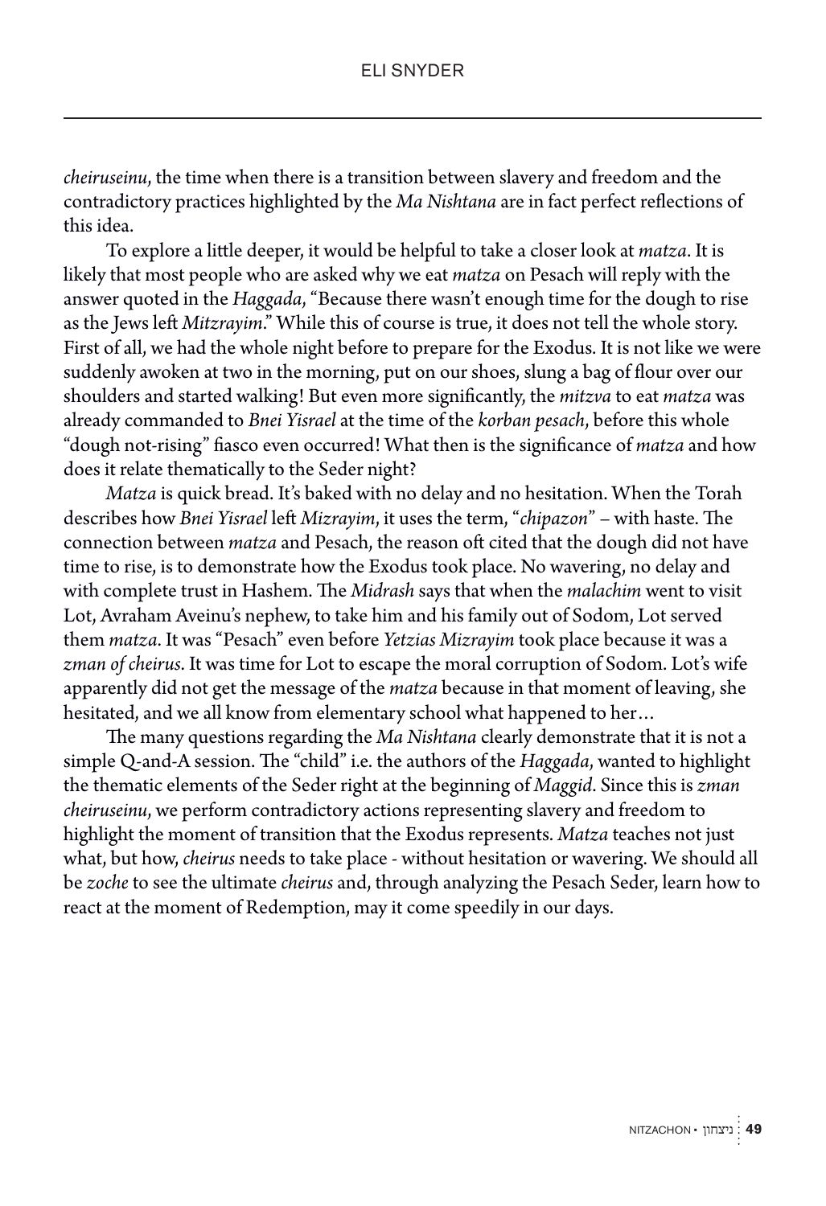*cheiruseinu*, the time when there is a transition between slavery and freedom and the contradictory practices highlighted by the *Ma Nishtana* are in fact perfect reflections of this idea.

To explore a little deeper, it would be helpful to take a closer look at *matza*. It is likely that most people who are asked why we eat *matza* on Pesach will reply with the answer quoted in the *Haggada*, "Because there wasn't enough time for the dough to rise as the Jews left *Mitzrayim*." While this of course is true, it does not tell the whole story. First of all, we had the whole night before to prepare for the Exodus. It is not like we were suddenly awoken at two in the morning, put on our shoes, slung a bag of flour over our shoulders and started walking! But even more significantly, the *mitzva* to eat *matza* was already commanded to *Bnei Yisrael* at the time of the *korban pesach*, before this whole "dough not-rising" fiasco even occurred! What then is the significance of *matza* and how does it relate thematically to the Seder night?

*Matza* is quick bread. It's baked with no delay and no hesitation. When the Torah describes how *Bnei Yisrael* left *Mizrayim*, it uses the term, "*chipazon*" – with haste. The connection between *matza* and Pesach, the reason oft cited that the dough did not have time to rise, is to demonstrate how the Exodus took place. No wavering, no delay and with complete trust in Hashem. The *Midrash* says that when the *malachim* went to visit Lot, Avraham Aveinu's nephew, to take him and his family out of Sodom, Lot served them *matza*. It was "Pesach" even before *Yetzias Mizrayim* took place because it was a *zman of cheirus*. It was time for Lot to escape the moral corruption of Sodom. Lot's wife apparently did not get the message of the *matza* because in that moment of leaving, she hesitated, and we all know from elementary school what happened to her…

The many questions regarding the *Ma Nishtana* clearly demonstrate that it is not a simple Q-and-A session. The "child" i.e. the authors of the *Haggada*, wanted to highlight the thematic elements of the Seder right at the beginning of *Maggid*. Since this is *zman cheiruseinu*, we perform contradictory actions representing slavery and freedom to highlight the moment of transition that the Exodus represents. *Matza* teaches not just what, but how, *cheirus* needs to take place - without hesitation or wavering. We should all be *zoche* to see the ultimate *cheirus* and, through analyzing the Pesach Seder, learn how to react at the moment of Redemption, may it come speedily in our days.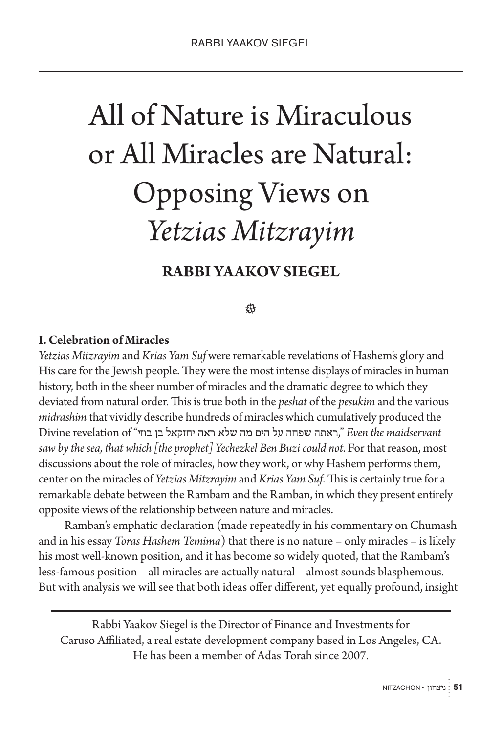# All of Nature is Miraculous or All Miracles are Natural: Opposing Views on *Yetzias Mitzrayim*

**RABBI YAAKOV SIEGEL**

### I. Celebration of Miracles

*Yetzias Mitzrayim* and *Krias Yam Suf* were remarkable revelations of Hashem's glory and His care for the Jewish people. They were the most intense displays of miracles in human history, both in the sheer number of miracles and the dramatic degree to which they deviated from natural order. This is true both in the *peshat* of the *pesukim* and the various *midrashim* that vividly describe hundreds of miracles which cumulatively produced the Divine revelation of "ראתה שפחה על הים מה שלא ראה יחזקאל בן בוזי," *Even the maidservant saw by the sea, that which [the prophet] Yechezkel Ben Buzi could not*. For that reason, most discussions about the role of miracles, how they work, or why Hashem performs them, center on the miracles of *Yetzias Mitzrayim* and *Krias Yam Suf*. This is certainly true for a remarkable debate between the Rambam and the Ramban, in which they present entirely opposite views of the relationship between nature and miracles.

Ramban's emphatic declaration (made repeatedly in his commentary on Chumash and in his essay *Toras Hashem Temima*) that there is no nature – only miracles – is likely his most well-known position, and it has become so widely quoted, that the Rambam's less-famous position – all miracles are actually natural – almost sounds blasphemous. But with analysis we will see that both ideas offer different, yet equally profound, insight

---

Rabbi Yaakov Siegel is the Director of Finance and Investments for Caruso Affiliated, a real estate development company based in Los Angeles, CA. He has been a member of Adas Torah since 2007.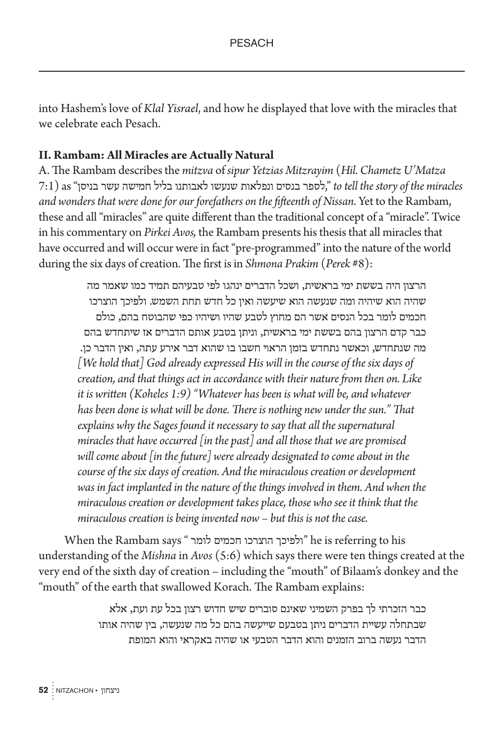into Hashem's love of *Klal Yisrael*, and how he displayed that love with the miracles that we celebrate each Pesach.

**II. Rambam: All Miracles are Actually Natural**

A. The Rambam describes the *mitzva* of *sipur Yetzias Mitzrayim* (*Hil. Chametz U'Matza* 7:1) as "לספר בנסים ונפלאות שנעשו לאבותנו בליל חמישה עשר בניסן," *to tell the story of the miracles and wonders that were done for our forefathers on the fifteenth of Nissan*. Yet to the Rambam, these and all "miracles" are quite different than the traditional concept of a "miracle". Twice in his commentary on *Pirkei Avos,* the Rambam presents his thesis that all miracles that have occurred and will occur were in fact "pre-programmed" into the nature of the world during the six days of creation. The first is in *Shmona Prakim* (*Perek* #8):

> הרצון היה בששת ימי בראשית, ושכל הדברים ינהגו לפי טבעיהם תמיד כמו שאמר מה שהיה הוא שיהיה ומה שנעשה הוא שיעשה ואין כל חדש תחת השמש. ולפיכך הוצרכו חכמים לומר בכל הנסים אשר הם מחוץ לטבע שהיו ושיהיו כפי שהבוטח בהם, כולם כבר קדם הרצון בהם בששת ימי בראשית, וניתן בטבע אותם הדברים אז שיתחדש בהם מה שנתחדש, וכאשר נתחדש בזמן הראוי חשבו בו שהוא דבר אירע עתה, ואין הדבר כן.
>
> *[We hold that] God already expressed His will in the course of the six days of creation, and that things act in accordance with their nature from then on. Like it is written (Koheles 1:9) "Whatever has been is what will be, and whatever has been done is what will be done. There is nothing new under the sun." That explains why the Sages found it necessary to say that all the supernatural miracles that have occurred [in the past] and all those that we are promised will come about [in the future] were already designated to come about in the course of the six days of creation. And the miraculous creation or development was in fact implanted in the nature of the things involved in them. And when the miraculous creation or development takes place, those who see it think that the miraculous creation is being invented now – but this is not the case.*

When the Rambam says "ולפיכך הוצרכו חכמים לומר" he is referring to his understanding of the *Mishna* in *Avos* (5:6) which says there were ten things created at the very end of the sixth day of creation – including the "mouth" of Bilaam's donkey and the "mouth" of the earth that swallowed Korach. The Rambam explains:

> כבר הזכרתי לך בפרק השמיני שאינם סוברים שיש חדוש רצון בכל עת ועת, אלא שבתחלה עשיית הדברים ניתן בטבעם שייעשה בהם כל מה שנעשה, בין שהיה אותו הדבר נעשה ברוב הזמנים והוא הדבר הטבעי או שהיה באקראי והוא המופת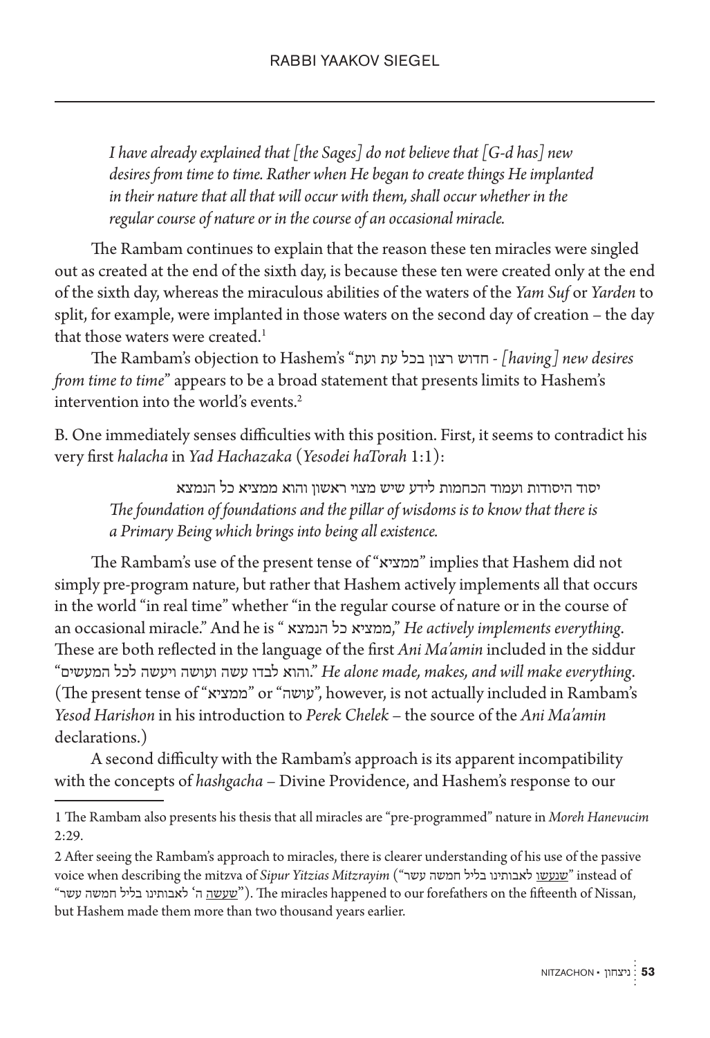*I have already explained that [the Sages] do not believe that [G-d has] new desires from time to time. Rather when He began to create things He implanted in their nature that all that will occur with them, shall occur whether in the regular course of nature or in the course of an occasional miracle.*

The Rambam continues to explain that the reason these ten miracles were singled out as created at the end of the sixth day, is because these ten were created only at the end of the sixth day, whereas the miraculous abilities of the waters of the *Yam Suf* or *Yarden* to split, for example, were implanted in those waters on the second day of creation – the day that those waters were created.[1]

The Rambam's objection to Hashem's "חדוש רצון בכל עת ועת - *[having] new desires from time to time*" appears to be a broad statement that presents limits to Hashem's intervention into the world's events.[2]

B. One immediately senses difficulties with this position. First, it seems to contradict his very first *halacha* in *Yad Hachazaka* (*Yesodei haTorah* 1:1):

> יסוד היסודות ועמוד הכחמות לידע שיש מצוי ראשון והוא ממציא כל הנמצא
> *The foundation of foundations and the pillar of wisdoms is to know that there is a Primary Being which brings into being all existence.*

The Rambam's use of the present tense of "ממציא" implies that Hashem did not simply pre-program nature, but rather that Hashem actively implements all that occurs in the world "in real time" whether "in the regular course of nature or in the course of an occasional miracle." And he is "ממציא כל הנמצא," *He actively implements everything*. These are both reflected in the language of the first *Ani Ma'amin* included in the siddur "והוא לבדו עשה ועושה ויעשה לכל המעשים." *He alone made, makes, and will make everything*. (The present tense of "ממציא" or "עושה", however, is not actually included in Rambam's *Yesod Harishon* in his introduction to *Perek Chelek* – the source of the *Ani Ma'amin* declarations.)

A second difficulty with the Rambam's approach is its apparent incompatibility with the concepts of *hashgacha* – Divine Providence, and Hashem's response to our

---

1 The Rambam also presents his thesis that all miracles are "pre-programmed" nature in *Moreh Hanevucim* 2:29.

2 After seeing the Rambam's approach to miracles, there is clearer understanding of his use of the passive voice when describing the mitzva of *Sipur Yitzias Mitzrayim* ("שנעשו לאבותינו בליל חמשה עשר" instead of "שעשה ה' לאבותינו בליל חמשה עשר"). The miracles happened to our forefathers on the fifteenth of Nissan, but Hashem made them more than two thousand years earlier.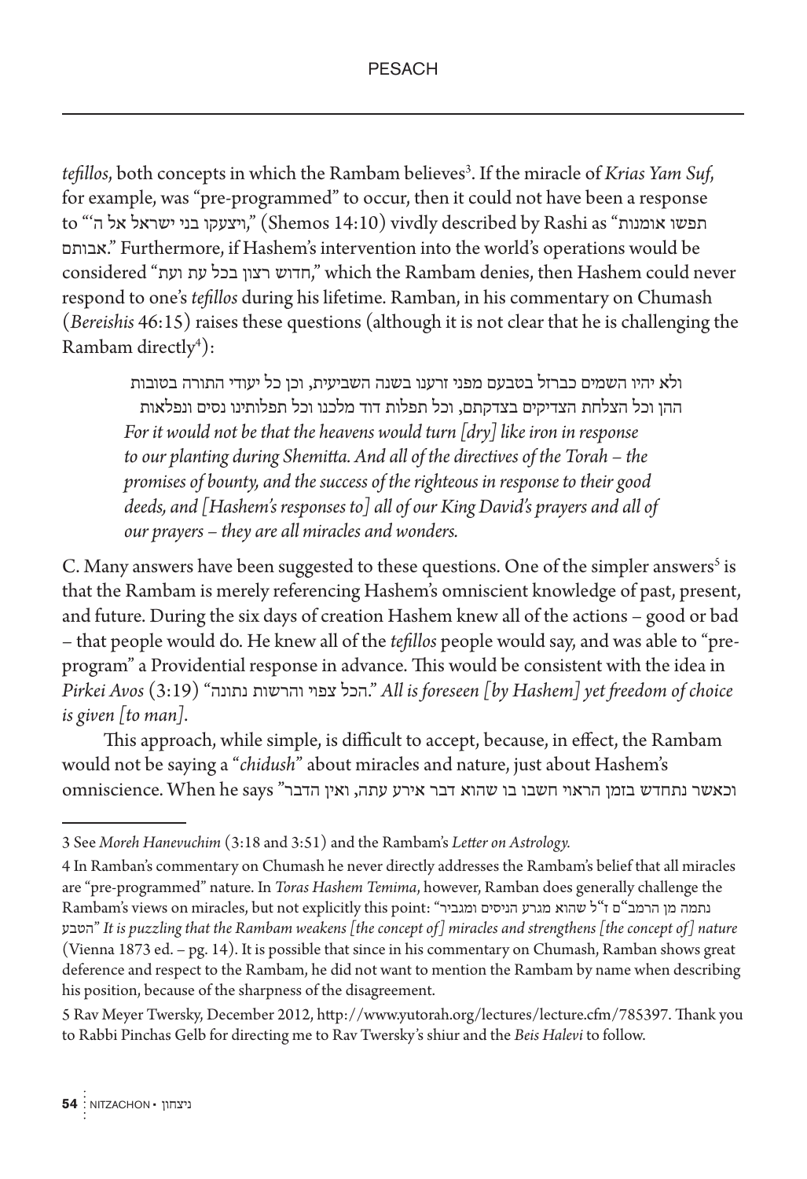*tefillos*, both concepts in which the Rambam believes[3]. If the miracle of *Krias Yam Suf*, for example, was "pre-programmed" to occur, then it could not have been a response to "'ויצעקו בני ישראל אל ה," (Shemos 14:10) vivdly described by Rashi as "תפשו אומנות אבותם." Furthermore, if Hashem's intervention into the world's operations would be considered "חדוש רצון בכל עת ועת," which the Rambam denies, then Hashem could never respond to one's *tefillos* during his lifetime. Ramban, in his commentary on Chumash (*Bereishis* 46:15) raises these questions (although it is not clear that he is challenging the Rambam directly[4]):

> ולא יהיו השמים כברזל בטבעם מפני זרענו בשנה השביעית, וכן כל יעודי התורה בטובות ההן וכל הצלחת הצדיקים בצדקתם, וכל תפלות דוד מלכנו וכל תפלותינו נסים ונפלאות
>
> *For it would not be that the heavens would turn [dry] like iron in response to our planting during Shemitta. And all of the directives of the Torah – the promises of bounty, and the success of the righteous in response to their good deeds, and [Hashem's responses to] all of our King David's prayers and all of our prayers – they are all miracles and wonders.*

C. Many answers have been suggested to these questions. One of the simpler answers[5] is that the Rambam is merely referencing Hashem's omniscient knowledge of past, present, and future. During the six days of creation Hashem knew all of the actions – good or bad – that people would do. He knew all of the *tefillos* people would say, and was able to "pre-program" a Providential response in advance. This would be consistent with the idea in *Pirkei Avos* (3:19) "הכל צפוי והרשות נתונה." *All is foreseen [by Hashem] yet freedom of choice is given [to man].*

This approach, while simple, is difficult to accept, because, in effect, the Rambam would not be saying a "*chidush*" about miracles and nature, just about Hashem's omniscience. When he says "וכאשר נתחדש בזמן הראוי חשבו בו שהוא דבר אירע עתה, ואין הדבר

---

3 See *Moreh Hanevuchim* (3:18 and 3:51) and the Rambam's *Letter on Astrology.*

4 In Ramban's commentary on Chumash he never directly addresses the Rambam's belief that all miracles are "pre-programmed" nature. In *Toras Hashem Temima*, however, Ramban does generally challenge the Rambam's views on miracles, but not explicitly this point: "נתמה מן הרמב"ם ז"ל שהוא מגרע הניסים ומגביר הטבע" *It is puzzling that the Rambam weakens [the concept of] miracles and strengthens [the concept of] nature* (Vienna 1873 ed. – pg. 14). It is possible that since in his commentary on Chumash, Ramban shows great deference and respect to the Rambam, he did not want to mention the Rambam by name when describing his position, because of the sharpness of the disagreement.

5 Rav Meyer Twersky, December 2012, http://www.yutorah.org/lectures/lecture.cfm/785397. Thank you to Rabbi Pinchas Gelb for directing me to Rav Twersky's shiur and the *Beis Halevi* to follow.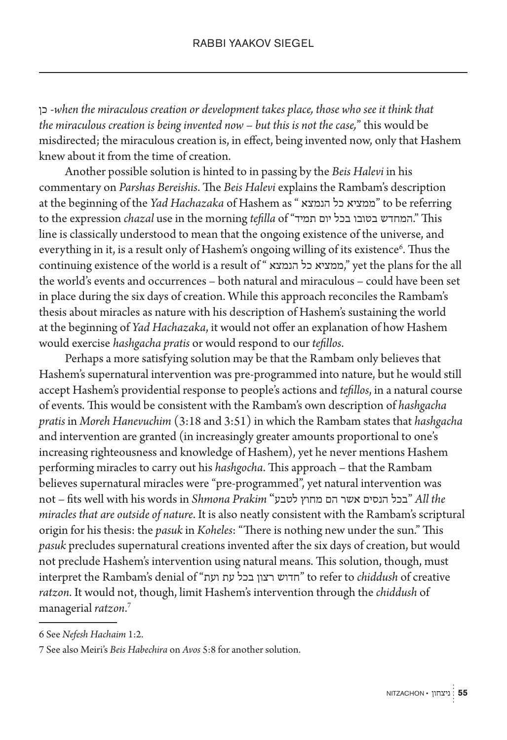כן *-when the miraculous creation or development takes place, those who see it think that the miraculous creation is being invented now – but this is not the case,*" this would be misdirected; the miraculous creation is, in effect, being invented now, only that Hashem knew about it from the time of creation.

Another possible solution is hinted to in passing by the *Beis Halevi* in his commentary on *Parshas Bereishis*. The *Beis Halevi* explains the Rambam's description at the beginning of the *Yad Hachazaka* of Hashem as " ממציא כל הנמצא" to be referring to the expression *chazal* use in the morning *tefilla* of "המחדש בטובו בכל יום תמיד." This line is classically understood to mean that the ongoing existence of the universe, and everything in it, is a result only of Hashem's ongoing willing of its existence[6]. Thus the continuing existence of the world is a result of " ממציא כל הנמצא," yet the plans for the all the world's events and occurrences – both natural and miraculous – could have been set in place during the six days of creation. While this approach reconciles the Rambam's thesis about miracles as nature with his description of Hashem's sustaining the world at the beginning of *Yad Hachazaka*, it would not offer an explanation of how Hashem would exercise *hashgacha pratis* or would respond to our *tefillos*.

Perhaps a more satisfying solution may be that the Rambam only believes that Hashem's supernatural intervention was pre-programmed into nature, but he would still accept Hashem's providential response to people's actions and *tefillos*, in a natural course of events. This would be consistent with the Rambam's own description of *hashgacha pratis* in *Moreh Hanevuchim* (3:18 and 3:51) in which the Rambam states that *hashgacha* and intervention are granted (in increasingly greater amounts proportional to one's increasing righteousness and knowledge of Hashem), yet he never mentions Hashem performing miracles to carry out his *hashgocha*. This approach – that the Rambam believes supernatural miracles were "pre-programmed", yet natural intervention was not – fits well with his words in *Shmona Prakim* "בכל הנסים אשר הם מחוץ לטבע" *All the miracles that are outside of nature*. It is also neatly consistent with the Rambam's scriptural origin for his thesis: the *pasuk* in *Koheles*: "There is nothing new under the sun." This *pasuk* precludes supernatural creations invented after the six days of creation, but would not preclude Hashem's intervention using natural means. This solution, though, must interpret the Rambam's denial of "חדוש רצון בכל עת ועת" to refer to *chiddush* of creative *ratzon*. It would not, though, limit Hashem's intervention through the *chiddush* of managerial *ratzon*.[7]

---

6 See *Nefesh Hachaim* 1:2.

7 See also Meiri's *Beis Habechira* on *Avos* 5:8 for another solution.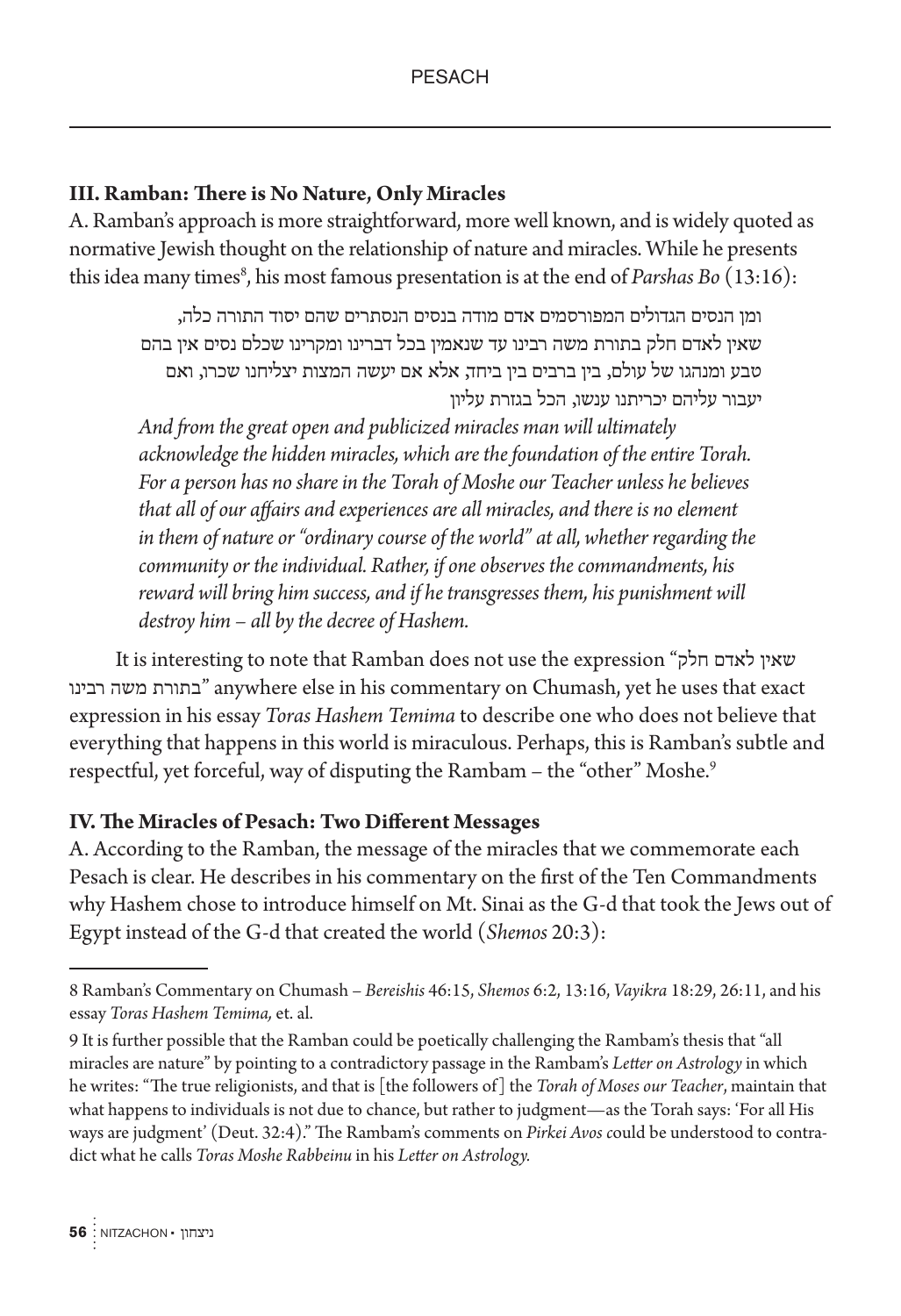### III. Ramban: There is No Nature, Only Miracles

A. Ramban's approach is more straightforward, more well known, and is widely quoted as normative Jewish thought on the relationship of nature and miracles. While he presents this idea many times[8], his most famous presentation is at the end of *Parshas Bo* (13:16):

> ומן הנסים הגדולים המפורסמים אדם מודה בנסים הנסתרים שהם יסוד התורה כלה, שאין לאדם חלק בתורת משה רבינו עד שנאמין בכל דברינו ומקרינו שכלם נסים אין בהם טבע ומנהגו של עולם, בין ברבים בין ביחד, אלא אם יעשה המצות יצליחנו שכרו, ואם יעבור עליהם יכריתנו ענשו, הכל בגזרת עליון
>
> *And from the great open and publicized miracles man will ultimately acknowledge the hidden miracles, which are the foundation of the entire Torah. For a person has no share in the Torah of Moshe our Teacher unless he believes that all of our affairs and experiences are all miracles, and there is no element in them of nature or "ordinary course of the world" at all, whether regarding the community or the individual. Rather, if one observes the commandments, his reward will bring him success, and if he transgresses them, his punishment will destroy him – all by the decree of Hashem.*

It is interesting to note that Ramban does not use the expression "שאין לאדם חלק בתורת משה רבינו" anywhere else in his commentary on Chumash, yet he uses that exact expression in his essay *Toras Hashem Temima* to describe one who does not believe that everything that happens in this world is miraculous. Perhaps, this is Ramban's subtle and respectful, yet forceful, way of disputing the Rambam – the "other" Moshe.[9]

### IV. The Miracles of Pesach: Two Different Messages

A. According to the Ramban, the message of the miracles that we commemorate each Pesach is clear. He describes in his commentary on the first of the Ten Commandments why Hashem chose to introduce himself on Mt. Sinai as the G-d that took the Jews out of Egypt instead of the G-d that created the world (*Shemos* 20:3):

---

8 Ramban's Commentary on Chumash – *Bereishis* 46:15, *Shemos* 6:2, 13:16, *Vayikra* 18:29, 26:11, and his essay *Toras Hashem Temima,* et. al.

9 It is further possible that the Ramban could be poetically challenging the Rambam's thesis that "all miracles are nature" by pointing to a contradictory passage in the Rambam's *Letter on Astrology* in which he writes: "The true religionists, and that is [the followers of] the *Torah of Moses our Teacher*, maintain that what happens to individuals is not due to chance, but rather to judgment—as the Torah says: 'For all His ways are judgment' (Deut. 32:4)." The Rambam's comments on *Pirkei Avos* could be understood to contradict what he calls *Toras Moshe Rabbeinu* in his *Letter on Astrology.*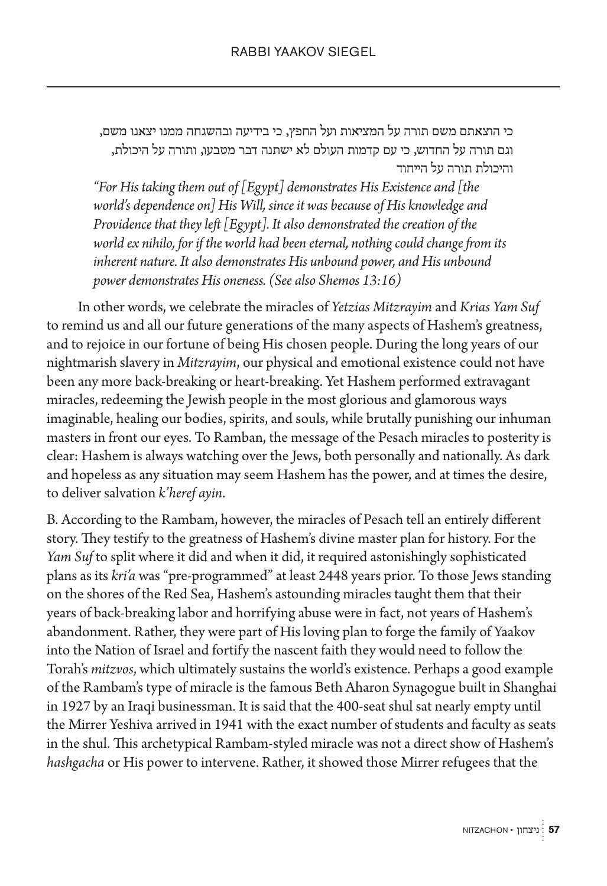כי הוצאתם משם תורה על המציאות ועל החפץ, כי בידיעה ובהשגחה ממנו יצאנו משם, וגם תורה על החדוש, כי עם קדמות העולם לא ישתנה דבר מטבעו, ותורה על היכולת, והיכולת תורה על הייחוד

*"For His taking them out of [Egypt] demonstrates His Existence and [the world's dependence on] His Will, since it was because of His knowledge and Providence that they left [Egypt]. It also demonstrated the creation of the world ex nihilo, for if the world had been eternal, nothing could change from its inherent nature. It also demonstrates His unbound power, and His unbound power demonstrates His oneness. (See also Shemos 13:16)*

In other words, we celebrate the miracles of *Yetzias Mitzrayim* and *Krias Yam Suf* to remind us and all our future generations of the many aspects of Hashem's greatness, and to rejoice in our fortune of being His chosen people. During the long years of our nightmarish slavery in *Mitzrayim*, our physical and emotional existence could not have been any more back-breaking or heart-breaking. Yet Hashem performed extravagant miracles, redeeming the Jewish people in the most glorious and glamorous ways imaginable, healing our bodies, spirits, and souls, while brutally punishing our inhuman masters in front our eyes. To Ramban, the message of the Pesach miracles to posterity is clear: Hashem is always watching over the Jews, both personally and nationally. As dark and hopeless as any situation may seem Hashem has the power, and at times the desire, to deliver salvation *k'heref ayin*.

B. According to the Rambam, however, the miracles of Pesach tell an entirely different story. They testify to the greatness of Hashem's divine master plan for history. For the *Yam Suf* to split where it did and when it did, it required astonishingly sophisticated plans as its *kri'a* was "pre-programmed" at least 2448 years prior. To those Jews standing on the shores of the Red Sea, Hashem's astounding miracles taught them that their years of back-breaking labor and horrifying abuse were in fact, not years of Hashem's abandonment. Rather, they were part of His loving plan to forge the family of Yaakov into the Nation of Israel and fortify the nascent faith they would need to follow the Torah's *mitzvos*, which ultimately sustains the world's existence. Perhaps a good example of the Rambam's type of miracle is the famous Beth Aharon Synagogue built in Shanghai in 1927 by an Iraqi businessman. It is said that the 400-seat shul sat nearly empty until the Mirrer Yeshiva arrived in 1941 with the exact number of students and faculty as seats in the shul. This archetypical Rambam-styled miracle was not a direct show of Hashem's *hashgacha* or His power to intervene. Rather, it showed those Mirrer refugees that the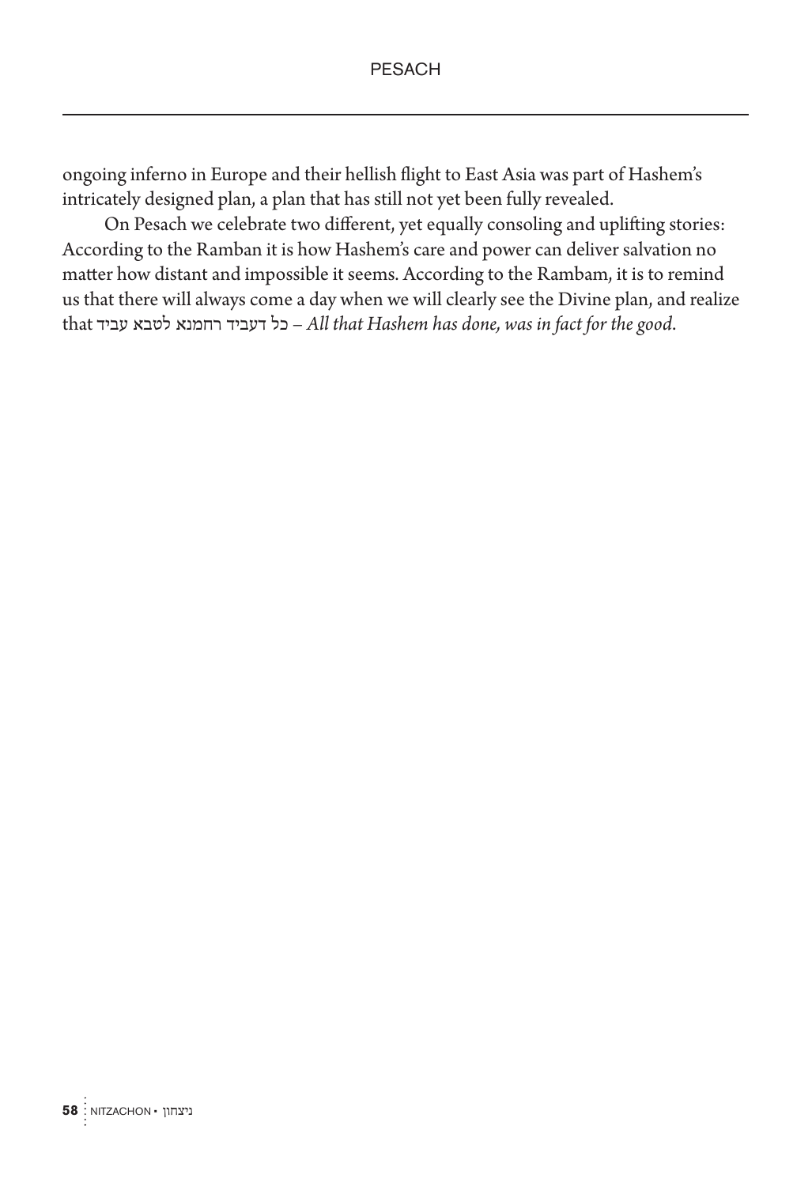ongoing inferno in Europe and their hellish flight to East Asia was part of Hashem's intricately designed plan, a plan that has still not yet been fully revealed.

On Pesach we celebrate two different, yet equally consoling and uplifting stories: According to the Ramban it is how Hashem's care and power can deliver salvation no matter how distant and impossible it seems. According to the Rambam, it is to remind us that there will always come a day when we will clearly see the Divine plan, and realize that כל דעביד רחמנא לטבא עביד – *All that Hashem has done, was in fact for the good.*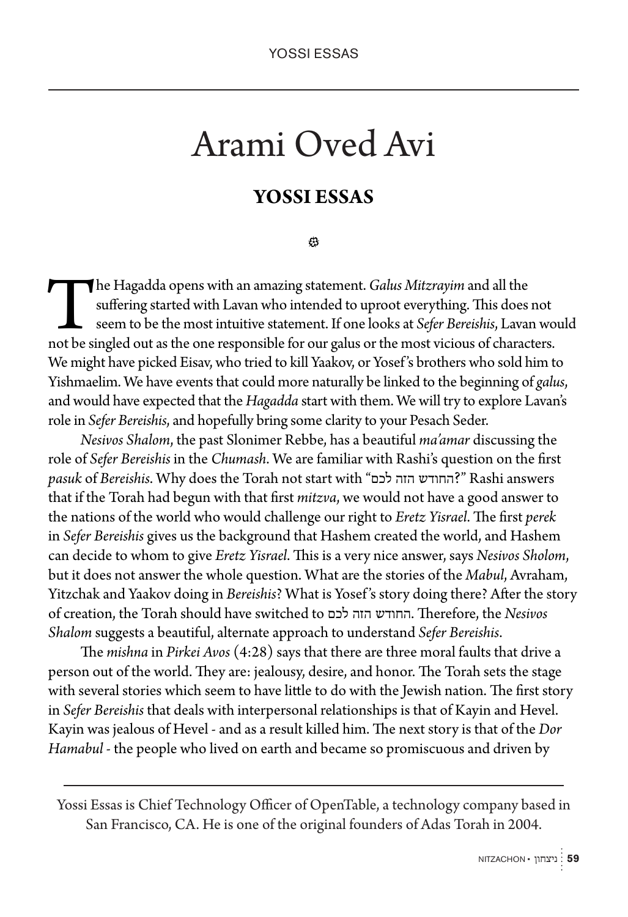# Arami Oved Avi

## YOSSI ESSAS

The Hagadda opens with an amazing statement. *Galus Mitzrayim* and all the suffering started with Lavan who intended to uproot everything. This does not seem to be the most intuitive statement. If one looks at *Sefer Bereishis*, Lavan would not be singled out as the one responsible for our galus or the most vicious of characters. We might have picked Eisav, who tried to kill Yaakov, or Yosef's brothers who sold him to Yishmaelim. We have events that could more naturally be linked to the beginning of *galus*, and would have expected that the *Hagadda* start with them. We will try to explore Lavan's role in *Sefer Bereishis*, and hopefully bring some clarity to your Pesach Seder.

*Nesivos Shalom*, the past Slonimer Rebbe, has a beautiful *ma'amar* discussing the role of *Sefer Bereishis* in the *Chumash*. We are familiar with Rashi's question on the first *pasuk* of *Bereishis*. Why does the Torah not start with "החודש הזה לכם?" Rashi answers that if the Torah had begun with that first *mitzva*, we would not have a good answer to the nations of the world who would challenge our right to *Eretz Yisrael*. The first *perek* in *Sefer Bereishis* gives us the background that Hashem created the world, and Hashem can decide to whom to give *Eretz Yisrael*. This is a very nice answer, says *Nesivos Sholom*, but it does not answer the whole question. What are the stories of the *Mabul*, Avraham, Yitzchak and Yaakov doing in *Bereishis*? What is Yosef's story doing there? After the story of creation, the Torah should have switched to החודש הזה לכם. Therefore, the *Nesivos Shalom* suggests a beautiful, alternate approach to understand *Sefer Bereishis*.

The *mishna* in *Pirkei Avos* (4:28) says that there are three moral faults that drive a person out of the world. They are: jealousy, desire, and honor. The Torah sets the stage with several stories which seem to have little to do with the Jewish nation. The first story in *Sefer Bereishis* that deals with interpersonal relationships is that of Kayin and Hevel. Kayin was jealous of Hevel - and as a result killed him. The next story is that of the *Dor Hamabul* - the people who lived on earth and became so promiscuous and driven by

---

Yossi Essas is Chief Technology Officer of OpenTable, a technology company based in San Francisco, CA. He is one of the original founders of Adas Torah in 2004.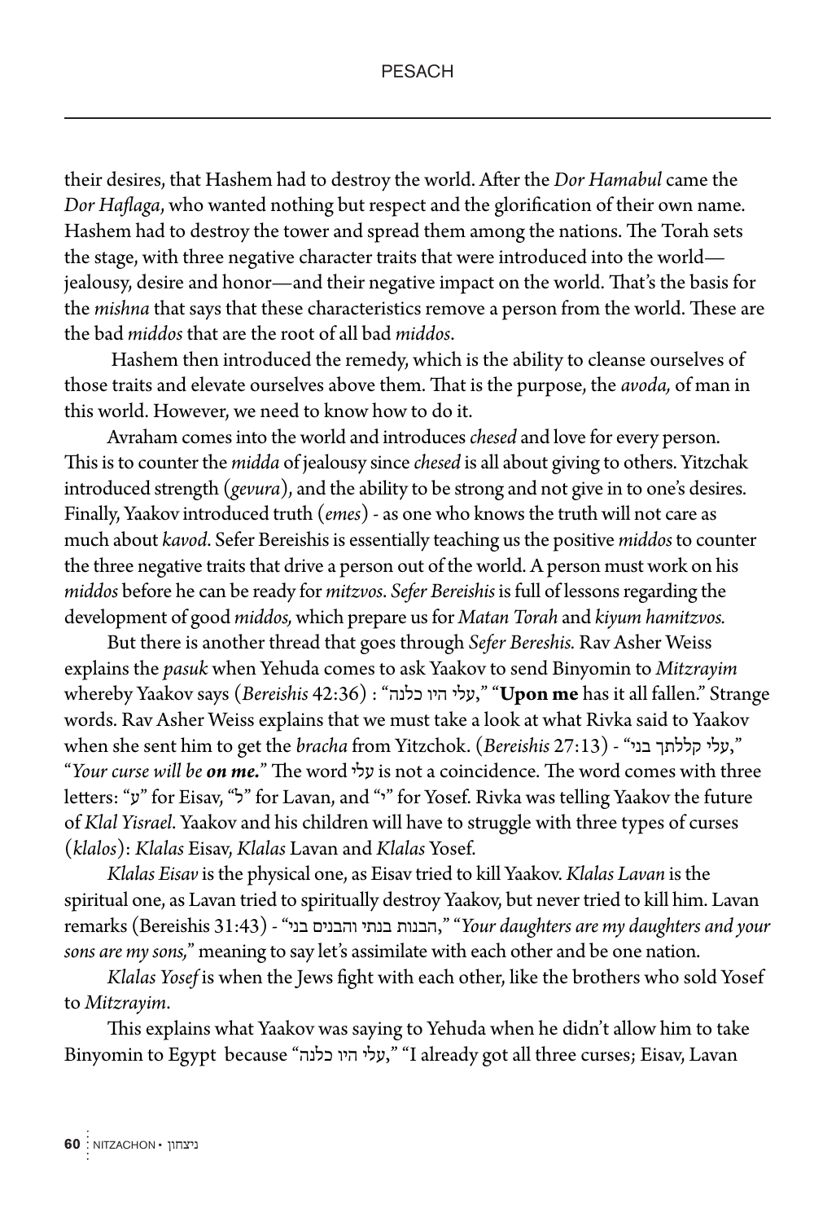their desires, that Hashem had to destroy the world. After the *Dor Hamabul* came the *Dor Haflaga*, who wanted nothing but respect and the glorification of their own name. Hashem had to destroy the tower and spread them among the nations. The Torah sets the stage, with three negative character traits that were introduced into the world—jealousy, desire and honor—and their negative impact on the world. That's the basis for the *mishna* that says that these characteristics remove a person from the world. These are the bad *middos* that are the root of all bad *middos*.

Hashem then introduced the remedy, which is the ability to cleanse ourselves of those traits and elevate ourselves above them. That is the purpose, the *avoda,* of man in this world. However, we need to know how to do it.

Avraham comes into the world and introduces *chesed* and love for every person. This is to counter the *midda* of jealousy since *chesed* is all about giving to others. Yitzchak introduced strength (*gevura*), and the ability to be strong and not give in to one's desires. Finally, Yaakov introduced truth (*emes*) - as one who knows the truth will not care as much about *kavod*. Sefer Bereishis is essentially teaching us the positive *middos* to counter the three negative traits that drive a person out of the world. A person must work on his *middos* before he can be ready for *mitzvos*. *Sefer Bereishis* is full of lessons regarding the development of good *middos,* which prepare us for *Matan Torah* and *kiyum hamitzvos.*

But there is another thread that goes through *Sefer Bereshis.* Rav Asher Weiss explains the *pasuk* when Yehuda comes to ask Yaakov to send Binyomin to *Mitzrayim* whereby Yaakov says (*Bereishis* 42:36) : "עלי היו כלנה," "**Upon me** has it all fallen." Strange words. Rav Asher Weiss explains that we must take a look at what Rivka said to Yaakov when she sent him to get the *bracha* from Yitzchok. (*Bereishis* 27:13) - "עלי קללתך בני," "*Your curse will be **on me.***" The word עלי is not a coincidence. The word comes with three letters: "ע" for Eisav, "ל" for Lavan, and "י" for Yosef. Rivka was telling Yaakov the future of *Klal Yisrael*. Yaakov and his children will have to struggle with three types of curses (*klalos*): *Klalas* Eisav, *Klalas* Lavan and *Klalas* Yosef.

*Klalas Eisav* is the physical one, as Eisav tried to kill Yaakov. *Klalas Lavan* is the spiritual one, as Lavan tried to spiritually destroy Yaakov, but never tried to kill him. Lavan remarks (Bereishis 31:43) - "הבנות בנתי והבנים בני," "*Your daughters are my daughters and your sons are my sons,*" meaning to say let's assimilate with each other and be one nation.

*Klalas Yosef* is when the Jews fight with each other, like the brothers who sold Yosef to *Mitzrayim*.

This explains what Yaakov was saying to Yehuda when he didn't allow him to take Binyomin to Egypt because "עלי היו כלנה," "I already got all three curses; Eisav, Lavan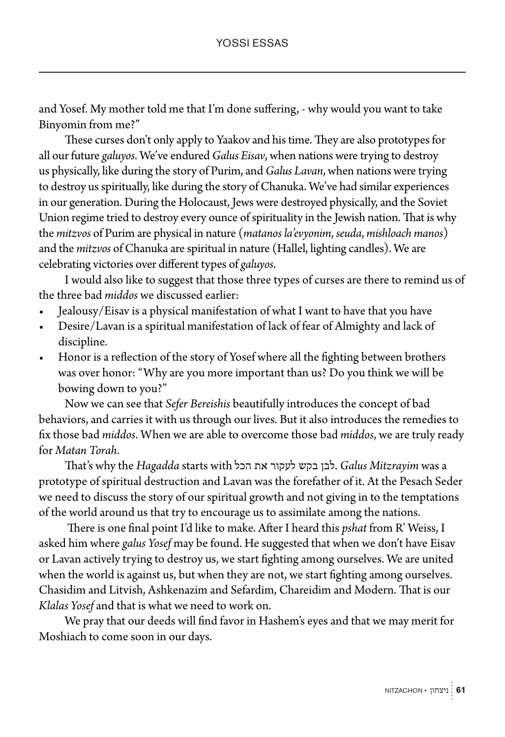and Yosef. My mother told me that I'm done suffering, - why would you want to take Binyomin from me?"

These curses don't only apply to Yaakov and his time. They are also prototypes for all our future *galuyos*. We've endured *Galus Eisav*, when nations were trying to destroy us physically, like during the story of Purim, and *Galus Lavan*, when nations were trying to destroy us spiritually, like during the story of Chanuka. We've had similar experiences in our generation. During the Holocaust, Jews were destroyed physically, and the Soviet Union regime tried to destroy every ounce of spirituality in the Jewish nation. That is why the *mitzvos* of Purim are physical in nature (*matanos la'evyonim*, *seuda*, *mishloach manos*) and the *mitzvos* of Chanuka are spiritual in nature (Hallel, lighting candles). We are celebrating victories over different types of *galuyos*.

I would also like to suggest that those three types of curses are there to remind us of the three bad *middos* we discussed earlier:

- Jealousy/Eisav is a physical manifestation of what I want to have that you have
- Desire/Lavan is a spiritual manifestation of lack of fear of Almighty and lack of discipline.
- Honor is a reflection of the story of Yosef where all the fighting between brothers was over honor: "Why are you more important than us? Do you think we will be bowing down to you?"

Now we can see that *Sefer Bereishis* beautifully introduces the concept of bad behaviors, and carries it with us through our lives. But it also introduces the remedies to fix those bad *middos*. When we are able to overcome those bad *middos*, we are truly ready for *Matan Torah*.

That's why the *Hagadda* starts with לבן בקש לעקור את הכל. *Galus Mitzrayim* was a prototype of spiritual destruction and Lavan was the forefather of it. At the Pesach Seder we need to discuss the story of our spiritual growth and not giving in to the temptations of the world around us that try to encourage us to assimilate among the nations.

There is one final point I'd like to make. After I heard this *pshat* from R' Weiss, I asked him where *galus Yosef* may be found. He suggested that when we don't have Eisav or Lavan actively trying to destroy us, we start fighting among ourselves. We are united when the world is against us, but when they are not, we start fighting among ourselves. Chasidim and Litvish, Ashkenazim and Sefardim, Chareidim and Modern. That is our *Klalas Yosef* and that is what we need to work on.

We pray that our deeds will find favor in Hashem's eyes and that we may merit for Moshiach to come soon in our days.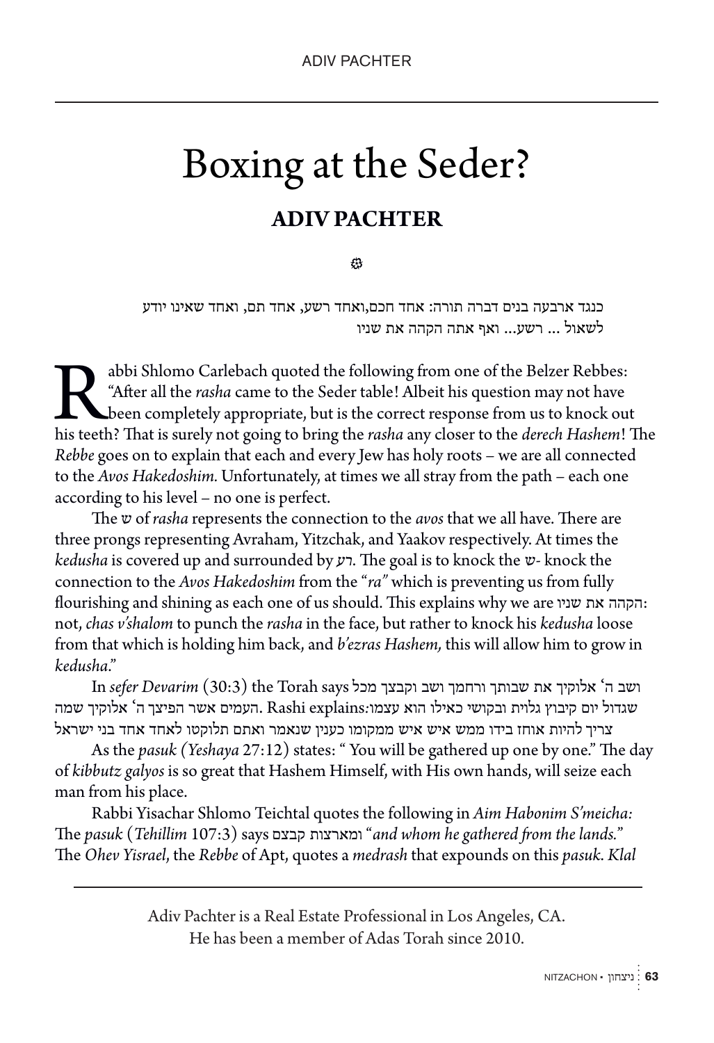# Boxing at the Seder?

## ADIV PACHTER

כנגד ארבעה בנים דברה תורה: אחד חכם,ואחד רשע, אחד תם, ואחד שאינו יודע לשאול ... רשע... ואף אתה הקהה את שניו

Rabbi Shlomo Carlebach quoted the following from one of the Belzer Rebbes: "After all the *rasha* came to the Seder table! Albeit his question may not have been completely appropriate, but is the correct response from us to knock out his teeth? That is surely not going to bring the *rasha* any closer to the *derech Hashem*! The *Rebbe* goes on to explain that each and every Jew has holy roots – we are all connected to the *Avos Hakedoshim.* Unfortunately, at times we all stray from the path – each one according to his level – no one is perfect.

The ש of *rasha* represents the connection to the *avos* that we all have. There are three prongs representing Avraham, Yitzchak, and Yaakov respectively. At times the *kedusha* is covered up and surrounded by רע. The goal is to knock the ש- knock the connection to the *Avos Hakedoshim* from the "*ra"* which is preventing us from fully flourishing and shining as each one of us should. This explains why we are הקהה את שניו: not, *chas v'shalom* to punch the *rasha* in the face, but rather to knock his *kedusha* loose from that which is holding him back, and *b'ezras Hashem,* this will allow him to grow in *kedusha*."

In *sefer Devarim* (30:3) the Torah says ושב ה' אלוקיך את שבותך ורחמך ושב וקבצך מכל העמים אשר הפיצך ה' אלוקיך שמה. Rashi explains: שגדול יום קיבוץ גלוית ובקושי כאילו הוא עצמו צריך להיות אוחז בידו ממש איש איש ממקומו כענין שנאמר ואתם תלוקטו לאחד אחד בני ישראל

As the *pasuk (Yeshaya* 27:12) states: " You will be gathered up one by one." The day of *kibbutz galyos* is so great that Hashem Himself, with His own hands, will seize each man from his place.

Rabbi Yisachar Shlomo Teichtal quotes the following in *Aim Habonim S'meicha:* The *pasuk* (*Tehillim* 107:3) says ומארצות קבצם "*and whom he gathered from the lands."* The *Ohev Yisrael*, the *Rebbe* of Apt, quotes a *medrash* that expounds on this *pasuk. Klal*

---

Adiv Pachter is a Real Estate Professional in Los Angeles, CA. He has been a member of Adas Torah since 2010.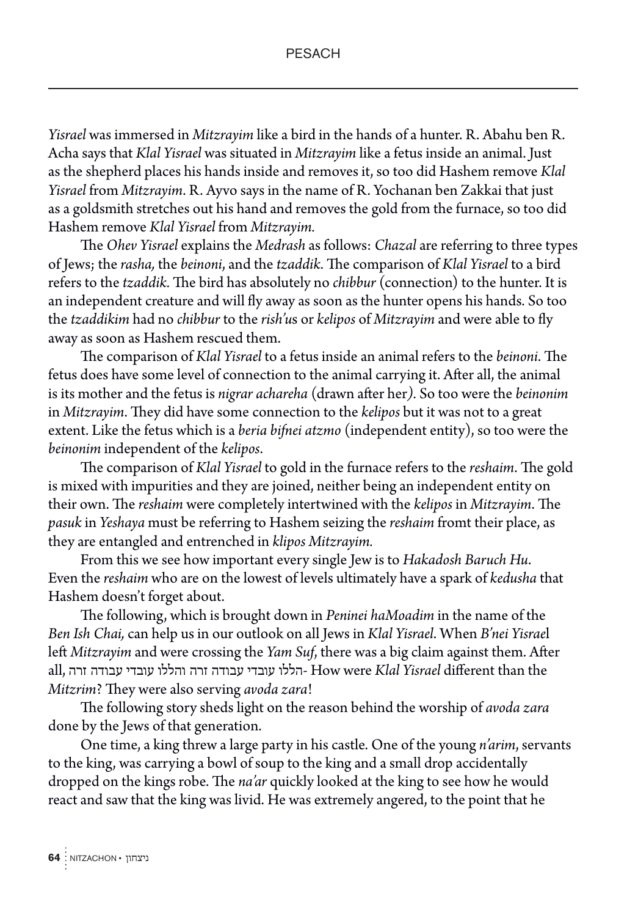*Yisrael* was immersed in *Mitzrayim* like a bird in the hands of a hunter. R. Abahu ben R. Acha says that *Klal Yisrael* was situated in *Mitzrayim* like a fetus inside an animal. Just as the shepherd places his hands inside and removes it, so too did Hashem remove *Klal Yisrael* from *Mitzrayim*. R. Ayvo says in the name of R. Yochanan ben Zakkai that just as a goldsmith stretches out his hand and removes the gold from the furnace, so too did Hashem remove *Klal Yisrael* from *Mitzrayim.*

The *Ohev Yisrael* explains the *Medrash* as follows: *Chazal* are referring to three types of Jews; the *rasha,* the *beinoni*, and the *tzaddik*. The comparison of *Klal Yisrael* to a bird refers to the *tzaddik.* The bird has absolutely no *chibbur* (connection) to the hunter. It is an independent creature and will fly away as soon as the hunter opens his hands. So too the *tzaddikim* had no *chibbur* to the *rish'u*s or *kelipos* of *Mitzrayim* and were able to fly away as soon as Hashem rescued them.

The comparison of *Klal Yisrael* to a fetus inside an animal refers to the *beinoni*. The fetus does have some level of connection to the animal carrying it. After all, the animal is its mother and the fetus is *nigrar achareha* (drawn after her*)*. So too were the *beinonim* in *Mitzrayim*. They did have some connection to the *kelipos* but it was not to a great extent. Like the fetus which is a *beria bifnei atzmo* (independent entity), so too were the *beinonim* independent of the *kelipos*.

The comparison of *Klal Yisrael* to gold in the furnace refers to the *reshaim*. The gold is mixed with impurities and they are joined, neither being an independent entity on their own. The *reshaim* were completely intertwined with the *kelipos* in *Mitzrayim*. The *pasuk* in *Yeshaya* must be referring to Hashem seizing the *reshaim* fromt their place, as they are entangled and entrenched in *klipos Mitzrayim.*

From this we see how important every single Jew is to *Hakadosh Baruch Hu*. Even the *reshaim* who are on the lowest of levels ultimately have a spark of *kedusha* that Hashem doesn't forget about.

The following, which is brought down in *Peninei haMoadim* in the name of the *Ben Ish Chai,* can help us in our outlook on all Jews in *Klal Yisrael*. When *B'nei Yisrae*l left *Mitzrayim* and were crossing the *Yam Suf*, there was a big claim against them. After all, הללו עובדי עבודה זרה והללו עובדי עבודה זרה- How were *Klal Yisrael* different than the *Mitzrim*? They were also serving *avoda zara*!

The following story sheds light on the reason behind the worship of *avoda zara* done by the Jews of that generation.

One time, a king threw a large party in his castle. One of the young *n'arim*, servants to the king, was carrying a bowl of soup to the king and a small drop accidentally dropped on the kings robe. The *na'ar* quickly looked at the king to see how he would react and saw that the king was livid. He was extremely angered, to the point that he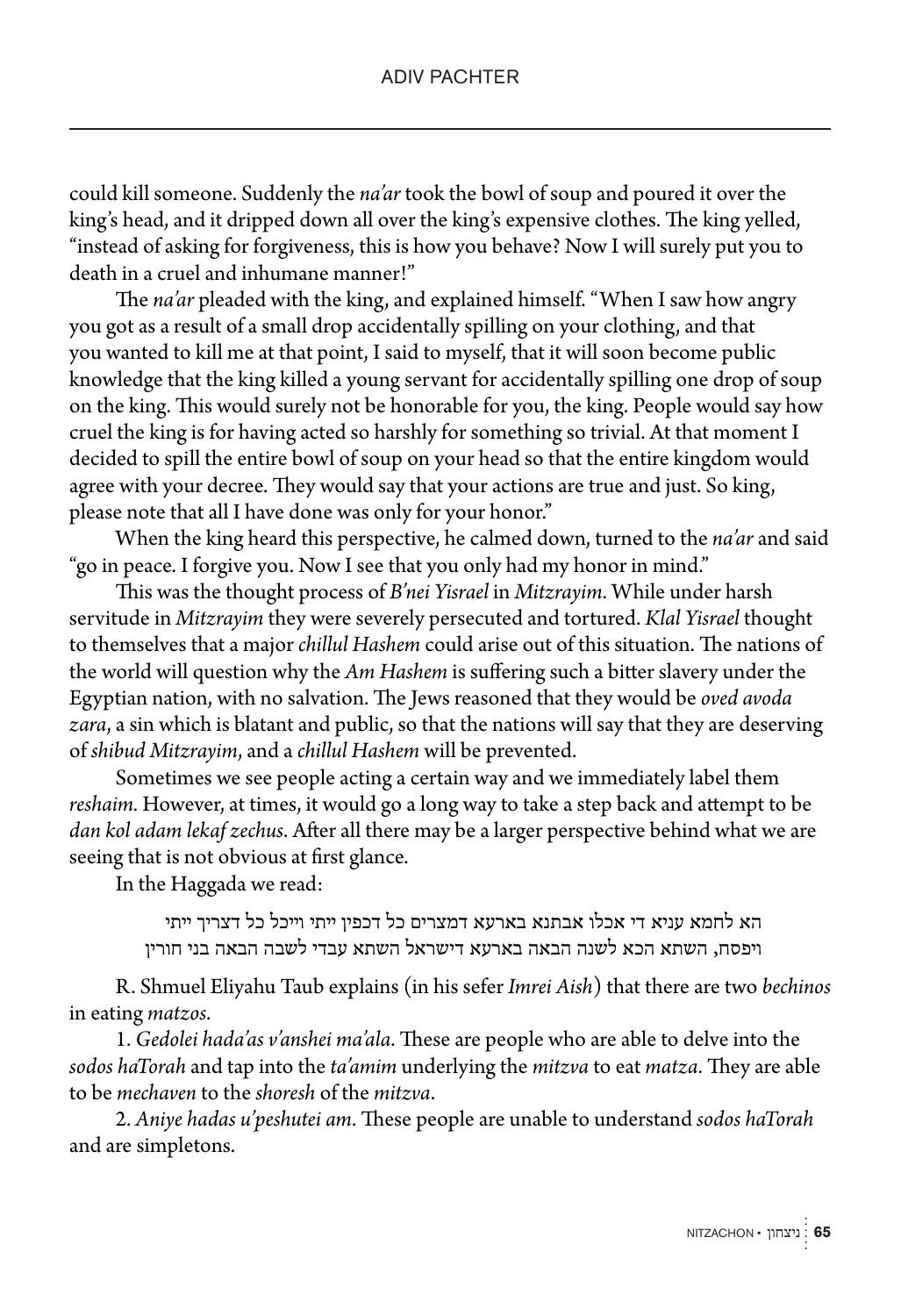could kill someone. Suddenly the *na'ar* took the bowl of soup and poured it over the king's head, and it dripped down all over the king's expensive clothes. The king yelled, "instead of asking for forgiveness, this is how you behave? Now I will surely put you to death in a cruel and inhumane manner!"

The *na'ar* pleaded with the king, and explained himself. "When I saw how angry you got as a result of a small drop accidentally spilling on your clothing, and that you wanted to kill me at that point, I said to myself, that it will soon become public knowledge that the king killed a young servant for accidentally spilling one drop of soup on the king. This would surely not be honorable for you, the king. People would say how cruel the king is for having acted so harshly for something so trivial. At that moment I decided to spill the entire bowl of soup on your head so that the entire kingdom would agree with your decree. They would say that your actions are true and just. So king, please note that all I have done was only for your honor."

When the king heard this perspective, he calmed down, turned to the *na'ar* and said "go in peace. I forgive you. Now I see that you only had my honor in mind."

This was the thought process of *B'nei Yisrael* in *Mitzrayim*. While under harsh servitude in *Mitzrayim* they were severely persecuted and tortured. *Klal Yisrael* thought to themselves that a major *chillul Hashem* could arise out of this situation. The nations of the world will question why the *Am Hashem* is suffering such a bitter slavery under the Egyptian nation, with no salvation. The Jews reasoned that they would be *oved avoda zara*, a sin which is blatant and public, so that the nations will say that they are deserving of *shibud Mitzrayim*, and a *chillul Hashem* will be prevented.

Sometimes we see people acting a certain way and we immediately label them *reshaim*. However, at times, it would go a long way to take a step back and attempt to be *dan kol adam lekaf zechus*. After all there may be a larger perspective behind what we are seeing that is not obvious at first glance.

In the Haggada we read:

> הא לחמא עניא די אכלו אבתנא בארעא דמצרים כל דכפין ייתי וייכל כל דצריך ייתי ויפסח, השתא הכא לשנה הבאה בארעא דישראל השתא עבדי לשבה הבאה בני חורין

R. Shmuel Eliyahu Taub explains (in his sefer *Imrei Aish*) that there are two *bechinos* in eating *matzos*.

1. *Gedolei hada'as v'anshei ma'ala*. These are people who are able to delve into the *sodos haTorah* and tap into the *ta'amim* underlying the *mitzva* to eat *matza*. They are able to be *mechaven* to the *shoresh* of the *mitzva*.

2. *Aniye hadas u'peshutei am*. These people are unable to understand *sodos haTorah* and are simpletons.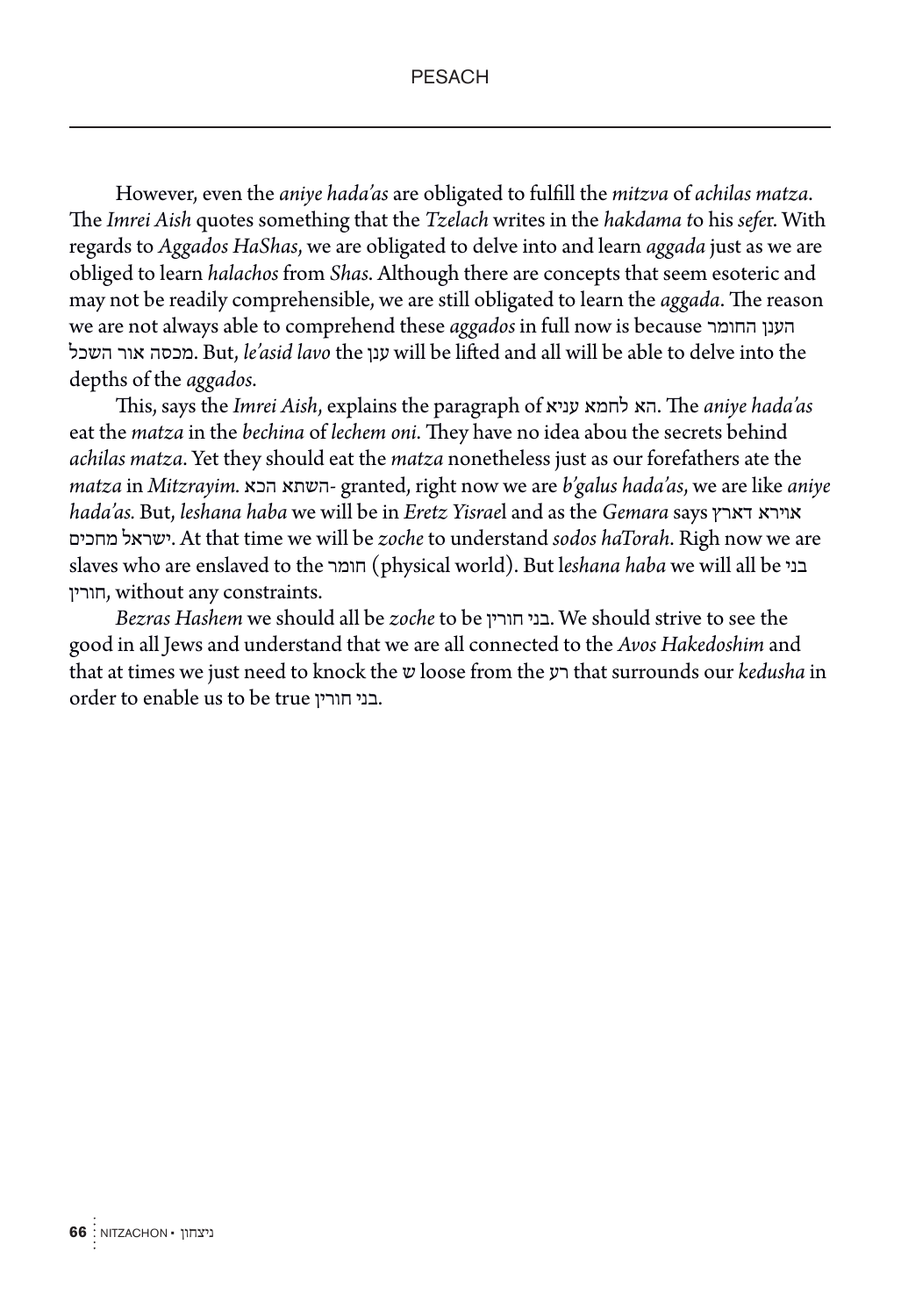However, even the *aniye hada'as* are obligated to fulfill the *mitzva* of *achilas matza*. The *Imrei Aish* quotes something that the *Tzelach* writes in the *hakdama t*o his *sefe*r. With regards to *Aggados HaShas*, we are obligated to delve into and learn *aggada* just as we are obliged to learn *halachos* from *Shas*. Although there are concepts that seem esoteric and may not be readily comprehensible, we are still obligated to learn the *aggada*. The reason we are not always able to comprehend these *aggados* in full now is because הענן החומר מכסה אור השכל. But, *le'asid lavo* the ענן will be lifted and all will be able to delve into the depths of the *aggados*.

This, says the *Imrei Aish*, explains the paragraph of הא לחמא עניא. The *aniye hada'as* eat the *matza* in the *bechina* of *lechem oni*. They have no idea abou the secrets behind *achilas matza*. Yet they should eat the *matza* nonetheless just as our forefathers ate the *matza* in *Mitzrayim.* השתא הכא- granted, right now we are *b'galus hada'as*, we are like *aniye hada'as.* But, *leshana haba* we will be in *Eretz Yisrae*l and as the *Gemara* says אוירא דארץ ישראל מחכים. At that time we will be *zoche* to understand *sodos haTorah*. Righ now we are slaves who are enslaved to the חומר (physical world). But l*eshana haba* we will all be בני חורין, without any constraints.

*Bezras Hashem* we should all be *zoche* to be בני חורין. We should strive to see the good in all Jews and understand that we are all connected to the *Avos Hakedoshim* and that at times we just need to knock the ש loose from the רע that surrounds our *kedusha* in order to enable us to be true בני חורין.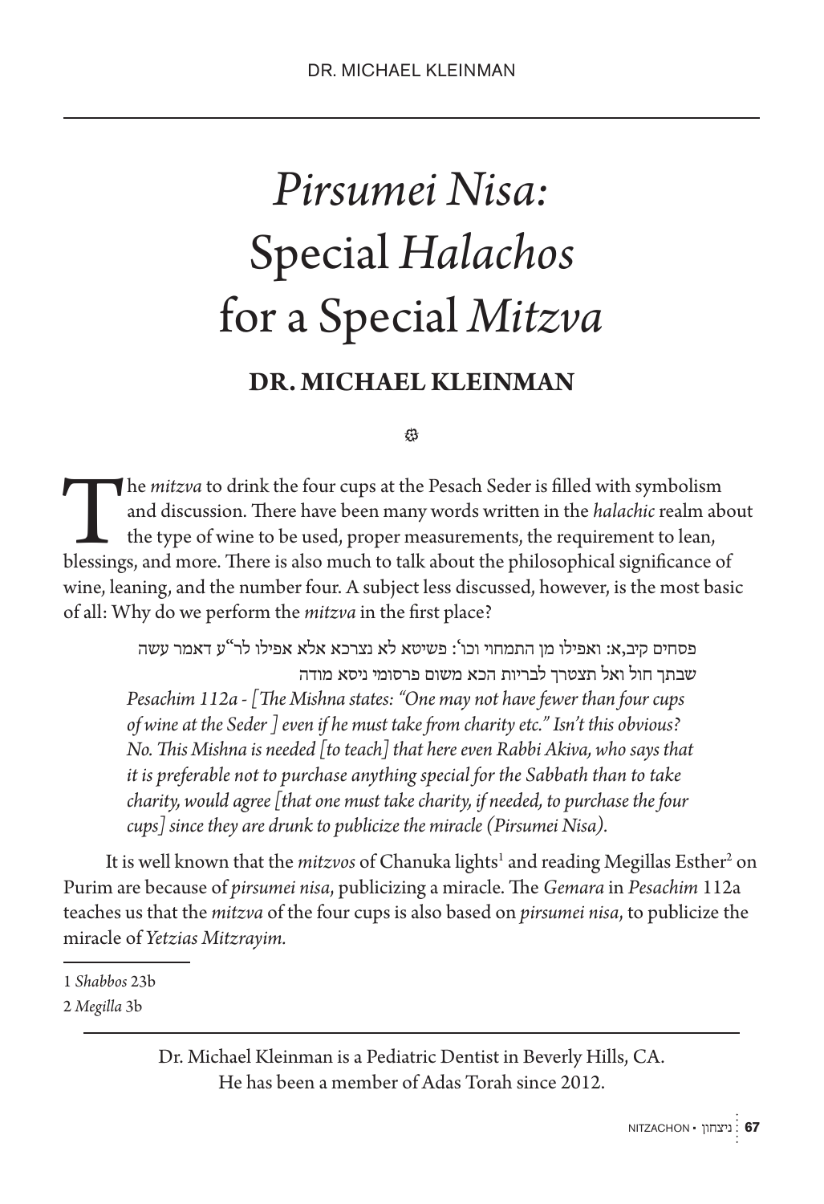# *Pirsumei Nisa:* Special *Halachos* for a Special *Mitzva*

## DR. MICHAEL KLEINMAN

The *mitzva* to drink the four cups at the Pesach Seder is filled with symbolism and discussion. There have been many words written in the *halachic* realm about the type of wine to be used, proper measurements, the requirement to lean, blessings, and more. There is also much to talk about the philosophical significance of wine, leaning, and the number four. A subject less discussed, however, is the most basic of all: Why do we perform the *mitzva* in the first place?

> פסחים קיב,א: ואפילו מן התמחוי וכו': פשיטא לא נצרכא אלא אפילו לר"ע דאמר עשה שבתך חול ואל תצטרך לבריות הכא משום פרסומי ניסא מודה
>
> *Pesachim 112a - [The Mishna states: "One may not have fewer than four cups of wine at the Seder ] even if he must take from charity etc." Isn't this obvious? No. This Mishna is needed [to teach] that here even Rabbi Akiva, who says that it is preferable not to purchase anything special for the Sabbath than to take charity, would agree [that one must take charity, if needed, to purchase the four cups] since they are drunk to publicize the miracle (Pirsumei Nisa).*

It is well known that the *mitzvos* of Chanuka lights[1] and reading Megillas Esther[2] on Purim are because of *pirsumei nisa*, publicizing a miracle. The *Gemara* in *Pesachim* 112a teaches us that the *mitzva* of the four cups is also based on *pirsumei nisa*, to publicize the miracle of *Yetzias Mitzrayim.*

---

1 *Shabbos* 23b

2 *Megilla* 3b

---

Dr. Michael Kleinman is a Pediatric Dentist in Beverly Hills, CA. He has been a member of Adas Torah since 2012.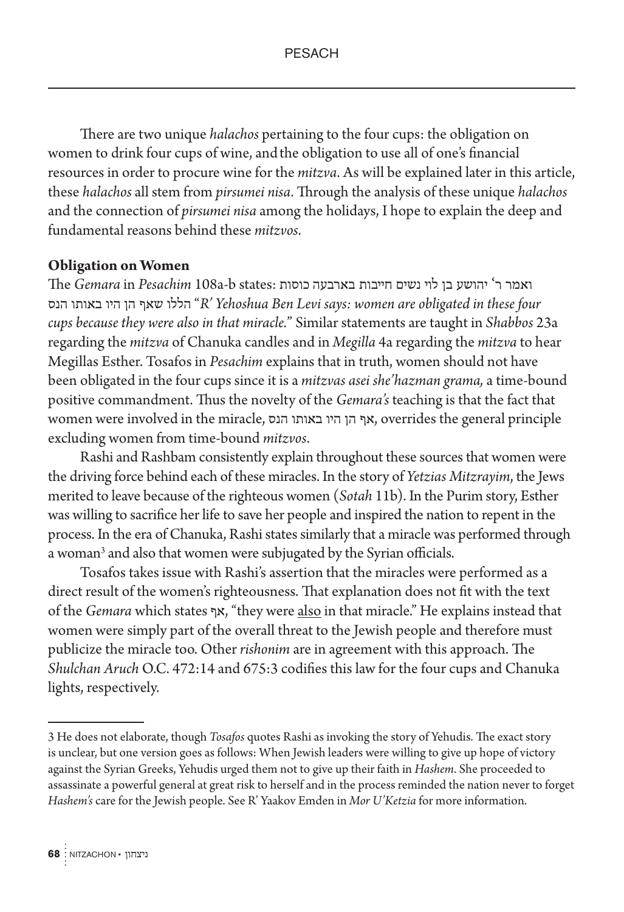There are two unique *halachos* pertaining to the four cups: the obligation on women to drink four cups of wine, and the obligation to use all of one's financial resources in order to procure wine for the *mitzva*. As will be explained later in this article, these *halachos* all stem from *pirsumei nisa*. Through the analysis of these unique *halachos* and the connection of *pirsumei nisa* among the holidays, I hope to explain the deep and fundamental reasons behind these *mitzvos*.

**Obligation on Women**

The *Gemara* in *Pesachim* 108a-b states: ואמר ר' יהושע בן לוי נשים חייבות בארבעה כוסות הללו שאף הן היו באותו הנס "*R' Yehoshua Ben Levi says: women are obligated in these four cups because they were also in that miracle.*" Similar statements are taught in *Shabbos* 23a regarding the *mitzva* of Chanuka candles and in *Megilla* 4a regarding the *mitzva* to hear Megillas Esther. Tosafos in *Pesachim* explains that in truth, women should not have been obligated in the four cups since it is a *mitzvas asei she'hazman grama,* a time-bound positive commandment. Thus the novelty of the *Gemara's* teaching is that the fact that women were involved in the miracle, אף הן היו באותו הנס, overrides the general principle excluding women from time-bound *mitzvos*.

Rashi and Rashbam consistently explain throughout these sources that women were the driving force behind each of these miracles. In the story of *Yetzias Mitzrayim*, the Jews merited to leave because of the righteous women (*Sotah* 11b). In the Purim story, Esther was willing to sacrifice her life to save her people and inspired the nation to repent in the process. In the era of Chanuka, Rashi states similarly that a miracle was performed through a woman[3] and also that women were subjugated by the Syrian officials.

Tosafos takes issue with Rashi's assertion that the miracles were performed as a direct result of the women's righteousness. That explanation does not fit with the text of the *Gemara* which states אף, "they were <u>also</u> in that miracle." He explains instead that women were simply part of the overall threat to the Jewish people and therefore must publicize the miracle too. Other *rishonim* are in agreement with this approach. The *Shulchan Aruch* O.C. 472:14 and 675:3 codifies this law for the four cups and Chanuka lights, respectively.

---

3 He does not elaborate, though *Tosafos* quotes Rashi as invoking the story of Yehudis. The exact story is unclear, but one version goes as follows: When Jewish leaders were willing to give up hope of victory against the Syrian Greeks, Yehudis urged them not to give up their faith in *Hashem*. She proceeded to assassinate a powerful general at great risk to herself and in the process reminded the nation never to forget *Hashem's* care for the Jewish people. See R' Yaakov Emden in *Mor U'Ketzia* for more information.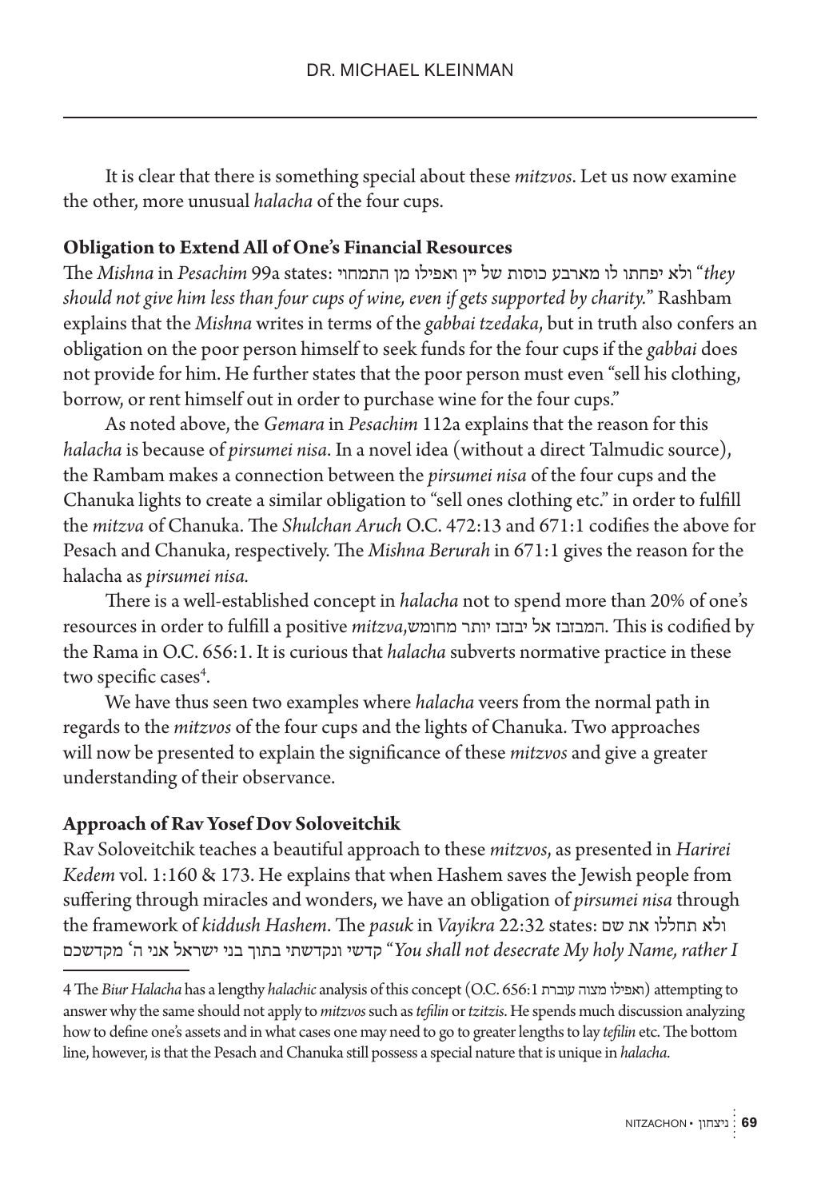It is clear that there is something special about these *mitzvos*. Let us now examine the other, more unusual *halacha* of the four cups.

**Obligation to Extend All of One's Financial Resources**

The *Mishna* in *Pesachim* 99a states: ולא יפחתו לו מארבע כוסות של יין ואפילו מן התמחוי "*they should not give him less than four cups of wine, even if gets supported by charity.*" Rashbam explains that the *Mishna* writes in terms of the *gabbai tzedaka*, but in truth also confers an obligation on the poor person himself to seek funds for the four cups if the *gabbai* does not provide for him. He further states that the poor person must even "sell his clothing, borrow, or rent himself out in order to purchase wine for the four cups."

As noted above, the *Gemara* in *Pesachim* 112a explains that the reason for this *halacha* is because of *pirsumei nisa*. In a novel idea (without a direct Talmudic source), the Rambam makes a connection between the *pirsumei nisa* of the four cups and the Chanuka lights to create a similar obligation to "sell ones clothing etc." in order to fulfill the *mitzva* of Chanuka. The *Shulchan Aruch* O.C. 472:13 and 671:1 codifies the above for Pesach and Chanuka, respectively. The *Mishna Berurah* in 671:1 gives the reason for the halacha as *pirsumei nisa.*

There is a well-established concept in *halacha* not to spend more than 20% of one's resources in order to fulfill a positive *mitzva*,המבזבז אל יבזבז יותר מחומש. This is codified by the Rama in O.C. 656:1. It is curious that *halacha* subverts normative practice in these two specific cases[4].

We have thus seen two examples where *halacha* veers from the normal path in regards to the *mitzvos* of the four cups and the lights of Chanuka. Two approaches will now be presented to explain the significance of these *mitzvos* and give a greater understanding of their observance.

**Approach of Rav Yosef Dov Soloveitchik**

Rav Soloveitchik teaches a beautiful approach to these *mitzvos*, as presented in *Harirei Kedem* vol. 1:160 & 173. He explains that when Hashem saves the Jewish people from suffering through miracles and wonders, we have an obligation of *pirsumei nisa* through the framework of *kiddush Hashem*. The *pasuk* in *Vayikra* 22:32 states: ולא תחללו את שם קדשי ונקדשתי בתוך בני ישראל אני ה' מקדשכם "*You shall not desecrate My holy Name, rather I*

---

4 The *Biur Halacha* has a lengthy *halachic* analysis of this concept (O.C. 656:1 ואפילו מצוה עוברת) attempting to answer why the same should not apply to *mitzvos* such as *tefilin* or *tzitzis*. He spends much discussion analyzing how to define one's assets and in what cases one may need to go to greater lengths to lay *tefilin* etc. The bottom line, however, is that the Pesach and Chanuka still possess a special nature that is unique in *halacha*.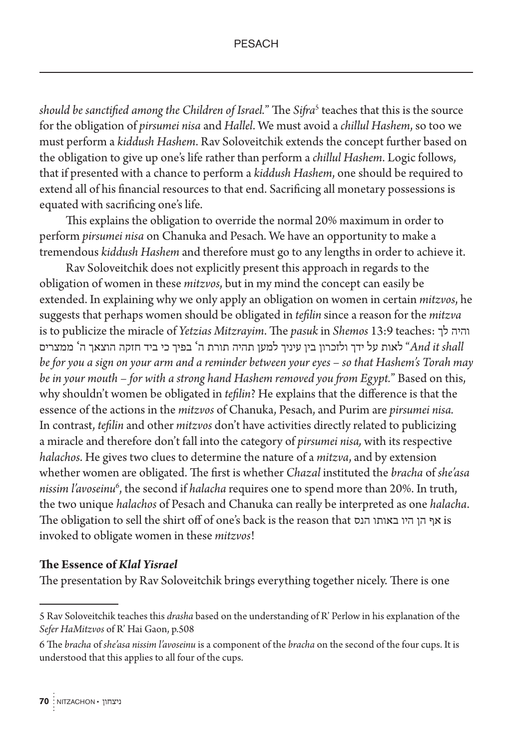*should be sanctified among the Children of Israel.*" The *Sifra*[5] teaches that this is the source for the obligation of *pirsumei nisa* and *Hallel*. We must avoid a *chillul Hashem*, so too we must perform a *kiddush Hashem*. Rav Soloveitchik extends the concept further based on the obligation to give up one's life rather than perform a *chillul Hashem*. Logic follows, that if presented with a chance to perform a *kiddush Hashem*, one should be required to extend all of his financial resources to that end. Sacrificing all monetary possessions is equated with sacrificing one's life.

This explains the obligation to override the normal 20% maximum in order to perform *pirsumei nisa* on Chanuka and Pesach. We have an opportunity to make a tremendous *kiddush Hashem* and therefore must go to any lengths in order to achieve it.

Rav Soloveitchik does not explicitly present this approach in regards to the obligation of women in these *mitzvos*, but in my mind the concept can easily be extended. In explaining why we only apply an obligation on women in certain *mitzvos*, he suggests that perhaps women should be obligated in *tefilin* since a reason for the *mitzva* is to publicize the miracle of *Yetzias Mitzrayim*. The *pasuk* in *Shemos* 13:9 teaches: והיה לך לאות על ידך ולזכרון בין עיניך למען תהיה תורת ה' בפיך כי ביד חזקה הוצאך ה' ממצרים "*And it shall be for you a sign on your arm and a reminder between your eyes – so that Hashem's Torah may be in your mouth – for with a strong hand Hashem removed you from Egypt.*" Based on this, why shouldn't women be obligated in *tefilin*? He explains that the difference is that the essence of the actions in the *mitzvos* of Chanuka, Pesach, and Purim are *pirsumei nisa.* In contrast, *tefilin* and other *mitzvos* don't have activities directly related to publicizing a miracle and therefore don't fall into the category of *pirsumei nisa,* with its respective *halachos*. He gives two clues to determine the nature of a *mitzva*, and by extension whether women are obligated. The first is whether *Chazal* instituted the *bracha* of *she'asa nissim l'avoseinu*[6], the second if *halacha* requires one to spend more than 20%. In truth, the two unique *halachos* of Pesach and Chanuka can really be interpreted as one *halacha*. The obligation to sell the shirt off of one's back is the reason that אף הן היו באותו הנס is invoked to obligate women in these *mitzvos*!

**The Essence of *Klal Yisrael***

The presentation by Rav Soloveitchik brings everything together nicely. There is one

---

5 Rav Soloveitchik teaches this *drasha* based on the understanding of R' Perlow in his explanation of the *Sefer HaMitzvos* of R' Hai Gaon, p.508

6 The *bracha* of *she'asa nissim l'avoseinu* is a component of the *bracha* on the second of the four cups. It is understood that this applies to all four of the cups.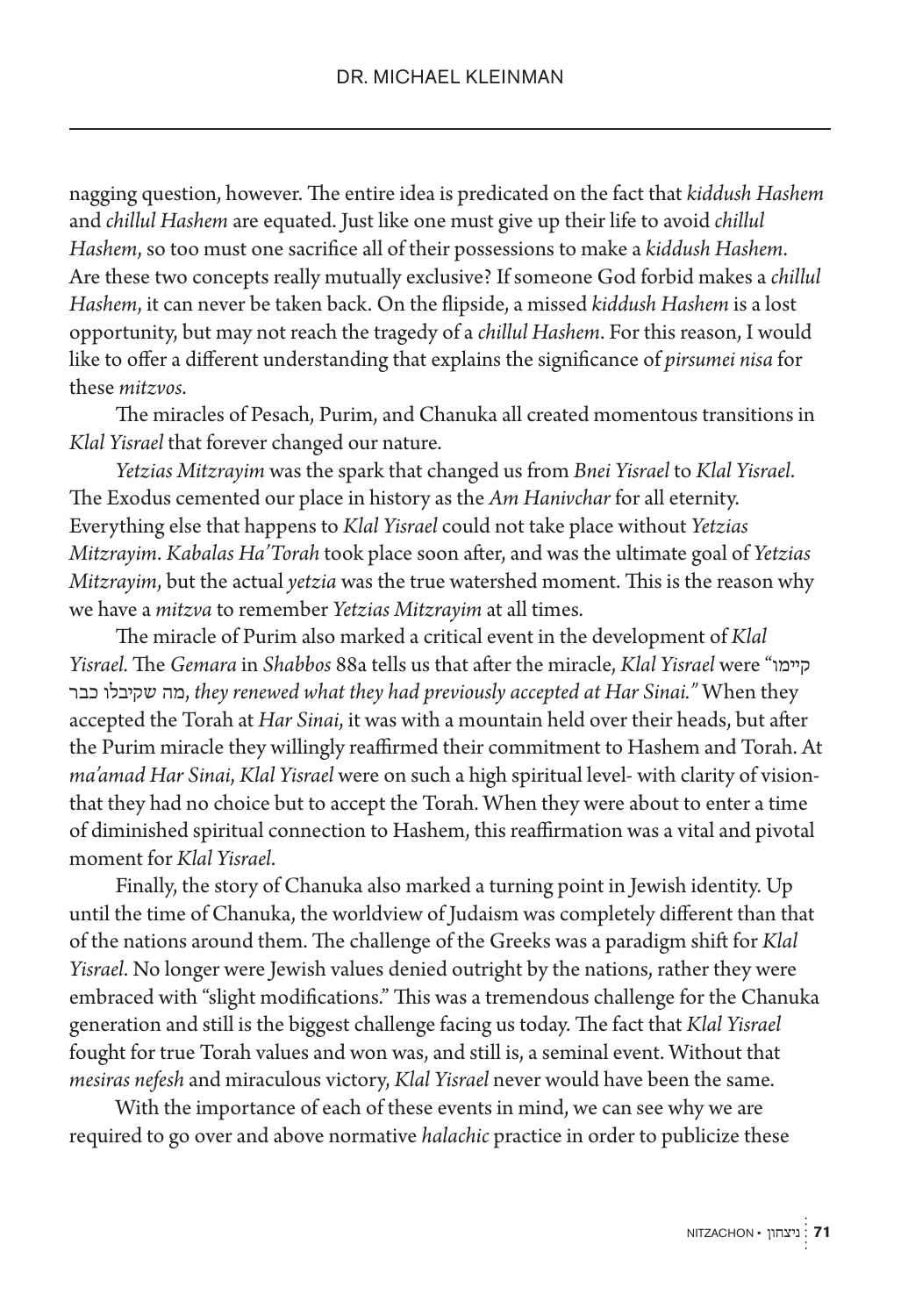nagging question, however. The entire idea is predicated on the fact that *kiddush Hashem* and *chillul Hashem* are equated. Just like one must give up their life to avoid *chillul Hashem*, so too must one sacrifice all of their possessions to make a *kiddush Hashem*. Are these two concepts really mutually exclusive? If someone God forbid makes a *chillul Hashem*, it can never be taken back. On the flipside, a missed *kiddush Hashem* is a lost opportunity, but may not reach the tragedy of a *chillul Hashem*. For this reason, I would like to offer a different understanding that explains the significance of *pirsumei nisa* for these *mitzvos*.

The miracles of Pesach, Purim, and Chanuka all created momentous transitions in *Klal Yisrael* that forever changed our nature.

*Yetzias Mitzrayim* was the spark that changed us from *Bnei Yisrael* to *Klal Yisrael*. The Exodus cemented our place in history as the *Am Hanivchar* for all eternity. Everything else that happens to *Klal Yisrael* could not take place without *Yetzias Mitzrayim*. *Kabalas Ha'Torah* took place soon after, and was the ultimate goal of *Yetzias Mitzrayim*, but the actual *yetzia* was the true watershed moment. This is the reason why we have a *mitzva* to remember *Yetzias Mitzrayim* at all times.

The miracle of Purim also marked a critical event in the development of *Klal Yisrael*. The *Gemara* in *Shabbos* 88a tells us that after the miracle, *Klal Yisrael* were "קיימו מה שקיבלו כבר, *they renewed what they had previously accepted at Har Sinai."* When they accepted the Torah at *Har Sinai*, it was with a mountain held over their heads, but after the Purim miracle they willingly reaffirmed their commitment to Hashem and Torah. At *ma'amad Har Sinai*, *Klal Yisrael* were on such a high spiritual level- with clarity of vision- that they had no choice but to accept the Torah. When they were about to enter a time of diminished spiritual connection to Hashem, this reaffirmation was a vital and pivotal moment for *Klal Yisrael*.

Finally, the story of Chanuka also marked a turning point in Jewish identity. Up until the time of Chanuka, the worldview of Judaism was completely different than that of the nations around them. The challenge of the Greeks was a paradigm shift for *Klal Yisrael*. No longer were Jewish values denied outright by the nations, rather they were embraced with "slight modifications." This was a tremendous challenge for the Chanuka generation and still is the biggest challenge facing us today. The fact that *Klal Yisrael* fought for true Torah values and won was, and still is, a seminal event. Without that *mesiras nefesh* and miraculous victory, *Klal Yisrael* never would have been the same.

With the importance of each of these events in mind, we can see why we are required to go over and above normative *halachic* practice in order to publicize these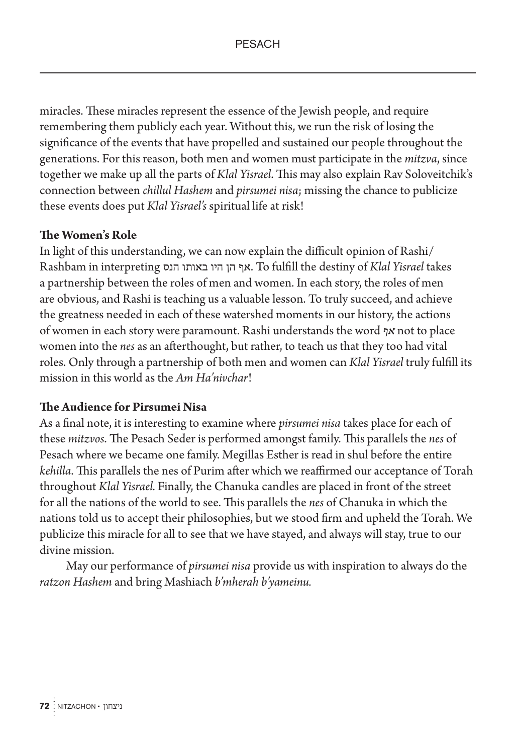miracles. These miracles represent the essence of the Jewish people, and require remembering them publicly each year. Without this, we run the risk of losing the significance of the events that have propelled and sustained our people throughout the generations. For this reason, both men and women must participate in the *mitzva*, since together we make up all the parts of *Klal Yisrael*. This may also explain Rav Soloveitchik's connection between *chillul Hashem* and *pirsumei nisa*; missing the chance to publicize these events does put *Klal Yisrael's* spiritual life at risk!

**The Women's Role**

In light of this understanding, we can now explain the difficult opinion of Rashi/ Rashbam in interpreting אף הן היו באותו הנס. To fulfill the destiny of *Klal Yisrael* takes a partnership between the roles of men and women. In each story, the roles of men are obvious, and Rashi is teaching us a valuable lesson. To truly succeed, and achieve the greatness needed in each of these watershed moments in our history, the actions of women in each story were paramount. Rashi understands the word *אף* not to place women into the *nes* as an afterthought, but rather, to teach us that they too had vital roles. Only through a partnership of both men and women can *Klal Yisrael* truly fulfill its mission in this world as the *Am Ha'nivchar*!

**The Audience for Pirsumei Nisa**

As a final note, it is interesting to examine where *pirsumei nisa* takes place for each of these *mitzvos*. The Pesach Seder is performed amongst family. This parallels the *nes* of Pesach where we became one family. Megillas Esther is read in shul before the entire *kehilla*. This parallels the nes of Purim after which we reaffirmed our acceptance of Torah throughout *Klal Yisrael.* Finally, the Chanuka candles are placed in front of the street for all the nations of the world to see. This parallels the *nes* of Chanuka in which the nations told us to accept their philosophies, but we stood firm and upheld the Torah. We publicize this miracle for all to see that we have stayed, and always will stay, true to our divine mission.

May our performance of *pirsumei nisa* provide us with inspiration to always do the *ratzon Hashem* and bring Mashiach *b'mherah b'yameinu.*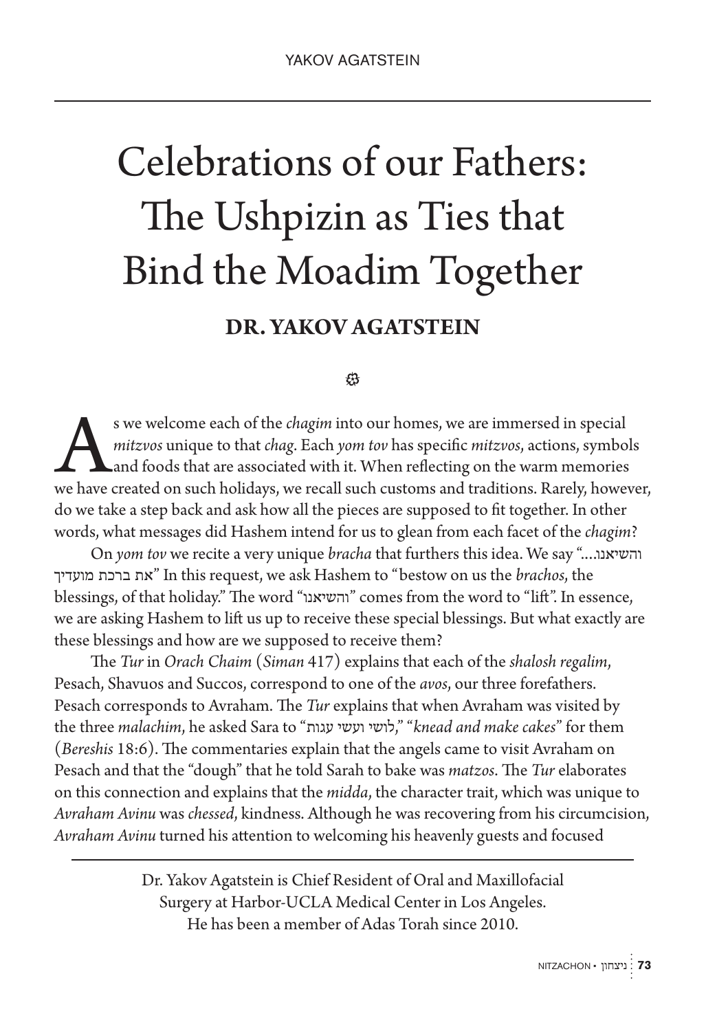# Celebrations of our Fathers: The Ushpizin as Ties that Bind the Moadim Together

**DR. YAKOV AGATSTEIN**

As we welcome each of the *chagim* into our homes, we are immersed in special *mitzvos* unique to that *chag*. Each *yom tov* has specific *mitzvos*, actions, symbols and foods that are associated with it. When reflecting on the warm memories we have created on such holidays, we recall such customs and traditions. Rarely, however, do we take a step back and ask how all the pieces are supposed to fit together. In other words, what messages did Hashem intend for us to glean from each facet of the *chagim*?

On *yom tov* we recite a very unique *bracha* that furthers this idea. We say "והשיאנו... את ברכת מועדיך" In this request, we ask Hashem to "bestow on us the *brachos*, the blessings, of that holiday." The word "והשיאנו" comes from the word to "lift". In essence, we are asking Hashem to lift us up to receive these special blessings. But what exactly are these blessings and how are we supposed to receive them?

The *Tur* in *Orach Chaim* (*Siman* 417) explains that each of the *shalosh regalim*, Pesach, Shavuos and Succos, correspond to one of the *avos*, our three forefathers. Pesach corresponds to Avraham. The *Tur* explains that when Avraham was visited by the three *malachim*, he asked Sara to "לושי ועשי עגות," "*knead and make cakes*" for them (*Bereshis* 18:6). The commentaries explain that the angels came to visit Avraham on Pesach and that the "dough" that he told Sarah to bake was *matzos*. The *Tur* elaborates on this connection and explains that the *midda*, the character trait, which was unique to *Avraham Avinu* was *chessed*, kindness. Although he was recovering from his circumcision, *Avraham Avinu* turned his attention to welcoming his heavenly guests and focused

---

Dr. Yakov Agatstein is Chief Resident of Oral and Maxillofacial Surgery at Harbor-UCLA Medical Center in Los Angeles. He has been a member of Adas Torah since 2010.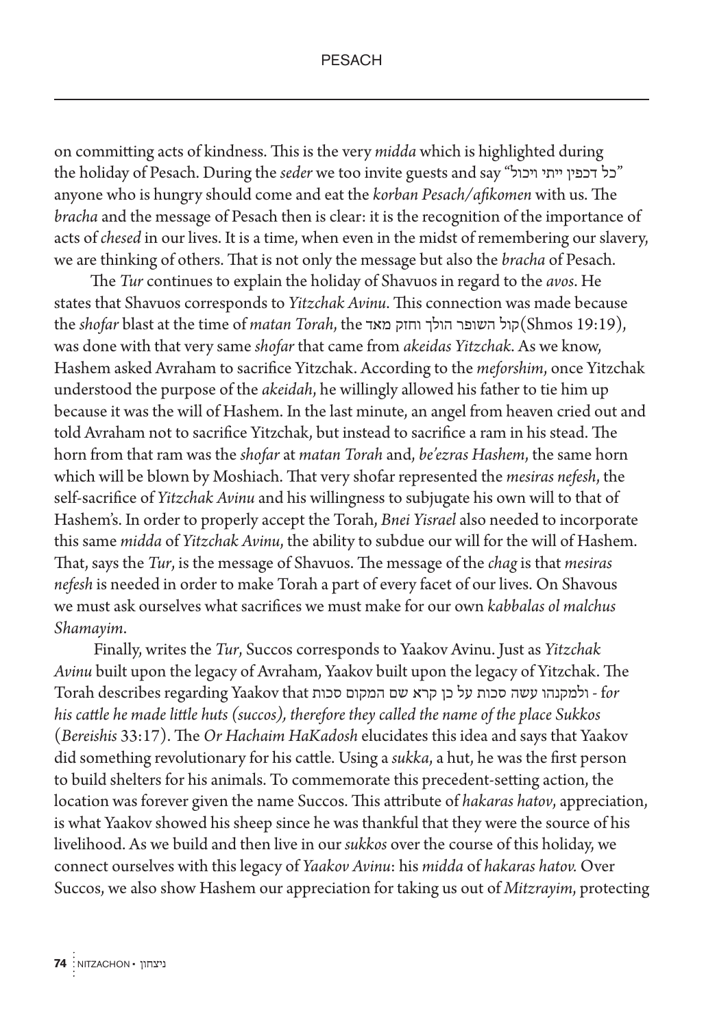on committing acts of kindness. This is the very *midda* which is highlighted during the holiday of Pesach. During the *seder* we too invite guests and say "כל דכפין ייתי ויכול" anyone who is hungry should come and eat the *korban Pesach/afikomen* with us. The *bracha* and the message of Pesach then is clear: it is the recognition of the importance of acts of *chesed* in our lives. It is a time, when even in the midst of remembering our slavery, we are thinking of others. That is not only the message but also the *bracha* of Pesach.

The *Tur* continues to explain the holiday of Shavuos in regard to the *avos*. He states that Shavuos corresponds to *Yitzchak Avinu*. This connection was made because the *shofar* blast at the time of *matan Torah*, the קול השופר הולך וחזק מאד(Shmos 19:19), was done with that very same *shofar* that came from *akeidas Yitzchak*. As we know, Hashem asked Avraham to sacrifice Yitzchak. According to the *meforshim*, once Yitzchak understood the purpose of the *akeidah*, he willingly allowed his father to tie him up because it was the will of Hashem. In the last minute, an angel from heaven cried out and told Avraham not to sacrifice Yitzchak, but instead to sacrifice a ram in his stead. The horn from that ram was the *shofar* at *matan Torah* and, *be'ezras Hashem*, the same horn which will be blown by Moshiach. That very shofar represented the *mesiras nefesh*, the self-sacrifice of *Yitzchak Avinu* and his willingness to subjugate his own will to that of Hashem's. In order to properly accept the Torah, *Bnei Yisrael* also needed to incorporate this same *midda* of *Yitzchak Avinu*, the ability to subdue our will for the will of Hashem. That, says the *Tur*, is the message of Shavuos. The message of the *chag* is that *mesiras nefesh* is needed in order to make Torah a part of every facet of our lives. On Shavous we must ask ourselves what sacrifices we must make for our own *kabbalas ol malchus Shamayim*.

Finally, writes the *Tur*, Succos corresponds to Yaakov Avinu. Just as *Yitzchak Avinu* built upon the legacy of Avraham, Yaakov built upon the legacy of Yitzchak. The Torah describes regarding Yaakov that ולמקנהו עשה סכות על כן קרא שם המקום סכות - *for his cattle he made little huts (succos), therefore they called the name of the place Sukkos* (*Bereishis* 33:17). The *Or Hachaim HaKadosh* elucidates this idea and says that Yaakov did something revolutionary for his cattle. Using a *sukka*, a hut, he was the first person to build shelters for his animals. To commemorate this precedent-setting action, the location was forever given the name Succos. This attribute of *hakaras hatov*, appreciation, is what Yaakov showed his sheep since he was thankful that they were the source of his livelihood. As we build and then live in our *sukkos* over the course of this holiday, we connect ourselves with this legacy of *Yaakov Avinu*: his *midda* of *hakaras hatov.* Over Succos, we also show Hashem our appreciation for taking us out of *Mitzrayim*, protecting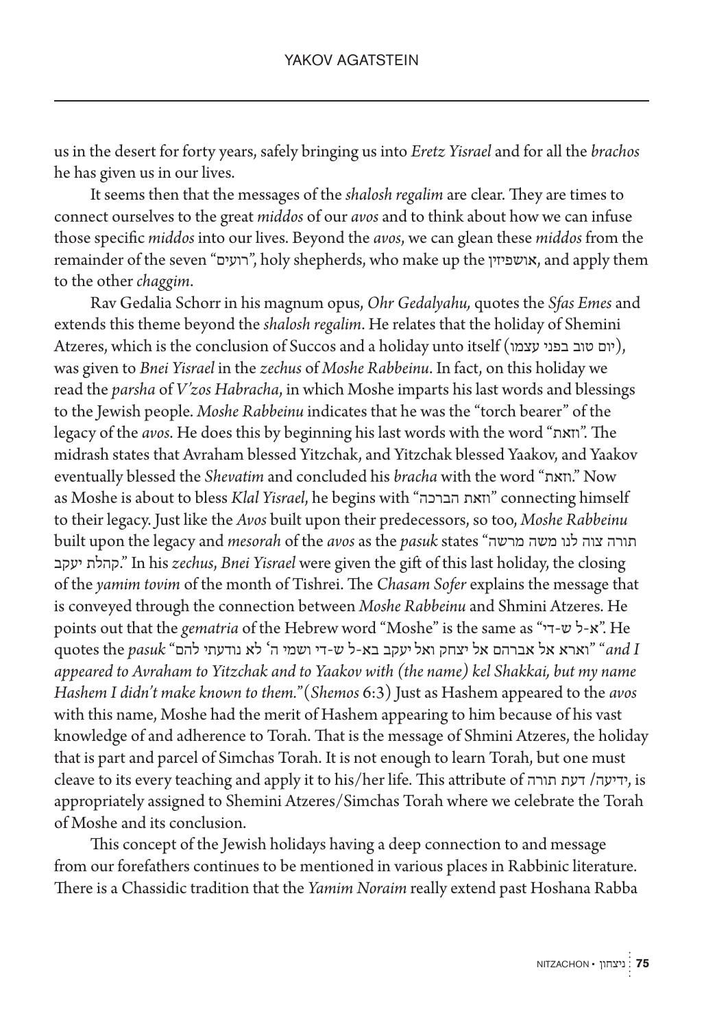us in the desert for forty years, safely bringing us into *Eretz Yisrael* and for all the *brachos* he has given us in our lives.

It seems then that the messages of the *shalosh regalim* are clear. They are times to connect ourselves to the great *middos* of our *avos* and to think about how we can infuse those specific *middos* into our lives. Beyond the *avos*, we can glean these *middos* from the remainder of the seven "רועים", holy shepherds, who make up the אושפיזין, and apply them to the other *chaggim*.

Rav Gedalia Schorr in his magnum opus, *Ohr Gedalyahu,* quotes the *Sfas Emes* and extends this theme beyond the *shalosh regalim*. He relates that the holiday of Shemini Atzeres, which is the conclusion of Succos and a holiday unto itself (יום טוב בפני עצמו), was given to *Bnei Yisrael* in the *zechus* of *Moshe Rabbeinu*. In fact, on this holiday we read the *parsha* of *V'zos Habracha*, in which Moshe imparts his last words and blessings to the Jewish people. *Moshe Rabbeinu* indicates that he was the "torch bearer" of the legacy of the *avos*. He does this by beginning his last words with the word "וזאת". The midrash states that Avraham blessed Yitzchak, and Yitzchak blessed Yaakov, and Yaakov eventually blessed the *Shevatim* and concluded his *bracha* with the word "וזאת." Now as Moshe is about to bless *Klal Yisrael*, he begins with "וזאת הברכה" connecting himself to their legacy. Just like the *Avos* built upon their predecessors, so too, *Moshe Rabbeinu* built upon the legacy and *mesorah* of the *avos* as the *pasuk* states "תורה צוה לנו משה מרשה קהלת יעקב." In his *zechus*, *Bnei Yisrael* were given the gift of this last holiday, the closing of the *yamim tovim* of the month of Tishrei. The *Chasam Sofer* explains the message that is conveyed through the connection between *Moshe Rabbeinu* and Shmini Atzeres. He points out that the *gematria* of the Hebrew word "Moshe" is the same as "א-ל ש-די". He quotes the *pasuk* "וארא אל אברהם אל יצחק ואל יעקב בא-ל ש-די ושמי ה' לא נודעתי להם" "*and I appeared to Avraham to Yitzchak and to Yaakov with (the name) kel Shakkai, but my name Hashem I didn't make known to them.*" (*Shemos* 6:3) Just as Hashem appeared to the *avos* with this name, Moshe had the merit of Hashem appearing to him because of his vast knowledge of and adherence to Torah. That is the message of Shmini Atzeres, the holiday that is part and parcel of Simchas Torah. It is not enough to learn Torah, but one must cleave to its every teaching and apply it to his/her life. This attribute of ידיעה/ דעת תורה, is appropriately assigned to Shemini Atzeres/Simchas Torah where we celebrate the Torah of Moshe and its conclusion.

This concept of the Jewish holidays having a deep connection to and message from our forefathers continues to be mentioned in various places in Rabbinic literature. There is a Chassidic tradition that the *Yamim Noraim* really extend past Hoshana Rabba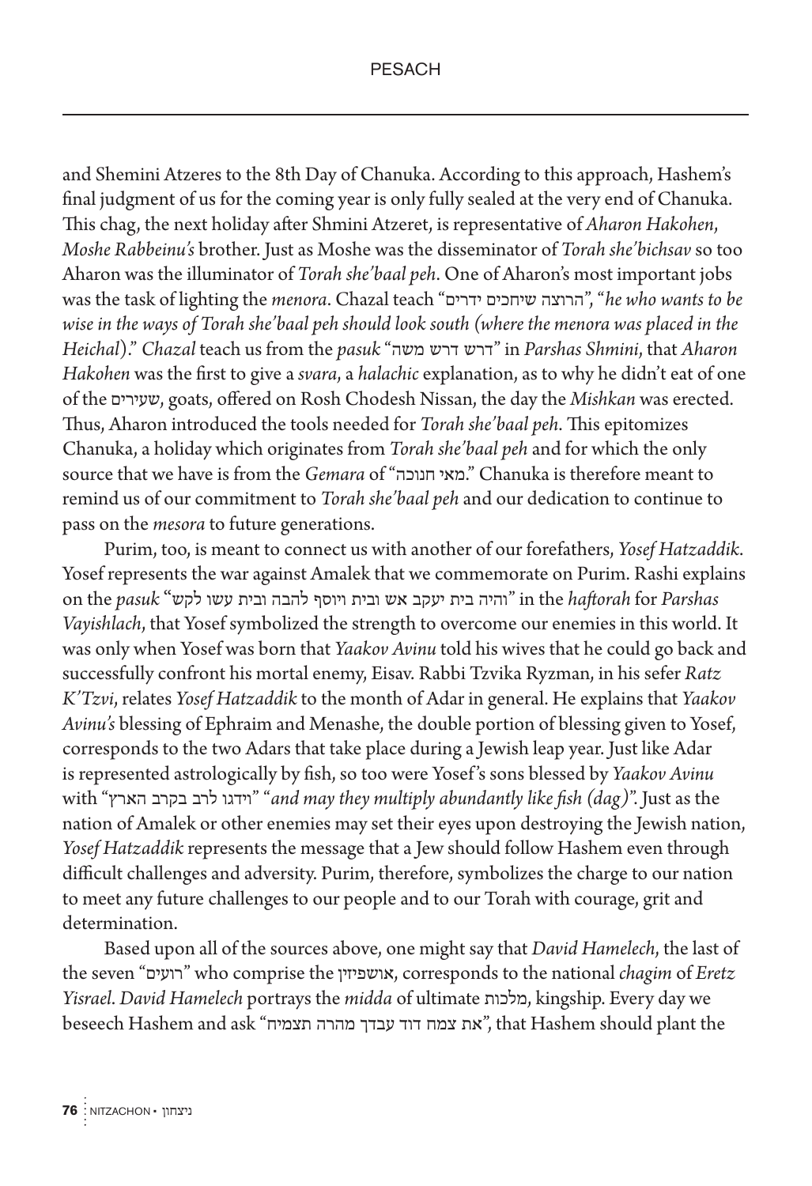and Shemini Atzeres to the 8th Day of Chanuka. According to this approach, Hashem's final judgment of us for the coming year is only fully sealed at the very end of Chanuka. This chag, the next holiday after Shmini Atzeret, is representative of *Aharon Hakohen*, *Moshe Rabbeinu's* brother. Just as Moshe was the disseminator of *Torah she'bichsav* so too Aharon was the illuminator of *Torah she'baal peh*. One of Aharon's most important jobs was the task of lighting the *menora*. Chazal teach "הרוצה שיחכים ידרים", "*he who wants to be wise in the ways of Torah she'baal peh should look south (where the menora was placed in the Heichal)*." *Chazal* teach us from the *pasuk* "דרש דרש משה" in *Parshas Shmini*, that *Aharon Hakohen* was the first to give a *svara*, a *halachic* explanation, as to why he didn't eat of one of the שעירים, goats, offered on Rosh Chodesh Nissan, the day the *Mishkan* was erected. Thus, Aharon introduced the tools needed for *Torah she'baal peh*. This epitomizes Chanuka, a holiday which originates from *Torah she'baal peh* and for which the only source that we have is from the *Gemara* of "מאי חנוכה." Chanuka is therefore meant to remind us of our commitment to *Torah she'baal peh* and our dedication to continue to pass on the *mesora* to future generations.

Purim, too, is meant to connect us with another of our forefathers, *Yosef Hatzaddik*. Yosef represents the war against Amalek that we commemorate on Purim. Rashi explains on the *pasuk* "והיה בית יעקב אש ובית יוסף להבה ובית עשו לקש" in the *haftorah* for *Parshas Vayishlach*, that Yosef symbolized the strength to overcome our enemies in this world. It was only when Yosef was born that *Yaakov Avinu* told his wives that he could go back and successfully confront his mortal enemy, Eisav. Rabbi Tzvika Ryzman, in his sefer *Ratz K'Tzvi*, relates *Yosef Hatzaddik* to the month of Adar in general. He explains that *Yaakov Avinu's* blessing of Ephraim and Menashe, the double portion of blessing given to Yosef, corresponds to the two Adars that take place during a Jewish leap year. Just like Adar is represented astrologically by fish, so too were Yosef's sons blessed by *Yaakov Avinu* with "וידגו לרב בקרב הארץ" "*and may they multiply abundantly like fish (dag)*". Just as the nation of Amalek or other enemies may set their eyes upon destroying the Jewish nation, *Yosef Hatzaddik* represents the message that a Jew should follow Hashem even through difficult challenges and adversity. Purim, therefore, symbolizes the charge to our nation to meet any future challenges to our people and to our Torah with courage, grit and determination.

Based upon all of the sources above, one might say that *David Hamelech*, the last of the seven "רועים" who comprise the אושפיזין, corresponds to the national *chagim* of *Eretz Yisrael*. *David Hamelech* portrays the *midda* of ultimate מלכות, kingship. Every day we beseech Hashem and ask "את צמח דוד עבדך מהרה תצמיח", that Hashem should plant the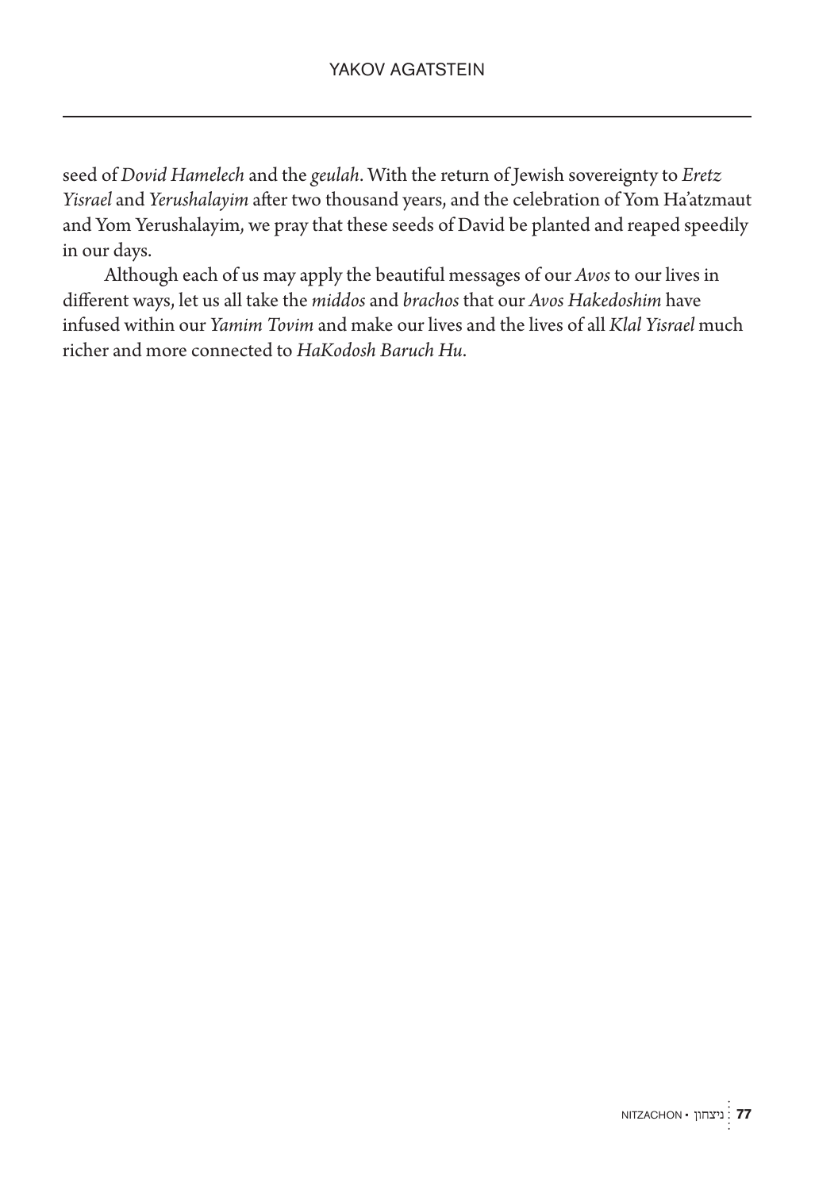seed of *Dovid Hamelech* and the *geulah*. With the return of Jewish sovereignty to *Eretz Yisrael* and *Yerushalayim* after two thousand years, and the celebration of Yom Ha'atzmaut and Yom Yerushalayim, we pray that these seeds of David be planted and reaped speedily in our days.

Although each of us may apply the beautiful messages of our *Avos* to our lives in different ways, let us all take the *middos* and *brachos* that our *Avos Hakedoshim* have infused within our *Yamim Tovim* and make our lives and the lives of all *Klal Yisrael* much richer and more connected to *HaKodosh Baruch Hu*.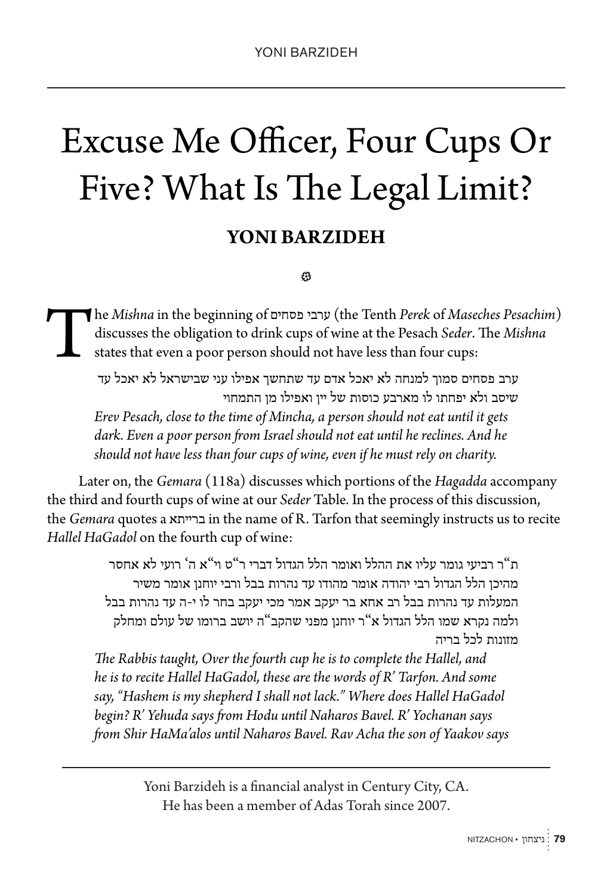# Excuse Me Officer, Four Cups Or Five? What Is The Legal Limit?

**YONI BARZIDEH**

The *Mishna* in the beginning of ערבי פסחים (the Tenth *Perek* of *Maseches Pesachim*) discusses the obligation to drink cups of wine at the Pesach *Seder*. The *Mishna* states that even a poor person should not have less than four cups:

> ערב פסחים סמוך למנחה לא יאכל אדם עד שתחשך אפילו עני שבישראל לא יאכל עד שיסב ולא יפחתו לו מארבע כוסות של יין ואפילו מן התמחוי
>
> *Erev Pesach, close to the time of Mincha, a person should not eat until it gets dark. Even a poor person from Israel should not eat until he reclines. And he should not have less than four cups of wine, even if he must rely on charity.*

Later on, the *Gemara* (118a) discusses which portions of the *Hagadda* accompany the third and fourth cups of wine at our *Seder* Table. In the process of this discussion, the *Gemara* quotes a ברייתא in the name of R. Tarfon that seemingly instructs us to recite *Hallel HaGadol* on the fourth cup of wine:

> ת"ר רביעי גומר עליו את ההלל ואומר הלל הגדול דברי ר"ט וי"א ה' רועי לא אחסר מהיכן הלל הגדול רבי יהודה אומר מהודו עד נהרות בבל ורבי יוחנן אומר משיר המעלות עד נהרות בבל רב אחא בר יעקב אמר מכי יעקב בחר לו י-ה עד נהרות בבל ולמה נקרא שמו הלל הגדול א"ר יוחנן מפני שהקב"ה יושב ברומו של עולם ומחלק מזונות לכל בריה
>
> *The Rabbis taught, Over the fourth cup he is to complete the Hallel, and he is to recite Hallel HaGadol, these are the words of R' Tarfon. And some say, "Hashem is my shepherd I shall not lack." Where does Hallel HaGadol begin? R' Yehuda says from Hodu until Naharos Bavel. R' Yochanan says from Shir HaMa'alos until Naharos Bavel. Rav Acha the son of Yaakov says*

---

Yoni Barzideh is a financial analyst in Century City, CA. He has been a member of Adas Torah since 2007.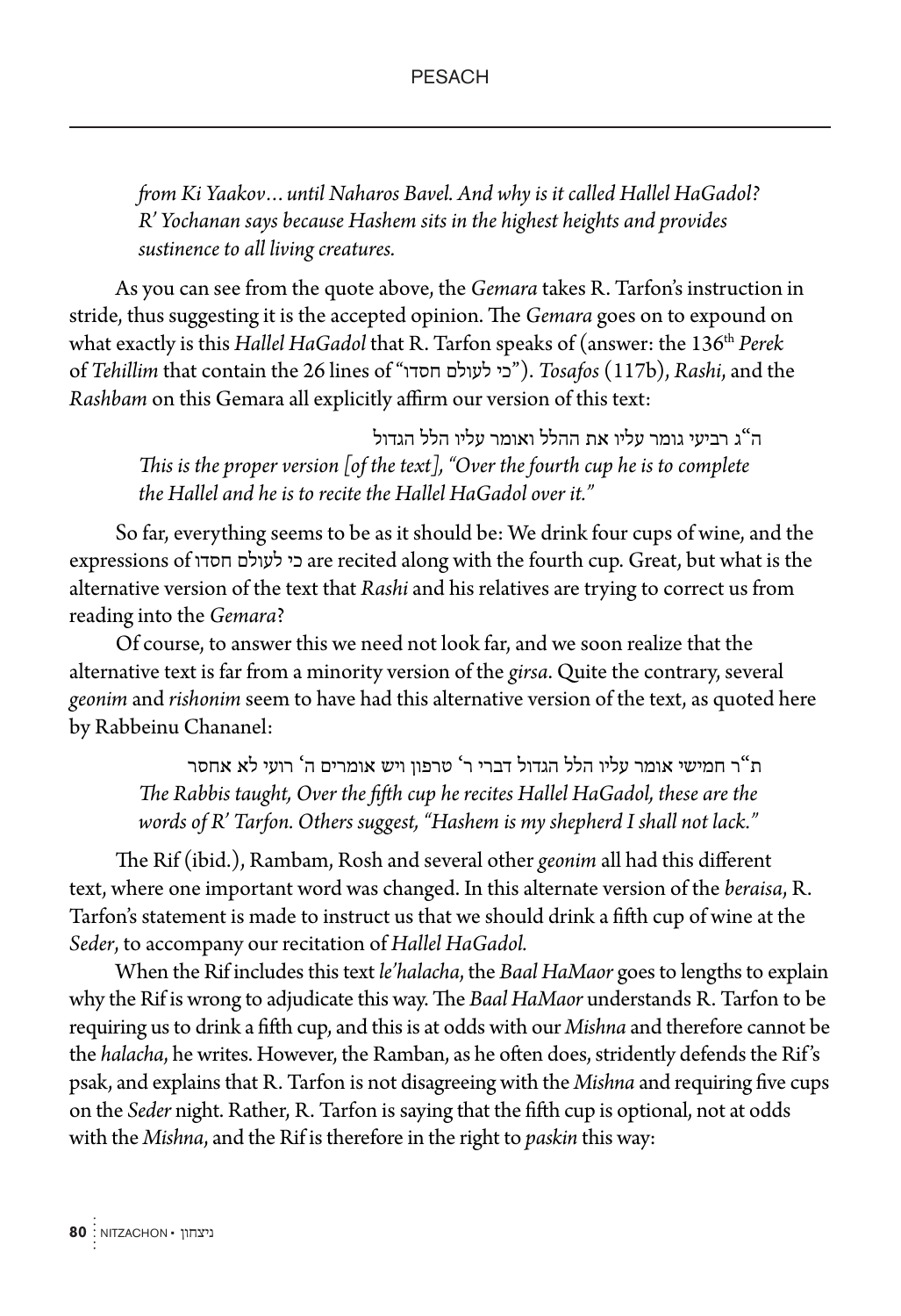*from Ki Yaakov…until Naharos Bavel. And why is it called Hallel HaGadol? R' Yochanan says because Hashem sits in the highest heights and provides sustinence to all living creatures.*

As you can see from the quote above, the *Gemara* takes R. Tarfon's instruction in stride, thus suggesting it is the accepted opinion. The *Gemara* goes on to expound on what exactly is this *Hallel HaGadol* that R. Tarfon speaks of (answer: the 136th *Perek* of *Tehillim* that contain the 26 lines of "כי לעולם חסדו"). *Tosafos* (117b), *Rashi*, and the *Rashbam* on this Gemara all explicitly affirm our version of this text:

> ה"ג רביעי גומר עליו את ההלל ואומר עליו הלל הגדול
>
> *This is the proper version [of the text], "Over the fourth cup he is to complete the Hallel and he is to recite the Hallel HaGadol over it."*

So far, everything seems to be as it should be: We drink four cups of wine, and the expressions of כי לעולם חסדו are recited along with the fourth cup. Great, but what is the alternative version of the text that *Rashi* and his relatives are trying to correct us from reading into the *Gemara*?

Of course, to answer this we need not look far, and we soon realize that the alternative text is far from a minority version of the *girsa*. Quite the contrary, several *geonim* and *rishonim* seem to have had this alternative version of the text, as quoted here by Rabbeinu Chananel:

> ת"ר חמישי אומר עליו הלל הגדול דברי ר' טרפון ויש אומרים ה' רועי לא אחסר
>
> *The Rabbis taught, Over the fifth cup he recites Hallel HaGadol, these are the words of R' Tarfon. Others suggest, "Hashem is my shepherd I shall not lack."*

The Rif (ibid.), Rambam, Rosh and several other *geonim* all had this different text, where one important word was changed. In this alternate version of the *beraisa*, R. Tarfon's statement is made to instruct us that we should drink a fifth cup of wine at the *Seder*, to accompany our recitation of *Hallel HaGadol*.

When the Rif includes this text *le'halacha*, the *Baal HaMaor* goes to lengths to explain why the Rif is wrong to adjudicate this way. The *Baal HaMaor* understands R. Tarfon to be requiring us to drink a fifth cup, and this is at odds with our *Mishna* and therefore cannot be the *halacha*, he writes. However, the Ramban, as he often does, stridently defends the Rif's psak, and explains that R. Tarfon is not disagreeing with the *Mishna* and requiring five cups on the *Seder* night. Rather, R. Tarfon is saying that the fifth cup is optional, not at odds with the *Mishna*, and the Rif is therefore in the right to *paskin* this way: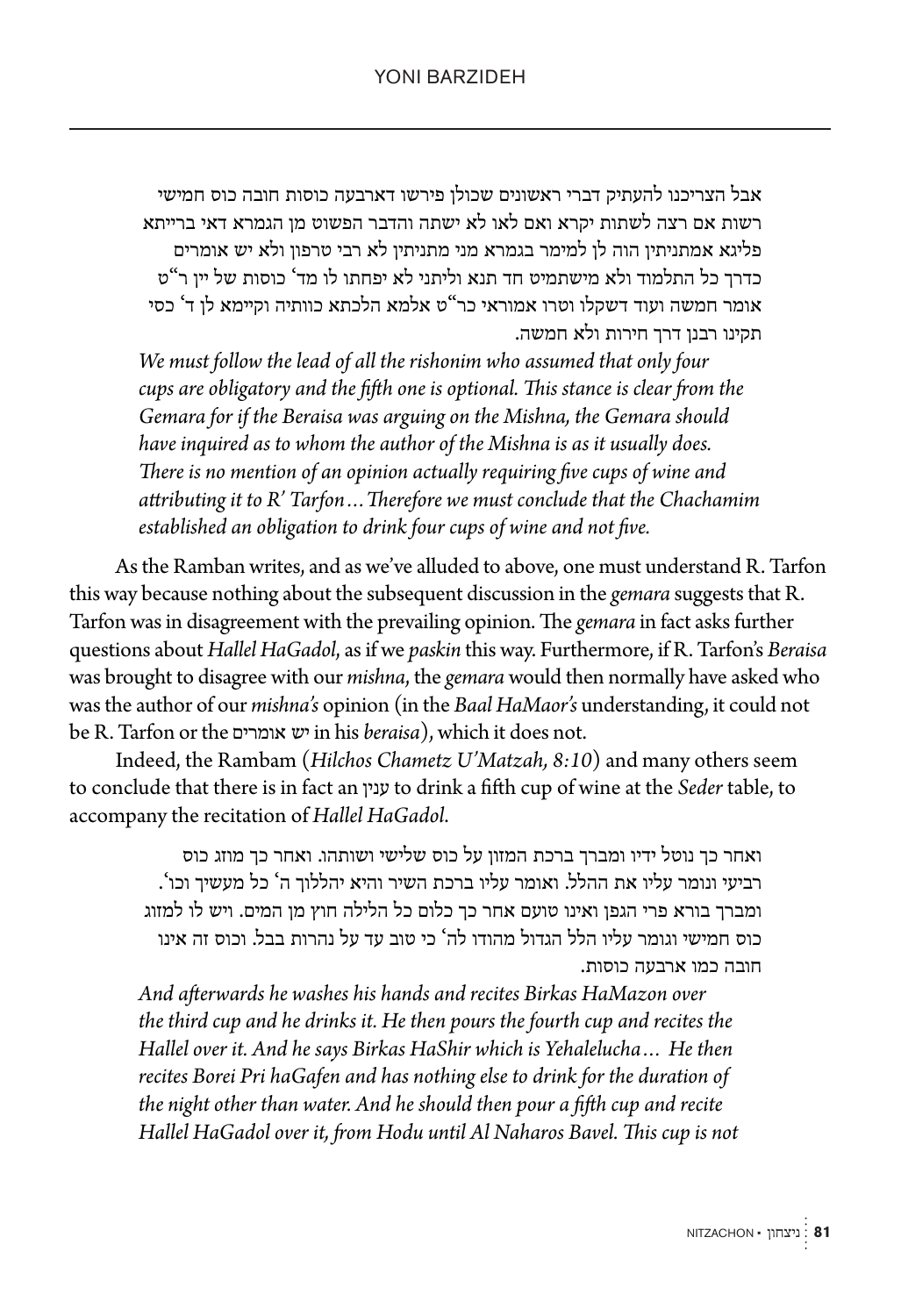אבל הצריכנו להעתיק דברי ראשונים שכולן פירשו דארבעה כוסות חובה כוס חמישי רשות אם רצה לשתות יקרא ואם לאו לא ישתה והדבר הפשוט מן הגמרא דאי ברייתא פליגא אמתניתין הוה לן למימר בגמרא מני מתניתין לא רבי טרפון ולא יש אומרים כדרך כל התלמוד ולא מישתמיט חד תנא וליתני לא יפחתו לו מד' כוסות של יין ר"ט אומר חמשה ועוד דשקלו וטרו אמוראי כר"ט אלמא הלכתא כוותיה וקיימא לן ד' כסי תקינו רבנן דרך חירות ולא חמשה.

*We must follow the lead of all the rishonim who assumed that only four cups are obligatory and the fifth one is optional. This stance is clear from the Gemara for if the Beraisa was arguing on the Mishna, the Gemara should have inquired as to whom the author of the Mishna is as it usually does. There is no mention of an opinion actually requiring five cups of wine and attributing it to R' Tarfon…Therefore we must conclude that the Chachamim established an obligation to drink four cups of wine and not five.*

As the Ramban writes, and as we've alluded to above, one must understand R. Tarfon this way because nothing about the subsequent discussion in the *gemara* suggests that R. Tarfon was in disagreement with the prevailing opinion. The *gemara* in fact asks further questions about *Hallel HaGadol*, as if we *paskin* this way. Furthermore, if R. Tarfon's *Beraisa* was brought to disagree with our *mishna*, the *gemara* would then normally have asked who was the author of our *mishna's* opinion (in the *Baal HaMaor's* understanding, it could not be R. Tarfon or the יש אומרים in his *beraisa*), which it does not.

Indeed, the Rambam (*Hilchos Chametz U'Matzah, 8:10*) and many others seem to conclude that there is in fact an *ענין* to drink a fifth cup of wine at the *Seder* table, to accompany the recitation of *Hallel HaGadol*.

ואחר כך נוטל ידיו ומברך ברכת המזון על כוס שלישי ושותהו. ואחר כך מוזג כוס רביעי ונומר עליו את ההלל. ואומר עליו ברכת השיר והיא יהללוך ה' כל מעשיך וכו'. ומברך בורא פרי הגפן ואינו טועם אחר כך כלום כל הלילה חוץ מן המים. ויש לו למזוג כוס חמישי וגומר עליו הלל הגדול מהודו לה' כי טוב עד על נהרות בבל. וכוס זה אינו חובה כמו ארבעה כוסות.

*And afterwards he washes his hands and recites Birkas HaMazon over the third cup and he drinks it. He then pours the fourth cup and recites the Hallel over it. And he says Birkas HaShir which is Yehalelucha… He then recites Borei Pri haGafen and has nothing else to drink for the duration of the night other than water. And he should then pour a fifth cup and recite Hallel HaGadol over it, from Hodu until Al Naharos Bavel. This cup is not*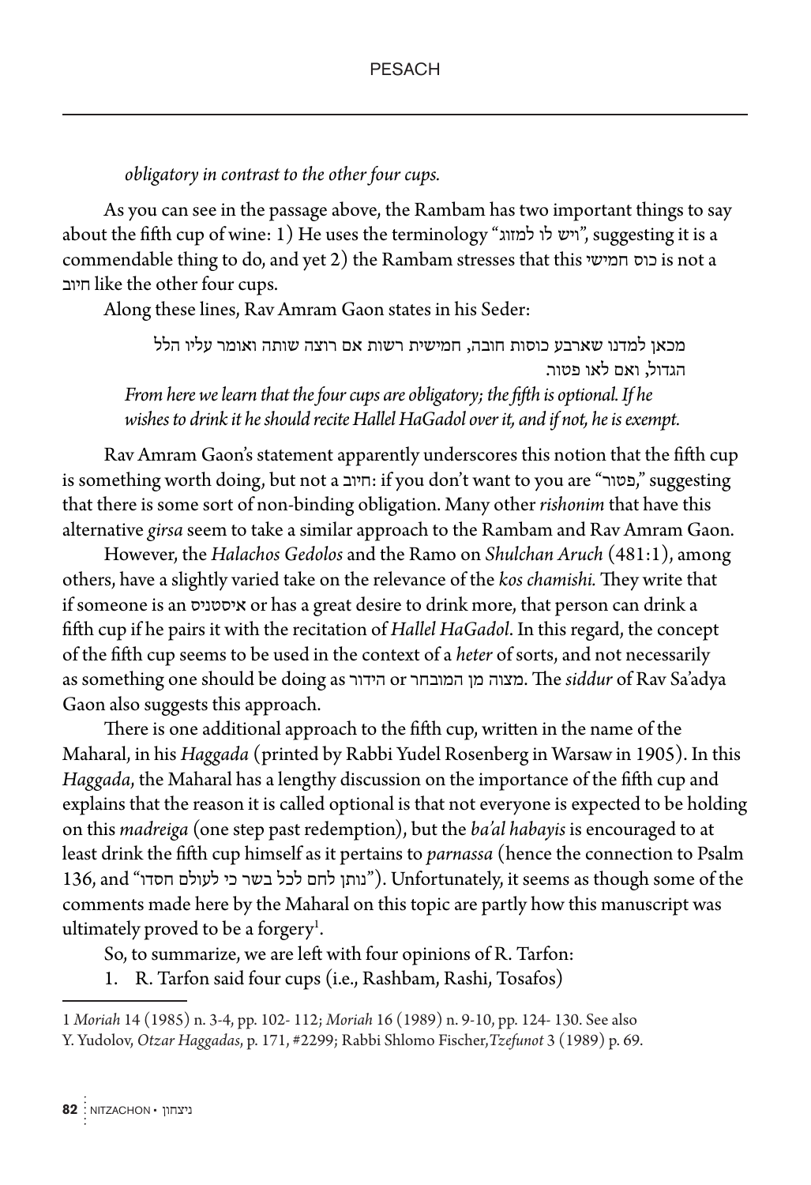*obligatory in contrast to the other four cups.*

As you can see in the passage above, the Rambam has two important things to say about the fifth cup of wine: 1) He uses the terminology "ויש לו למזוג", suggesting it is a commendable thing to do, and yet 2) the Rambam stresses that this כוס חמישי is not a חיוב like the other four cups.

Along these lines, Rav Amram Gaon states in his Seder:

> מכאן למדנו שארבע כוסות חובה, חמישית רשות אם רוצה שותה ואומר עליו הלל הגדול, ואם לאו פטור.
>
> *From here we learn that the four cups are obligatory; the fifth is optional. If he wishes to drink it he should recite Hallel HaGadol over it, and if not, he is exempt.*

Rav Amram Gaon's statement apparently underscores this notion that the fifth cup is something worth doing, but not a חיוב: if you don't want to you are "פטור," suggesting that there is some sort of non-binding obligation. Many other *rishonim* that have this alternative *girsa* seem to take a similar approach to the Rambam and Rav Amram Gaon.

However, the *Halachos Gedolos* and the Ramo on *Shulchan Aruch* (481:1), among others, have a slightly varied take on the relevance of the *kos chamishi.* They write that if someone is an איסטניס or has a great desire to drink more, that person can drink a fifth cup if he pairs it with the recitation of *Hallel HaGadol*. In this regard, the concept of the fifth cup seems to be used in the context of a *heter* of sorts, and not necessarily as something one should be doing as הידור or מצוה מן המובחר. The *siddur* of Rav Sa'adya Gaon also suggests this approach.

There is one additional approach to the fifth cup, written in the name of the Maharal, in his *Haggada* (printed by Rabbi Yudel Rosenberg in Warsaw in 1905). In this *Haggada*, the Maharal has a lengthy discussion on the importance of the fifth cup and explains that the reason it is called optional is that not everyone is expected to be holding on this *madreiga* (one step past redemption), but the *ba'al habayis* is encouraged to at least drink the fifth cup himself as it pertains to *parnassa* (hence the connection to Psalm 136, and "נותן לחם לכל בשר כי לעולם חסדו"). Unfortunately, it seems as though some of the comments made here by the Maharal on this topic are partly how this manuscript was ultimately proved to be a forgery[1].

So, to summarize, we are left with four opinions of R. Tarfon:

1. R. Tarfon said four cups (i.e., Rashbam, Rashi, Tosafos)

---

1 *Moriah* 14 (1985) n. 3-4, pp. 102- 112; *Moriah* 16 (1989) n. 9-10, pp. 124- 130. See also Y. Yudolov, *Otzar Haggadas*, p. 171, #2299; Rabbi Shlomo Fischer, *Tzefunot* 3 (1989) p. 69.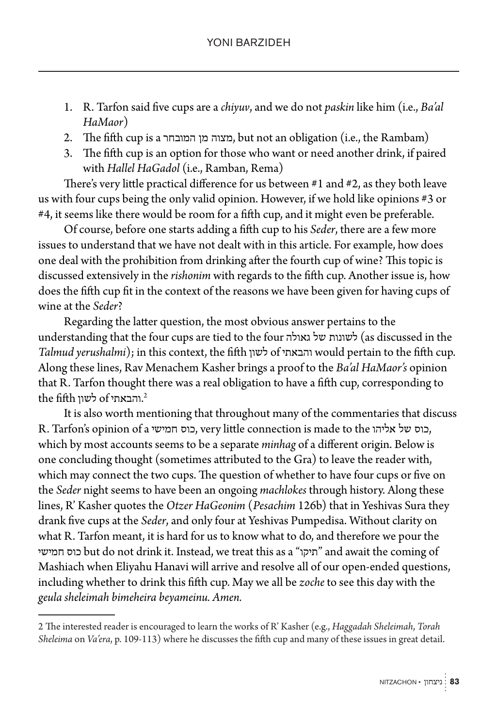1. R. Tarfon said five cups are a *chiyuv*, and we do not *paskin* like him (i.e., *Ba'al HaMaor*)
2. The fifth cup is a מצוה מן המובחר, but not an obligation (i.e., the Rambam)
3. The fifth cup is an option for those who want or need another drink, if paired with *Hallel HaGadol* (i.e., Ramban, Rema)

There's very little practical difference for us between #1 and #2, as they both leave us with four cups being the only valid opinion. However, if we hold like opinions #3 or #4, it seems like there would be room for a fifth cup, and it might even be preferable.

Of course, before one starts adding a fifth cup to his *Seder*, there are a few more issues to understand that we have not dealt with in this article. For example, how does one deal with the prohibition from drinking after the fourth cup of wine? This topic is discussed extensively in the *rishonim* with regards to the fifth cup. Another issue is, how does the fifth cup fit in the context of the reasons we have been given for having cups of wine at the *Seder*?

Regarding the latter question, the most obvious answer pertains to the understanding that the four cups are tied to the four לשונות של גאולה (as discussed in the *Talmud yerushalmi*); in this context, the fifth לשון of והבאתי would pertain to the fifth cup. Along these lines, Rav Menachem Kasher brings a proof to the *Ba'al HaMaor's* opinion that R. Tarfon thought there was a real obligation to have a fifth cup, corresponding to the fifth לשון of והבאתי.[2]

It is also worth mentioning that throughout many of the commentaries that discuss R. Tarfon's opinion of a כוס חמישי, very little connection is made to the כוס של אליהו, which by most accounts seems to be a separate *minhag* of a different origin. Below is one concluding thought (sometimes attributed to the Gra) to leave the reader with, which may connect the two cups. The question of whether to have four cups or five on the *Seder* night seems to have been an ongoing *machlokes* through history. Along these lines, R' Kasher quotes the *Otzer HaGeonim* (*Pesachim* 126b) that in Yeshivas Sura they drank five cups at the *Seder*, and only four at Yeshivas Pumpedisa. Without clarity on what R. Tarfon meant, it is hard for us to know what to do, and therefore we pour the כוס חמישי but do not drink it. Instead, we treat this as a "תיקו" and await the coming of Mashiach when Eliyahu Hanavi will arrive and resolve all of our open-ended questions, including whether to drink this fifth cup. May we all be *zoche* to see this day with the *geula sheleimah bimeheira beyameinu. Amen.*

---

2 The interested reader is encouraged to learn the works of R' Kasher (e.g., *Haggadah Sheleimah*, *Torah Sheleima* on *Va'era*, p. 109-113) where he discusses the fifth cup and many of these issues in great detail.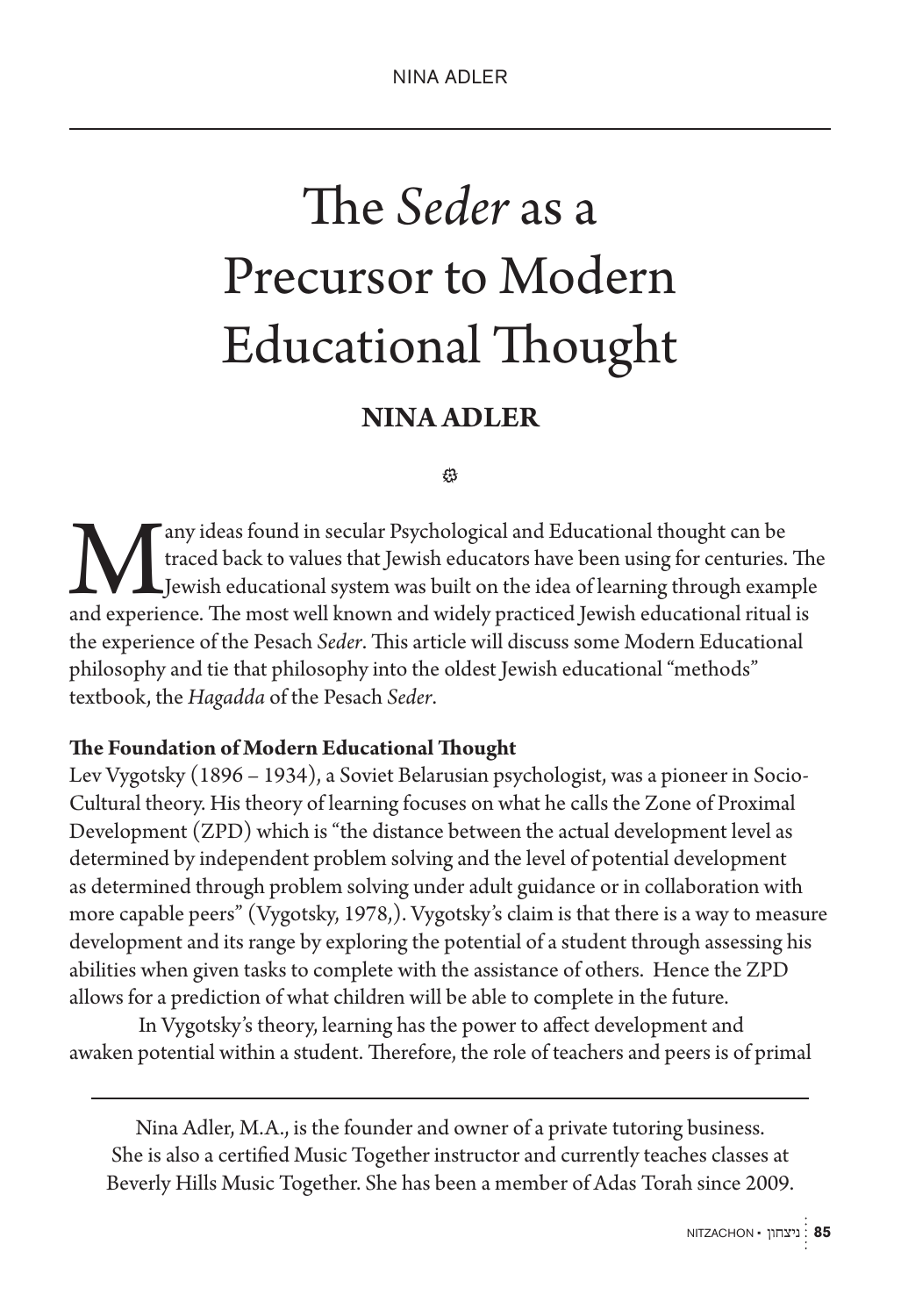# The *Seder* as a Precursor to Modern Educational Thought

**NINA ADLER**

Many ideas found in secular Psychological and Educational thought can be traced back to values that Jewish educators have been using for centuries. The Jewish educational system was built on the idea of learning through example and experience. The most well known and widely practiced Jewish educational ritual is the experience of the Pesach *Seder*. This article will discuss some Modern Educational philosophy and tie that philosophy into the oldest Jewish educational "methods" textbook, the *Hagadda* of the Pesach *Seder*.

**The Foundation of Modern Educational Thought**

Lev Vygotsky (1896 – 1934), a Soviet Belarusian psychologist, was a pioneer in Socio-Cultural theory. His theory of learning focuses on what he calls the Zone of Proximal Development (ZPD) which is "the distance between the actual development level as determined by independent problem solving and the level of potential development as determined through problem solving under adult guidance or in collaboration with more capable peers" (Vygotsky, 1978,). Vygotsky's claim is that there is a way to measure development and its range by exploring the potential of a student through assessing his abilities when given tasks to complete with the assistance of others. Hence the ZPD allows for a prediction of what children will be able to complete in the future.

In Vygotsky's theory, learning has the power to affect development and awaken potential within a student. Therefore, the role of teachers and peers is of primal

---

Nina Adler, M.A., is the founder and owner of a private tutoring business. She is also a certified Music Together instructor and currently teaches classes at Beverly Hills Music Together. She has been a member of Adas Torah since 2009.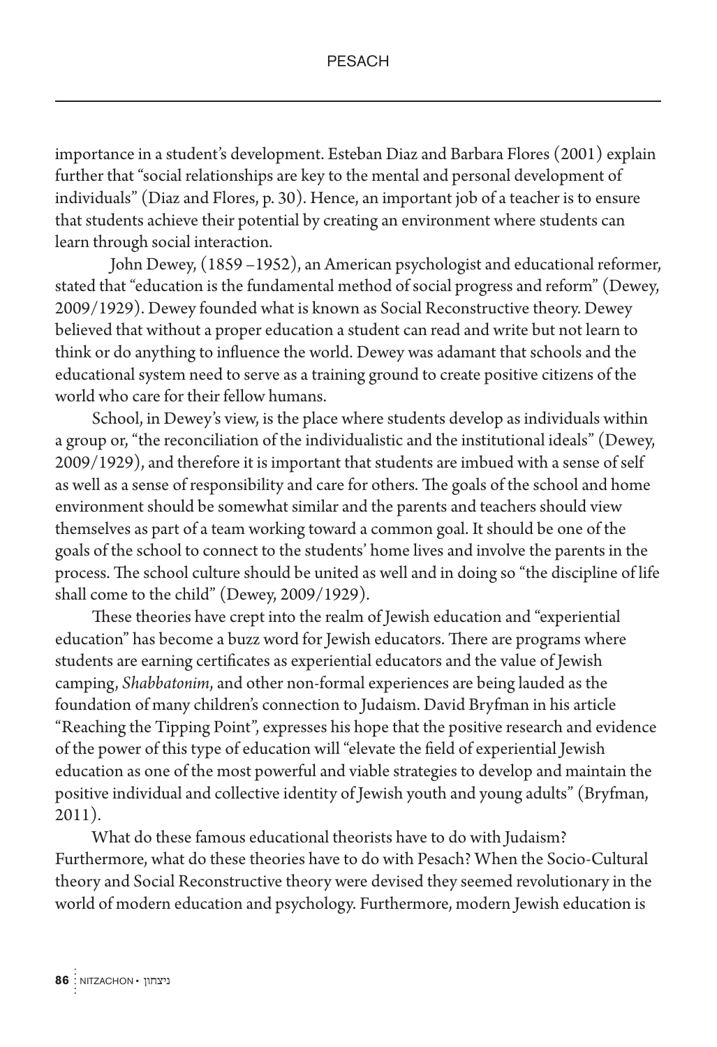importance in a student's development. Esteban Diaz and Barbara Flores (2001) explain further that "social relationships are key to the mental and personal development of individuals" (Diaz and Flores, p. 30). Hence, an important job of a teacher is to ensure that students achieve their potential by creating an environment where students can learn through social interaction.

John Dewey, (1859 –1952), an American psychologist and educational reformer, stated that "education is the fundamental method of social progress and reform" (Dewey, 2009/1929). Dewey founded what is known as Social Reconstructive theory. Dewey believed that without a proper education a student can read and write but not learn to think or do anything to influence the world. Dewey was adamant that schools and the educational system need to serve as a training ground to create positive citizens of the world who care for their fellow humans.

School, in Dewey's view, is the place where students develop as individuals within a group or, "the reconciliation of the individualistic and the institutional ideals" (Dewey, 2009/1929), and therefore it is important that students are imbued with a sense of self as well as a sense of responsibility and care for others. The goals of the school and home environment should be somewhat similar and the parents and teachers should view themselves as part of a team working toward a common goal. It should be one of the goals of the school to connect to the students' home lives and involve the parents in the process. The school culture should be united as well and in doing so "the discipline of life shall come to the child" (Dewey, 2009/1929).

These theories have crept into the realm of Jewish education and "experiential education" has become a buzz word for Jewish educators. There are programs where students are earning certificates as experiential educators and the value of Jewish camping, *Shabbatonim*, and other non-formal experiences are being lauded as the foundation of many children's connection to Judaism. David Bryfman in his article "Reaching the Tipping Point", expresses his hope that the positive research and evidence of the power of this type of education will "elevate the field of experiential Jewish education as one of the most powerful and viable strategies to develop and maintain the positive individual and collective identity of Jewish youth and young adults" (Bryfman, 2011).

What do these famous educational theorists have to do with Judaism? Furthermore, what do these theories have to do with Pesach? When the Socio-Cultural theory and Social Reconstructive theory were devised they seemed revolutionary in the world of modern education and psychology. Furthermore, modern Jewish education is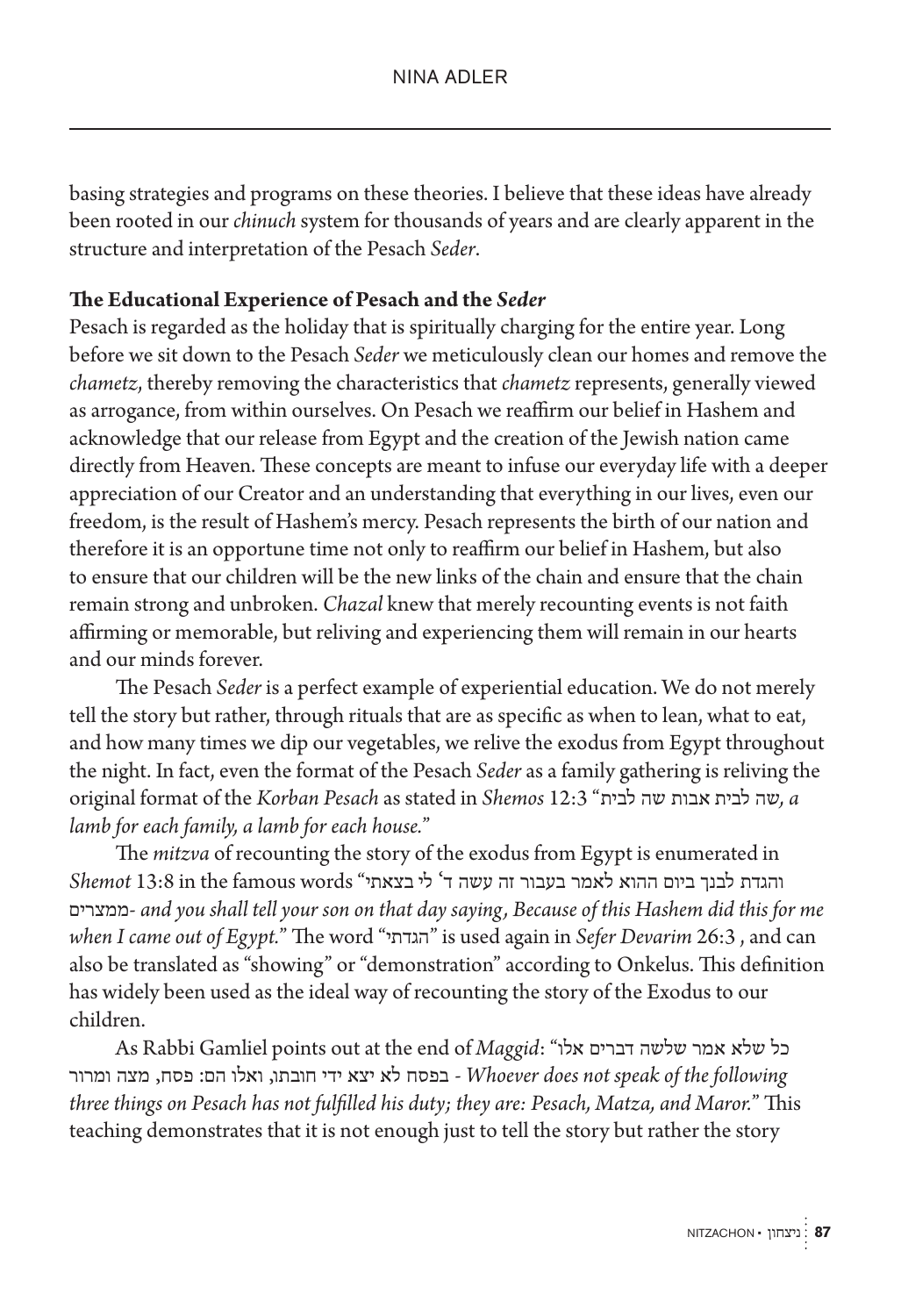basing strategies and programs on these theories. I believe that these ideas have already been rooted in our *chinuch* system for thousands of years and are clearly apparent in the structure and interpretation of the Pesach *Seder*.

**The Educational Experience of Pesach and the *Seder***

Pesach is regarded as the holiday that is spiritually charging for the entire year. Long before we sit down to the Pesach *Seder* we meticulously clean our homes and remove the *chametz*, thereby removing the characteristics that *chametz* represents, generally viewed as arrogance, from within ourselves. On Pesach we reaffirm our belief in Hashem and acknowledge that our release from Egypt and the creation of the Jewish nation came directly from Heaven. These concepts are meant to infuse our everyday life with a deeper appreciation of our Creator and an understanding that everything in our lives, even our freedom, is the result of Hashem's mercy. Pesach represents the birth of our nation and therefore it is an opportune time not only to reaffirm our belief in Hashem, but also to ensure that our children will be the new links of the chain and ensure that the chain remain strong and unbroken. *Chazal* knew that merely recounting events is not faith affirming or memorable, but reliving and experiencing them will remain in our hearts and our minds forever.

The Pesach *Seder* is a perfect example of experiential education. We do not merely tell the story but rather, through rituals that are as specific as when to lean, what to eat, and how many times we dip our vegetables, we relive the exodus from Egypt throughout the night. In fact, even the format of the Pesach *Seder* as a family gathering is reliving the original format of the *Korban Pesach* as stated in *Shemos* 12:3 "שה לבית אבות שה לבית, *a lamb for each family, a lamb for each house.*"

The *mitzva* of recounting the story of the exodus from Egypt is enumerated in *Shemot* 13:8 in the famous words "והגדת לבנך ביום ההוא לאמר בעבור זה עשה ד' לי בצאתי ממצרים- *and you shall tell your son on that day saying, Because of this Hashem did this for me when I came out of Egypt.*" The word "הגדתי" is used again in *Sefer Devarim* 26:3 , and can also be translated as "showing" or "demonstration" according to Onkelus. This definition has widely been used as the ideal way of recounting the story of the Exodus to our children.

As Rabbi Gamliel points out at the end of *Maggid*: "כל שלא אמר שלשה דברים אלו בפסח לא יצא ידי חובתו, ואלו הם: פסח, מצה ומרור - *Whoever does not speak of the following three things on Pesach has not fulfilled his duty; they are: Pesach, Matza, and Maror.*" This teaching demonstrates that it is not enough just to tell the story but rather the story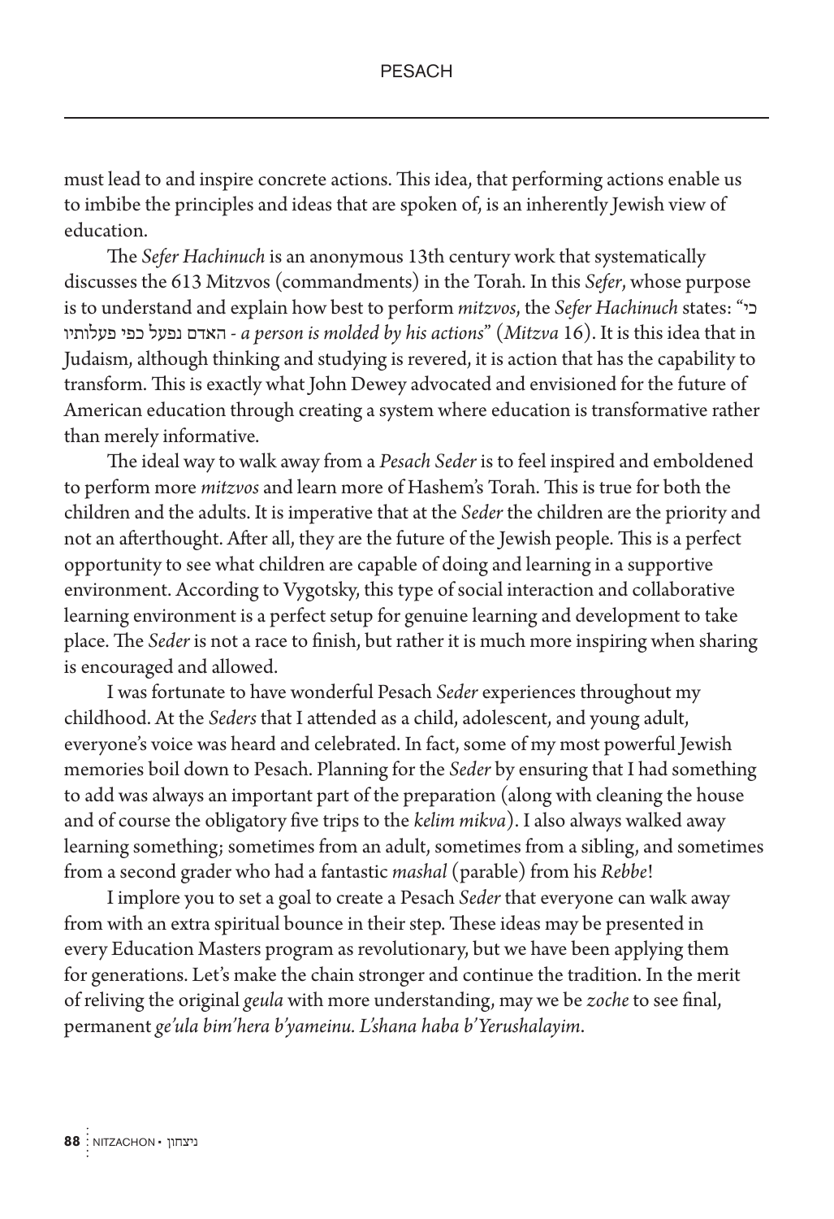must lead to and inspire concrete actions. This idea, that performing actions enable us to imbibe the principles and ideas that are spoken of, is an inherently Jewish view of education.

The *Sefer Hachinuch* is an anonymous 13th century work that systematically discusses the 613 Mitzvos (commandments) in the Torah. In this *Sefer*, whose purpose is to understand and explain how best to perform *mitzvos*, the *Sefer Hachinuch* states: "כי האדם נפעל כפי פעלותיו - *a person is molded by his actions*" (*Mitzva* 16). It is this idea that in Judaism, although thinking and studying is revered, it is action that has the capability to transform. This is exactly what John Dewey advocated and envisioned for the future of American education through creating a system where education is transformative rather than merely informative.

The ideal way to walk away from a *Pesach Seder* is to feel inspired and emboldened to perform more *mitzvos* and learn more of Hashem's Torah. This is true for both the children and the adults. It is imperative that at the *Seder* the children are the priority and not an afterthought. After all, they are the future of the Jewish people. This is a perfect opportunity to see what children are capable of doing and learning in a supportive environment. According to Vygotsky, this type of social interaction and collaborative learning environment is a perfect setup for genuine learning and development to take place. The *Seder* is not a race to finish, but rather it is much more inspiring when sharing is encouraged and allowed.

I was fortunate to have wonderful Pesach *Seder* experiences throughout my childhood. At the *Seders* that I attended as a child, adolescent, and young adult, everyone's voice was heard and celebrated. In fact, some of my most powerful Jewish memories boil down to Pesach. Planning for the *Seder* by ensuring that I had something to add was always an important part of the preparation (along with cleaning the house and of course the obligatory five trips to the *kelim mikva*). I also always walked away learning something; sometimes from an adult, sometimes from a sibling, and sometimes from a second grader who had a fantastic *mashal* (parable) from his *Rebbe*!

I implore you to set a goal to create a Pesach *Seder* that everyone can walk away from with an extra spiritual bounce in their step. These ideas may be presented in every Education Masters program as revolutionary, but we have been applying them for generations. Let's make the chain stronger and continue the tradition. In the merit of reliving the original *geula* with more understanding, may we be *zoche* to see final, permanent *ge'ula bim'hera b'yameinu. L'shana haba b'Yerushalayim*.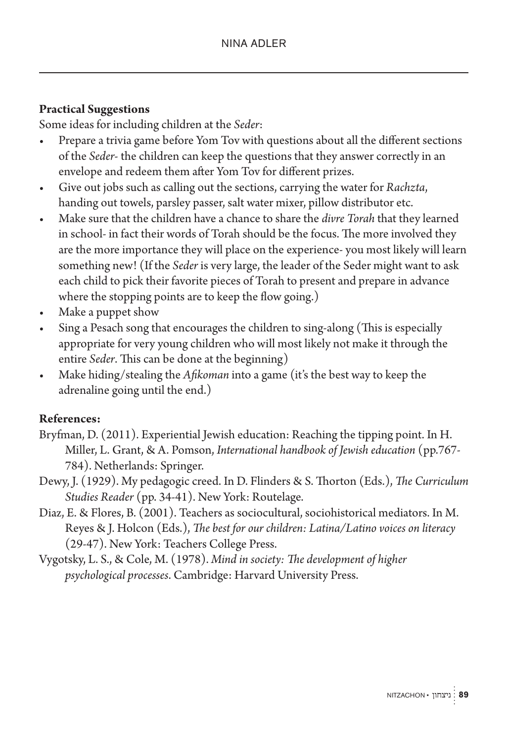**Practical Suggestions**

Some ideas for including children at the *Seder*:

- Prepare a trivia game before Yom Tov with questions about all the different sections of the *Seder*- the children can keep the questions that they answer correctly in an envelope and redeem them after Yom Tov for different prizes.
- Give out jobs such as calling out the sections, carrying the water for *Rachzta*, handing out towels, parsley passer, salt water mixer, pillow distributor etc.
- Make sure that the children have a chance to share the *divre Torah* that they learned in school- in fact their words of Torah should be the focus. The more involved they are the more importance they will place on the experience- you most likely will learn something new! (If the *Seder* is very large, the leader of the Seder might want to ask each child to pick their favorite pieces of Torah to present and prepare in advance where the stopping points are to keep the flow going.)
- Make a puppet show
- Sing a Pesach song that encourages the children to sing-along (This is especially appropriate for very young children who will most likely not make it through the entire *Seder*. This can be done at the beginning)
- Make hiding/stealing the *Afikoman* into a game (it's the best way to keep the adrenaline going until the end.)

**References:**

Bryfman, D. (2011). Experiential Jewish education: Reaching the tipping point. In H. Miller, L. Grant, & A. Pomson, *International handbook of Jewish education* (pp.767-784). Netherlands: Springer.

Dewy, J. (1929). My pedagogic creed. In D. Flinders & S. Thorton (Eds.), *The Curriculum Studies Reader* (pp. 34-41). New York: Routelage.

Diaz, E. & Flores, B. (2001). Teachers as sociocultural, sociohistorical mediators. In M. Reyes & J. Holcon (Eds.), *The best for our children: Latina/Latino voices on literacy* (29-47). New York: Teachers College Press.

Vygotsky, L. S., & Cole, M. (1978). *Mind in society: The development of higher psychological processes*. Cambridge: Harvard University Press.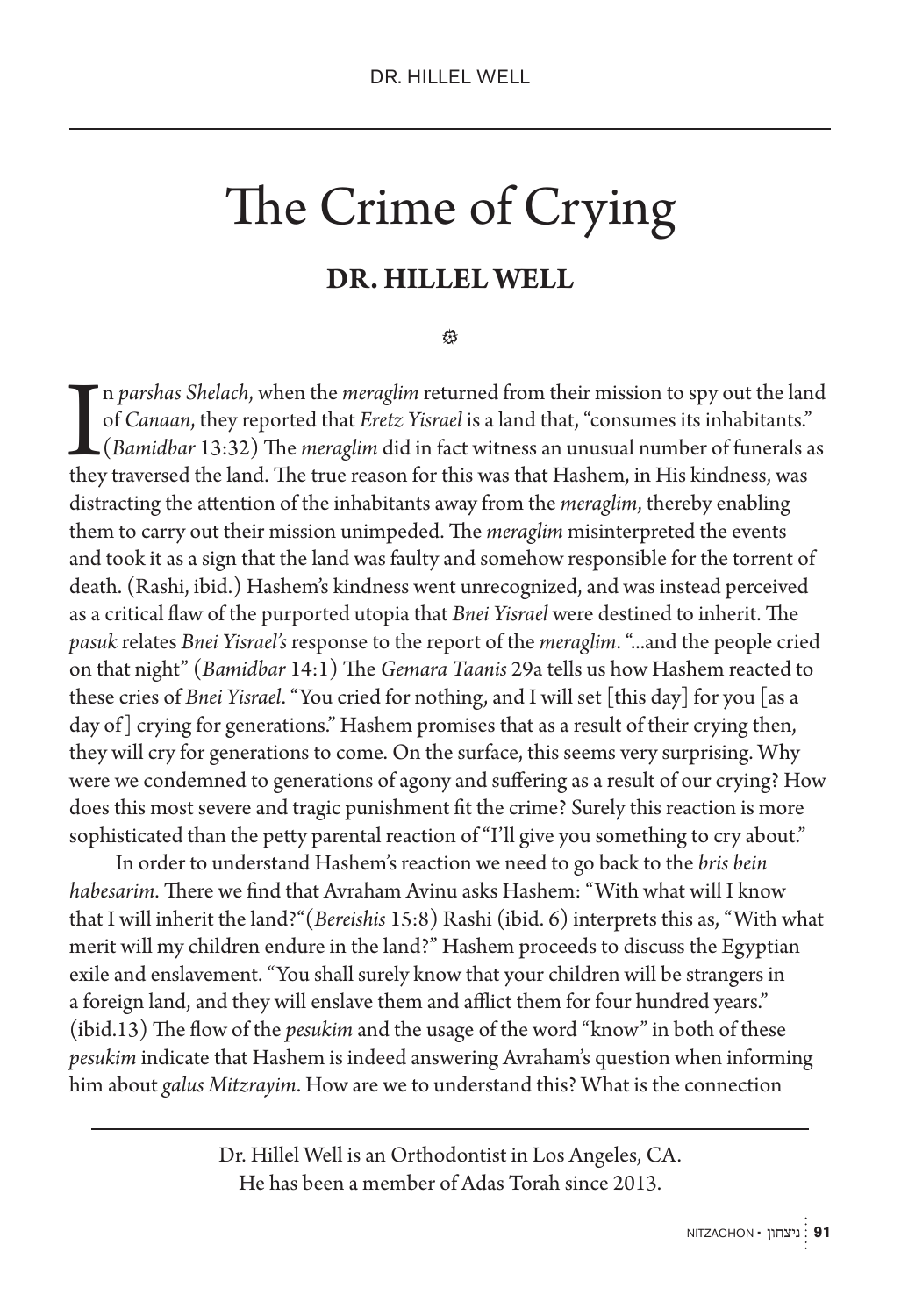# The Crime of Crying

## DR. HILLEL WELL

In *parshas Shelach*, when the *meraglim* returned from their mission to spy out the land of *Canaan*, they reported that *Eretz Yisrael* is a land that, "consumes its inhabitants." (*Bamidbar* 13:32) The *meraglim* did in fact witness an unusual number of funerals as they traversed the land. The true reason for this was that Hashem, in His kindness, was distracting the attention of the inhabitants away from the *meraglim*, thereby enabling them to carry out their mission unimpeded. The *meraglim* misinterpreted the events and took it as a sign that the land was faulty and somehow responsible for the torrent of death. (Rashi, ibid.) Hashem's kindness went unrecognized, and was instead perceived as a critical flaw of the purported utopia that *Bnei Yisrael* were destined to inherit. The *pasuk* relates *Bnei Yisrael's* response to the report of the *meraglim*. "...and the people cried on that night" (*Bamidbar* 14:1) The *Gemara Taanis* 29a tells us how Hashem reacted to these cries of *Bnei Yisrael*. "You cried for nothing, and I will set [this day] for you [as a day of] crying for generations." Hashem promises that as a result of their crying then, they will cry for generations to come. On the surface, this seems very surprising. Why were we condemned to generations of agony and suffering as a result of our crying? How does this most severe and tragic punishment fit the crime? Surely this reaction is more sophisticated than the petty parental reaction of "I'll give you something to cry about."

In order to understand Hashem's reaction we need to go back to the *bris bein habesarim*. There we find that Avraham Avinu asks Hashem: "With what will I know that I will inherit the land?"(*Bereishis* 15:8) Rashi (ibid. 6) interprets this as, "With what merit will my children endure in the land?" Hashem proceeds to discuss the Egyptian exile and enslavement. "You shall surely know that your children will be strangers in a foreign land, and they will enslave them and afflict them for four hundred years." (ibid.13) The flow of the *pesukim* and the usage of the word "know" in both of these *pesukim* indicate that Hashem is indeed answering Avraham's question when informing him about *galus Mitzrayim*. How are we to understand this? What is the connection

---

Dr. Hillel Well is an Orthodontist in Los Angeles, CA.
He has been a member of Adas Torah since 2013.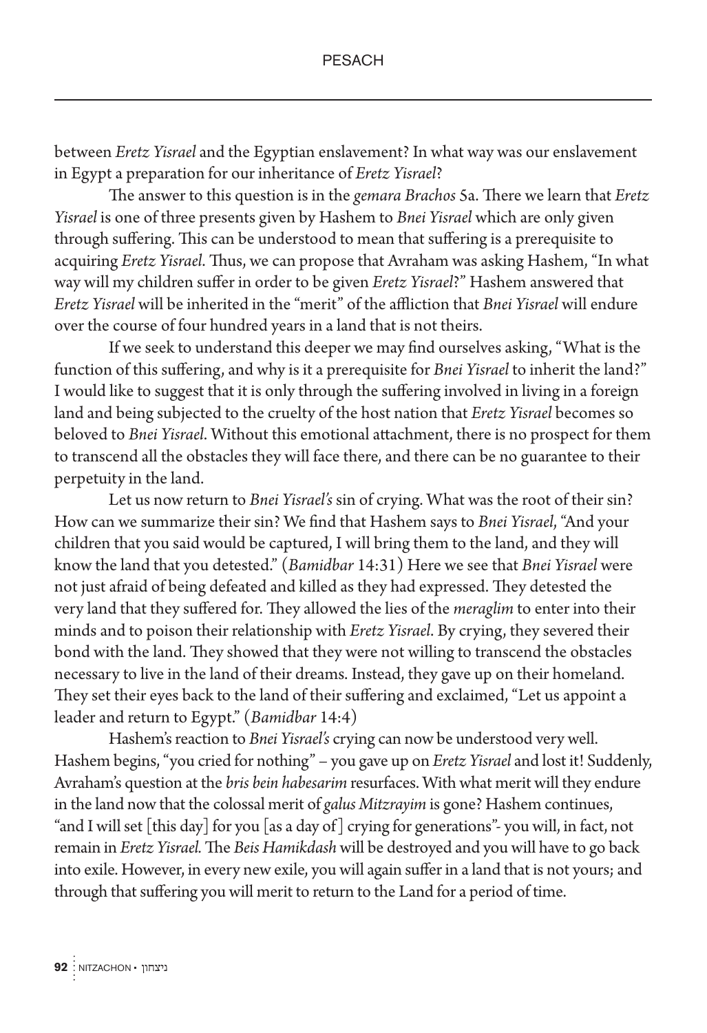between *Eretz Yisrael* and the Egyptian enslavement? In what way was our enslavement in Egypt a preparation for our inheritance of *Eretz Yisrael*?

The answer to this question is in the *gemara Brachos* 5a. There we learn that *Eretz Yisrael* is one of three presents given by Hashem to *Bnei Yisrael* which are only given through suffering. This can be understood to mean that suffering is a prerequisite to acquiring *Eretz Yisrael*. Thus, we can propose that Avraham was asking Hashem, "In what way will my children suffer in order to be given *Eretz Yisrael*?" Hashem answered that *Eretz Yisrael* will be inherited in the "merit" of the affliction that *Bnei Yisrael* will endure over the course of four hundred years in a land that is not theirs.

If we seek to understand this deeper we may find ourselves asking, "What is the function of this suffering, and why is it a prerequisite for *Bnei Yisrael* to inherit the land?" I would like to suggest that it is only through the suffering involved in living in a foreign land and being subjected to the cruelty of the host nation that *Eretz Yisrael* becomes so beloved to *Bnei Yisrael*. Without this emotional attachment, there is no prospect for them to transcend all the obstacles they will face there, and there can be no guarantee to their perpetuity in the land.

Let us now return to *Bnei Yisrael's* sin of crying. What was the root of their sin? How can we summarize their sin? We find that Hashem says to *Bnei Yisrael*, "And your children that you said would be captured, I will bring them to the land, and they will know the land that you detested." (*Bamidbar* 14:31) Here we see that *Bnei Yisrael* were not just afraid of being defeated and killed as they had expressed. They detested the very land that they suffered for. They allowed the lies of the *meraglim* to enter into their minds and to poison their relationship with *Eretz Yisrael*. By crying, they severed their bond with the land. They showed that they were not willing to transcend the obstacles necessary to live in the land of their dreams. Instead, they gave up on their homeland. They set their eyes back to the land of their suffering and exclaimed, "Let us appoint a leader and return to Egypt." (*Bamidbar* 14:4)

Hashem's reaction to *Bnei Yisrael's* crying can now be understood very well. Hashem begins, "you cried for nothing" – you gave up on *Eretz Yisrael* and lost it! Suddenly, Avraham's question at the *bris bein habesarim* resurfaces. With what merit will they endure in the land now that the colossal merit of *galus Mitzrayim* is gone? Hashem continues, "and I will set [this day] for you [as a day of] crying for generations"- you will, in fact, not remain in *Eretz Yisrael*. The *Beis Hamikdash* will be destroyed and you will have to go back into exile. However, in every new exile, you will again suffer in a land that is not yours; and through that suffering you will merit to return to the Land for a period of time.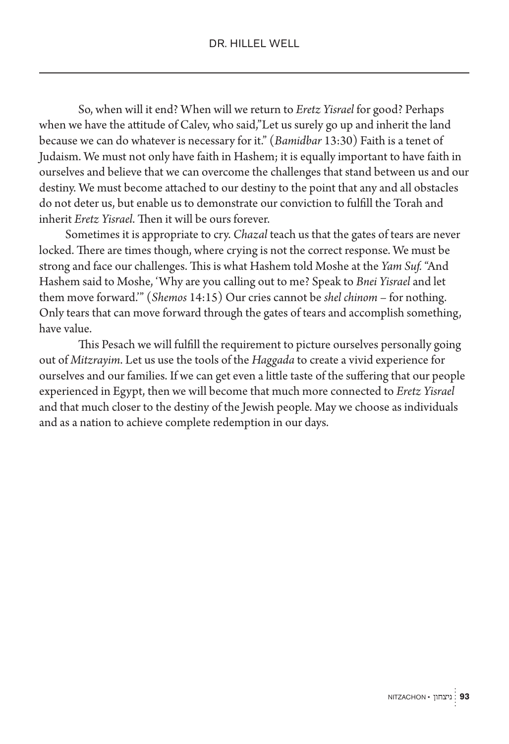So, when will it end? When will we return to *Eretz Yisrael* for good? Perhaps when we have the attitude of Calev, who said,"Let us surely go up and inherit the land because we can do whatever is necessary for it." (*Bamidbar* 13:30) Faith is a tenet of Judaism. We must not only have faith in Hashem; it is equally important to have faith in ourselves and believe that we can overcome the challenges that stand between us and our destiny. We must become attached to our destiny to the point that any and all obstacles do not deter us, but enable us to demonstrate our conviction to fulfill the Torah and inherit *Eretz Yisrael*. Then it will be ours forever.

Sometimes it is appropriate to cry. *Chazal* teach us that the gates of tears are never locked. There are times though, where crying is not the correct response. We must be strong and face our challenges. This is what Hashem told Moshe at the *Yam Suf*. "And Hashem said to Moshe, 'Why are you calling out to me? Speak to *Bnei Yisrael* and let them move forward.'" (*Shemos* 14:15) Our cries cannot be *shel chinom* – for nothing. Only tears that can move forward through the gates of tears and accomplish something, have value.

This Pesach we will fulfill the requirement to picture ourselves personally going out of *Mitzrayim*. Let us use the tools of the *Haggada* to create a vivid experience for ourselves and our families. If we can get even a little taste of the suffering that our people experienced in Egypt, then we will become that much more connected to *Eretz Yisrael* and that much closer to the destiny of the Jewish people. May we choose as individuals and as a nation to achieve complete redemption in our days.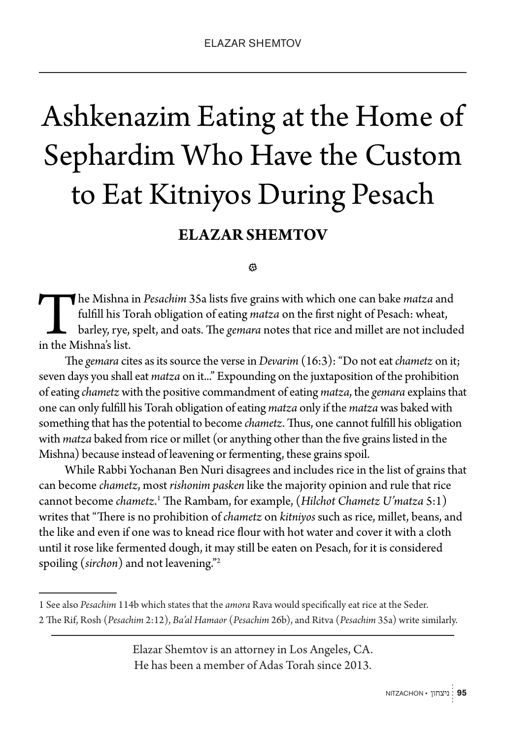# Ashkenazim Eating at the Home of Sephardim Who Have the Custom to Eat Kitniyos During Pesach

**ELAZAR SHEMTOV**

The Mishna in *Pesachim* 35a lists five grains with which one can bake *matza* and fulfill his Torah obligation of eating *matza* on the first night of Pesach: wheat, barley, rye, spelt, and oats. The *gemara* notes that rice and millet are not included in the Mishna's list.

The *gemara* cites as its source the verse in *Devarim* (16:3): "Do not eat *chametz* on it; seven days you shall eat *matza* on it..." Expounding on the juxtaposition of the prohibition of eating *chametz* with the positive commandment of eating *matza*, the *gemara* explains that one can only fulfill his Torah obligation of eating *matza* only if the *matza* was baked with something that has the potential to become *chametz*. Thus, one cannot fulfill his obligation with *matza* baked from rice or millet (or anything other than the five grains listed in the Mishna) because instead of leavening or fermenting, these grains spoil.

While Rabbi Yochanan Ben Nuri disagrees and includes rice in the list of grains that can become *chametz*, most *rishonim pasken* like the majority opinion and rule that rice cannot become *chametz*.[1] The Rambam, for example, (*Hilchot Chametz U'matza* 5:1) writes that "There is no prohibition of *chametz* on *kitniyos* such as rice, millet, beans, and the like and even if one was to knead rice flour with hot water and cover it with a cloth until it rose like fermented dough, it may still be eaten on Pesach, for it is considered spoiling (*sirchon*) and not leavening."[2]

---

1 See also *Pesachim* 114b which states that the *amora* Rava would specifically eat rice at the Seder.

2 The Rif, Rosh (*Pesachim* 2:12), *Ba'al Hamaor* (*Pesachim* 26b), and Ritva (*Pesachim* 35a) write similarly.

---

Elazar Shemtov is an attorney in Los Angeles, CA.
He has been a member of Adas Torah since 2013.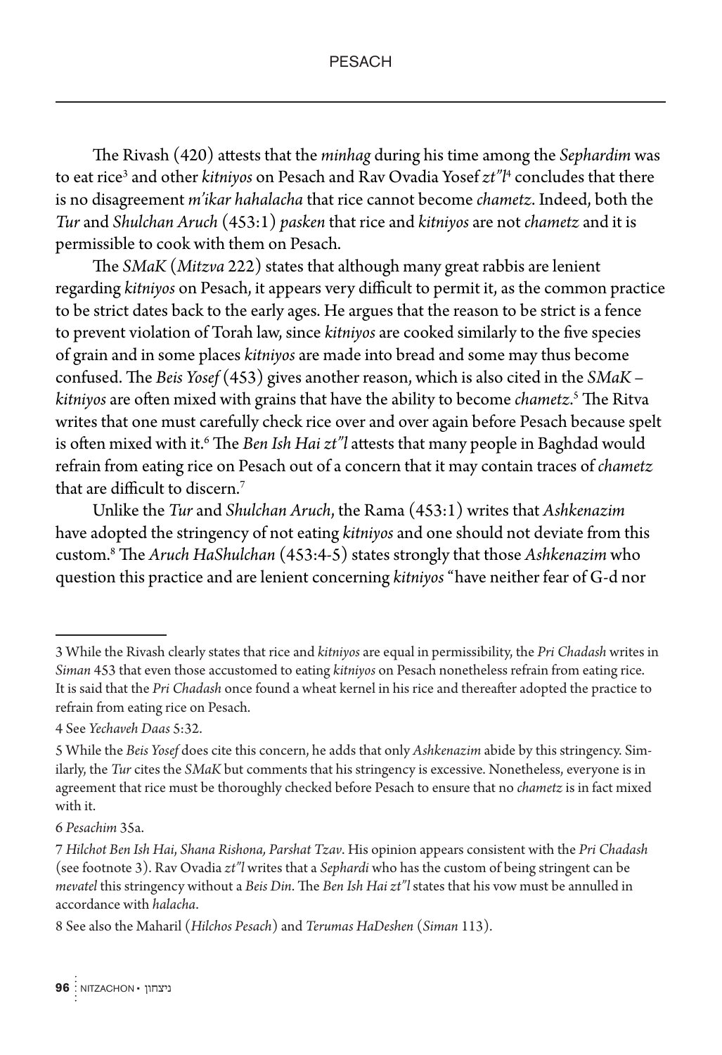The Rivash (420) attests that the *minhag* during his time among the *Sephardim* was to eat rice[3] and other *kitniyos* on Pesach and Rav Ovadia Yosef *zt"l*[4] concludes that there is no disagreement *m'ikar hahalacha* that rice cannot become *chametz*. Indeed, both the *Tur* and *Shulchan Aruch* (453:1) *pasken* that rice and *kitniyos* are not *chametz* and it is permissible to cook with them on Pesach.

The *SMaK* (*Mitzva* 222) states that although many great rabbis are lenient regarding *kitniyos* on Pesach, it appears very difficult to permit it, as the common practice to be strict dates back to the early ages. He argues that the reason to be strict is a fence to prevent violation of Torah law, since *kitniyos* are cooked similarly to the five species of grain and in some places *kitniyos* are made into bread and some may thus become confused. The *Beis Yosef* (453) gives another reason, which is also cited in the *SMaK* – *kitniyos* are often mixed with grains that have the ability to become *chametz*.[5] The Ritva writes that one must carefully check rice over and over again before Pesach because spelt is often mixed with it.[6] The *Ben Ish Hai zt"l* attests that many people in Baghdad would refrain from eating rice on Pesach out of a concern that it may contain traces of *chametz* that are difficult to discern.[7]

Unlike the *Tur* and *Shulchan Aruch*, the Rama (453:1) writes that *Ashkenazim* have adopted the stringency of not eating *kitniyos* and one should not deviate from this custom.[8] The *Aruch HaShulchan* (453:4-5) states strongly that those *Ashkenazim* who question this practice and are lenient concerning *kitniyos* "have neither fear of G-d nor

---

3 While the Rivash clearly states that rice and *kitniyos* are equal in permissibility, the *Pri Chadash* writes in *Siman* 453 that even those accustomed to eating *kitniyos* on Pesach nonetheless refrain from eating rice. It is said that the *Pri Chadash* once found a wheat kernel in his rice and thereafter adopted the practice to refrain from eating rice on Pesach.

4 See *Yechaveh Daas* 5:32.

5 While the *Beis Yosef* does cite this concern, he adds that only *Ashkenazim* abide by this stringency. Similarly, the *Tur* cites the *SMaK* but comments that his stringency is excessive. Nonetheless, everyone is in agreement that rice must be thoroughly checked before Pesach to ensure that no *chametz* is in fact mixed with it.

6 *Pesachim* 35a.

7 *Hilchot Ben Ish Hai*, *Shana Rishona, Parshat Tzav*. His opinion appears consistent with the *Pri Chadash* (see footnote 3). Rav Ovadia *zt"l* writes that a *Sephardi* who has the custom of being stringent can be *mevatel* this stringency without a *Beis Din*. The *Ben Ish Hai zt"l* states that his vow must be annulled in accordance with *halacha*.

8 See also the Maharil (*Hilchos Pesach*) and *Terumas HaDeshen* (*Siman* 113).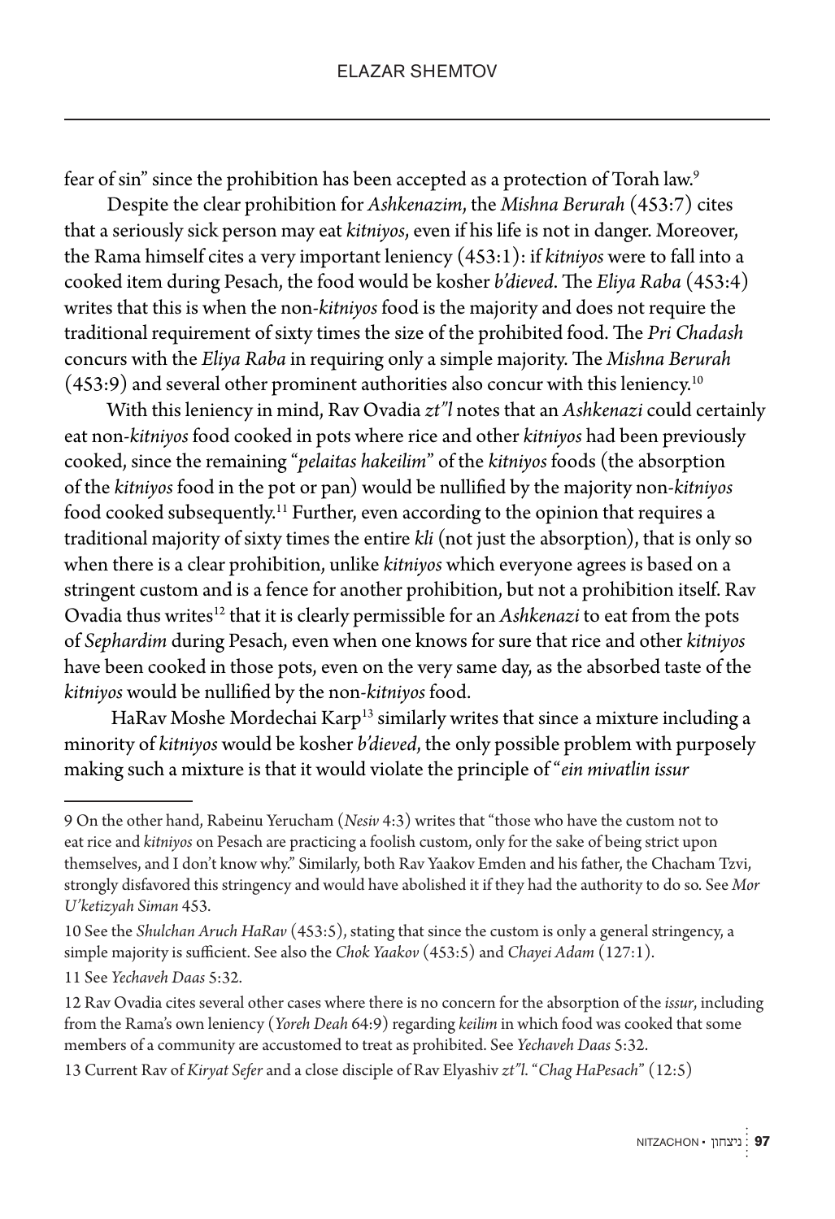fear of sin" since the prohibition has been accepted as a protection of Torah law.[9]

Despite the clear prohibition for *Ashkenazim*, the *Mishna Berurah* (453:7) cites that a seriously sick person may eat *kitniyos*, even if his life is not in danger. Moreover, the Rama himself cites a very important leniency (453:1): if *kitniyos* were to fall into a cooked item during Pesach, the food would be kosher *b'dieved*. The *Eliya Raba* (453:4) writes that this is when the non-*kitniyos* food is the majority and does not require the traditional requirement of sixty times the size of the prohibited food. The *Pri Chadash* concurs with the *Eliya Raba* in requiring only a simple majority. The *Mishna Berurah* (453:9) and several other prominent authorities also concur with this leniency.[10]

With this leniency in mind, Rav Ovadia *zt"l* notes that an *Ashkenazi* could certainly eat non-*kitniyos* food cooked in pots where rice and other *kitniyos* had been previously cooked, since the remaining "*pelaitas hakeilim*" of the *kitniyos* foods (the absorption of the *kitniyos* food in the pot or pan) would be nullified by the majority non-*kitniyos* food cooked subsequently.[11] Further, even according to the opinion that requires a traditional majority of sixty times the entire *kli* (not just the absorption), that is only so when there is a clear prohibition, unlike *kitniyos* which everyone agrees is based on a stringent custom and is a fence for another prohibition, but not a prohibition itself. Rav Ovadia thus writes[12] that it is clearly permissible for an *Ashkenazi* to eat from the pots of *Sephardim* during Pesach, even when one knows for sure that rice and other *kitniyos* have been cooked in those pots, even on the very same day, as the absorbed taste of the *kitniyos* would be nullified by the non-*kitniyos* food.

HaRav Moshe Mordechai Karp[13] similarly writes that since a mixture including a minority of *kitniyos* would be kosher *b'dieved*, the only possible problem with purposely making such a mixture is that it would violate the principle of "*ein mivatlin issur*

---

9 On the other hand, Rabeinu Yerucham (*Nesiv* 4:3) writes that "those who have the custom not to eat rice and *kitniyos* on Pesach are practicing a foolish custom, only for the sake of being strict upon themselves, and I don't know why." Similarly, both Rav Yaakov Emden and his father, the Chacham Tzvi, strongly disfavored this stringency and would have abolished it if they had the authority to do so. See *Mor U'ketizyah Siman* 453.

10 See the *Shulchan Aruch HaRav* (453:5), stating that since the custom is only a general stringency, a simple majority is sufficient. See also the *Chok Yaakov* (453:5) and *Chayei Adam* (127:1).

11 See *Yechaveh Daas* 5:32.

12 Rav Ovadia cites several other cases where there is no concern for the absorption of the *issur*, including from the Rama's own leniency (*Yoreh Deah* 64:9) regarding *keilim* in which food was cooked that some members of a community are accustomed to treat as prohibited. See *Yechaveh Daas* 5:32.

13 Current Rav of *Kiryat Sefer* and a close disciple of Rav Elyashiv *zt"l*. "*Chag HaPesach*" (12:5)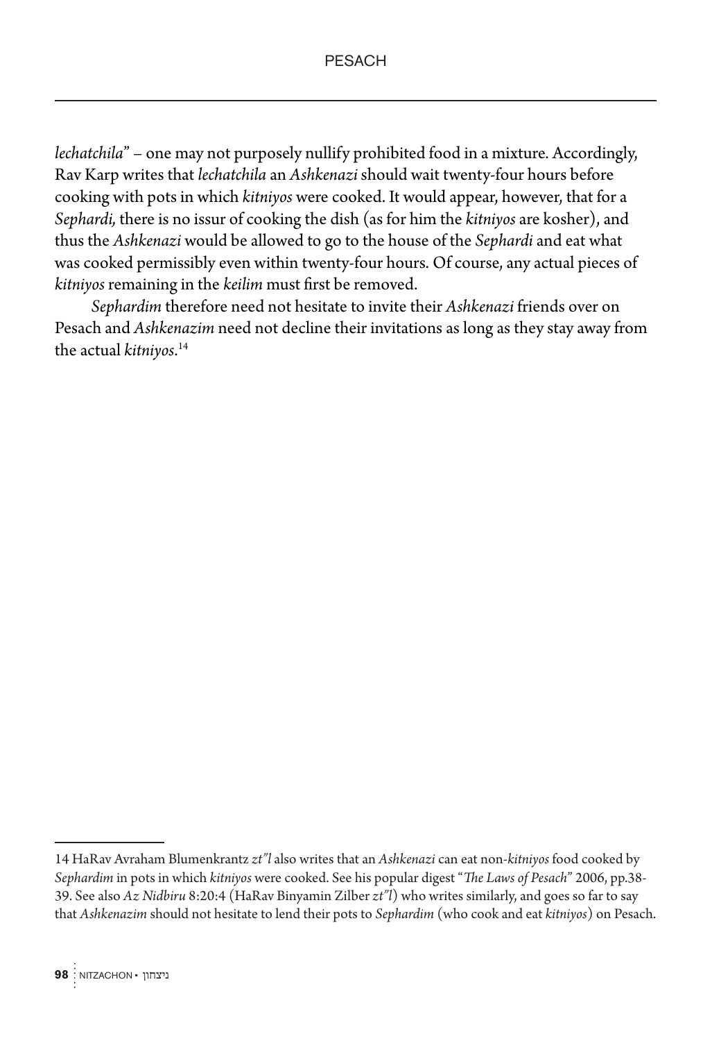*lechatchila*" – one may not purposely nullify prohibited food in a mixture. Accordingly, Rav Karp writes that *lechatchila* an *Ashkenazi* should wait twenty-four hours before cooking with pots in which *kitniyos* were cooked. It would appear, however, that for a *Sephardi,* there is no issur of cooking the dish (as for him the *kitniyos* are kosher), and thus the *Ashkenazi* would be allowed to go to the house of the *Sephardi* and eat what was cooked permissibly even within twenty-four hours. Of course, any actual pieces of *kitniyos* remaining in the *keilim* must first be removed.

*Sephardim* therefore need not hesitate to invite their *Ashkenazi* friends over on Pesach and *Ashkenazim* need not decline their invitations as long as they stay away from the actual *kitniyos*.[14]

---

14 HaRav Avraham Blumenkrantz *zt"l* also writes that an *Ashkenazi* can eat non-*kitniyos* food cooked by *Sephardim* in pots in which *kitniyos* were cooked. See his popular digest "*The Laws of Pesach*" 2006, pp.38-39. See also *Az Nidbiru* 8:20:4 (HaRav Binyamin Zilber *zt"l*) who writes similarly, and goes so far to say that *Ashkenazim* should not hesitate to lend their pots to *Sephardim* (who cook and eat *kitniyos*) on Pesach.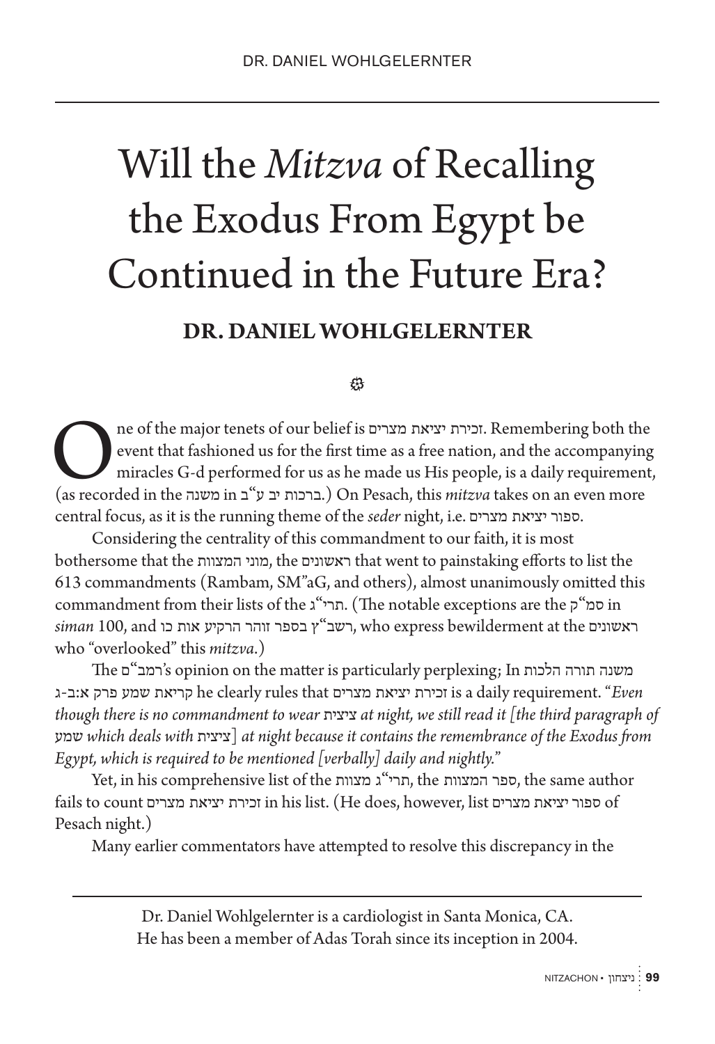# Will the *Mitzva* of Recalling the Exodus From Egypt be Continued in the Future Era?

**DR. DANIEL WOHLGELERNTER**

One of the major tenets of our belief is זכירת יציאת מצרים. Remembering both the event that fashioned us for the first time as a free nation, and the accompanying miracles G-d performed for us as he made us His people, is a daily requirement, (as recorded in the משנה in ברכות יב ע"ב.) On Pesach, this *mitzva* takes on an even more central focus, as it is the running theme of the *seder* night, i.e. ספור יציאת מצרים.

Considering the centrality of this commandment to our faith, it is most bothersome that the מוני המצוות, the ראשונים that went to painstaking efforts to list the 613 commandments (Rambam, SM"aG, and others), almost unanimously omitted this commandment from their lists of the תרי"ג. (The notable exceptions are the סמ"ק in *siman* 100, and רשב"ץ בספר זוהר הרקיע אות כו, who express bewilderment at the ראשונים who "overlooked" this *mitzva*.)

The רמב"ם's opinion on the matter is particularly perplexing; In משנה תורה הלכות קריאת שמע פרק א:ב-ג he clearly rules that זכירת יציאת מצרים is a daily requirement. "*Even though there is no commandment to wear* ציצית *at night, we still read it [the third paragraph of* שמע *which deals with* ציצית*] at night because it contains the remembrance of the Exodus from Egypt, which is required to be mentioned [verbally] daily and nightly.*"

Yet, in his comprehensive list of the תרי"ג מצוות, the ספר המצוות, the same author fails to count זכירת יציאת מצרים in his list. (He does, however, list ספור יציאת מצרים of Pesach night.)

Many earlier commentators have attempted to resolve this discrepancy in the

---

Dr. Daniel Wohlgelernter is a cardiologist in Santa Monica, CA.
He has been a member of Adas Torah since its inception in 2004.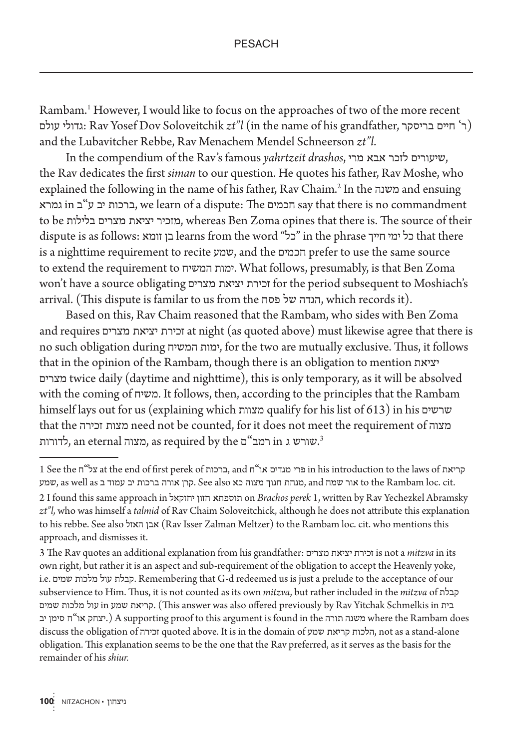Rambam.[1] However, I would like to focus on the approaches of two of the more recent גדולי עולם: Rav Yosef Dov Soloveitchik *zt"l* (in the name of his grandfather, ר' חיים בריסקר) and the Lubavitcher Rebbe, Rav Menachem Mendel Schneerson *zt"l*.

In the compendium of the Rav's famous *yahrtzeit drashos*, שיעורים לזכר אבא מרי, the Rav dedicates the first *siman* to our question. He quotes his father, Rav Moshe, who explained the following in the name of his father, Rav Chaim.[2] In the משנה and ensuing גמרא in ברכות יב ע"ב, we learn of a dispute: The חכמים say that there is no commandment to be מזכיר יציאת מצרים בלילות, whereas Ben Zoma opines that there is. The source of their dispute is as follows: בן זומא learns from the word "כל" in the phrase כל ימי חייך that there is a nighttime requirement to recite שמע, and the חכמים prefer to use the same source to extend the requirement to ימות המשיח. What follows, presumably, is that Ben Zoma won't have a source obligating זכירת יציאת מצרים for the period subsequent to Moshiach's arrival. (This dispute is familar to us from the הגדה של פסח, which records it).

Based on this, Rav Chaim reasoned that the Rambam, who sides with Ben Zoma and requires זכירת יציאת מצרים at night (as quoted above) must likewise agree that there is no such obligation during ימות המשיח, for the two are mutually exclusive. Thus, it follows that in the opinion of the Rambam, though there is an obligation to mention יציאת מצרים twice daily (daytime and nighttime), this is only temporary, as it will be absolved with the coming of משיח. It follows, then, according to the principles that the Rambam himself lays out for us (explaining which מצוות qualify for his list of 613) in his שרשים that the מצות זכירה need not be counted, for it does not meet the requirement of מצוה לדורות, an eternal מצוה, as required by the רמב"ם in שורש ג.[3]

---

1 See the צל"ח at the end of first perek of ברכות, and פרי מגדים או"ח in his introduction to the laws of קריאת שמע, as well as קרן אורה ברכות יב עמוד ב. See also מנחת חנוך מצוה כא, and אור שמח to the Rambam loc. cit.

2 I found this same approach in תוספתא חזון יחזקאל on *Brachos perek* 1, written by Rav Yechezkel Abramsky *zt"l*, who was himself a *talmid* of Rav Chaim Soloveitchick, although he does not attribute this explanation to his rebbe. See also אבן האזל (Rav Isser Zalman Meltzer) to the Rambam loc. cit. who mentions this approach, and dismisses it.

3 The Rav quotes an additional explanation from his grandfather: זכירת יציאת מצרים is not a *mitzva* in its own right, but rather it is an aspect and sub-requirement of the obligation to accept the Heavenly yoke, i.e. קבלת עול מלכות שמים. Remembering that G-d redeemed us is just a prelude to the acceptance of our subservience to Him. Thus, it is not counted as its own *mitzva*, but rather included in the *mitzva* of קבלת עול מלכות שמים in קריאת שמע. (This answer was also offered previously by Rav Yitchak Schmelkis in בית יצחק או"ח סימן יב.) A supporting proof to this argument is found in the משנה תורה where the Rambam does discuss the obligation of זכירה quoted above. It is in the domain of הלכות קריאת שמע, not as a stand-alone obligation. This explanation seems to be the one that the Rav preferred, as it serves as the basis for the remainder of his *shiur*.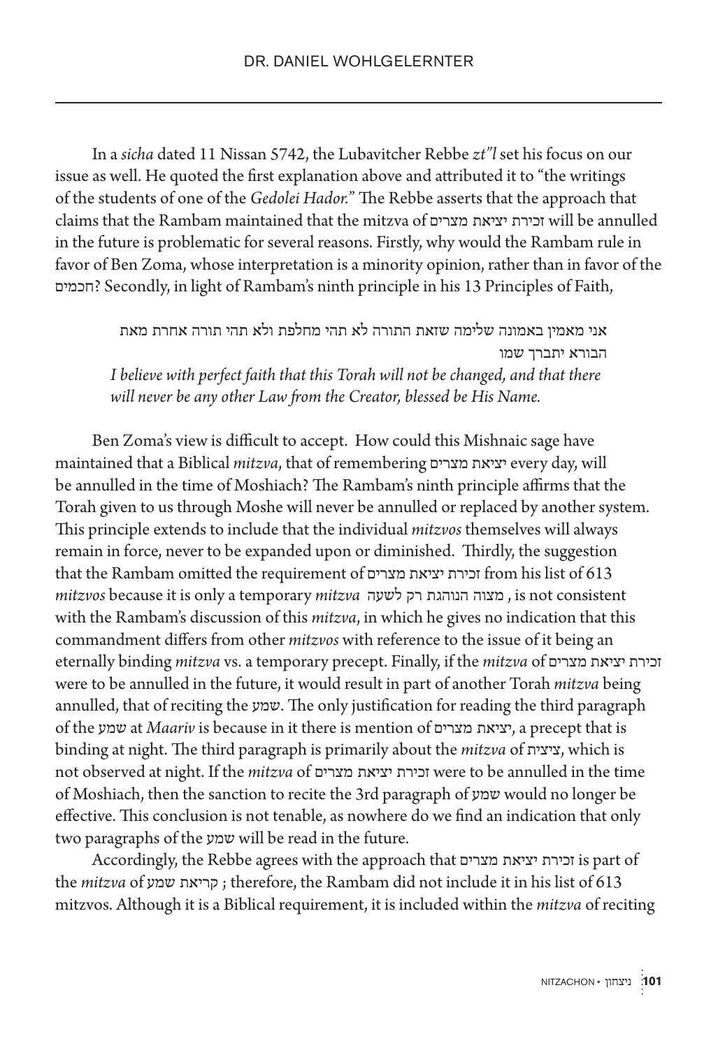In a *sicha* dated 11 Nissan 5742, the Lubavitcher Rebbe *zt"l* set his focus on our issue as well. He quoted the first explanation above and attributed it to "the writings of the students of one of the *Gedolei Hador.*" The Rebbe asserts that the approach that claims that the Rambam maintained that the mitzva of זכירת יציאת מצרים will be annulled in the future is problematic for several reasons. Firstly, why would the Rambam rule in favor of Ben Zoma, whose interpretation is a minority opinion, rather than in favor of the חכמים? Secondly, in light of Rambam's ninth principle in his 13 Principles of Faith,

> אני מאמין באמונה שלימה שזאת התורה לא תהי מחלפת ולא תהי תורה אחרת מאת הבורא יתברך שמו
>
> *I believe with perfect faith that this Torah will not be changed, and that there will never be any other Law from the Creator, blessed be His Name.*

Ben Zoma's view is difficult to accept. How could this Mishnaic sage have maintained that a Biblical *mitzva*, that of remembering יציאת מצרים every day, will be annulled in the time of Moshiach? The Rambam's ninth principle affirms that the Torah given to us through Moshe will never be annulled or replaced by another system. This principle extends to include that the individual *mitzvos* themselves will always remain in force, never to be expanded upon or diminished. Thirdly, the suggestion that the Rambam omitted the requirement of זכירת יציאת מצרים from his list of 613 *mitzvos* because it is only a temporary *mitzva* מצוה הנוהגת רק לשעה , is not consistent with the Rambam's discussion of this *mitzva*, in which he gives no indication that this commandment differs from other *mitzvos* with reference to the issue of it being an eternally binding *mitzva* vs. a temporary precept. Finally, if the *mitzva* of זכירת יציאת מצרים were to be annulled in the future, it would result in part of another Torah *mitzva* being annulled, that of reciting the *שמע*. The only justification for reading the third paragraph of the *שמע* at *Maariv* is because in it there is mention of יציאת מצרים, a precept that is binding at night. The third paragraph is primarily about the *mitzva* of ציצית, which is not observed at night. If the *mitzva* of זכירת יציאת מצרים were to be annulled in the time of Moshiach, then the sanction to recite the 3rd paragraph of *שמע* would no longer be effective. This conclusion is not tenable, as nowhere do we find an indication that only two paragraphs of the *שמע* will be read in the future.

Accordingly, the Rebbe agrees with the approach that זכירת יציאת מצרים is part of the *mitzva* of קריאת *שמע* ; therefore, the Rambam did not include it in his list of 613 mitzvos. Although it is a Biblical requirement, it is included within the *mitzva* of reciting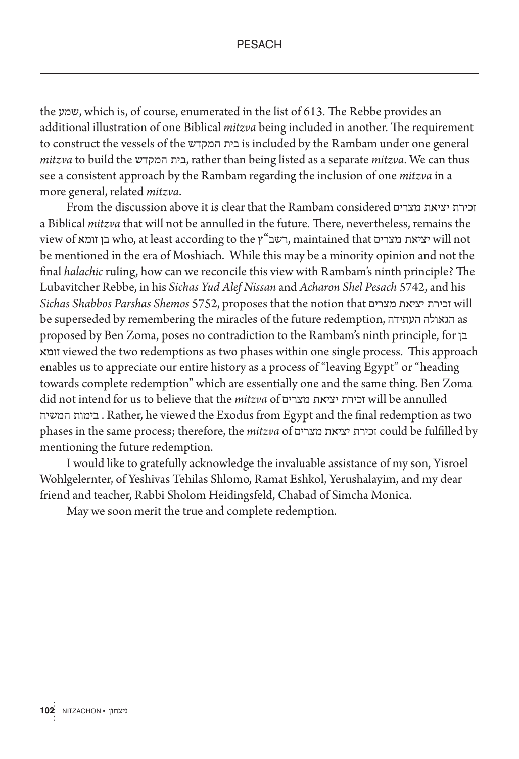the שמע, which is, of course, enumerated in the list of 613. The Rebbe provides an additional illustration of one Biblical *mitzva* being included in another. The requirement to construct the vessels of the בית המקדש is included by the Rambam under one general *mitzva* to build the בית המקדש, rather than being listed as a separate *mitzva*. We can thus see a consistent approach by the Rambam regarding the inclusion of one *mitzva* in a more general, related *mitzva*.

From the discussion above it is clear that the Rambam considered זכירת יציאת מצרים a Biblical *mitzva* that will not be annulled in the future. There, nevertheless, remains the view of בן זומא who, at least according to the רשב"ץ, maintained that יציאת מצרים will not be mentioned in the era of Moshiach. While this may be a minority opinion and not the final *halachic* ruling, how can we reconcile this view with Rambam's ninth principle? The Lubavitcher Rebbe, in his *Sichas Yud Alef Nissan* and *Acharon Shel Pesach* 5742, and his *Sichas Shabbos Parshas Shemos* 5752, proposes that the notion that זכירת יציאת מצרים will be superseded by remembering the miracles of the future redemption, הגאולה העתידה as proposed by Ben Zoma, poses no contradiction to the Rambam's ninth principle, for בן זומא viewed the two redemptions as two phases within one single process. This approach enables us to appreciate our entire history as a process of "leaving Egypt" or "heading towards complete redemption" which are essentially one and the same thing. Ben Zoma did not intend for us to believe that the *mitzva* of זכירת יציאת מצרים will be annulled בימות המשיח. Rather, he viewed the Exodus from Egypt and the final redemption as two phases in the same process; therefore, the *mitzva* of זכירת יציאת מצרים could be fulfilled by mentioning the future redemption.

I would like to gratefully acknowledge the invaluable assistance of my son, Yisroel Wohlgelernter, of Yeshivas Tehilas Shlomo, Ramat Eshkol, Yerushalayim, and my dear friend and teacher, Rabbi Sholom Heidingsfeld, Chabad of Simcha Monica.

May we soon merit the true and complete redemption.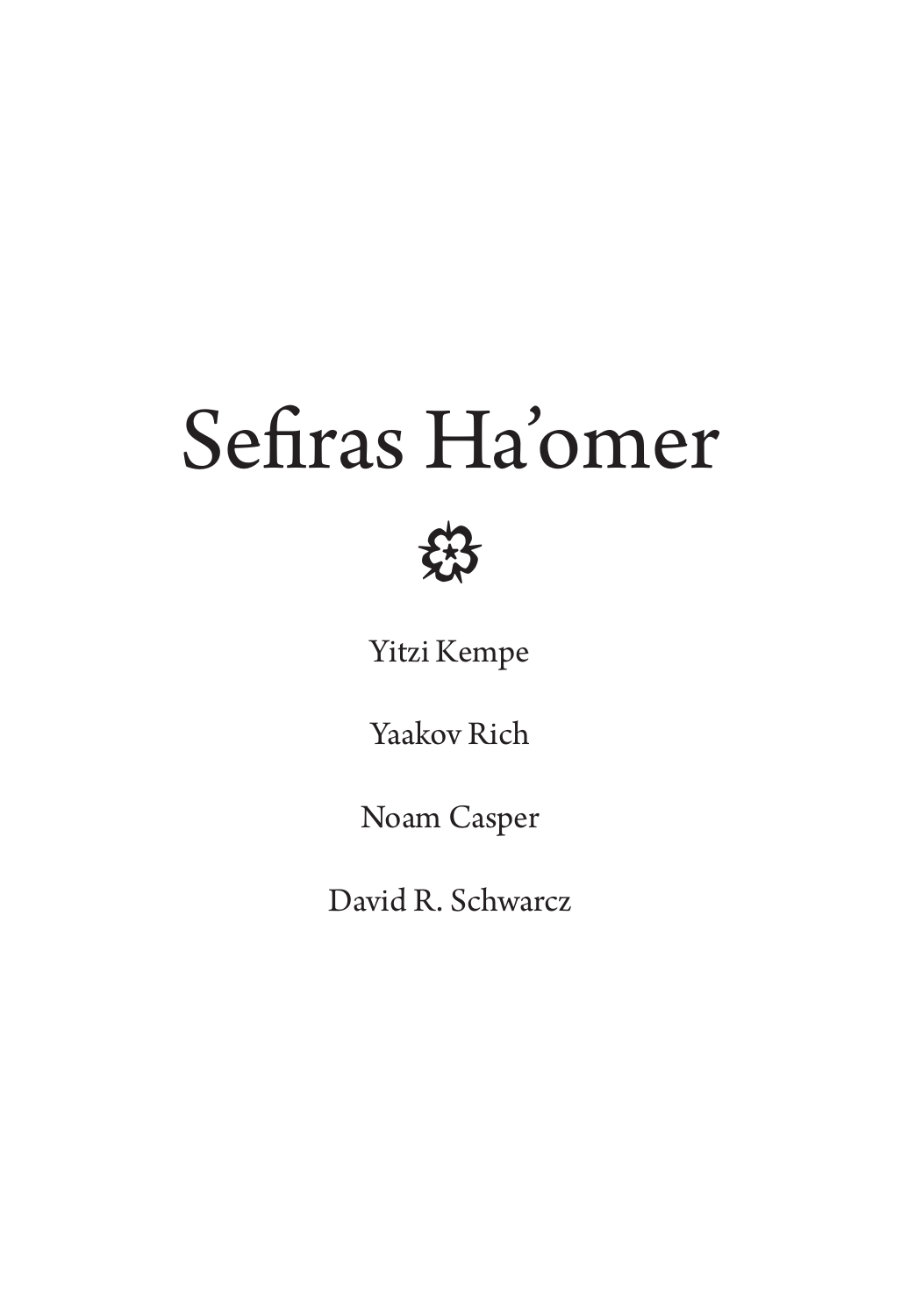# Sefiras Ha'omer

Yitzi Kempe

Yaakov Rich

Noam Casper

David R. Schwarcz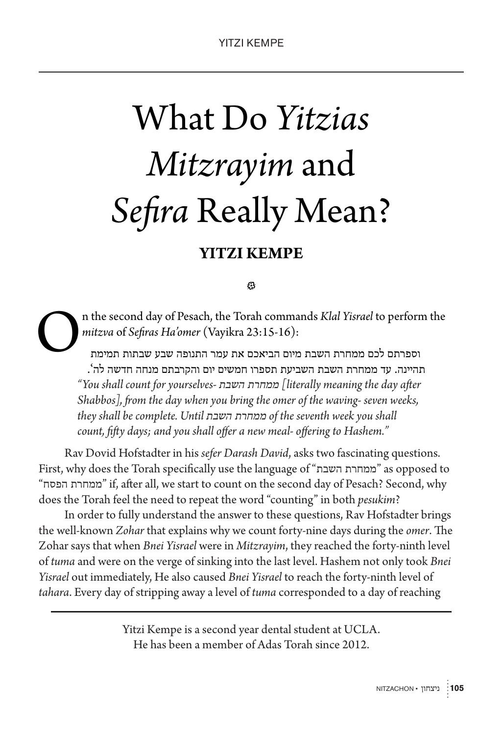# What Do *Yitzias Mitzrayim* and *Sefira* Really Mean?

**YITZI KEMPE**

❁

On the second day of Pesach, the Torah commands *Klal Yisrael* to perform the *mitzva* of *Sefiras Ha'omer* (Vayikra 23:15-16):

וספרתם לכם ממחרת השבת מיום הביאכם את עמר התנופה שבע שבתות תמימת תהיינה. עד ממחרת השבת השביעת תספרו חמשים יום והקרבתם מנחה חדשה לה'.

*"You shall count for yourselves-* ממחרת השבת *[literally meaning the day after Shabbos], from the day when you bring the omer of the waving- seven weeks, they shall be complete. Until* ממחרת השבת *of the seventh week you shall count, fifty days; and you shall offer a new meal- offering to Hashem."*

Rav Dovid Hofstadter in his *sefer Darash David*, asks two fascinating questions. First, why does the Torah specifically use the language of "ממחרת השבת" as opposed to "ממחרת הפסח" if, after all, we start to count on the second day of Pesach? Second, why does the Torah feel the need to repeat the word "counting" in both *pesukim*?

In order to fully understand the answer to these questions, Rav Hofstadter brings the well-known *Zohar* that explains why we count forty-nine days during the *omer*. The Zohar says that when *Bnei Yisrael* were in *Mitzrayim*, they reached the forty-ninth level of *tuma* and were on the verge of sinking into the last level. Hashem not only took *Bnei Yisrael* out immediately, He also caused *Bnei Yisrael* to reach the forty-ninth level of *tahara*. Every day of stripping away a level of *tuma* corresponded to a day of reaching

---

Yitzi Kempe is a second year dental student at UCLA. He has been a member of Adas Torah since 2012.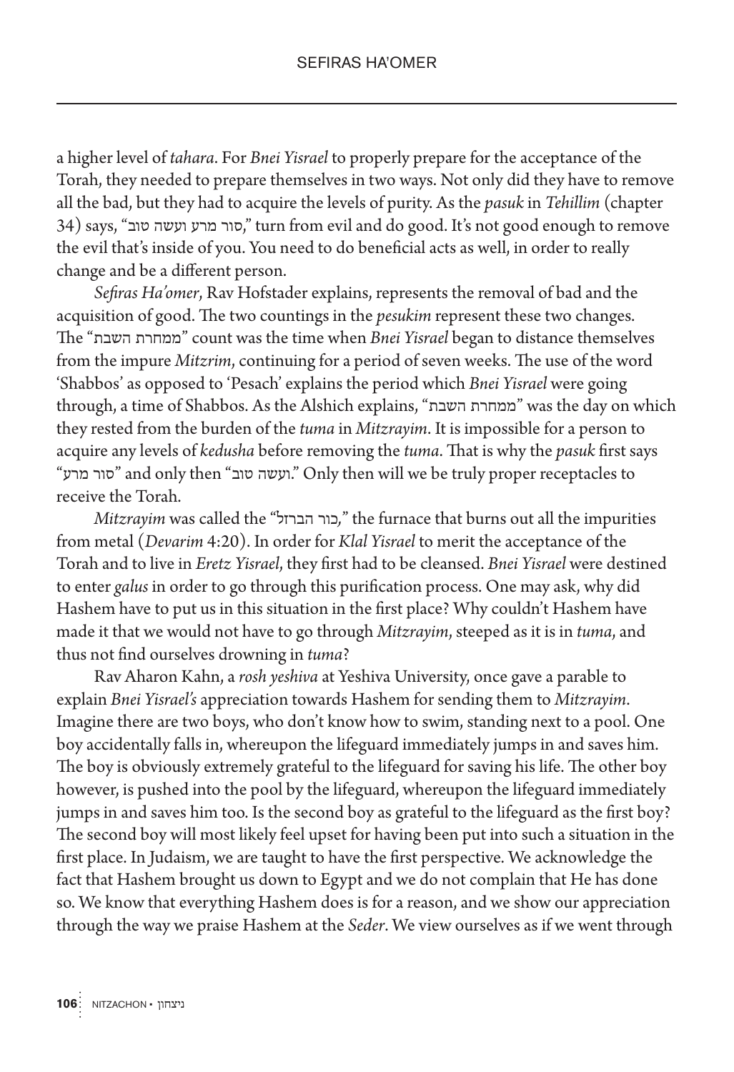a higher level of *tahara*. For *Bnei Yisrael* to properly prepare for the acceptance of the Torah, they needed to prepare themselves in two ways. Not only did they have to remove all the bad, but they had to acquire the levels of purity. As the *pasuk* in *Tehillim* (chapter 34) says, "סור מרע ועשה טוב," turn from evil and do good. It's not good enough to remove the evil that's inside of you. You need to do beneficial acts as well, in order to really change and be a different person.

*Sefiras Ha'omer*, Rav Hofstader explains, represents the removal of bad and the acquisition of good. The two countings in the *pesukim* represent these two changes. The "ממחרת השבת" count was the time when *Bnei Yisrael* began to distance themselves from the impure *Mitzrim*, continuing for a period of seven weeks. The use of the word 'Shabbos' as opposed to 'Pesach' explains the period which *Bnei Yisrael* were going through, a time of Shabbos. As the Alshich explains, "ממחרת השבת" was the day on which they rested from the burden of the *tuma* in *Mitzrayim*. It is impossible for a person to acquire any levels of *kedusha* before removing the *tuma*. That is why the *pasuk* first says "סור מרע" and only then "ועשה טוב." Only then will we be truly proper receptacles to receive the Torah.

*Mitzrayim* was called the "כור הברזל," the furnace that burns out all the impurities from metal (*Devarim* 4:20). In order for *Klal Yisrael* to merit the acceptance of the Torah and to live in *Eretz Yisrael*, they first had to be cleansed. *Bnei Yisrael* were destined to enter *galus* in order to go through this purification process. One may ask, why did Hashem have to put us in this situation in the first place? Why couldn't Hashem have made it that we would not have to go through *Mitzrayim*, steeped as it is in *tuma*, and thus not find ourselves drowning in *tuma*?

Rav Aharon Kahn, a *rosh yeshiva* at Yeshiva University, once gave a parable to explain *Bnei Yisrael's* appreciation towards Hashem for sending them to *Mitzrayim*. Imagine there are two boys, who don't know how to swim, standing next to a pool. One boy accidentally falls in, whereupon the lifeguard immediately jumps in and saves him. The boy is obviously extremely grateful to the lifeguard for saving his life. The other boy however, is pushed into the pool by the lifeguard, whereupon the lifeguard immediately jumps in and saves him too. Is the second boy as grateful to the lifeguard as the first boy? The second boy will most likely feel upset for having been put into such a situation in the first place. In Judaism, we are taught to have the first perspective. We acknowledge the fact that Hashem brought us down to Egypt and we do not complain that He has done so. We know that everything Hashem does is for a reason, and we show our appreciation through the way we praise Hashem at the *Seder*. We view ourselves as if we went through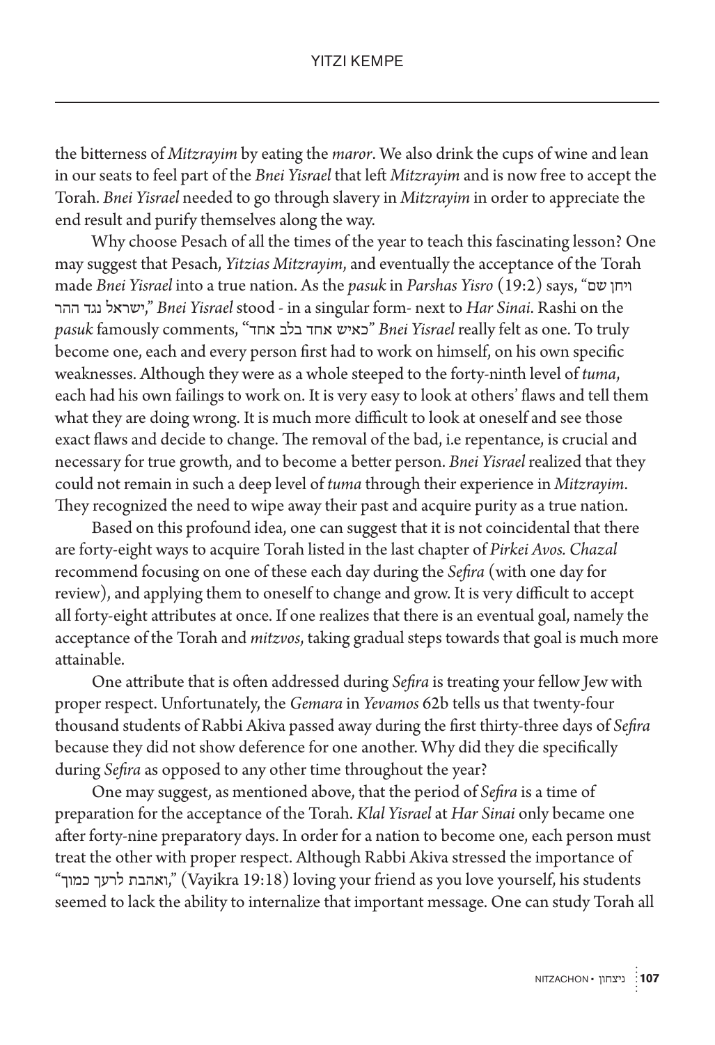the bitterness of *Mitzrayim* by eating the *maror*. We also drink the cups of wine and lean in our seats to feel part of the *Bnei Yisrael* that left *Mitzrayim* and is now free to accept the Torah. *Bnei Yisrael* needed to go through slavery in *Mitzrayim* in order to appreciate the end result and purify themselves along the way.

Why choose Pesach of all the times of the year to teach this fascinating lesson? One may suggest that Pesach, *Yitzias Mitzrayim*, and eventually the acceptance of the Torah made *Bnei Yisrael* into a true nation. As the *pasuk* in *Parshas Yisro* (19:2) says, "ויחן שם ישראל נגד ההר," *Bnei Yisrael* stood - in a singular form- next to *Har Sinai*. Rashi on the *pasuk* famously comments, "כאיש אחד בלב אחד" *Bnei Yisrael* really felt as one. To truly become one, each and every person first had to work on himself, on his own specific weaknesses. Although they were as a whole steeped to the forty-ninth level of *tuma*, each had his own failings to work on. It is very easy to look at others' flaws and tell them what they are doing wrong. It is much more difficult to look at oneself and see those exact flaws and decide to change. The removal of the bad, i.e repentance, is crucial and necessary for true growth, and to become a better person. *Bnei Yisrael* realized that they could not remain in such a deep level of *tuma* through their experience in *Mitzrayim*. They recognized the need to wipe away their past and acquire purity as a true nation.

Based on this profound idea, one can suggest that it is not coincidental that there are forty-eight ways to acquire Torah listed in the last chapter of *Pirkei Avos. Chazal* recommend focusing on one of these each day during the *Sefira* (with one day for review), and applying them to oneself to change and grow. It is very difficult to accept all forty-eight attributes at once. If one realizes that there is an eventual goal, namely the acceptance of the Torah and *mitzvos*, taking gradual steps towards that goal is much more attainable.

One attribute that is often addressed during *Sefira* is treating your fellow Jew with proper respect. Unfortunately, the *Gemara* in *Yevamos* 62b tells us that twenty-four thousand students of Rabbi Akiva passed away during the first thirty-three days of *Sefira* because they did not show deference for one another. Why did they die specifically during *Sefira* as opposed to any other time throughout the year?

One may suggest, as mentioned above, that the period of *Sefira* is a time of preparation for the acceptance of the Torah. *Klal Yisrael* at *Har Sinai* only became one after forty-nine preparatory days. In order for a nation to become one, each person must treat the other with proper respect. Although Rabbi Akiva stressed the importance of "ואהבת לרעך כמוך," (Vayikra 19:18) loving your friend as you love yourself, his students seemed to lack the ability to internalize that important message. One can study Torah all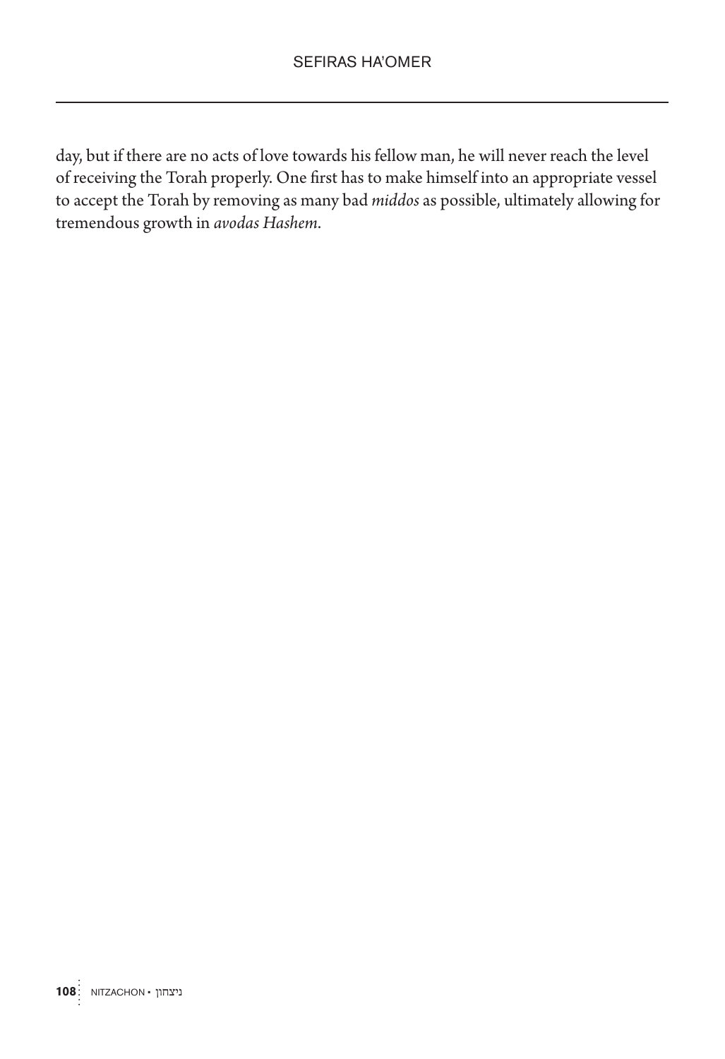day, but if there are no acts of love towards his fellow man, he will never reach the level of receiving the Torah properly. One first has to make himself into an appropriate vessel to accept the Torah by removing as many bad *middos* as possible, ultimately allowing for tremendous growth in *avodas Hashem*.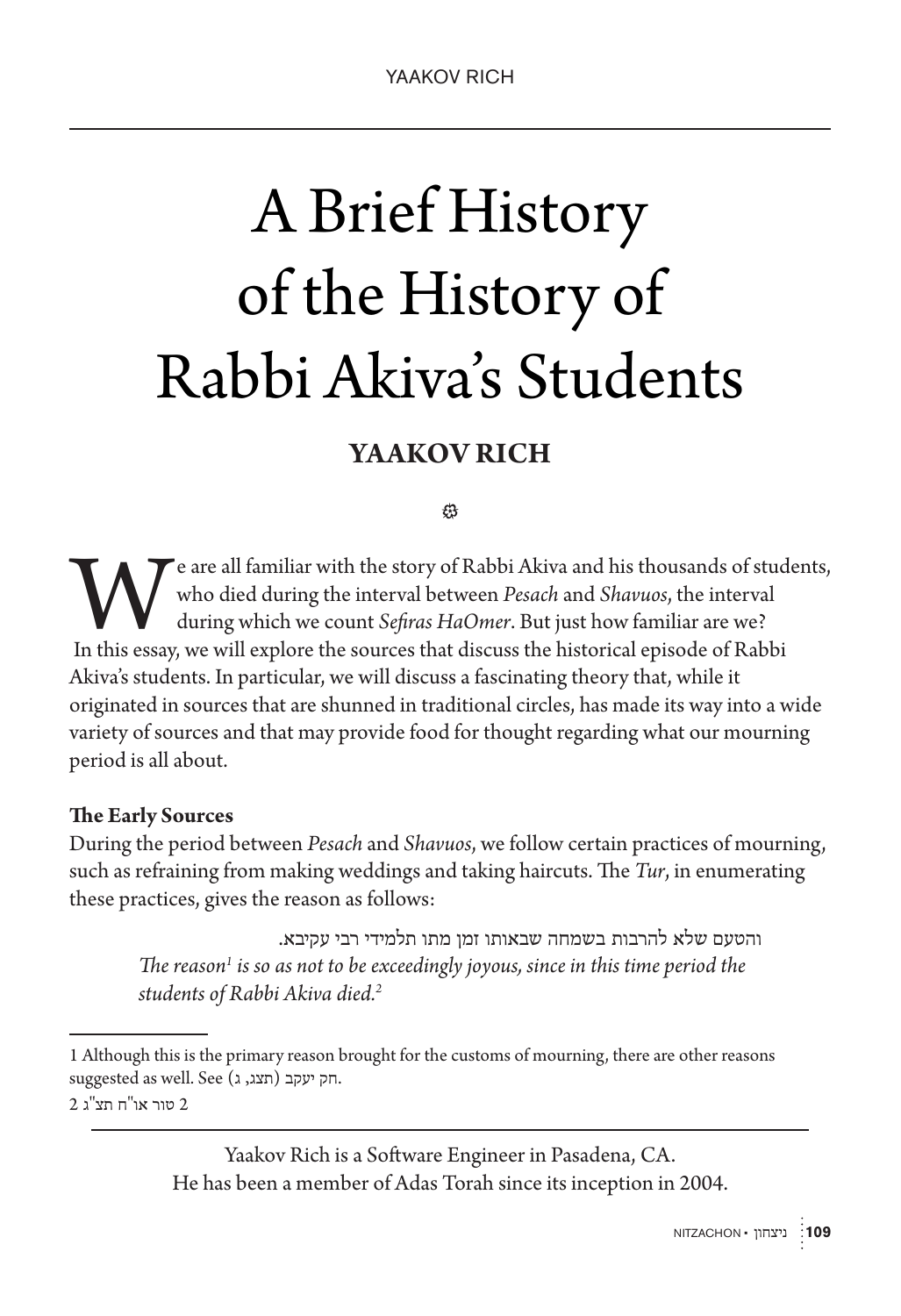# A Brief History of the History of Rabbi Akiva's Students

**YAAKOV RICH**

We are all familiar with the story of Rabbi Akiva and his thousands of students, who died during the interval between *Pesach* and *Shavuos*, the interval during which we count *Sefiras HaOmer*. But just how familiar are we?

In this essay, we will explore the sources that discuss the historical episode of Rabbi Akiva's students. In particular, we will discuss a fascinating theory that, while it originated in sources that are shunned in traditional circles, has made its way into a wide variety of sources and that may provide food for thought regarding what our mourning period is all about.

**The Early Sources**

During the period between *Pesach* and *Shavuos*, we follow certain practices of mourning, such as refraining from making weddings and taking haircuts. The *Tur*, in enumerating these practices, gives the reason as follows:

> והטעם שלא להרבות בשמחה שבאותו זמן מתו תלמידי רבי עקיבא.
>
> *The reason[1] is so as not to be exceedingly joyous, since in this time period the students of Rabbi Akiva died.[2]*

---

1 Although this is the primary reason brought for the customs of mourning, there are other reasons suggested as well. See חק יעקב (תצג, ג).

2 טור או"ח תצ"ג

---

Yaakov Rich is a Software Engineer in Pasadena, CA.
He has been a member of Adas Torah since its inception in 2004.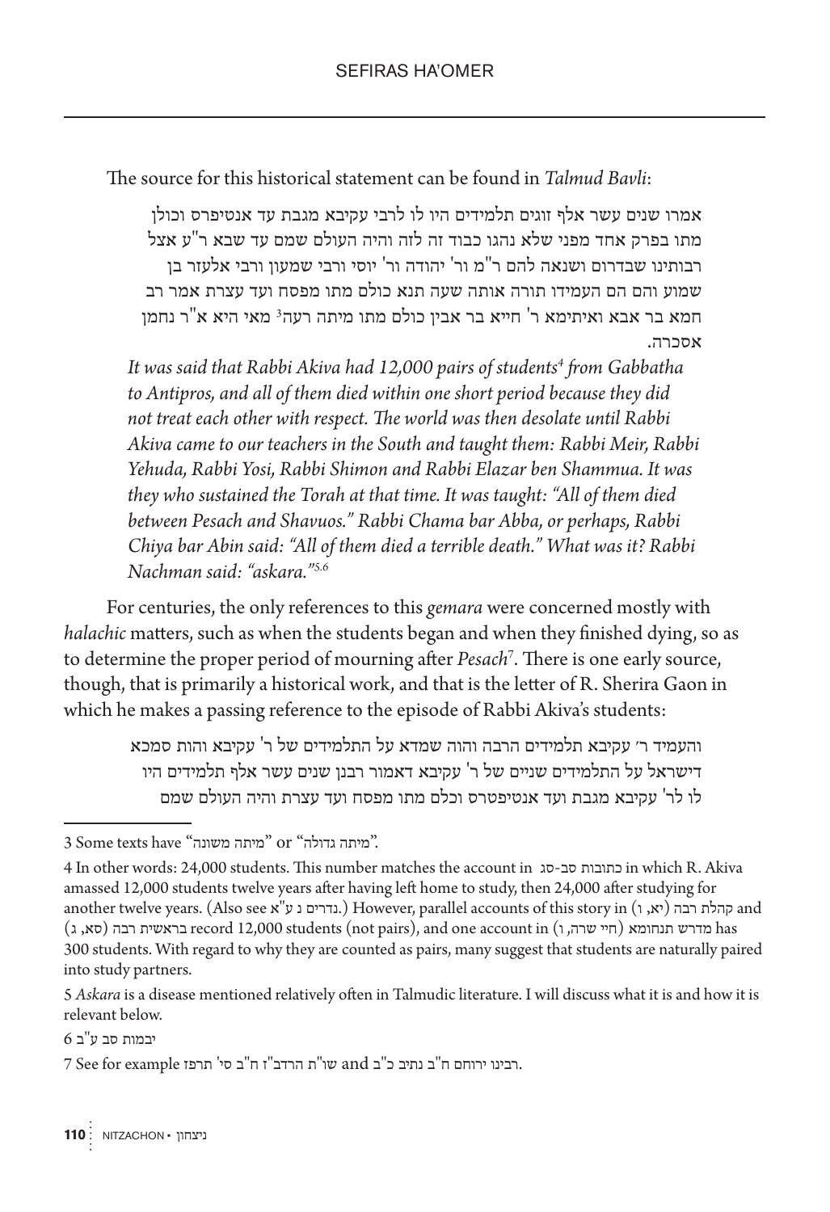The source for this historical statement can be found in *Talmud Bavli*:

> אמרו שנים עשר אלף זוגים תלמידים היו לו לרבי עקיבא מגבת עד אנטיפרס וכולן מתו בפרק אחד מפני שלא נהגו כבוד זה לזה והיה העולם שמם עד שבא ר"ע אצל רבותינו שבדרום ושנאה להם ר"מ ור' יהודה ור' יוסי ורבי שמעון ורבי אלעזר בן שמוע והם הם העמידו תורה אותה שעה תנא כולם מתו מפסח ועד עצרת אמר רב חמא בר אבא ואיתימא ר' חייא בר אבין כולם מתו מיתה רעה[3] מאי היא א"ר נחמן אסכרה.
>
> *It was said that Rabbi Akiva had 12,000 pairs of students[4] from Gabbatha to Antipros, and all of them died within one short period because they did not treat each other with respect. The world was then desolate until Rabbi Akiva came to our teachers in the South and taught them: Rabbi Meir, Rabbi Yehuda, Rabbi Yosi, Rabbi Shimon and Rabbi Elazar ben Shammua. It was they who sustained the Torah at that time. It was taught: "All of them died between Pesach and Shavuos." Rabbi Chama bar Abba, or perhaps, Rabbi Chiya bar Abin said: "All of them died a terrible death." What was it? Rabbi Nachman said: "askara."[5,6]*

For centuries, the only references to this *gemara* were concerned mostly with *halachic* matters, such as when the students began and when they finished dying, so as to determine the proper period of mourning after *Pesach*[7]. There is one early source, though, that is primarily a historical work, and that is the letter of R. Sherira Gaon in which he makes a passing reference to the episode of Rabbi Akiva's students:

> והעמיד ר׳ עקיבא תלמידים הרבה והוה שמדא על התלמידים של ר' עקיבא והות סמכא דישראל על התלמידים שניים של ר' עקיבא דאמור רבנן שנים עשר אלף תלמידים היו לו לר' עקיבא מגבת ועד אנטיפטרס וכלם מתו מפסח ועד עצרת והיה העולם שמם

---

3 Some texts have "מיתה משונה" or "מיתה גדולה".

4 In other words: 24,000 students. This number matches the account in כתובות סב-סג in which R. Akiva amassed 12,000 students twelve years after having left home to study, then 24,000 after studying for another twelve years. (Also see נדרים נ ע"א.) However, parallel accounts of this story in קהלת רבה (יא, ו) and בראשית רבה (סא, ג) record 12,000 students (not pairs), and one account in מדרש תנחומא (חיי שרה, ו) has 300 students. With regard to why they are counted as pairs, many suggest that students are naturally paired into study partners.

5 *Askara* is a disease mentioned relatively often in Talmudic literature. I will discuss what it is and how it is relevant below.

6 יבמות סב ע"ב

7 See for example רבינו ירוחם ח"ב נתיב כ"ב and שו"ת הרדב"ז ח"ב סי' תרפז.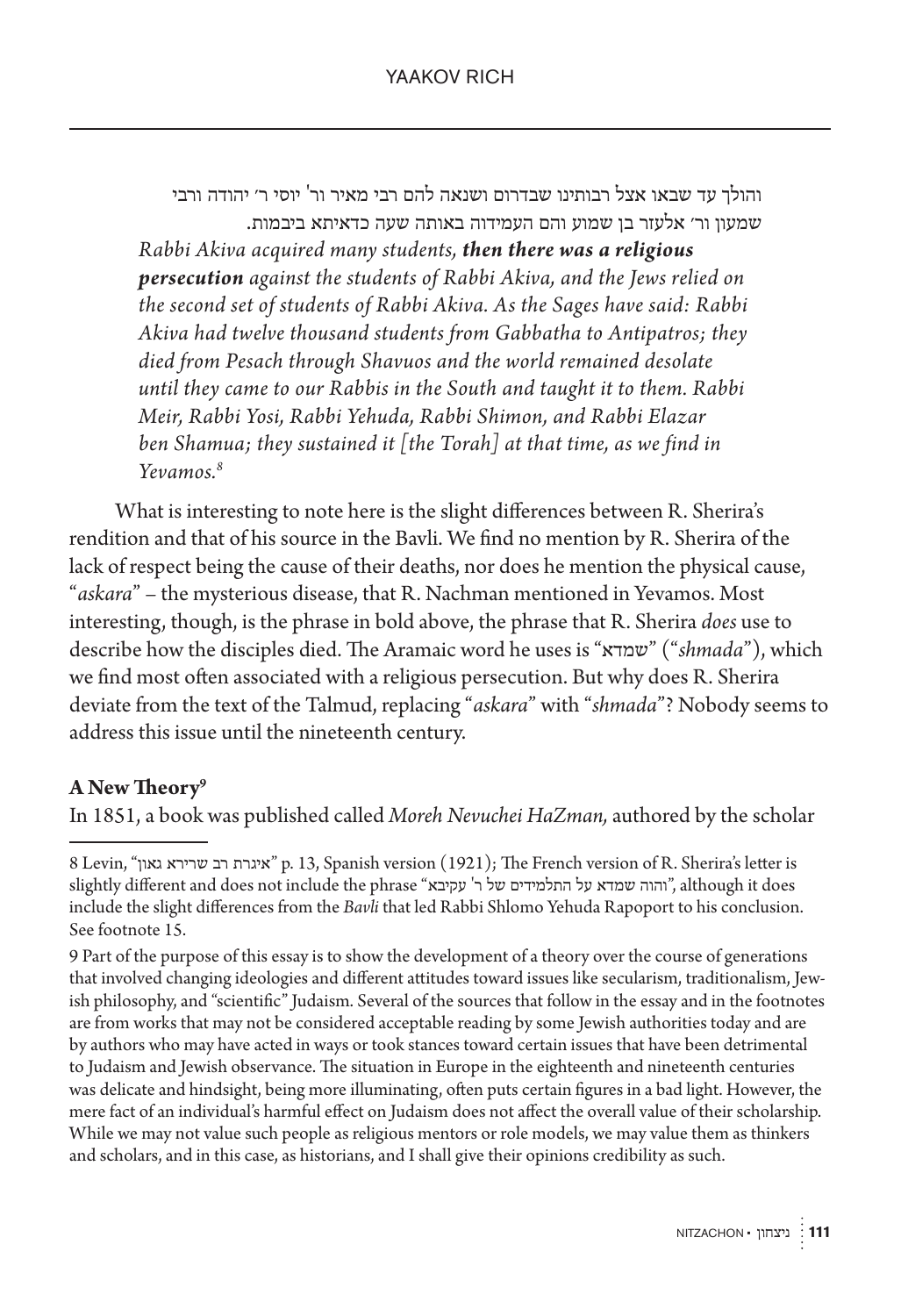והולך עד שבאו אצל רבותינו שבדרום ושנאה להם רבי מאיר ור' יוסי ר' יהודה ורבי שמעון ור' אלעזר בן שמוע והם העמידוה באותה שעה כדאיתא ביבמות.

*Rabbi Akiva acquired many students, **then there was a religious persecution** against the students of Rabbi Akiva, and the Jews relied on the second set of students of Rabbi Akiva. As the Sages have said: Rabbi Akiva had twelve thousand students from Gabbatha to Antipatros; they died from Pesach through Shavuos and the world remained desolate until they came to our Rabbis in the South and taught it to them. Rabbi Meir, Rabbi Yosi, Rabbi Yehuda, Rabbi Shimon, and Rabbi Elazar ben Shamua; they sustained it [the Torah] at that time, as we find in Yevamos.*[8]

What is interesting to note here is the slight differences between R. Sherira's rendition and that of his source in the Bavli. We find no mention by R. Sherira of the lack of respect being the cause of their deaths, nor does he mention the physical cause, "*askara*" – the mysterious disease, that R. Nachman mentioned in Yevamos. Most interesting, though, is the phrase in bold above, the phrase that R. Sherira *does* use to describe how the disciples died. The Aramaic word he uses is "שמדא" ("*shmada*"), which we find most often associated with a religious persecution. But why does R. Sherira deviate from the text of the Talmud, replacing "*askara*" with "*shmada*"? Nobody seems to address this issue until the nineteenth century.

**A New Theory**[9]

In 1851, a book was published called *Moreh Nevuchei HaZman,* authored by the scholar

---

8 Levin, "איגרת רב שרירא גאון" p. 13, Spanish version (1921); The French version of R. Sherira's letter is slightly different and does not include the phrase "והוה שמדא על התלמידים של ר' עקיבא", although it does include the slight differences from the *Bavli* that led Rabbi Shlomo Yehuda Rapoport to his conclusion. See footnote 15.

9 Part of the purpose of this essay is to show the development of a theory over the course of generations that involved changing ideologies and different attitudes toward issues like secularism, traditionalism, Jewish philosophy, and "scientific" Judaism. Several of the sources that follow in the essay and in the footnotes are from works that may not be considered acceptable reading by some Jewish authorities today and are by authors who may have acted in ways or took stances toward certain issues that have been detrimental to Judaism and Jewish observance. The situation in Europe in the eighteenth and nineteenth centuries was delicate and hindsight, being more illuminating, often puts certain figures in a bad light. However, the mere fact of an individual's harmful effect on Judaism does not affect the overall value of their scholarship. While we may not value such people as religious mentors or role models, we may value them as thinkers and scholars, and in this case, as historians, and I shall give their opinions credibility as such.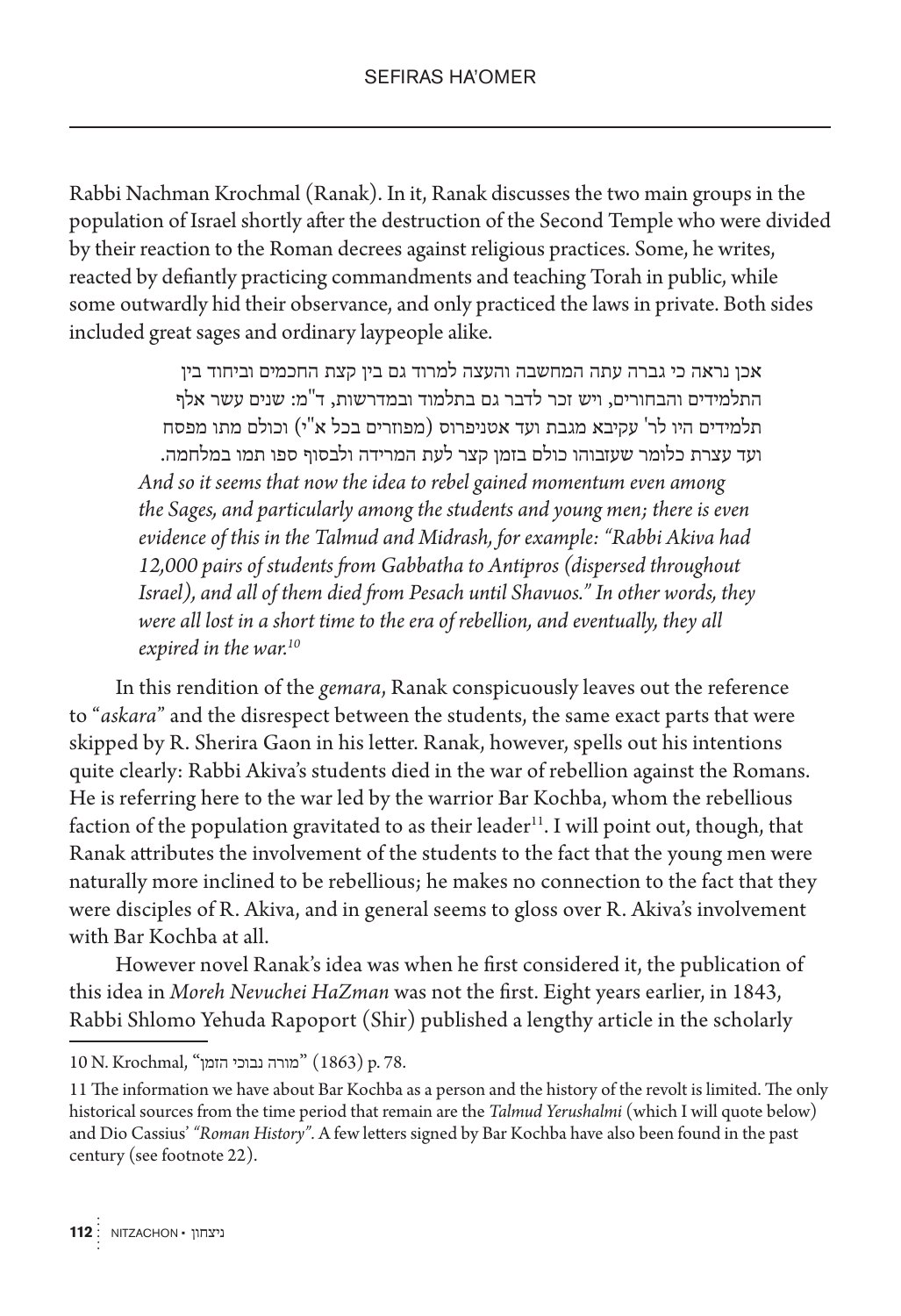Rabbi Nachman Krochmal (Ranak). In it, Ranak discusses the two main groups in the population of Israel shortly after the destruction of the Second Temple who were divided by their reaction to the Roman decrees against religious practices. Some, he writes, reacted by defiantly practicing commandments and teaching Torah in public, while some outwardly hid their observance, and only practiced the laws in private. Both sides included great sages and ordinary laypeople alike.

> אכן נראה כי גברה עתה המחשבה והעצה למרוד גם בין קצת החכמים וביחוד בין התלמידים והבחורים, ויש זכר לדבר גם בתלמוד ובמדרשות, ד"מ: שנים עשר אלף תלמידים היו לר' עקיבא מגבת ועד אנטיפרוס (מפוזרים בכל א"י) וכולם מתו מפסח ועד עצרת כלומר שעזבוהו כולם בזמן קצר לעת המרידה ולבסוף ספו תמו במלחמה.
>
> *And so it seems that now the idea to rebel gained momentum even among the Sages, and particularly among the students and young men; there is even evidence of this in the Talmud and Midrash, for example: "Rabbi Akiva had 12,000 pairs of students from Gabbatha to Antipros (dispersed throughout Israel), and all of them died from Pesach until Shavuos." In other words, they were all lost in a short time to the era of rebellion, and eventually, they all expired in the war.*[10]

In this rendition of the *gemara*, Ranak conspicuously leaves out the reference to "*askara*" and the disrespect between the students, the same exact parts that were skipped by R. Sherira Gaon in his letter. Ranak, however, spells out his intentions quite clearly: Rabbi Akiva's students died in the war of rebellion against the Romans. He is referring here to the war led by the warrior Bar Kochba, whom the rebellious faction of the population gravitated to as their leader[11]. I will point out, though, that Ranak attributes the involvement of the students to the fact that the young men were naturally more inclined to be rebellious; he makes no connection to the fact that they were disciples of R. Akiva, and in general seems to gloss over R. Akiva's involvement with Bar Kochba at all.

However novel Ranak's idea was when he first considered it, the publication of this idea in *Moreh Nevuchei HaZman* was not the first. Eight years earlier, in 1843, Rabbi Shlomo Yehuda Rapoport (Shir) published a lengthy article in the scholarly

---

10 N. Krochmal, "מורה נבוכי הזמן" (1863) p. 78.

11 The information we have about Bar Kochba as a person and the history of the revolt is limited. The only historical sources from the time period that remain are the *Talmud Yerushalmi* (which I will quote below) and Dio Cassius' *"Roman History"*. A few letters signed by Bar Kochba have also been found in the past century (see footnote 22).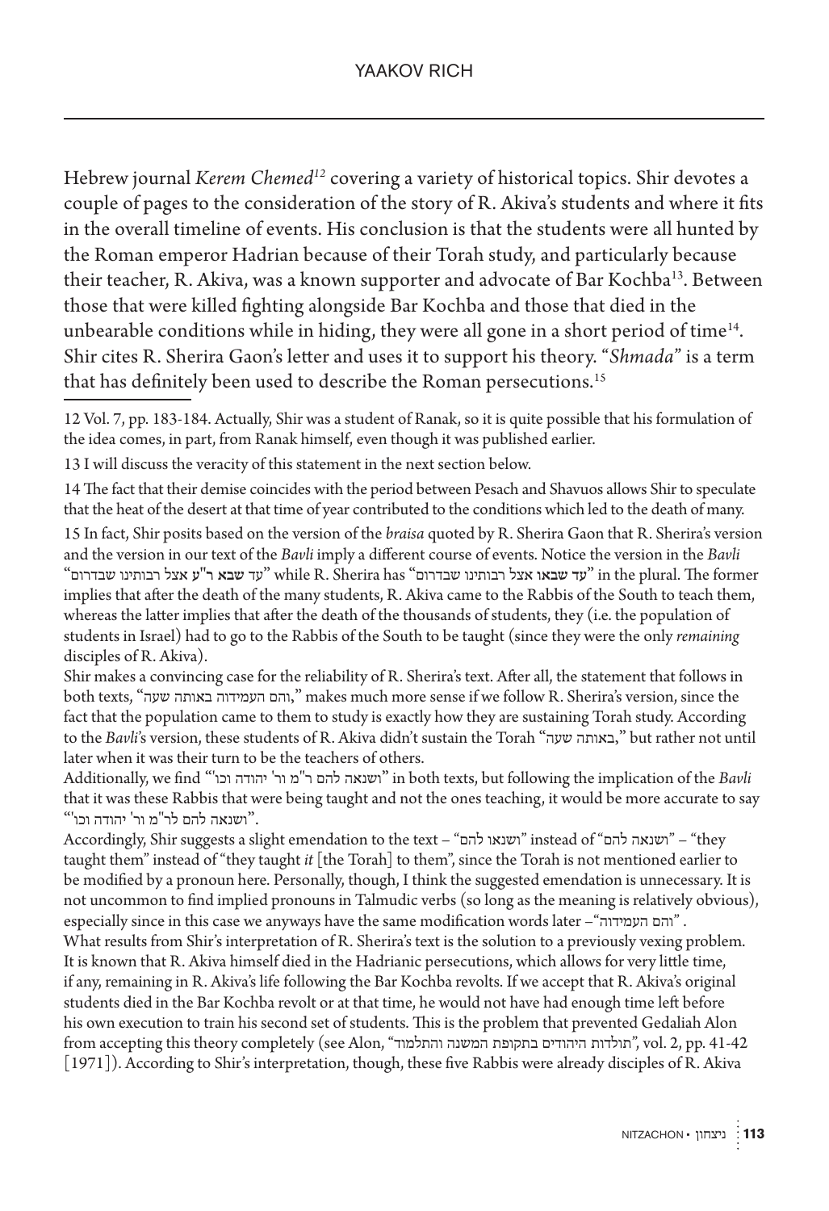Hebrew journal *Kerem Chemed*[12] covering a variety of historical topics. Shir devotes a couple of pages to the consideration of the story of R. Akiva's students and where it fits in the overall timeline of events. His conclusion is that the students were all hunted by the Roman emperor Hadrian because of their Torah study, and particularly because their teacher, R. Akiva, was a known supporter and advocate of Bar Kochba[13]. Between those that were killed fighting alongside Bar Kochba and those that died in the unbearable conditions while in hiding, they were all gone in a short period of time[14]. Shir cites R. Sherira Gaon's letter and uses it to support his theory. "*Shmada*" is a term that has definitely been used to describe the Roman persecutions.[15]

---

12 Vol. 7, pp. 183-184. Actually, Shir was a student of Ranak, so it is quite possible that his formulation of the idea comes, in part, from Ranak himself, even though it was published earlier.

13 I will discuss the veracity of this statement in the next section below.

14 The fact that their demise coincides with the period between Pesach and Shavuos allows Shir to speculate that the heat of the desert at that time of year contributed to the conditions which led to the death of many.

15 In fact, Shir posits based on the version of the *braisa* quoted by R. Sherira Gaon that R. Sherira's version and the version in our text of the *Bavli* imply a different course of events. Notice the version in the *Bavli* "עד **שבא ר"ע** אצל רבותינו שבדרום" while R. Sherira has "**עד שבאו** אצל רבותינו שבדרום" in the plural. The former implies that after the death of the many students, R. Akiva came to the Rabbis of the South to teach them, whereas the latter implies that after the death of the thousands of students, they (i.e. the population of students in Israel) had to go to the Rabbis of the South to be taught (since they were the only *remaining* disciples of R. Akiva).

Shir makes a convincing case for the reliability of R. Sherira's text. After all, the statement that follows in both texts, "והם העמידוה באותה שעה," makes much more sense if we follow R. Sherira's version, since the fact that the population came to them to study is exactly how they are sustaining Torah study. According to the *Bavli*'s version, these students of R. Akiva didn't sustain the Torah "באותה שעה," but rather not until later when it was their turn to be the teachers of others.

Additionally, we find "ושנאה להם ר"מ ור' יהודה וכו'" in both texts, but following the implication of the *Bavli* that it was these Rabbis that were being taught and not the ones teaching, it would be more accurate to say "ושנאה להם לר"מ ור' יהודה וכו'".

Accordingly, Shir suggests a slight emendation to the text – "ושנאו להם" instead of "ושנאה להם" – "they taught them" instead of "they taught *it* [the Torah] to them", since the Torah is not mentioned earlier to be modified by a pronoun here. Personally, though, I think the suggested emendation is unnecessary. It is not uncommon to find implied pronouns in Talmudic verbs (so long as the meaning is relatively obvious), especially since in this case we anyways have the same modification words later –"והם העמידוה" .

What results from Shir's interpretation of R. Sherira's text is the solution to a previously vexing problem. It is known that R. Akiva himself died in the Hadrianic persecutions, which allows for very little time, if any, remaining in R. Akiva's life following the Bar Kochba revolts. If we accept that R. Akiva's original students died in the Bar Kochba revolt or at that time, he would not have had enough time left before his own execution to train his second set of students. This is the problem that prevented Gedaliah Alon from accepting this theory completely (see Alon, "תולדות היהודים בתקופת המשנה והתלמוד", vol. 2, pp. 41-42 [1971]). According to Shir's interpretation, though, these five Rabbis were already disciples of R. Akiva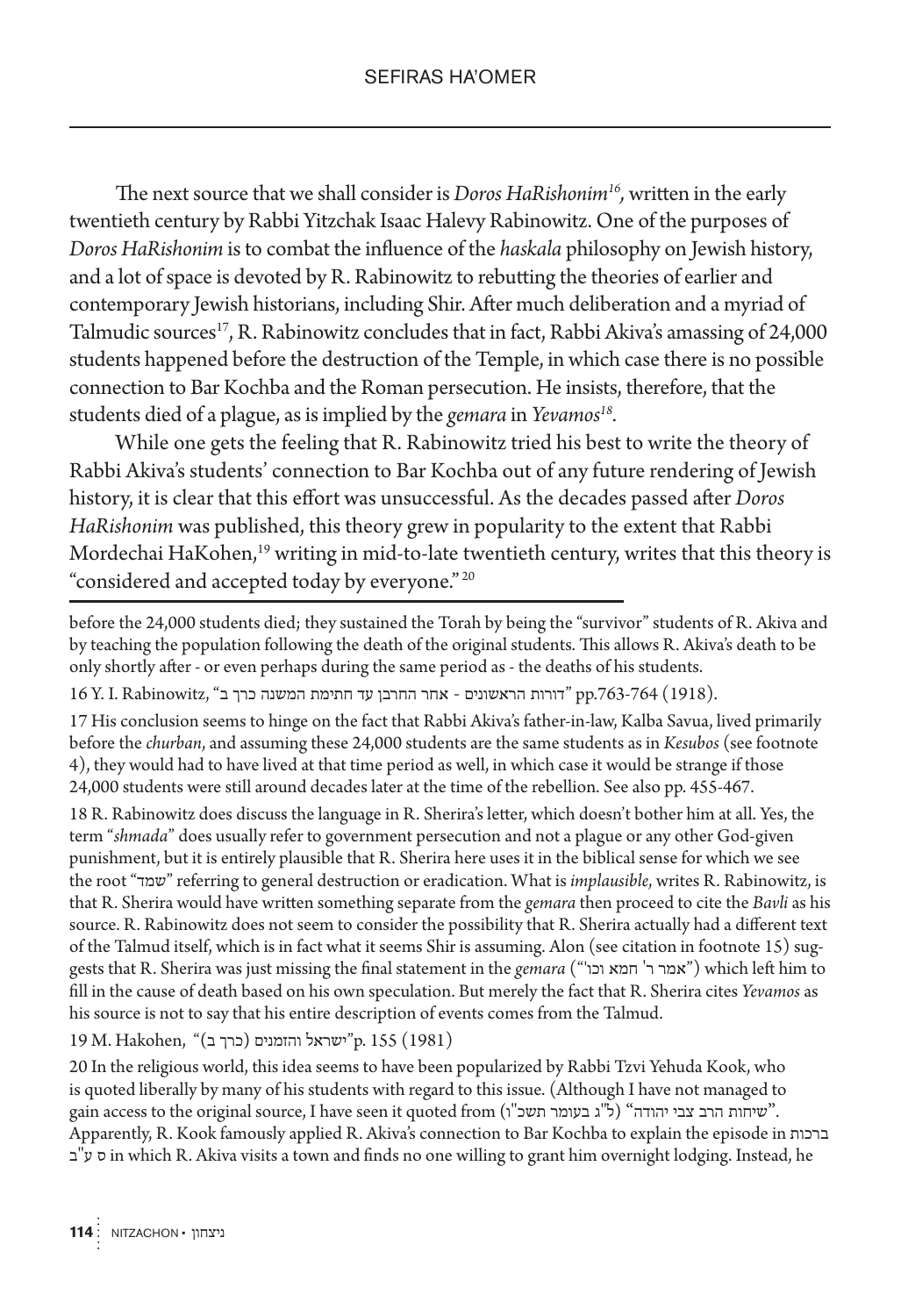The next source that we shall consider is *Doros HaRishonim*[16], written in the early twentieth century by Rabbi Yitzchak Isaac Halevy Rabinowitz. One of the purposes of *Doros HaRishonim* is to combat the influence of the *haskala* philosophy on Jewish history, and a lot of space is devoted by R. Rabinowitz to rebutting the theories of earlier and contemporary Jewish historians, including Shir. After much deliberation and a myriad of Talmudic sources[17], R. Rabinowitz concludes that in fact, Rabbi Akiva's amassing of 24,000 students happened before the destruction of the Temple, in which case there is no possible connection to Bar Kochba and the Roman persecution. He insists, therefore, that the students died of a plague, as is implied by the *gemara* in *Yevamos*[18].

While one gets the feeling that R. Rabinowitz tried his best to write the theory of Rabbi Akiva's students' connection to Bar Kochba out of any future rendering of Jewish history, it is clear that this effort was unsuccessful. As the decades passed after *Doros HaRishonim* was published, this theory grew in popularity to the extent that Rabbi Mordechai HaKohen,[19] writing in mid-to-late twentieth century, writes that this theory is "considered and accepted today by everyone."[20]

---

before the 24,000 students died; they sustained the Torah by being the "survivor" students of R. Akiva and by teaching the population following the death of the original students. This allows R. Akiva's death to be only shortly after - or even perhaps during the same period as - the deaths of his students.

16 Y. I. Rabinowitz, "דורות הראשונים - אחר החרבן עד חתימת המשנה כרך ב" pp.763-764 (1918).

17 His conclusion seems to hinge on the fact that Rabbi Akiva's father-in-law, Kalba Savua, lived primarily before the *churban*, and assuming these 24,000 students are the same students as in *Kesubos* (see footnote 4), they would had to have lived at that time period as well, in which case it would be strange if those 24,000 students were still around decades later at the time of the rebellion. See also pp. 455-467.

18 R. Rabinowitz does discuss the language in R. Sherira's letter, which doesn't bother him at all. Yes, the term "*shmada*" does usually refer to government persecution and not a plague or any other God-given punishment, but it is entirely plausible that R. Sherira here uses it in the biblical sense for which we see the root "שמד" referring to general destruction or eradication. What is *implausible*, writes R. Rabinowitz, is that R. Sherira would have written something separate from the *gemara* then proceed to cite the *Bavli* as his source. R. Rabinowitz does not seem to consider the possibility that R. Sherira actually had a different text of the Talmud itself, which is in fact what it seems Shir is assuming. Alon (see citation in footnote 15) suggests that R. Sherira was just missing the final statement in the *gemara* ("אמר ר' חמא וכו'") which left him to fill in the cause of death based on his own speculation. But merely the fact that R. Sherira cites *Yevamos* as his source is not to say that his entire description of events comes from the Talmud.

19 M. Hakohen, "ישראל והזמנים (כרך ב)" p. 155 (1981)

20 In the religious world, this idea seems to have been popularized by Rabbi Tzvi Yehuda Kook, who is quoted liberally by many of his students with regard to this issue. (Although I have not managed to gain access to the original source, I have seen it quoted from "שיחות הרב צבי יהודה" (ל"ג בעומר תשכ"ו). Apparently, R. Kook famously applied R. Akiva's connection to Bar Kochba to explain the episode in ברכות ס ע"ב in which R. Akiva visits a town and finds no one willing to grant him overnight lodging. Instead, he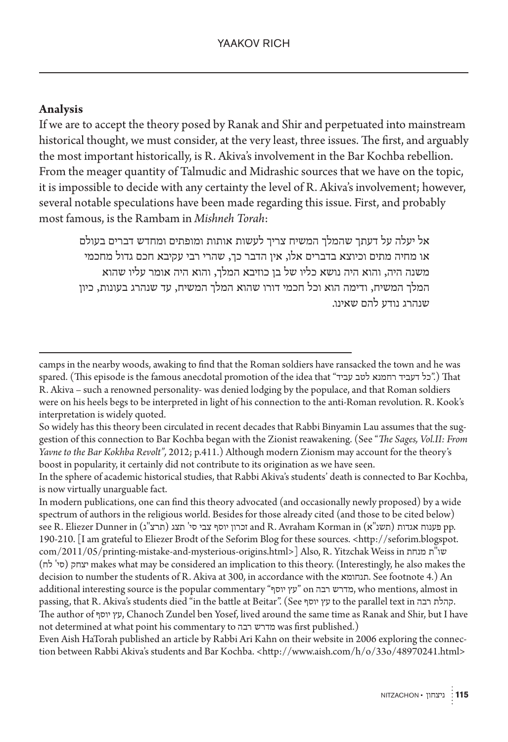## Analysis

If we are to accept the theory posed by Ranak and Shir and perpetuated into mainstream historical thought, we must consider, at the very least, three issues. The first, and arguably the most important historically, is R. Akiva's involvement in the Bar Kochba rebellion. From the meager quantity of Talmudic and Midrashic sources that we have on the topic, it is impossible to decide with any certainty the level of R. Akiva's involvement; however, several notable speculations have been made regarding this issue. First, and probably most famous, is the Rambam in *Mishneh Torah*:

> אל יעלה על דעתך שהמלך המשיח צריך לעשות אותות ומופתים ומחדש דברים בעולם או מחיה מתים וכיוצא בדברים אלו, אין הדבר כך, שהרי רבי עקיבא חכם גדול מחכמי משנה היה, והוא היה נושא כליו של בן כוזיבא המלך, והוא היה אומר עליו שהוא המלך המשיח, ודימה הוא וכל חכמי דורו שהוא המלך המשיח, עד שנהרג בעונות, כיון שנהרג נודע להם שאינו.

---

camps in the nearby woods, awaking to find that the Roman soldiers have ransacked the town and he was spared. (This episode is the famous anecdotal promotion of the idea that "כל דעביד רחמנא לטב עביד".) That R. Akiva – such a renowned personality- was denied lodging by the populace, and that Roman soldiers were on his heels begs to be interpreted in light of his connection to the anti-Roman revolution. R. Kook's interpretation is widely quoted.

So widely has this theory been circulated in recent decades that Rabbi Binyamin Lau assumes that the suggestion of this connection to Bar Kochba began with the Zionist reawakening. (See "*The Sages, Vol.II: From Yavne to the Bar Kokhba Revolt",* 2012; p.411.) Although modern Zionism may account for the theory's boost in popularity, it certainly did not contribute to its origination as we have seen.

In the sphere of academic historical studies, that Rabbi Akiva's students' death is connected to Bar Kochba, is now virtually unarguable fact.

In modern publications, one can find this theory advocated (and occasionally newly proposed) by a wide spectrum of authors in the religious world. Besides for those already cited (and those to be cited below) see R. Eliezer Dunner in (תרצ"ג) זכרון יוסף צבי סי' תצג and R. Avraham Korman in (תשנ"א) פענוח אגדות pp. 190-210. [I am grateful to Eliezer Brodt of the Seforim Blog for these sources. <http://seforim.blogspot.com/2011/05/printing-mistake-and-mysterious-origins.html>] Also, R. Yitzchak Weiss in שו"ת מנחת יצחק (סי' לח) makes what may be considered an implication to this theory. (Interestingly, he also makes the decision to number the students of R. Akiva at 300, in accordance with the תנחומא. See footnote 4.) An additional interesting source is the popular commentary "עץ יוסף" on מדרש רבה, who mentions, almost in passing, that R. Akiva's students died "in the battle at Beitar". (See עץ יוסף to the parallel text in קהלת רבה. The author of עץ יוסף, Chanoch Zundel ben Yosef, lived around the same time as Ranak and Shir, but I have not determined at what point his commentary to מדרש רבה was first published.)

Even Aish HaTorah published an article by Rabbi Ari Kahn on their website in 2006 exploring the connection between Rabbi Akiva's students and Bar Kochba. <http://www.aish.com/h/o/33o/48970241.html>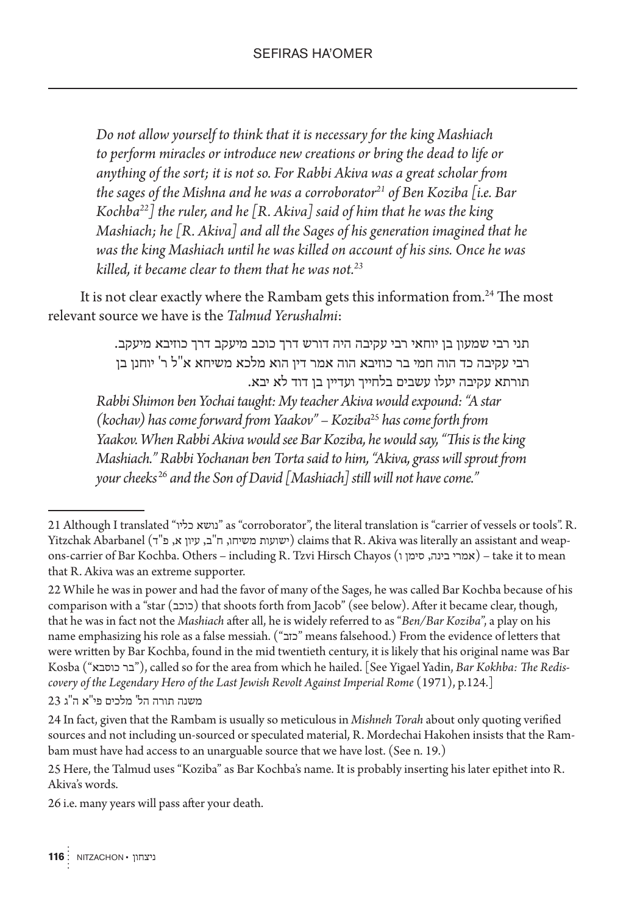> *Do not allow yourself to think that it is necessary for the king Mashiach to perform miracles or introduce new creations or bring the dead to life or anything of the sort; it is not so. For Rabbi Akiva was a great scholar from the sages of the Mishna and he was a corroborator[21] of Ben Koziba [i.e. Bar Kochba[22]] the ruler, and he [R. Akiva] said of him that he was the king Mashiach; he [R. Akiva] and all the Sages of his generation imagined that he was the king Mashiach until he was killed on account of his sins. Once he was killed, it became clear to them that he was not.[23]*

It is not clear exactly where the Rambam gets this information from.[24] The most relevant source we have is the *Talmud Yerushalmi*:

> תני רבי שמעון בן יוחאי רבי עקיבה היה דורש דרך כוכב מיעקב דרך כוזיבא מיעקב. רבי עקיבה כד הוה חמי בר כוזיבא הוה אמר דין הוא מלכא משיחא א"ל ר' יוחנן בן תורתא עקיבה יעלו עשבים בלחייך ועדיין בן דוד לא יבא.
>
> *Rabbi Shimon ben Yochai taught: My teacher Akiva would expound: "A star (kochav) has come forward from Yaakov" – Koziba[25] has come forth from Yaakov. When Rabbi Akiva would see Bar Koziba, he would say, "This is the king Mashiach." Rabbi Yochanan ben Torta said to him, "Akiva, grass will sprout from your cheeks[26] and the Son of David [Mashiach] still will not have come."*

---

21 Although I translated "נושא כליו" as "corroborator", the literal translation is "carrier of vessels or tools". R. Yitzchak Abarbanel (ישועות משיחו, ח"ב, עיון א, פ"ד) claims that R. Akiva was literally an assistant and weapons-carrier of Bar Kochba. Others – including R. Tzvi Hirsch Chayos (אמרי בינה, סימן ו) – take it to mean that R. Akiva was an extreme supporter.

22 While he was in power and had the favor of many of the Sages, he was called Bar Kochba because of his comparison with a "star (כוכב) that shoots forth from Jacob" (see below). After it became clear, though, that he was in fact not the *Mashiach* after all, he is widely referred to as "*Ben/Bar Koziba*", a play on his name emphasizing his role as a false messiah. ("כזב" means falsehood.) From the evidence of letters that were written by Bar Kochba, found in the mid twentieth century, it is likely that his original name was Bar Kosba ("בר כוסבא"), called so for the area from which he hailed. [See Yigael Yadin, *Bar Kokhba: The Rediscovery of the Legendary Hero of the Last Jewish Revolt Against Imperial Rome* (1971), p.124.]

23 משנה תורה הל' מלכים פי"א ה"ג

24 In fact, given that the Rambam is usually so meticulous in *Mishneh Torah* about only quoting verified sources and not including un-sourced or speculated material, R. Mordechai Hakohen insists that the Rambam must have had access to an unarguable source that we have lost. (See n. 19.)

25 Here, the Talmud uses "Koziba" as Bar Kochba's name. It is probably inserting his later epithet into R. Akiva's words.

26 i.e. many years will pass after your death.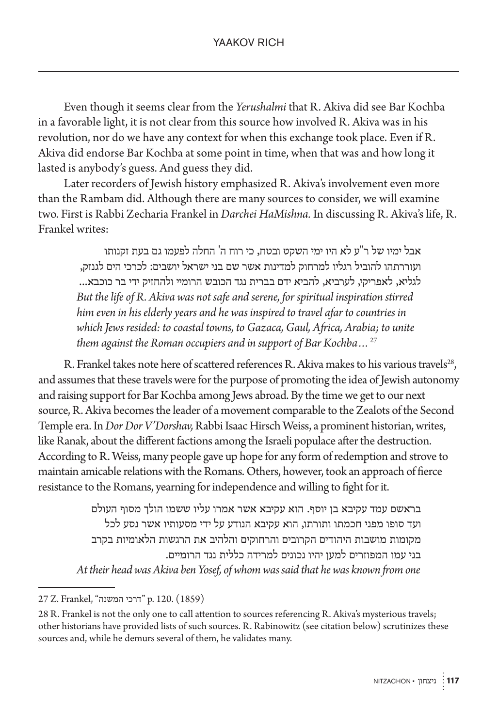Even though it seems clear from the *Yerushalmi* that R. Akiva did see Bar Kochba in a favorable light, it is not clear from this source how involved R. Akiva was in his revolution, nor do we have any context for when this exchange took place. Even if R. Akiva did endorse Bar Kochba at some point in time, when that was and how long it lasted is anybody's guess. And guess they did.

Later recorders of Jewish history emphasized R. Akiva's involvement even more than the Rambam did. Although there are many sources to consider, we will examine two. First is Rabbi Zecharia Frankel in *Darchei HaMishna.* In discussing R. Akiva's life, R. Frankel writes:

> אבל ימיו של ר"ע לא היו ימי השקט ובטח, כי רוח ה' החלה לפעמו גם בעת זקנותו ועוררתהו להוביל רגליו למרחוק למדינות אשר שם בני ישראל יושבים: לכרכי הים לגנזק, לגליא, לאפריקי, לערביא, להביא ידם בברית נגד הכובש הרומיי ולהחזיק ידי בר כוכבא...
> *But the life of R. Akiva was not safe and serene, for spiritual inspiration stirred him even in his elderly years and he was inspired to travel afar to countries in which Jews resided: to coastal towns, to Gazaca, Gaul, Africa, Arabia; to unite them against the Roman occupiers and in support of Bar Kochba…* [27]

R. Frankel takes note here of scattered references R. Akiva makes to his various travels[28], and assumes that these travels were for the purpose of promoting the idea of Jewish autonomy and raising support for Bar Kochba among Jews abroad. By the time we get to our next source, R. Akiva becomes the leader of a movement comparable to the Zealots of the Second Temple era. In *Dor Dor V'Dorshav,* Rabbi Isaac Hirsch Weiss, a prominent historian, writes, like Ranak, about the different factions among the Israeli populace after the destruction. According to R. Weiss, many people gave up hope for any form of redemption and strove to maintain amicable relations with the Romans. Others, however, took an approach of fierce resistance to the Romans, yearning for independence and willing to fight for it.

> בראשם עמד עקיבא בן יוסף. הוא עקיבא אשר אמרו עליו ששמו הולך מסוף העולם ועד סופו מפני חכמתו ותורתו, הוא עקיבא הנודע על ידי מסעותיו אשר נסע לכל מקומות מושבות היהודים הקרובים והרחוקים והלהיב את הרגשות הלאומיות בקרב בני עמו המפוזרים למען יהיו נכונים למרידה כללית נגד הרומיים.
> *At their head was Akiva ben Yosef, of whom was said that he was known from one*

---

27 Z. Frankel, "דרכי המשנה" p. 120. (1859)

28 R. Frankel is not the only one to call attention to sources referencing R. Akiva's mysterious travels; other historians have provided lists of such sources. R. Rabinowitz (see citation below) scrutinizes these sources and, while he demurs several of them, he validates many.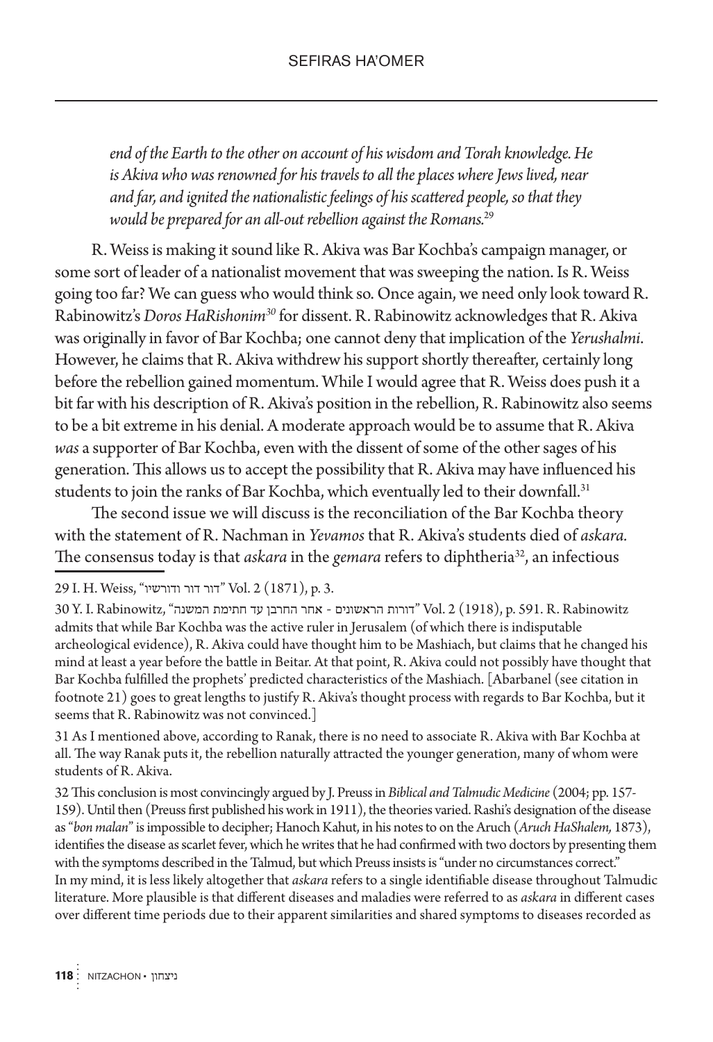*end of the Earth to the other on account of his wisdom and Torah knowledge. He is Akiva who was renowned for his travels to all the places where Jews lived, near and far, and ignited the nationalistic feelings of his scattered people, so that they would be prepared for an all-out rebellion against the Romans.*[29]

R. Weiss is making it sound like R. Akiva was Bar Kochba's campaign manager, or some sort of leader of a nationalist movement that was sweeping the nation. Is R. Weiss going too far? We can guess who would think so. Once again, we need only look toward R. Rabinowitz's *Doros HaRishonim*[30] for dissent. R. Rabinowitz acknowledges that R. Akiva was originally in favor of Bar Kochba; one cannot deny that implication of the *Yerushalmi*. However, he claims that R. Akiva withdrew his support shortly thereafter, certainly long before the rebellion gained momentum. While I would agree that R. Weiss does push it a bit far with his description of R. Akiva's position in the rebellion, R. Rabinowitz also seems to be a bit extreme in his denial. A moderate approach would be to assume that R. Akiva *was* a supporter of Bar Kochba, even with the dissent of some of the other sages of his generation. This allows us to accept the possibility that R. Akiva may have influenced his students to join the ranks of Bar Kochba, which eventually led to their downfall.[31]

The second issue we will discuss is the reconciliation of the Bar Kochba theory with the statement of R. Nachman in *Yevamos* that R. Akiva's students died of *askara*. The consensus today is that *askara* in the *gemara* refers to diphtheria[32], an infectious

---

29 I. H. Weiss, "דור דור ודורשיו" Vol. 2 (1871), p. 3.

30 Y. I. Rabinowitz, "דורות הראשונים - אחר החרבן עד חתימת המשנה" Vol. 2 (1918), p. 591. R. Rabinowitz admits that while Bar Kochba was the active ruler in Jerusalem (of which there is indisputable archeological evidence), R. Akiva could have thought him to be Mashiach, but claims that he changed his mind at least a year before the battle in Beitar. At that point, R. Akiva could not possibly have thought that Bar Kochba fulfilled the prophets' predicted characteristics of the Mashiach. [Abarbanel (see citation in footnote 21) goes to great lengths to justify R. Akiva's thought process with regards to Bar Kochba, but it seems that R. Rabinowitz was not convinced.]

31 As I mentioned above, according to Ranak, there is no need to associate R. Akiva with Bar Kochba at all. The way Ranak puts it, the rebellion naturally attracted the younger generation, many of whom were students of R. Akiva.

32 This conclusion is most convincingly argued by J. Preuss in *Biblical and Talmudic Medicine* (2004; pp. 157-159). Until then (Preuss first published his work in 1911), the theories varied. Rashi's designation of the disease as "*bon malan*" is impossible to decipher; Hanoch Kahut, in his notes to on the Aruch (*Aruch HaShalem*, 1873), identifies the disease as scarlet fever, which he writes that he had confirmed with two doctors by presenting them with the symptoms described in the Talmud, but which Preuss insists is "under no circumstances correct."
In my mind, it is less likely altogether that *askara* refers to a single identifiable disease throughout Talmudic literature. More plausible is that different diseases and maladies were referred to as *askara* in different cases over different time periods due to their apparent similarities and shared symptoms to diseases recorded as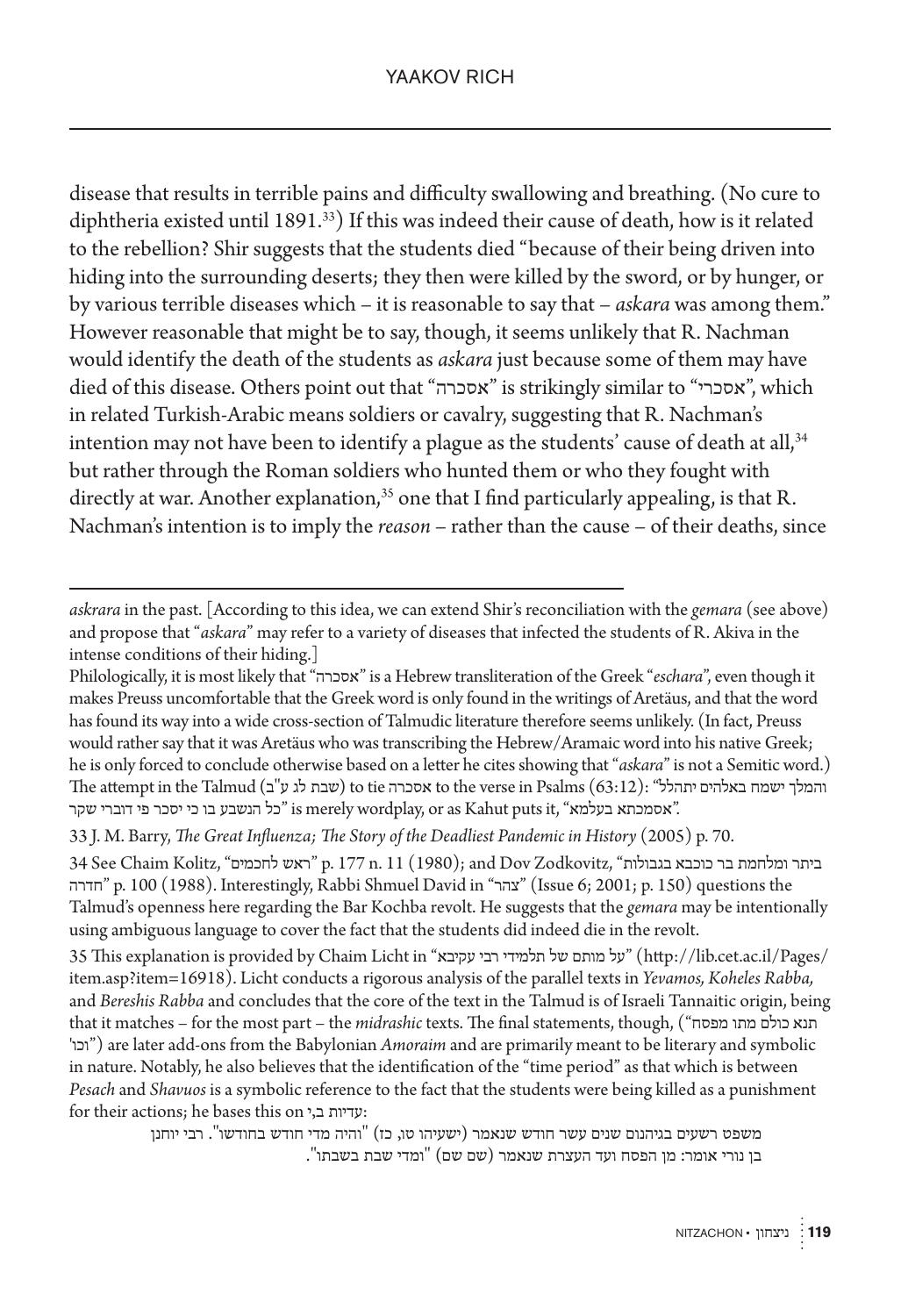disease that results in terrible pains and difficulty swallowing and breathing. (No cure to diphtheria existed until 1891.[33]) If this was indeed their cause of death, how is it related to the rebellion? Shir suggests that the students died "because of their being driven into hiding into the surrounding deserts; they then were killed by the sword, or by hunger, or by various terrible diseases which – it is reasonable to say that – *askara* was among them." However reasonable that might be to say, though, it seems unlikely that R. Nachman would identify the death of the students as *askara* just because some of them may have died of this disease. Others point out that "אסכרה" is strikingly similar to "אסכרי", which in related Turkish-Arabic means soldiers or cavalry, suggesting that R. Nachman's intention may not have been to identify a plague as the students' cause of death at all,[34] but rather through the Roman soldiers who hunted them or who they fought with directly at war. Another explanation,[35] one that I find particularly appealing, is that R. Nachman's intention is to imply the *reason* – rather than the cause – of their deaths, since

---

*askrara* in the past. [According to this idea, we can extend Shir's reconciliation with the *gemara* (see above) and propose that "*askara*" may refer to a variety of diseases that infected the students of R. Akiva in the intense conditions of their hiding.]

Philologically, it is most likely that "אסכרה" is a Hebrew transliteration of the Greek "*eschara*", even though it makes Preuss uncomfortable that the Greek word is only found in the writings of Aretäus, and that the word has found its way into a wide cross-section of Talmudic literature therefore seems unlikely. (In fact, Preuss would rather say that it was Aretäus who was transcribing the Hebrew/Aramaic word into his native Greek; he is only forced to conclude otherwise based on a letter he cites showing that "*askara*" is not a Semitic word.) The attempt in the Talmud (שבת לג ע"ב) to tie אסכרה to the verse in Psalms (63:12): "והמלך ישמח באלהים יתהלל כל הנשבע בו כי יסכר פי דוברי שקר" is merely wordplay, or as Kahut puts it, "אסמכתא בעלמא".

33 J. M. Barry, *The Great Influenza; The Story of the Deadliest Pandemic in History* (2005) p. 70.

34 See Chaim Kolitz, "ראש לחכמים" p. 177 n. 11 (1980); and Dov Zodkovitz, "ביתר ומלחמת בר כוכבא בגבולות חדרה" p. 100 (1988). Interestingly, Rabbi Shmuel David in "צהר" (Issue 6; 2001; p. 150) questions the Talmud's openness here regarding the Bar Kochba revolt. He suggests that the *gemara* may be intentionally using ambiguous language to cover the fact that the students did indeed die in the revolt.

35 This explanation is provided by Chaim Licht in "על מותם של תלמידי רבי עקיבא" (http://lib.cet.ac.il/Pages/item.asp?item=16918). Licht conducts a rigorous analysis of the parallel texts in *Yevamos, Koheles Rabba,* and *Bereshis Rabba* and concludes that the core of the text in the Talmud is of Israeli Tannaitic origin, being that it matches – for the most part – the *midrashic* texts. The final statements, though, ("תנא כולם מתו מפסח וכו'") are later add-ons from the Babylonian *Amoraim* and are primarily meant to be literary and symbolic in nature. Notably, he also believes that the identification of the "time period" as that which is between *Pesach* and *Shavuos* is a symbolic reference to the fact that the students were being killed as a punishment for their actions; he bases this on עדיות ב,י:

> משפט רשעים בגיהנום שנים עשר חודש שנאמר (ישעיהו סו, כז) "והיה מדי חודש בחודשו". רבי יוחנן בן נורי אומר: מן הפסח ועד העצרת שנאמר (שם שם) "ומדי שבת בשבתו".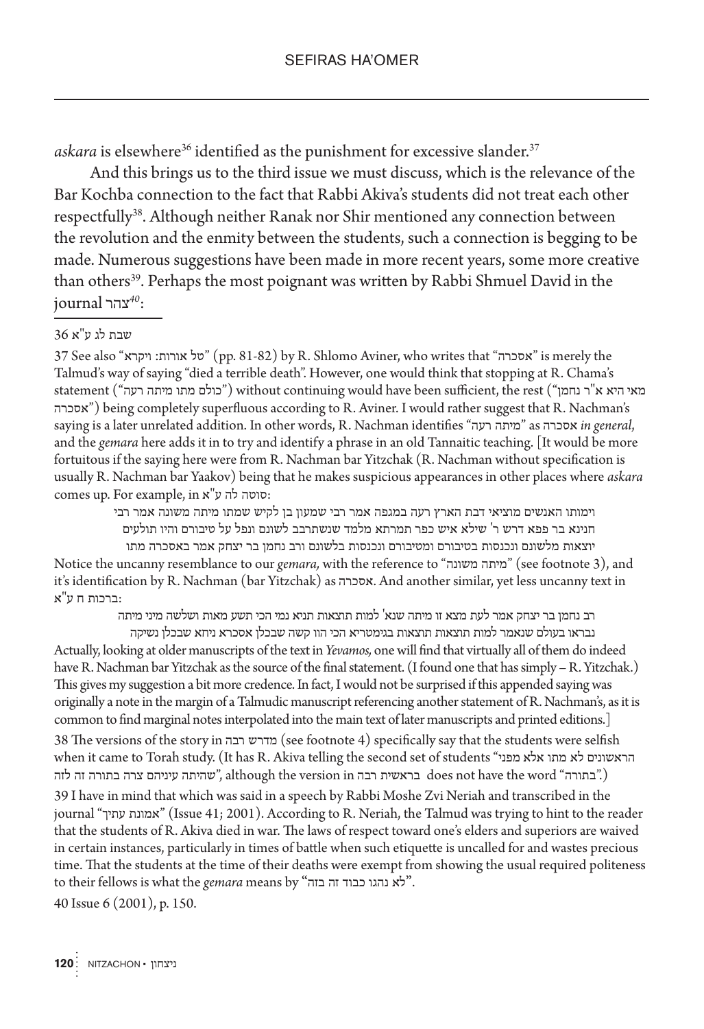*askara* is elsewhere[36] identified as the punishment for excessive slander.[37]

And this brings us to the third issue we must discuss, which is the relevance of the Bar Kochba connection to the fact that Rabbi Akiva's students did not treat each other respectfully[38]. Although neither Ranak nor Shir mentioned any connection between the revolution and the enmity between the students, such a connection is begging to be made. Numerous suggestions have been made in more recent years, some more creative than others[39]. Perhaps the most poignant was written by Rabbi Shmuel David in the journal צהר[40]:

---

36 שבת לג ע"א

37 See also "טל אורות: ויקרא" (pp. 81-82) by R. Shlomo Aviner, who writes that "אסכרה" is merely the Talmud's way of saying "died a terrible death". However, one would think that stopping at R. Chama's statement ("כולם מתו מיתה רעה") without continuing would have been sufficient, the rest ("מאי היא א"ר נחמן אסכרה") being completely superfluous according to R. Aviner. I would rather suggest that R. Nachman's saying is a later unrelated addition. In other words, R. Nachman identifies "מיתה רעה" as אסכרה *in general*, and the *gemara* here adds it in to try and identify a phrase in an old Tannaitic teaching. [It would be more fortuitous if the saying here were from R. Nachman bar Yitzchak (R. Nachman without specification is usually R. Nachman bar Yaakov) being that he makes suspicious appearances in other places where *askara* comes up. For example, in סוטה לה ע"א:

> וימותו האנשים מוציאי דבת הארץ רעה במגפה אמר רבי שמעון בן לקיש שמתו מיתה משונה אמר רבי חנינא בר פפא דרש ר' שילא איש כפר תמרתא מלמד שנשתרבב לשונם ונפל על טיבורם והיו תולעים יוצאות מלשונם ונכנסות בטיבורם ומטיבורם ונכנסות בלשונם ורב נחמן בר יצחק אמר באסכרה מתו

Notice the uncanny resemblance to our *gemara*, with the reference to "מיתה משונה" (see footnote 3), and it's identification by R. Nachman (bar Yitzchak) as אסכרה. And another similar, yet less uncanny text in ברכות ח ע"א:

> רב נחמן בר יצחק אמר לעת מצא זו מיתה שנא' למות תוצאות תניא נמי הכי תשע מאות ושלשה מיני מיתה נבראו בעולם שנאמר למות תוצאות תוצאות בגימטריא הכי הוו קשה שבכלן אסכרא ניחא שבכלן נשיקה

Actually, looking at older manuscripts of the text in *Yevamos*, one will find that virtually all of them do indeed have R. Nachman bar Yitzchak as the source of the final statement. (I found one that has simply – R. Yitzchak.) This gives my suggestion a bit more credence. In fact, I would not be surprised if this appended saying was originally a note in the margin of a Talmudic manuscript referencing another statement of R. Nachman's, as it is common to find marginal notes interpolated into the main text of later manuscripts and printed editions.]

38 The versions of the story in מדרש רבה (see footnote 4) specifically say that the students were selfish when it came to Torah study. (It has R. Akiva telling the second set of students "הראשונים לא מתו אלא מפני שהיתה עיניהם צרה בתורה זה לזה", although the version in בראשית רבה does not have the word "בתורה".)

39 I have in mind that which was said in a speech by Rabbi Moshe Zvi Neriah and transcribed in the journal "אמונת עתיך" (Issue 41; 2001). According to R. Neriah, the Talmud was trying to hint to the reader that the students of R. Akiva died in war. The laws of respect toward one's elders and superiors are waived in certain instances, particularly in times of battle when such etiquette is uncalled for and wastes precious time. That the students at the time of their deaths were exempt from showing the usual required politeness to their fellows is what the *gemara* means by "לא נהגו כבוד זה בזה".

40 Issue 6 (2001), p. 150.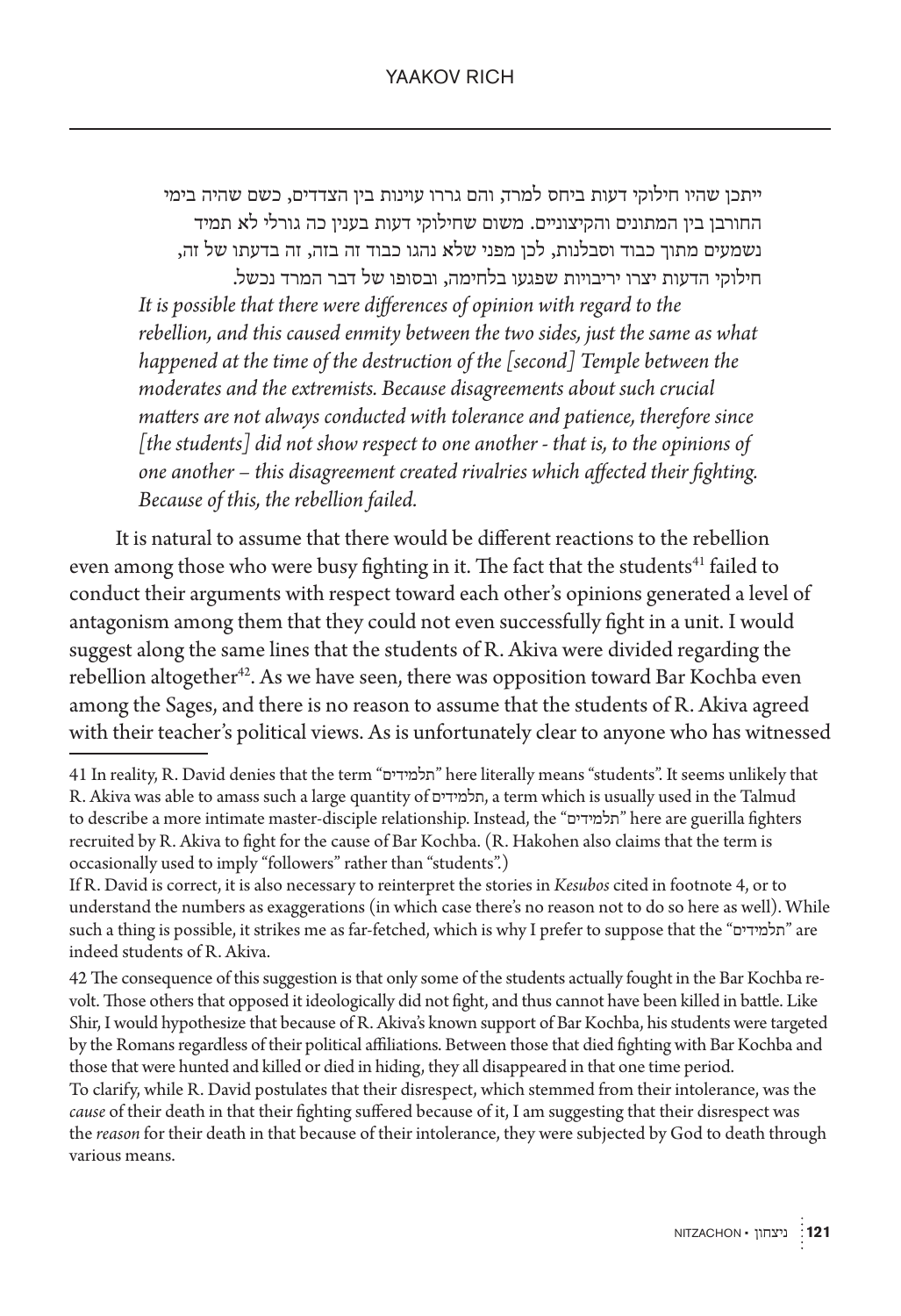ייתכן שהיו חילוקי דעות ביחס למרד, והם גררו עוינות בין הצדדים, כשם שהיה בימי החורבן בין המתונים והקיצוניים. משום שחילוקי דעות בענין כה גורלי לא תמיד נשמעים מתוך כבוד וסבלנות, לכן מפני שלא נהגו כבוד זה בזה, זה בדעתו של זה, חילוקי הדעות יצרו יריבויות שפגעו בלחימה, ובסופו של דבר המרד נכשל.

*It is possible that there were differences of opinion with regard to the rebellion, and this caused enmity between the two sides, just the same as what happened at the time of the destruction of the [second] Temple between the moderates and the extremists. Because disagreements about such crucial matters are not always conducted with tolerance and patience, therefore since [the students] did not show respect to one another - that is, to the opinions of one another – this disagreement created rivalries which affected their fighting. Because of this, the rebellion failed.*

It is natural to assume that there would be different reactions to the rebellion even among those who were busy fighting in it. The fact that the students[41] failed to conduct their arguments with respect toward each other's opinions generated a level of antagonism among them that they could not even successfully fight in a unit. I would suggest along the same lines that the students of R. Akiva were divided regarding the rebellion altogether[42]. As we have seen, there was opposition toward Bar Kochba even among the Sages, and there is no reason to assume that the students of R. Akiva agreed with their teacher's political views. As is unfortunately clear to anyone who has witnessed

---

41 In reality, R. David denies that the term "תלמידים" here literally means "students". It seems unlikely that R. Akiva was able to amass such a large quantity of תלמידים, a term which is usually used in the Talmud to describe a more intimate master-disciple relationship. Instead, the "תלמידים" here are guerilla fighters recruited by R. Akiva to fight for the cause of Bar Kochba. (R. Hakohen also claims that the term is occasionally used to imply "followers" rather than "students".)

If R. David is correct, it is also necessary to reinterpret the stories in *Kesubos* cited in footnote 4, or to understand the numbers as exaggerations (in which case there's no reason not to do so here as well). While such a thing is possible, it strikes me as far-fetched, which is why I prefer to suppose that the "תלמידים" are indeed students of R. Akiva.

42 The consequence of this suggestion is that only some of the students actually fought in the Bar Kochba revolt. Those others that opposed it ideologically did not fight, and thus cannot have been killed in battle. Like Shir, I would hypothesize that because of R. Akiva's known support of Bar Kochba, his students were targeted by the Romans regardless of their political affiliations. Between those that died fighting with Bar Kochba and those that were hunted and killed or died in hiding, they all disappeared in that one time period.

To clarify, while R. David postulates that their disrespect, which stemmed from their intolerance, was the *cause* of their death in that their fighting suffered because of it, I am suggesting that their disrespect was the *reason* for their death in that because of their intolerance, they were subjected by God to death through various means.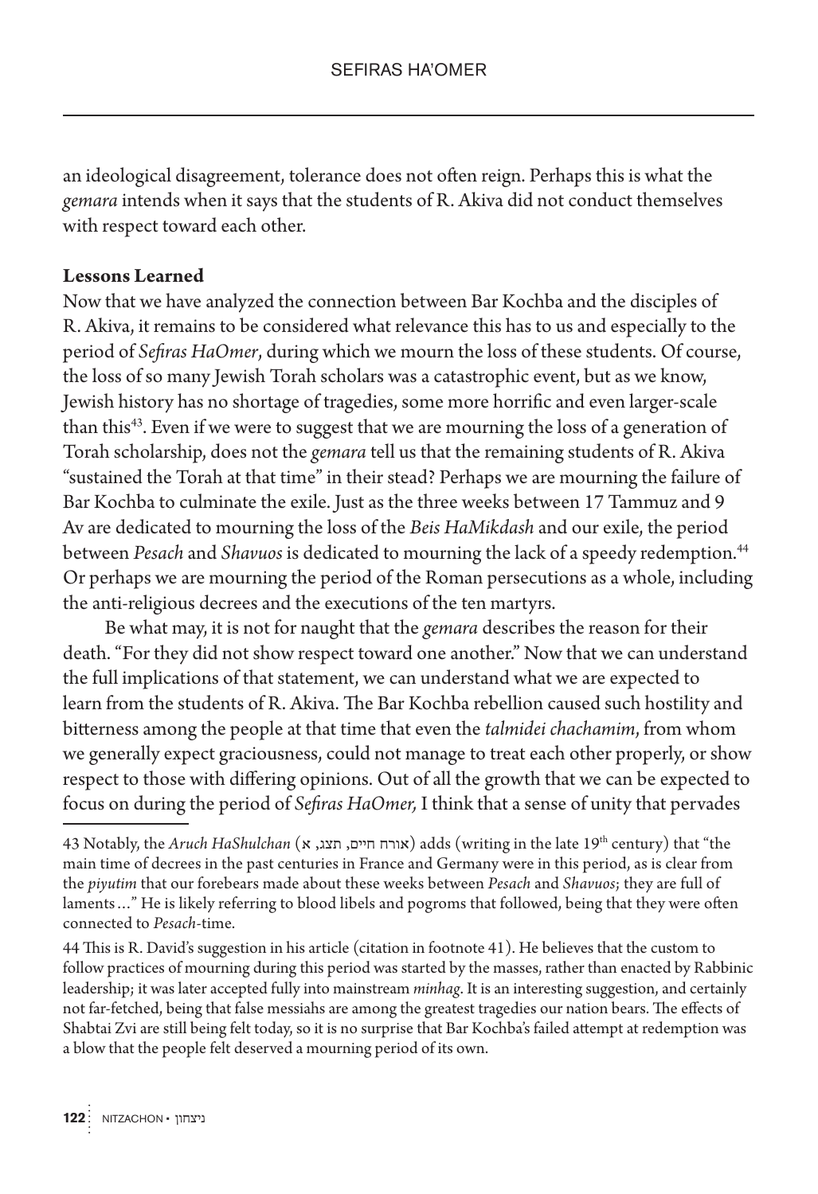an ideological disagreement, tolerance does not often reign. Perhaps this is what the *gemara* intends when it says that the students of R. Akiva did not conduct themselves with respect toward each other.

**Lessons Learned**

Now that we have analyzed the connection between Bar Kochba and the disciples of R. Akiva, it remains to be considered what relevance this has to us and especially to the period of *Sefiras HaOmer*, during which we mourn the loss of these students. Of course, the loss of so many Jewish Torah scholars was a catastrophic event, but as we know, Jewish history has no shortage of tragedies, some more horrific and even larger-scale than this[43]. Even if we were to suggest that we are mourning the loss of a generation of Torah scholarship, does not the *gemara* tell us that the remaining students of R. Akiva "sustained the Torah at that time" in their stead? Perhaps we are mourning the failure of Bar Kochba to culminate the exile. Just as the three weeks between 17 Tammuz and 9 Av are dedicated to mourning the loss of the *Beis HaMikdash* and our exile, the period between *Pesach* and *Shavuos* is dedicated to mourning the lack of a speedy redemption.[44] Or perhaps we are mourning the period of the Roman persecutions as a whole, including the anti-religious decrees and the executions of the ten martyrs.

Be what may, it is not for naught that the *gemara* describes the reason for their death. "For they did not show respect toward one another." Now that we can understand the full implications of that statement, we can understand what we are expected to learn from the students of R. Akiva. The Bar Kochba rebellion caused such hostility and bitterness among the people at that time that even the *talmidei chachamim*, from whom we generally expect graciousness, could not manage to treat each other properly, or show respect to those with differing opinions. Out of all the growth that we can be expected to focus on during the period of *Sefiras HaOmer,* I think that a sense of unity that pervades

---

43 Notably, the *Aruch HaShulchan* (אורח חיים, תצג, א) adds (writing in the late 19th century) that "the main time of decrees in the past centuries in France and Germany were in this period, as is clear from the *piyutim* that our forebears made about these weeks between *Pesach* and *Shavuos*; they are full of laments…" He is likely referring to blood libels and pogroms that followed, being that they were often connected to *Pesach*-time.

44 This is R. David's suggestion in his article (citation in footnote 41). He believes that the custom to follow practices of mourning during this period was started by the masses, rather than enacted by Rabbinic leadership; it was later accepted fully into mainstream *minhag*. It is an interesting suggestion, and certainly not far-fetched, being that false messiahs are among the greatest tragedies our nation bears. The effects of Shabtai Zvi are still being felt today, so it is no surprise that Bar Kochba's failed attempt at redemption was a blow that the people felt deserved a mourning period of its own.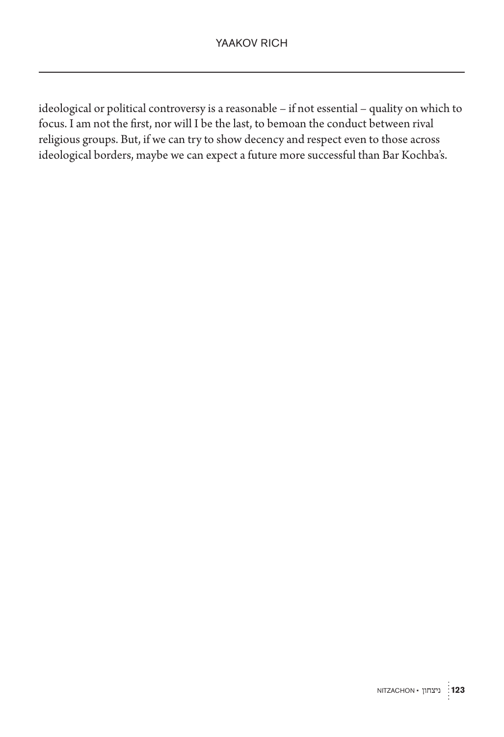ideological or political controversy is a reasonable – if not essential – quality on which to focus. I am not the first, nor will I be the last, to bemoan the conduct between rival religious groups. But, if we can try to show decency and respect even to those across ideological borders, maybe we can expect a future more successful than Bar Kochba's.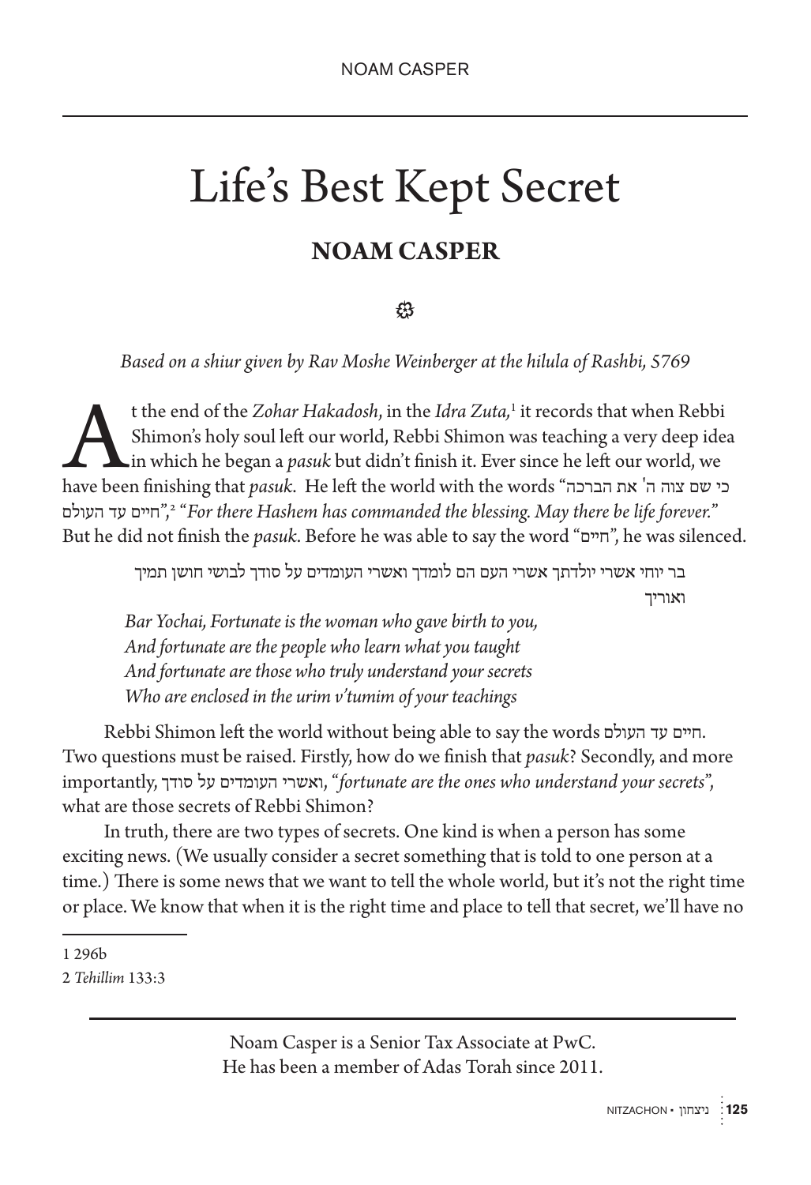# Life's Best Kept Secret

## NOAM CASPER

*Based on a shiur given by Rav Moshe Weinberger at the hilula of Rashbi, 5769*

At the end of the *Zohar Hakadosh*, in the *Idra Zuta,*[1] it records that when Rebbi Shimon's holy soul left our world, Rebbi Shimon was teaching a very deep idea in which he began a *pasuk* but didn't finish it. Ever since he left our world, we have been finishing that *pasuk*. He left the world with the words "כי שם צוה ה' את הברכה חיים עד העולם",[2] "*For there Hashem has commanded the blessing. May there be life forever.*" But he did not finish the *pasuk*. Before he was able to say the word "חיים", he was silenced.

> בר יוחי אשרי יולדתך אשרי העם הם לומדך ואשרי העומדים על סודך לבושי חושן תמיך ואוריך
>
> *Bar Yochai, Fortunate is the woman who gave birth to you,*
> *And fortunate are the people who learn what you taught*
> *And fortunate are those who truly understand your secrets*
> *Who are enclosed in the urim v'tumim of your teachings*

Rebbi Shimon left the world without being able to say the words חיים עד העולם. Two questions must be raised. Firstly, how do we finish that *pasuk*? Secondly, and more importantly, ואשרי העומדים על סודך, "*fortunate are the ones who understand your secrets*", what are those secrets of Rebbi Shimon?

In truth, there are two types of secrets. One kind is when a person has some exciting news. (We usually consider a secret something that is told to one person at a time.) There is some news that we want to tell the whole world, but it's not the right time or place. We know that when it is the right time and place to tell that secret, we'll have no

---

1 296b

2 *Tehillim* 133:3

---

Noam Casper is a Senior Tax Associate at PwC.
He has been a member of Adas Torah since 2011.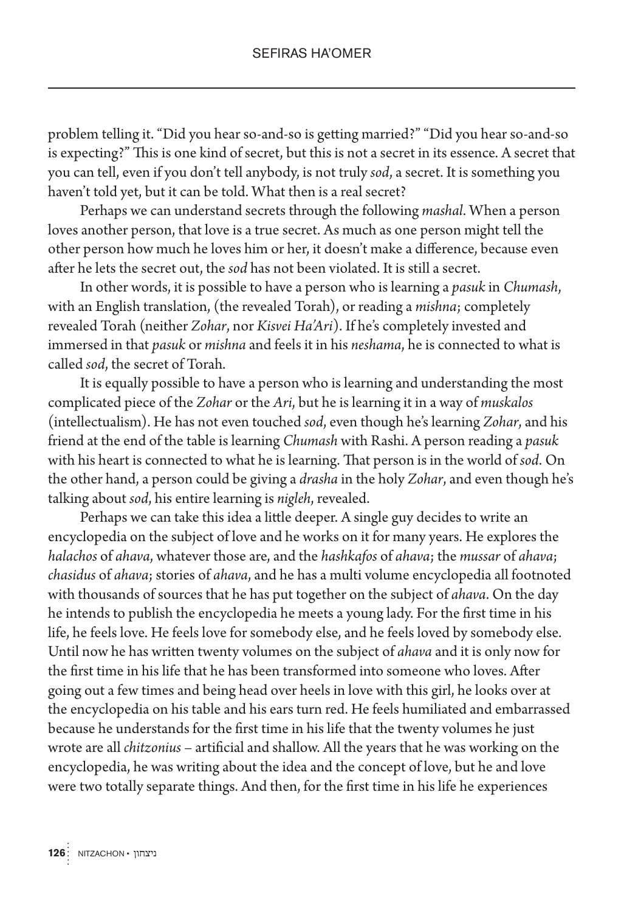problem telling it. "Did you hear so-and-so is getting married?" "Did you hear so-and-so is expecting?" This is one kind of secret, but this is not a secret in its essence. A secret that you can tell, even if you don't tell anybody, is not truly *sod*, a secret. It is something you haven't told yet, but it can be told. What then is a real secret?

Perhaps we can understand secrets through the following *mashal*. When a person loves another person, that love is a true secret. As much as one person might tell the other person how much he loves him or her, it doesn't make a difference, because even after he lets the secret out, the *sod* has not been violated. It is still a secret.

In other words, it is possible to have a person who is learning a *pasuk* in *Chumash*, with an English translation, (the revealed Torah), or reading a *mishna*; completely revealed Torah (neither *Zohar*, nor *Kisvei Ha'Ari*). If he's completely invested and immersed in that *pasuk* or *mishna* and feels it in his *neshama*, he is connected to what is called *sod*, the secret of Torah.

It is equally possible to have a person who is learning and understanding the most complicated piece of the *Zohar* or the *Ari*, but he is learning it in a way of *muskalos* (intellectualism). He has not even touched *sod*, even though he's learning *Zohar*, and his friend at the end of the table is learning *Chumash* with Rashi. A person reading a *pasuk* with his heart is connected to what he is learning. That person is in the world of *sod*. On the other hand, a person could be giving a *drasha* in the holy *Zohar*, and even though he's talking about *sod*, his entire learning is *nigleh*, revealed.

Perhaps we can take this idea a little deeper. A single guy decides to write an encyclopedia on the subject of love and he works on it for many years. He explores the *halachos* of *ahava*, whatever those are, and the *hashkafos* of *ahava*; the *mussar* of *ahava*; *chasidus* of *ahava*; stories of *ahava*, and he has a multi volume encyclopedia all footnoted with thousands of sources that he has put together on the subject of *ahava*. On the day he intends to publish the encyclopedia he meets a young lady. For the first time in his life, he feels love. He feels love for somebody else, and he feels loved by somebody else. Until now he has written twenty volumes on the subject of *ahava* and it is only now for the first time in his life that he has been transformed into someone who loves. After going out a few times and being head over heels in love with this girl, he looks over at the encyclopedia on his table and his ears turn red. He feels humiliated and embarrassed because he understands for the first time in his life that the twenty volumes he just wrote are all *chitzonius* – artificial and shallow. All the years that he was working on the encyclopedia, he was writing about the idea and the concept of love, but he and love were two totally separate things. And then, for the first time in his life he experiences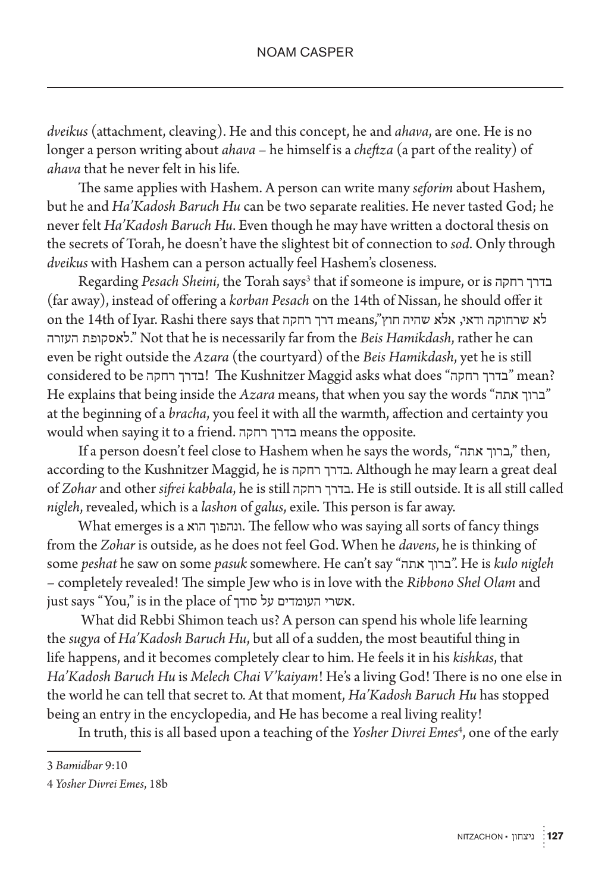*dveikus* (attachment, cleaving). He and this concept, he and *ahava*, are one. He is no longer a person writing about *ahava* – he himself is a *cheftza* (a part of the reality) of *ahava* that he never felt in his life.

The same applies with Hashem. A person can write many *seforim* about Hashem, but he and *Ha'Kadosh Baruch Hu* can be two separate realities. He never tasted God; he never felt *Ha'Kadosh Baruch Hu*. Even though he may have written a doctoral thesis on the secrets of Torah, he doesn't have the slightest bit of connection to *sod*. Only through *dveikus* with Hashem can a person actually feel Hashem's closeness.

Regarding *Pesach Sheini*, the Torah says[3] that if someone is impure, or is בדרך רחקה (far away), instead of offering a *korban Pesach* on the 14th of Nissan, he should offer it on the 14th of Iyar. Rashi there says that דרך רחקה means,"לא שרחוקה ודאי, אלא שהיה חוץ לאסקופת העזרה." Not that he is necessarily far from the *Beis Hamikdash*, rather he can even be right outside the *Azara* (the courtyard) of the *Beis Hamikdash*, yet he is still considered to be בדרך רחקה! The Kushnitzer Maggid asks what does "בדרך רחקה" mean? He explains that being inside the *Azara* means, that when you say the words "ברוך אתה" at the beginning of a *bracha*, you feel it with all the warmth, affection and certainty you would when saying it to a friend. בדרך רחקה means the opposite.

If a person doesn't feel close to Hashem when he says the words, "ברוך אתה," then, according to the Kushnitzer Maggid, he is בדרך רחקה. Although he may learn a great deal of *Zohar* and other *sifrei kabbala*, he is still בדרך רחקה. He is still outside. It is all still called *nigleh*, revealed, which is a *lashon* of *galus*, exile. This person is far away.

What emerges is a ונהפוך הוא. The fellow who was saying all sorts of fancy things from the *Zohar* is outside, as he does not feel God. When he *davens*, he is thinking of some *peshat* he saw on some *pasuk* somewhere. He can't say "ברוך אתה". He is *kulo nigleh* – completely revealed! The simple Jew who is in love with the *Ribbono Shel Olam* and just says "You," is in the place of אשרי העומדים על סודך.

What did Rebbi Shimon teach us? A person can spend his whole life learning the *sugya* of *Ha'Kadosh Baruch Hu*, but all of a sudden, the most beautiful thing in life happens, and it becomes completely clear to him. He feels it in his *kishkas*, that *Ha'Kadosh Baruch Hu* is *Melech Chai V'kaiyam*! He's a living God! There is no one else in the world he can tell that secret to. At that moment, *Ha'Kadosh Baruch Hu* has stopped being an entry in the encyclopedia, and He has become a real living reality!

In truth, this is all based upon a teaching of the *Yosher Divrei Emes*[4], one of the early

---

3 *Bamidbar* 9:10

4 *Yosher Divrei Emes*, 18b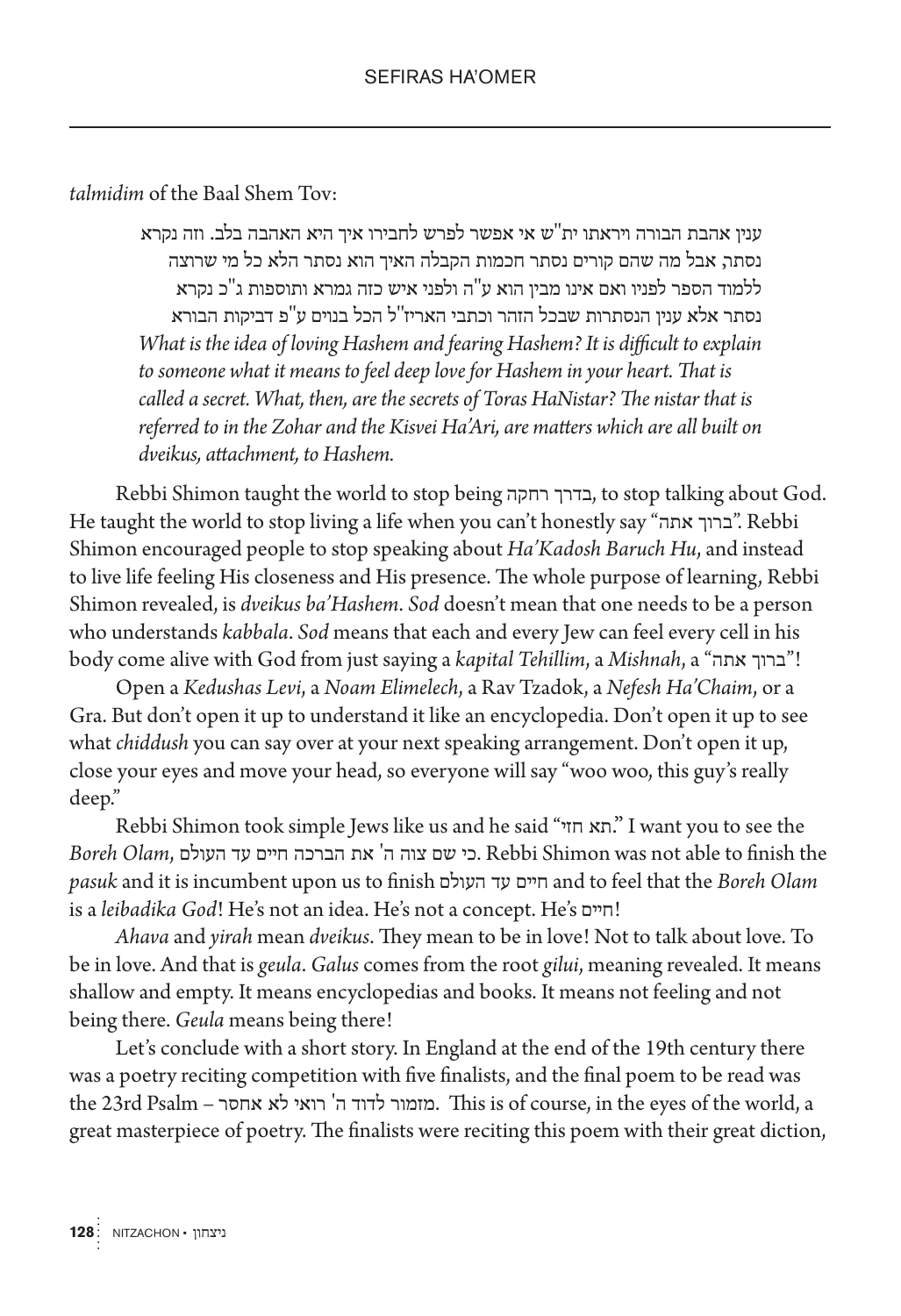*talmidim* of the Baal Shem Tov:

> ענין אהבת הבורה ויראתו ית"ש אי אפשר לפרש לחבירו איך היא האהבה בלב. וזה נקרא נסתר, אבל מה שהם קורים נסתר חכמות הקבלה האיך הוא נסתר הלא כל מי שרוצה ללמוד הספר לפניו ואם אינו מבין הוא ע"ה ולפני איש כזה גמרא ותוספות ג"כ נקרא נסתר אלא ענין הנסתרות שבכל הזהר וכתבי האריז"ל הכל בנוים ע"פ דביקות הבורא
>
> *What is the idea of loving Hashem and fearing Hashem? It is difficult to explain to someone what it means to feel deep love for Hashem in your heart. That is called a secret. What, then, are the secrets of Toras HaNistar? The nistar that is referred to in the Zohar and the Kisvei Ha'Ari, are matters which are all built on dveikus, attachment, to Hashem.*

Rebbi Shimon taught the world to stop being בדרך רחקה, to stop talking about God. He taught the world to stop living a life when you can't honestly say "ברוך אתה". Rebbi Shimon encouraged people to stop speaking about *Ha'Kadosh Baruch Hu*, and instead to live life feeling His closeness and His presence. The whole purpose of learning, Rebbi Shimon revealed, is *dveikus ba'Hashem*. *Sod* doesn't mean that one needs to be a person who understands *kabbala*. *Sod* means that each and every Jew can feel every cell in his body come alive with God from just saying a *kapital Tehillim*, a *Mishnah*, a "ברוך אתה"!

Open a *Kedushas Levi*, a *Noam Elimelech*, a Rav Tzadok, a *Nefesh Ha'Chaim*, or a Gra. But don't open it up to understand it like an encyclopedia. Don't open it up to see what *chiddush* you can say over at your next speaking arrangement. Don't open it up, close your eyes and move your head, so everyone will say "woo woo, this guy's really deep."

Rebbi Shimon took simple Jews like us and he said "תא חזי." I want you to see the *Boreh Olam*, כי שם צוה ה' את הברכה חיים עד העולם. Rebbi Shimon was not able to finish the *pasuk* and it is incumbent upon us to finish חיים עד העולם and to feel that the *Boreh Olam* is a *leibadika God*! He's not an idea. He's not a concept. He's חיים!

*Ahava* and *yirah* mean *dveikus*. They mean to be in love! Not to talk about love. To be in love. And that is *geula*. *Galus* comes from the root *gilui*, meaning revealed. It means shallow and empty. It means encyclopedias and books. It means not feeling and not being there. *Geula* means being there!

Let's conclude with a short story. In England at the end of the 19th century there was a poetry reciting competition with five finalists, and the final poem to be read was the 23rd Psalm – מזמור לדוד ה' רואי לא אחסר. This is of course, in the eyes of the world, a great masterpiece of poetry. The finalists were reciting this poem with their great diction,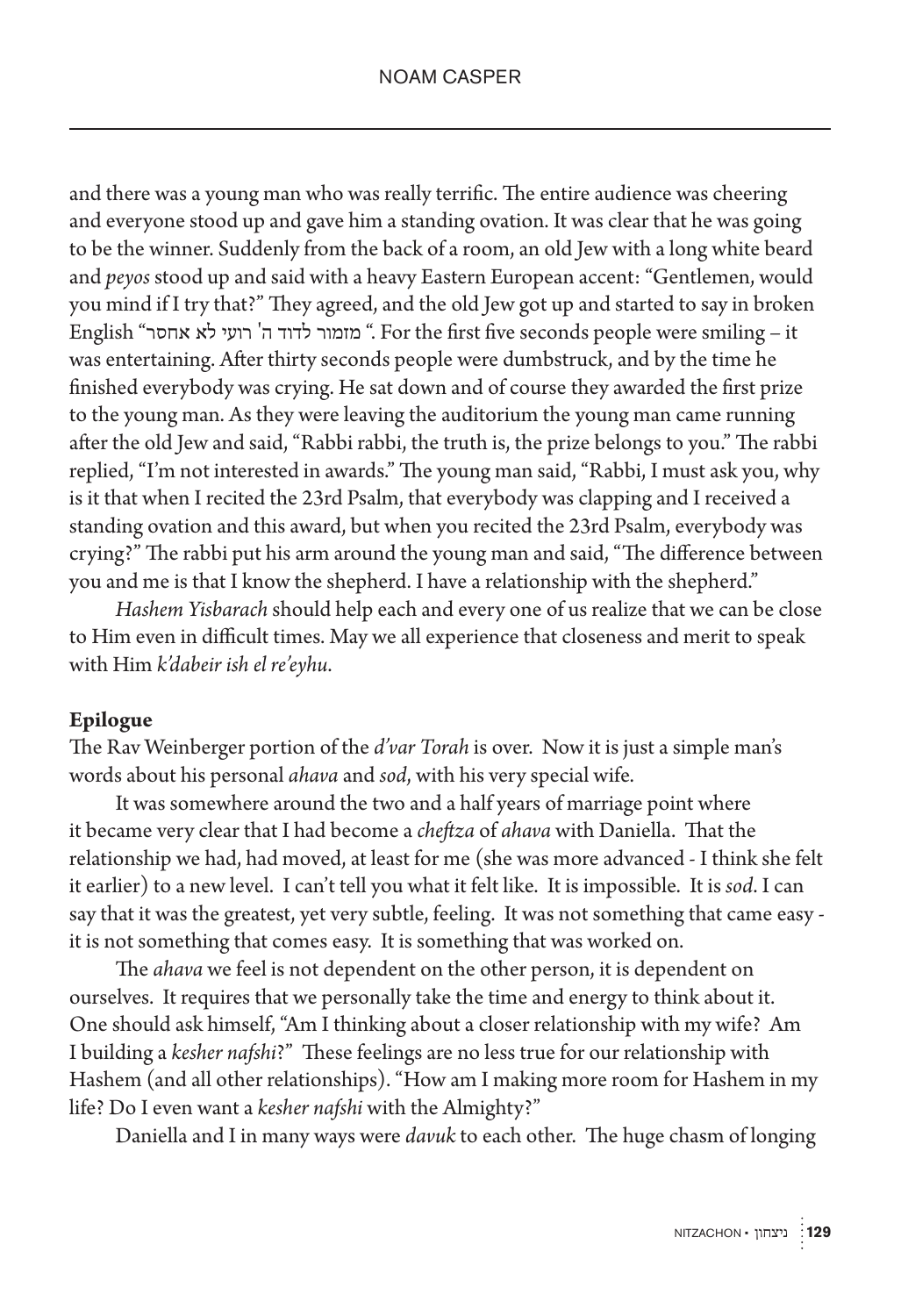and there was a young man who was really terrific. The entire audience was cheering and everyone stood up and gave him a standing ovation. It was clear that he was going to be the winner. Suddenly from the back of a room, an old Jew with a long white beard and *peyos* stood up and said with a heavy Eastern European accent: "Gentlemen, would you mind if I try that?" They agreed, and the old Jew got up and started to say in broken English "מזמור לדוד ה' רועי לא אחסר". For the first five seconds people were smiling – it was entertaining. After thirty seconds people were dumbstruck, and by the time he finished everybody was crying. He sat down and of course they awarded the first prize to the young man. As they were leaving the auditorium the young man came running after the old Jew and said, "Rabbi rabbi, the truth is, the prize belongs to you." The rabbi replied, "I'm not interested in awards." The young man said, "Rabbi, I must ask you, why is it that when I recited the 23rd Psalm, that everybody was clapping and I received a standing ovation and this award, but when you recited the 23rd Psalm, everybody was crying?" The rabbi put his arm around the young man and said, "The difference between you and me is that I know the shepherd. I have a relationship with the shepherd."

*Hashem Yisbarach* should help each and every one of us realize that we can be close to Him even in difficult times. May we all experience that closeness and merit to speak with Him *k'dabeir ish el re'eyhu*.

**Epilogue**

The Rav Weinberger portion of the *d'var Torah* is over. Now it is just a simple man's words about his personal *ahava* and *sod*, with his very special wife.

It was somewhere around the two and a half years of marriage point where it became very clear that I had become a *cheftza* of *ahava* with Daniella. That the relationship we had, had moved, at least for me (she was more advanced - I think she felt it earlier) to a new level. I can't tell you what it felt like. It is impossible. It is *sod*. I can say that it was the greatest, yet very subtle, feeling. It was not something that came easy - it is not something that comes easy. It is something that was worked on.

The *ahava* we feel is not dependent on the other person, it is dependent on ourselves. It requires that we personally take the time and energy to think about it. One should ask himself, "Am I thinking about a closer relationship with my wife? Am I building a *kesher nafshi*?" These feelings are no less true for our relationship with Hashem (and all other relationships). "How am I making more room for Hashem in my life? Do I even want a *kesher nafshi* with the Almighty?"

Daniella and I in many ways were *davuk* to each other. The huge chasm of longing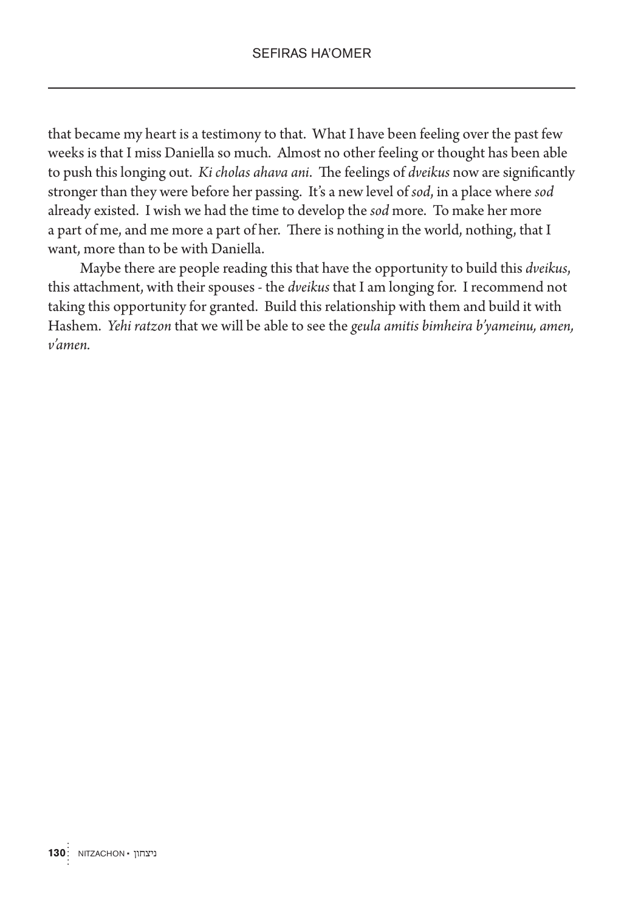that became my heart is a testimony to that. What I have been feeling over the past few weeks is that I miss Daniella so much. Almost no other feeling or thought has been able to push this longing out. *Ki cholas ahava ani*. The feelings of *dveikus* now are significantly stronger than they were before her passing. It's a new level of *sod*, in a place where *sod* already existed. I wish we had the time to develop the *sod* more. To make her more a part of me, and me more a part of her. There is nothing in the world, nothing, that I want, more than to be with Daniella.

Maybe there are people reading this that have the opportunity to build this *dveikus*, this attachment, with their spouses - the *dveikus* that I am longing for. I recommend not taking this opportunity for granted. Build this relationship with them and build it with Hashem. *Yehi ratzon* that we will be able to see the *geula amitis bimheira b'yameinu, amen, v'amen.*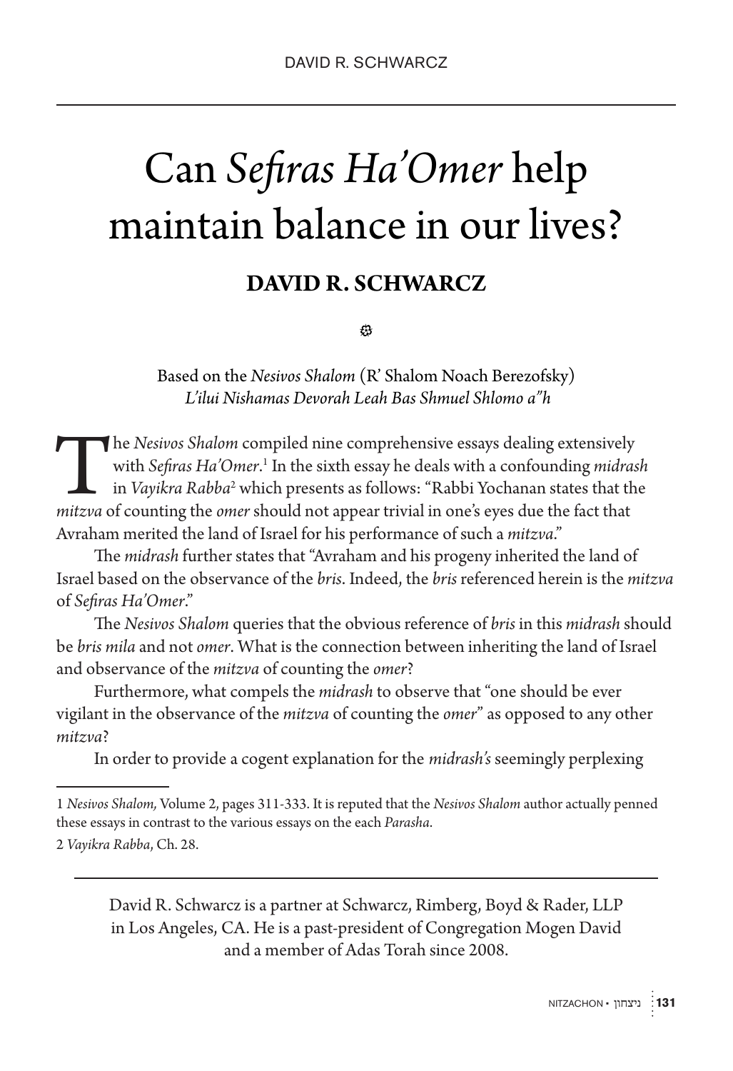# Can *Sefiras Ha'Omer* help maintain balance in our lives?

**DAVID R. SCHWARCZ**

Based on the *Nesivos Shalom* (R' Shalom Noach Berezofsky)
*L'ilui Nishamas Devorah Leah Bas Shmuel Shlomo a"h*

The *Nesivos Shalom* compiled nine comprehensive essays dealing extensively with *Sefiras Ha'Omer*.[1] In the sixth essay he deals with a confounding *midrash* in *Vayikra Rabba*[2] which presents as follows: "Rabbi Yochanan states that the *mitzva* of counting the *omer* should not appear trivial in one's eyes due the fact that Avraham merited the land of Israel for his performance of such a *mitzva*."

The *midrash* further states that "Avraham and his progeny inherited the land of Israel based on the observance of the *bris*. Indeed, the *bris* referenced herein is the *mitzva* of *Sefiras Ha'Omer*."

The *Nesivos Shalom* queries that the obvious reference of *bris* in this *midrash* should be *bris mila* and not *omer*. What is the connection between inheriting the land of Israel and observance of the *mitzva* of counting the *omer*?

Furthermore, what compels the *midrash* to observe that "one should be ever vigilant in the observance of the *mitzva* of counting the *omer*" as opposed to any other *mitzva*?

In order to provide a cogent explanation for the *midrash's* seemingly perplexing

---

1 *Nesivos Shalom,* Volume 2, pages 311-333. It is reputed that the *Nesivos Shalom* author actually penned these essays in contrast to the various essays on the each *Parasha*.

2 *Vayikra Rabba*, Ch. 28.

---

David R. Schwarcz is a partner at Schwarcz, Rimberg, Boyd & Rader, LLP in Los Angeles, CA. He is a past-president of Congregation Mogen David and a member of Adas Torah since 2008.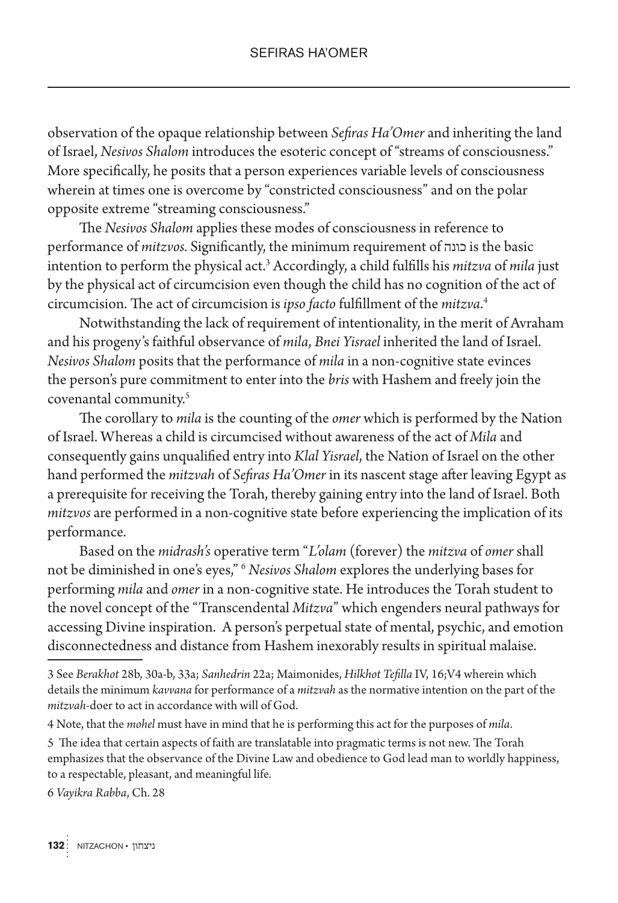observation of the opaque relationship between *Sefiras Ha'Omer* and inheriting the land of Israel, *Nesivos Shalom* introduces the esoteric concept of "streams of consciousness." More specifically, he posits that a person experiences variable levels of consciousness wherein at times one is overcome by "constricted consciousness" and on the polar opposite extreme "streaming consciousness."

The *Nesivos Shalom* applies these modes of consciousness in reference to performance of *mitzvos.* Significantly, the minimum requirement of כונה is the basic intention to perform the physical act.[3] Accordingly, a child fulfills his *mitzva* of *mila* just by the physical act of circumcision even though the child has no cognition of the act of circumcision. The act of circumcision is *ipso facto* fulfillment of the *mitzva*.[4]

Notwithstanding the lack of requirement of intentionality, in the merit of Avraham and his progeny's faithful observance of *mila*, *Bnei Yisrael* inherited the land of Israel. *Nesivos Shalom* posits that the performance of *mila* in a non-cognitive state evinces the person's pure commitment to enter into the *bris* with Hashem and freely join the covenantal community.[5]

The corollary to *mila* is the counting of the *omer* which is performed by the Nation of Israel. Whereas a child is circumcised without awareness of the act of *Mila* and consequently gains unqualified entry into *Klal Yisrael*, the Nation of Israel on the other hand performed the *mitzvah* of *Sefiras Ha'Omer* in its nascent stage after leaving Egypt as a prerequisite for receiving the Torah, thereby gaining entry into the land of Israel. Both *mitzvos* are performed in a non-cognitive state before experiencing the implication of its performance.

Based on the *midrash's* operative term "*L'olam* (forever) the *mitzva* of *omer* shall not be diminished in one's eyes,"[6] *Nesivos Shalom* explores the underlying bases for performing *mila* and *omer* in a non-cognitive state. He introduces the Torah student to the novel concept of the "Transcendental *Mitzva*" which engenders neural pathways for accessing Divine inspiration. A person's perpetual state of mental, psychic, and emotion disconnectedness and distance from Hashem inexorably results in spiritual malaise.

---

3 See *Berakhot* 28b, 30a-b, 33a; *Sanhedrin* 22a; Maimonides, *Hilkhot Tefilla* IV, 16;V4 wherein which details the minimum *kavvana* for performance of a *mitzvah* as the normative intention on the part of the *mitzvah*-doer to act in accordance with will of God.

4 Note, that the *mohel* must have in mind that he is performing this act for the purposes of *mila*.

5 The idea that certain aspects of faith are translatable into pragmatic terms is not new. The Torah emphasizes that the observance of the Divine Law and obedience to God lead man to worldly happiness, to a respectable, pleasant, and meaningful life.

6 *Vayikra Rabba*, Ch. 28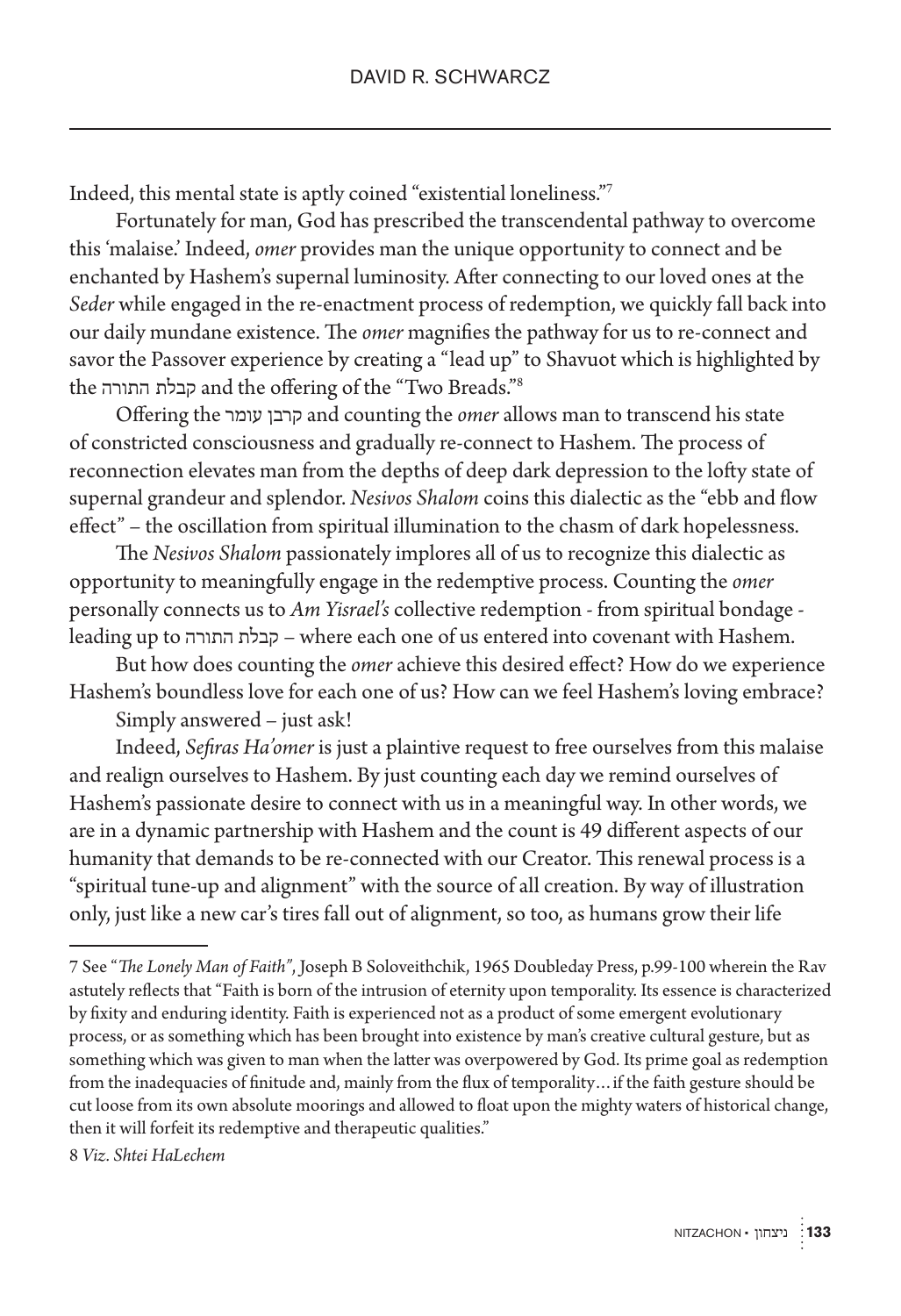Indeed, this mental state is aptly coined "existential loneliness."[7]

Fortunately for man, God has prescribed the transcendental pathway to overcome this 'malaise.' Indeed, *omer* provides man the unique opportunity to connect and be enchanted by Hashem's supernal luminosity. After connecting to our loved ones at the *Seder* while engaged in the re-enactment process of redemption, we quickly fall back into our daily mundane existence. The *omer* magnifies the pathway for us to re-connect and savor the Passover experience by creating a "lead up" to Shavuot which is highlighted by the קבלת התורה and the offering of the "Two Breads."[8]

Offering the קרבן עומר and counting the *omer* allows man to transcend his state of constricted consciousness and gradually re-connect to Hashem. The process of reconnection elevates man from the depths of deep dark depression to the lofty state of supernal grandeur and splendor. *Nesivos Shalom* coins this dialectic as the "ebb and flow effect" – the oscillation from spiritual illumination to the chasm of dark hopelessness.

The *Nesivos Shalom* passionately implores all of us to recognize this dialectic as opportunity to meaningfully engage in the redemptive process. Counting the *omer* personally connects us to *Am Yisrael's* collective redemption - from spiritual bondage - leading up to קבלת התורה – where each one of us entered into covenant with Hashem.

But how does counting the *omer* achieve this desired effect? How do we experience Hashem's boundless love for each one of us? How can we feel Hashem's loving embrace?

Simply answered – just ask!

Indeed, *Sefiras Ha'omer* is just a plaintive request to free ourselves from this malaise and realign ourselves to Hashem. By just counting each day we remind ourselves of Hashem's passionate desire to connect with us in a meaningful way. In other words, we are in a dynamic partnership with Hashem and the count is 49 different aspects of our humanity that demands to be re-connected with our Creator. This renewal process is a "spiritual tune-up and alignment" with the source of all creation. By way of illustration only, just like a new car's tires fall out of alignment, so too, as humans grow their life

---

7 See "*The Lonely Man of Faith*", Joseph B Soloveithchik, 1965 Doubleday Press, p.99-100 wherein the Rav astutely reflects that "Faith is born of the intrusion of eternity upon temporality. Its essence is characterized by fixity and enduring identity. Faith is experienced not as a product of some emergent evolutionary process, or as something which has been brought into existence by man's creative cultural gesture, but as something which was given to man when the latter was overpowered by God. Its prime goal as redemption from the inadequacies of finitude and, mainly from the flux of temporality…if the faith gesture should be cut loose from its own absolute moorings and allowed to float upon the mighty waters of historical change, then it will forfeit its redemptive and therapeutic qualities."

8 *Viz. Shtei HaLechem*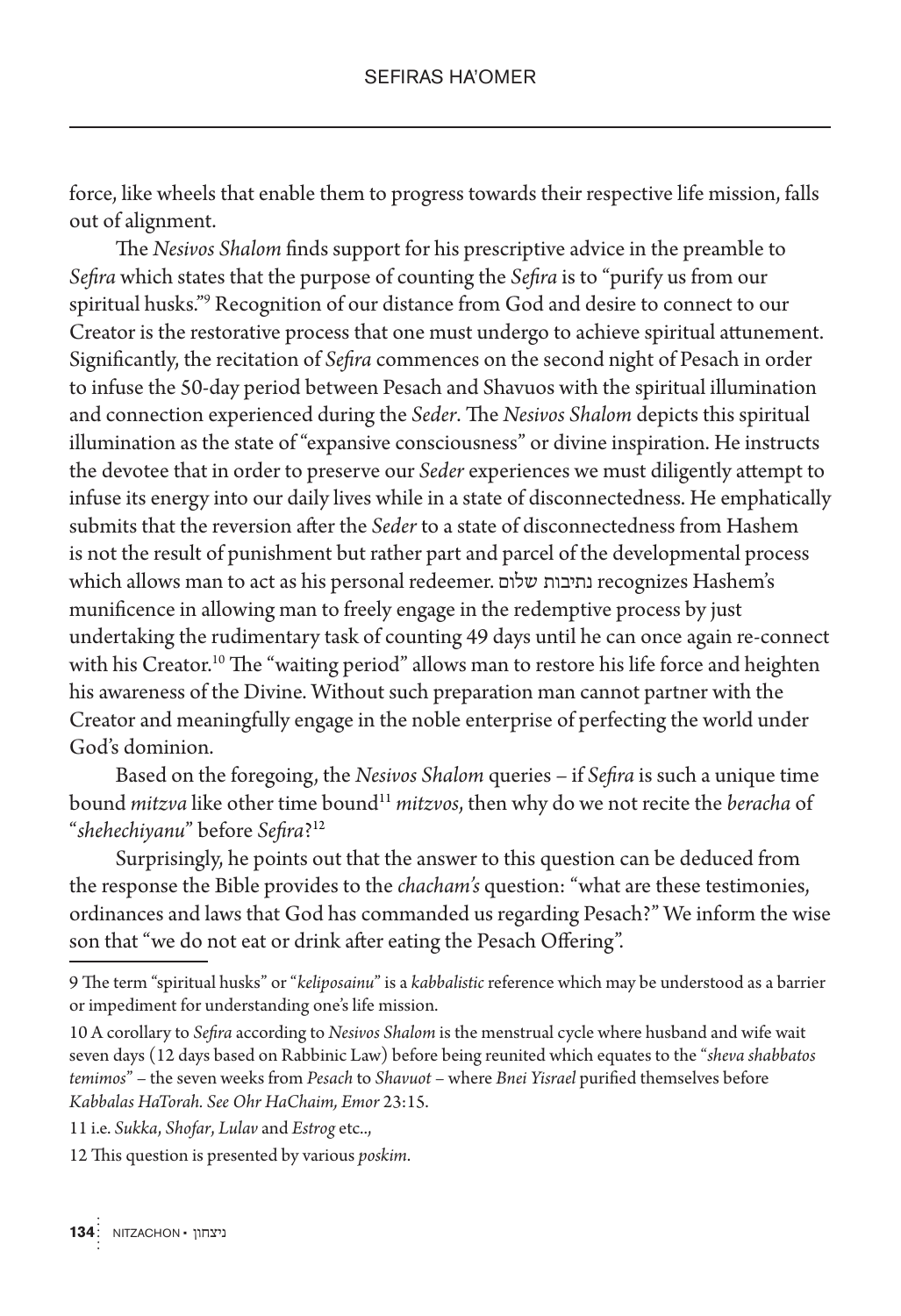force, like wheels that enable them to progress towards their respective life mission, falls out of alignment.

The *Nesivos Shalom* finds support for his prescriptive advice in the preamble to *Sefira* which states that the purpose of counting the *Sefira* is to "purify us from our spiritual husks."[9] Recognition of our distance from God and desire to connect to our Creator is the restorative process that one must undergo to achieve spiritual attunement. Significantly, the recitation of *Sefira* commences on the second night of Pesach in order to infuse the 50-day period between Pesach and Shavuos with the spiritual illumination and connection experienced during the *Seder*. The *Nesivos Shalom* depicts this spiritual illumination as the state of "expansive consciousness" or divine inspiration. He instructs the devotee that in order to preserve our *Seder* experiences we must diligently attempt to infuse its energy into our daily lives while in a state of disconnectedness. He emphatically submits that the reversion after the *Seder* to a state of disconnectedness from Hashem is not the result of punishment but rather part and parcel of the developmental process which allows man to act as his personal redeemer. נתיבות שלום recognizes Hashem's munificence in allowing man to freely engage in the redemptive process by just undertaking the rudimentary task of counting 49 days until he can once again re-connect with his Creator.[10] The "waiting period" allows man to restore his life force and heighten his awareness of the Divine. Without such preparation man cannot partner with the Creator and meaningfully engage in the noble enterprise of perfecting the world under God's dominion.

Based on the foregoing, the *Nesivos Shalom* queries – if *Sefira* is such a unique time bound *mitzva* like other time bound[11] *mitzvos*, then why do we not recite the *beracha* of "*shehechiyanu*" before *Sefira*?[12]

Surprisingly, he points out that the answer to this question can be deduced from the response the Bible provides to the *chacham's* question: "what are these testimonies, ordinances and laws that God has commanded us regarding Pesach?" We inform the wise son that "we do not eat or drink after eating the Pesach Offering".

---

9 The term "spiritual husks" or "*keliposainu*" is a *kabbalistic* reference which may be understood as a barrier or impediment for understanding one's life mission.

10 A corollary to *Sefira* according to *Nesivos Shalom* is the menstrual cycle where husband and wife wait seven days (12 days based on Rabbinic Law) before being reunited which equates to the "*sheva shabbatos temimos*" – the seven weeks from *Pesach* to *Shavuot* – where *Bnei Yisrael* purified themselves before *Kabbalas HaTorah. See Ohr HaChaim, Emor* 23:15.

11 i.e. *Sukka*, *Shofar*, *Lulav* and *Estrog* etc..,

12 This question is presented by various *poskim*.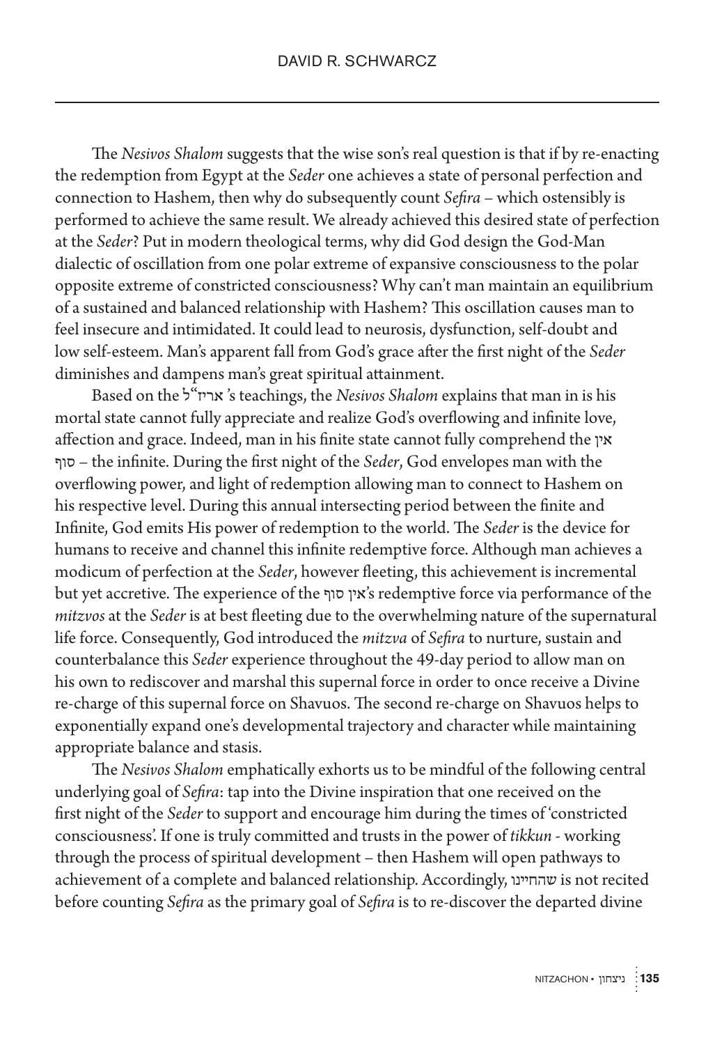The *Nesivos Shalom* suggests that the wise son's real question is that if by re-enacting the redemption from Egypt at the *Seder* one achieves a state of personal perfection and connection to Hashem, then why do subsequently count *Sefira* – which ostensibly is performed to achieve the same result. We already achieved this desired state of perfection at the *Seder*? Put in modern theological terms, why did God design the God-Man dialectic of oscillation from one polar extreme of expansive consciousness to the polar opposite extreme of constricted consciousness? Why can't man maintain an equilibrium of a sustained and balanced relationship with Hashem? This oscillation causes man to feel insecure and intimidated. It could lead to neurosis, dysfunction, self-doubt and low self-esteem. Man's apparent fall from God's grace after the first night of the *Seder* diminishes and dampens man's great spiritual attainment.

Based on the אריז"ל's teachings, the *Nesivos Shalom* explains that man in is his mortal state cannot fully appreciate and realize God's overflowing and infinite love, affection and grace. Indeed, man in his finite state cannot fully comprehend the אין סוף – the infinite. During the first night of the *Seder*, God envelopes man with the overflowing power, and light of redemption allowing man to connect to Hashem on his respective level. During this annual intersecting period between the finite and Infinite, God emits His power of redemption to the world. The *Seder* is the device for humans to receive and channel this infinite redemptive force. Although man achieves a modicum of perfection at the *Seder*, however fleeting, this achievement is incremental but yet accretive. The experience of the אין סוף's redemptive force via performance of the *mitzvos* at the *Seder* is at best fleeting due to the overwhelming nature of the supernatural life force. Consequently, God introduced the *mitzva* of *Sefira* to nurture, sustain and counterbalance this *Seder* experience throughout the 49-day period to allow man on his own to rediscover and marshal this supernal force in order to once receive a Divine re-charge of this supernal force on Shavuos. The second re-charge on Shavuos helps to exponentially expand one's developmental trajectory and character while maintaining appropriate balance and stasis.

The *Nesivos Shalom* emphatically exhorts us to be mindful of the following central underlying goal of *Sefira*: tap into the Divine inspiration that one received on the first night of the *Seder* to support and encourage him during the times of 'constricted consciousness'. If one is truly committed and trusts in the power of *tikkun* - working through the process of spiritual development – then Hashem will open pathways to achievement of a complete and balanced relationship. Accordingly, שהחיינו is not recited before counting *Sefira* as the primary goal of *Sefira* is to re-discover the departed divine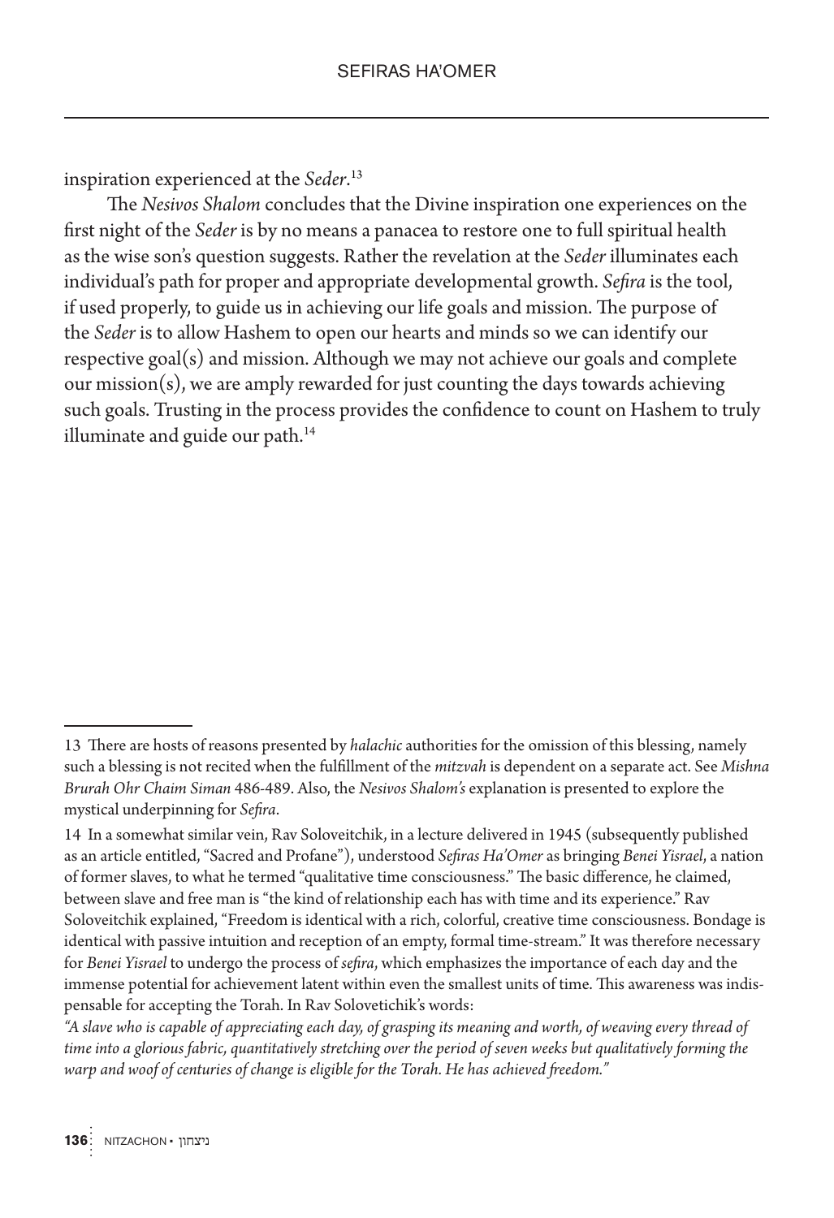inspiration experienced at the *Seder*.[13]

The *Nesivos Shalom* concludes that the Divine inspiration one experiences on the first night of the *Seder* is by no means a panacea to restore one to full spiritual health as the wise son's question suggests. Rather the revelation at the *Seder* illuminates each individual's path for proper and appropriate developmental growth. *Sefira* is the tool, if used properly, to guide us in achieving our life goals and mission. The purpose of the *Seder* is to allow Hashem to open our hearts and minds so we can identify our respective goal(s) and mission. Although we may not achieve our goals and complete our mission(s), we are amply rewarded for just counting the days towards achieving such goals. Trusting in the process provides the confidence to count on Hashem to truly illuminate and guide our path.[14]

---

13 There are hosts of reasons presented by *halachic* authorities for the omission of this blessing, namely such a blessing is not recited when the fulfillment of the *mitzvah* is dependent on a separate act. See *Mishna Brurah Ohr Chaim Siman* 486-489. Also, the *Nesivos Shalom's* explanation is presented to explore the mystical underpinning for *Sefira*.

14 In a somewhat similar vein, Rav Soloveitchik, in a lecture delivered in 1945 (subsequently published as an article entitled, "Sacred and Profane"), understood *Sefiras Ha'Omer* as bringing *Benei Yisrael*, a nation of former slaves, to what he termed "qualitative time consciousness." The basic difference, he claimed, between slave and free man is "the kind of relationship each has with time and its experience." Rav Soloveitchik explained, "Freedom is identical with a rich, colorful, creative time consciousness. Bondage is identical with passive intuition and reception of an empty, formal time-stream." It was therefore necessary for *Benei Yisrael* to undergo the process of *sefira*, which emphasizes the importance of each day and the immense potential for achievement latent within even the smallest units of time. This awareness was indispensable for accepting the Torah. In Rav Solovetichik's words:

*"A slave who is capable of appreciating each day, of grasping its meaning and worth, of weaving every thread of time into a glorious fabric, quantitatively stretching over the period of seven weeks but qualitatively forming the warp and woof of centuries of change is eligible for the Torah. He has achieved freedom."*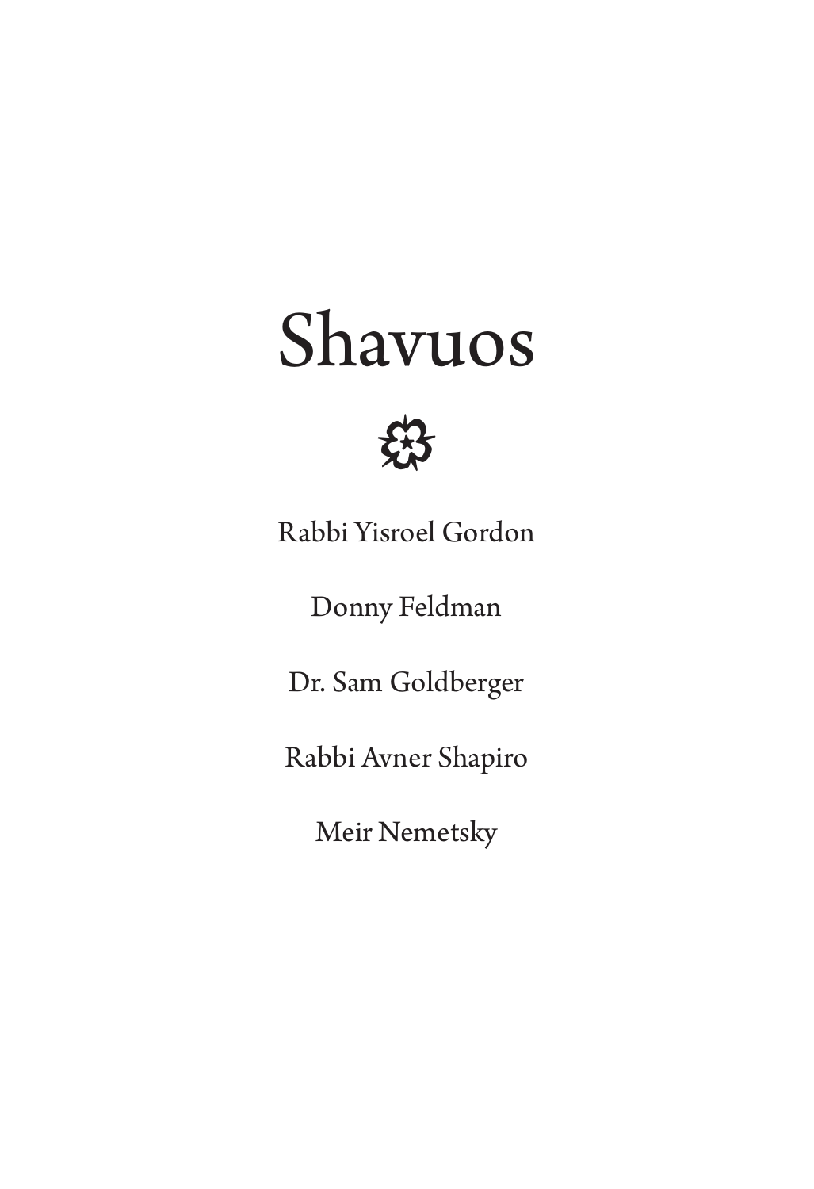# Shavuos

Rabbi Yisroel Gordon

Donny Feldman

Dr. Sam Goldberger

Rabbi Avner Shapiro

Meir Nemetsky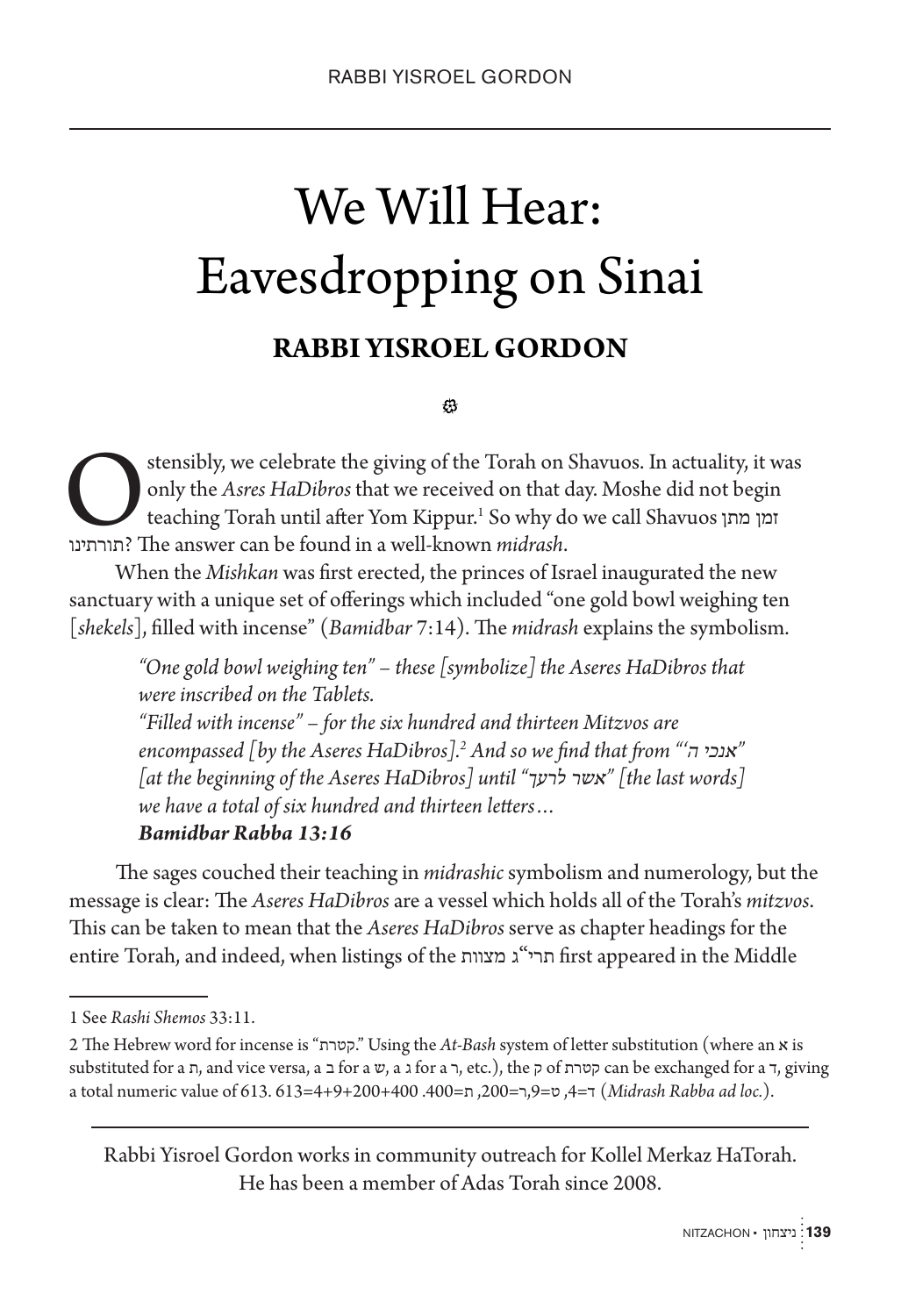# We Will Hear: Eavesdropping on Sinai

## RABBI YISROEL GORDON

Ostensibly, we celebrate the giving of the Torah on Shavuos. In actuality, it was only the *Asres HaDibros* that we received on that day. Moshe did not begin teaching Torah until after Yom Kippur.[1] So why do we call Shavuos זמן מתן תורתינו? The answer can be found in a well-known *midrash*.

When the *Mishkan* was first erected, the princes of Israel inaugurated the new sanctuary with a unique set of offerings which included "one gold bowl weighing ten [*shekels*], filled with incense" (*Bamidbar* 7:14). The *midrash* explains the symbolism.

> *"One gold bowl weighing ten" – these [symbolize] the Aseres HaDibros that were inscribed on the Tablets.*
> *"Filled with incense" – for the six hundred and thirteen Mitzvos are encompassed [by the Aseres HaDibros].[2] And so we find that from "'אנכי ה" [at the beginning of the Aseres HaDibros] until "אשר לרעך" [the last words] we have a total of six hundred and thirteen letters…*
> ***Bamidbar Rabba 13:16***

The sages couched their teaching in *midrashic* symbolism and numerology, but the message is clear: The *Aseres HaDibros* are a vessel which holds all of the Torah's *mitzvos*. This can be taken to mean that the *Aseres HaDibros* serve as chapter headings for the entire Torah, and indeed, when listings of the תרי"ג מצוות first appeared in the Middle

---

1 See *Rashi Shemos* 33:11.

2 The Hebrew word for incense is "קטרת." Using the *At-Bash* system of letter substitution (where an א is substituted for a ת, and vice versa, a ב for a ש, a ג for a ר, etc.), the ק of קטרת can be exchanged for a ד, giving a total numeric value of 613. 613=4+9+200+400 .400=ת ,200=ר,9=ט ,4=ד (*Midrash Rabba ad loc.*).

---

Rabbi Yisroel Gordon works in community outreach for Kollel Merkaz HaTorah. He has been a member of Adas Torah since 2008.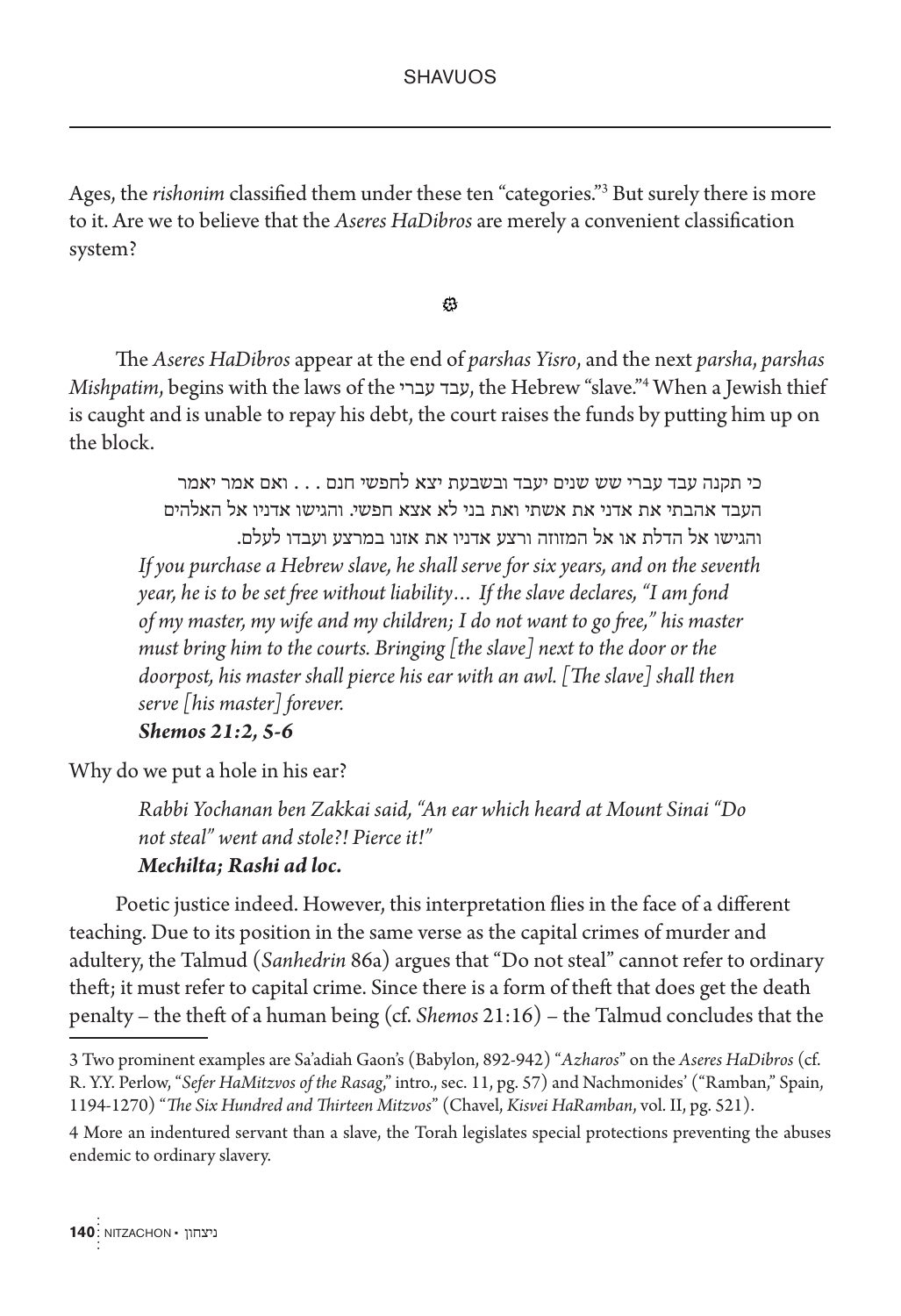Ages, the *rishonim* classified them under these ten "categories."[3] But surely there is more to it. Are we to believe that the *Aseres HaDibros* are merely a convenient classification system?

❦

The *Aseres HaDibros* appear at the end of *parshas Yisro*, and the next *parsha*, *parshas Mishpatim*, begins with the laws of the עבד עברי, the Hebrew "slave."[4] When a Jewish thief is caught and is unable to repay his debt, the court raises the funds by putting him up on the block.

> כי תקנה עבד עברי שש שנים יעבד ובשבעת יצא לחפשי חנם . . . ואם אמר יאמר העבד אהבתי את אדני את אשתי ואת בני לא אצא חפשי. והגישו אדניו אל האלהים והגישו אל הדלת או אל המזוזה ורצע אדניו את אזנו במרצע ועבדו לעלם.
>
> *If you purchase a Hebrew slave, he shall serve for six years, and on the seventh year, he is to be set free without liability… If the slave declares, "I am fond of my master, my wife and my children; I do not want to go free," his master must bring him to the courts. Bringing [the slave] next to the door or the doorpost, his master shall pierce his ear with an awl. [The slave] shall then serve [his master] forever.*
>
> ***Shemos 21:2, 5-6***

Why do we put a hole in his ear?

> *Rabbi Yochanan ben Zakkai said, "An ear which heard at Mount Sinai "Do not steal" went and stole?! Pierce it!"*
>
> ***Mechilta; Rashi ad loc.***

Poetic justice indeed. However, this interpretation flies in the face of a different teaching. Due to its position in the same verse as the capital crimes of murder and adultery, the Talmud (*Sanhedrin* 86a) argues that "Do not steal" cannot refer to ordinary theft; it must refer to capital crime. Since there is a form of theft that does get the death penalty – the theft of a human being (cf. *Shemos* 21:16) – the Talmud concludes that the

---

3 Two prominent examples are Sa'adiah Gaon's (Babylon, 892-942) "*Azharos*" on the *Aseres HaDibros* (cf. R. Y.Y. Perlow, "*Sefer HaMitzvos of the Rasag*," intro., sec. 11, pg. 57) and Nachmonides' ("Ramban," Spain, 1194-1270) "*The Six Hundred and Thirteen Mitzvos*" (Chavel, *Kisvei HaRamban*, vol. II, pg. 521).

4 More an indentured servant than a slave, the Torah legislates special protections preventing the abuses endemic to ordinary slavery.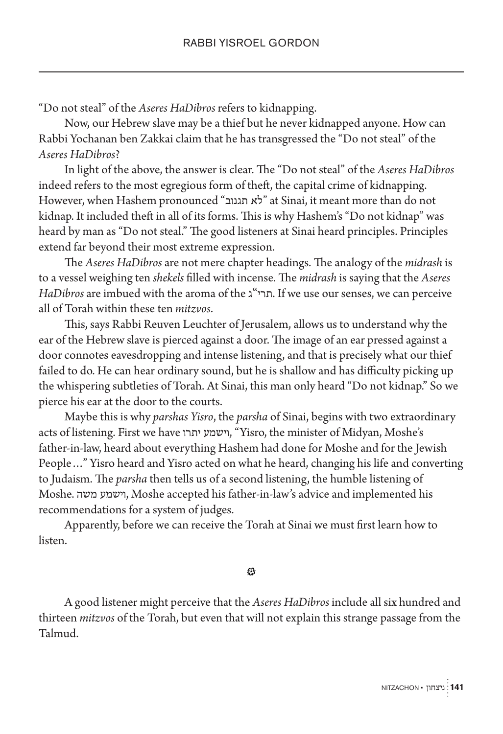"Do not steal" of the *Aseres HaDibros* refers to kidnapping.

Now, our Hebrew slave may be a thief but he never kidnapped anyone. How can Rabbi Yochanan ben Zakkai claim that he has transgressed the "Do not steal" of the *Aseres HaDibros*?

In light of the above, the answer is clear. The "Do not steal" of the *Aseres HaDibros* indeed refers to the most egregious form of theft, the capital crime of kidnapping. However, when Hashem pronounced "לא תגנוב" at Sinai, it meant more than do not kidnap. It included theft in all of its forms. This is why Hashem's "Do not kidnap" was heard by man as "Do not steal." The good listeners at Sinai heard principles. Principles extend far beyond their most extreme expression.

The *Aseres HaDibros* are not mere chapter headings. The analogy of the *midrash* is to a vessel weighing ten *shekels* filled with incense. The *midrash* is saying that the *Aseres HaDibros* are imbued with the aroma of the תרי"ג. If we use our senses, we can perceive all of Torah within these ten *mitzvos*.

This, says Rabbi Reuven Leuchter of Jerusalem, allows us to understand why the ear of the Hebrew slave is pierced against a door. The image of an ear pressed against a door connotes eavesdropping and intense listening, and that is precisely what our thief failed to do. He can hear ordinary sound, but he is shallow and has difficulty picking up the whispering subtleties of Torah. At Sinai, this man only heard "Do not kidnap." So we pierce his ear at the door to the courts.

Maybe this is why *parshas Yisro*, the *parsha* of Sinai, begins with two extraordinary acts of listening. First we have וישמע יתרו, "Yisro, the minister of Midyan, Moshe's father-in-law, heard about everything Hashem had done for Moshe and for the Jewish People…" Yisro heard and Yisro acted on what he heard, changing his life and converting to Judaism. The *parsha* then tells us of a second listening, the humble listening of Moshe. וישמע משה, Moshe accepted his father-in-law's advice and implemented his recommendations for a system of judges.

Apparently, before we can receive the Torah at Sinai we must first learn how to listen.

۞

A good listener might perceive that the *Aseres HaDibros* include all six hundred and thirteen *mitzvos* of the Torah, but even that will not explain this strange passage from the Talmud.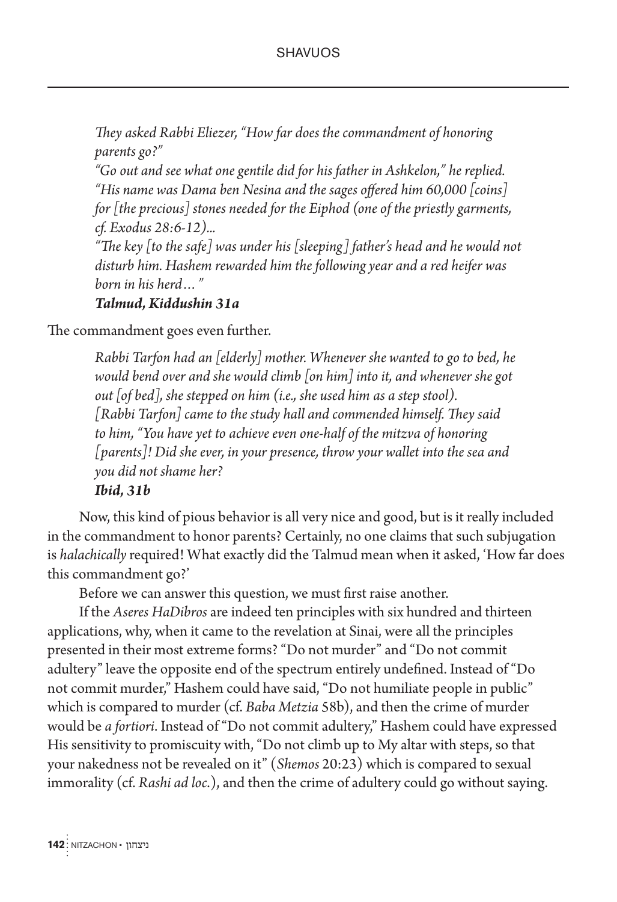> *They asked Rabbi Eliezer, "How far does the commandment of honoring parents go?"*
> *"Go out and see what one gentile did for his father in Ashkelon," he replied. "His name was Dama ben Nesina and the sages offered him 60,000 [coins] for [the precious] stones needed for the Eiphod (one of the priestly garments, cf. Exodus 28:6-12)...*
> *"The key [to the safe] was under his [sleeping] father's head and he would not disturb him. Hashem rewarded him the following year and a red heifer was born in his herd…"*
> ***Talmud, Kiddushin 31a***

The commandment goes even further.

> *Rabbi Tarfon had an [elderly] mother. Whenever she wanted to go to bed, he would bend over and she would climb [on him] into it, and whenever she got out [of bed], she stepped on him (i.e., she used him as a step stool). [Rabbi Tarfon] came to the study hall and commended himself. They said to him, "You have yet to achieve even one-half of the mitzva of honoring [parents]! Did she ever, in your presence, throw your wallet into the sea and you did not shame her?*
> ***Ibid, 31b***

Now, this kind of pious behavior is all very nice and good, but is it really included in the commandment to honor parents? Certainly, no one claims that such subjugation is *halachically* required! What exactly did the Talmud mean when it asked, 'How far does this commandment go?'

Before we can answer this question, we must first raise another.

If the *Aseres HaDibros* are indeed ten principles with six hundred and thirteen applications, why, when it came to the revelation at Sinai, were all the principles presented in their most extreme forms? "Do not murder" and "Do not commit adultery" leave the opposite end of the spectrum entirely undefined. Instead of "Do not commit murder," Hashem could have said, "Do not humiliate people in public" which is compared to murder (cf. *Baba Metzia* 58b), and then the crime of murder would be *a fortiori*. Instead of "Do not commit adultery," Hashem could have expressed His sensitivity to promiscuity with, "Do not climb up to My altar with steps, so that your nakedness not be revealed on it" (*Shemos* 20:23) which is compared to sexual immorality (cf. *Rashi ad loc.*), and then the crime of adultery could go without saying.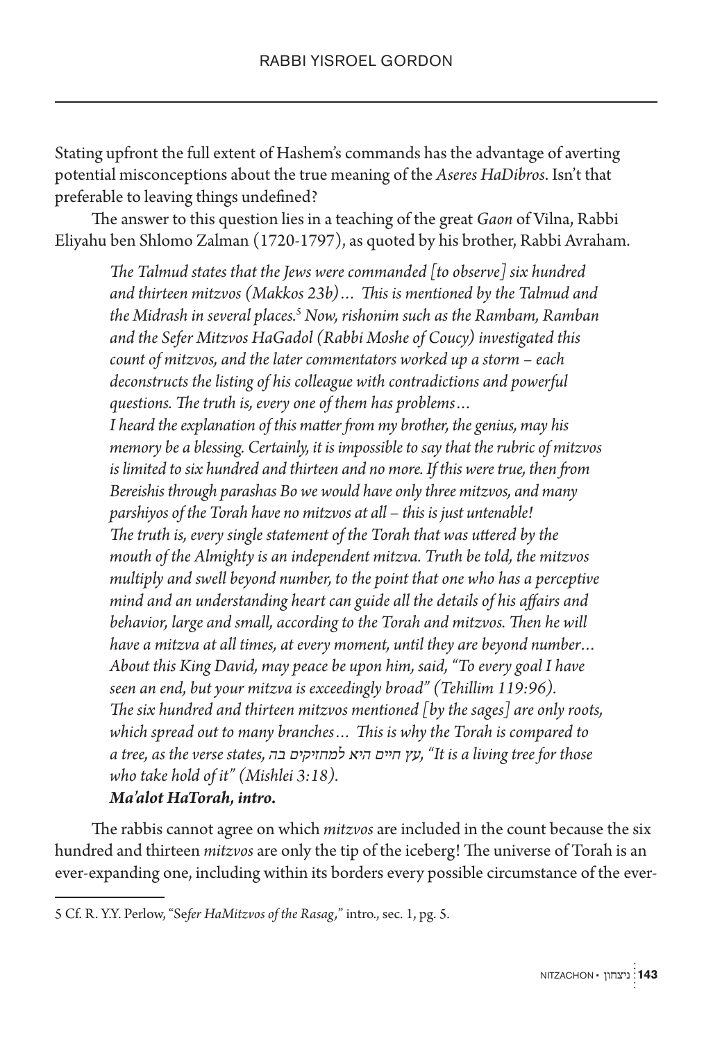Stating upfront the full extent of Hashem's commands has the advantage of averting potential misconceptions about the true meaning of the *Aseres HaDibros*. Isn't that preferable to leaving things undefined?

The answer to this question lies in a teaching of the great *Gaon* of Vilna, Rabbi Eliyahu ben Shlomo Zalman (1720-1797), as quoted by his brother, Rabbi Avraham.

> *The Talmud states that the Jews were commanded [to observe] six hundred and thirteen mitzvos (Makkos 23b)… This is mentioned by the Talmud and the Midrash in several places.[5] Now, rishonim such as the Rambam, Ramban and the Sefer Mitzvos HaGadol (Rabbi Moshe of Coucy) investigated this count of mitzvos, and the later commentators worked up a storm – each deconstructs the listing of his colleague with contradictions and powerful questions. The truth is, every one of them has problems…*
>
> *I heard the explanation of this matter from my brother, the genius, may his memory be a blessing. Certainly, it is impossible to say that the rubric of mitzvos is limited to six hundred and thirteen and no more. If this were true, then from Bereishis through parashas Bo we would have only three mitzvos, and many parshiyos of the Torah have no mitzvos at all – this is just untenable!*
>
> *The truth is, every single statement of the Torah that was uttered by the mouth of the Almighty is an independent mitzva. Truth be told, the mitzvos multiply and swell beyond number, to the point that one who has a perceptive mind and an understanding heart can guide all the details of his affairs and behavior, large and small, according to the Torah and mitzvos. Then he will have a mitzva at all times, at every moment, until they are beyond number… About this King David, may peace be upon him, said, "To every goal I have seen an end, but your mitzva is exceedingly broad" (Tehillim 119:96).*
>
> *The six hundred and thirteen mitzvos mentioned [by the sages] are only roots, which spread out to many branches… This is why the Torah is compared to a tree, as the verse states, עץ חיים היא למחזיקים בה, "It is a living tree for those who take hold of it" (Mishlei 3:18).*
>
> ***Ma'alot HaTorah, intro.***

The rabbis cannot agree on which *mitzvos* are included in the count because the six hundred and thirteen *mitzvos* are only the tip of the iceberg! The universe of Torah is an ever-expanding one, including within its borders every possible circumstance of the ever-

---

5 Cf. R. Y.Y. Perlow, "S*efer HaMitzvos of the Rasag*," intro., sec. 1, pg. 5.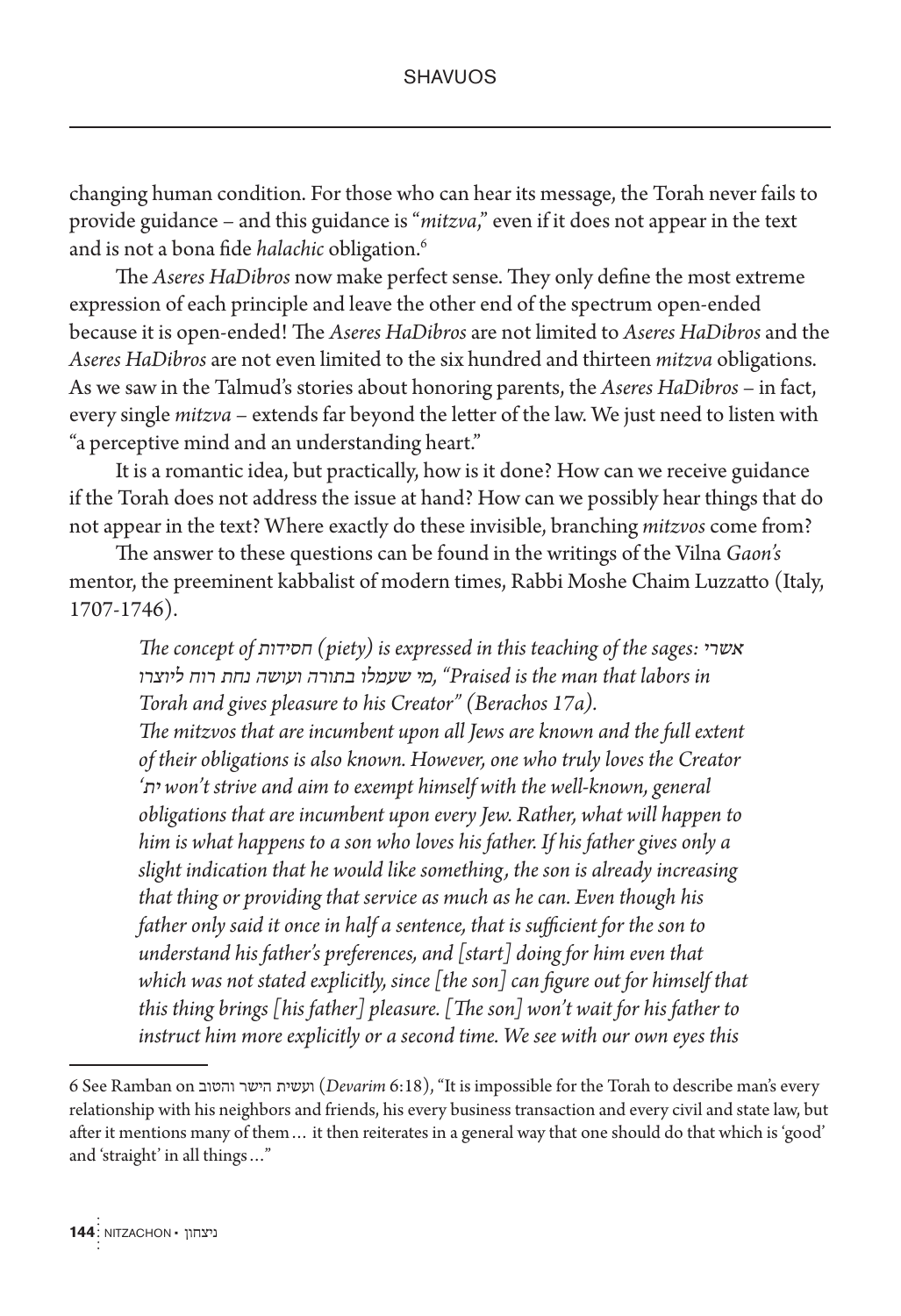changing human condition. For those who can hear its message, the Torah never fails to provide guidance – and this guidance is "*mitzva*," even if it does not appear in the text and is not a bona fide *halachic* obligation.[6]

The *Aseres HaDibros* now make perfect sense. They only define the most extreme expression of each principle and leave the other end of the spectrum open-ended because it is open-ended! The *Aseres HaDibros* are not limited to *Aseres HaDibros* and the *Aseres HaDibros* are not even limited to the six hundred and thirteen *mitzva* obligations. As we saw in the Talmud's stories about honoring parents, the *Aseres HaDibros* – in fact, every single *mitzva* – extends far beyond the letter of the law. We just need to listen with "a perceptive mind and an understanding heart."

It is a romantic idea, but practically, how is it done? How can we receive guidance if the Torah does not address the issue at hand? How can we possibly hear things that do not appear in the text? Where exactly do these invisible, branching *mitzvos* come from?

The answer to these questions can be found in the writings of the Vilna *Gaon's* mentor, the preeminent kabbalist of modern times, Rabbi Moshe Chaim Luzzatto (Italy, 1707-1746).

> *The concept of* חסידות *(piety) is expressed in this teaching of the sages:* אשרי מי שעמלו בתורה ועושה נחת רוח ליוצרו*, "Praised is the man that labors in Torah and gives pleasure to his Creator" (Berachos 17a).*
> *The mitzvos that are incumbent upon all Jews are known and the full extent of their obligations is also known. However, one who truly loves the Creator* ית' *won't strive and aim to exempt himself with the well-known, general obligations that are incumbent upon every Jew. Rather, what will happen to him is what happens to a son who loves his father. If his father gives only a slight indication that he would like something, the son is already increasing that thing or providing that service as much as he can. Even though his father only said it once in half a sentence, that is sufficient for the son to understand his father's preferences, and [start] doing for him even that which was not stated explicitly, since [the son] can figure out for himself that this thing brings [his father] pleasure. [The son] won't wait for his father to instruct him more explicitly or a second time. We see with our own eyes this*

---

6 See Ramban on ועשית הישר והטוב (*Devarim* 6:18), "It is impossible for the Torah to describe man's every relationship with his neighbors and friends, his every business transaction and every civil and state law, but after it mentions many of them… it then reiterates in a general way that one should do that which is 'good' and 'straight' in all things…"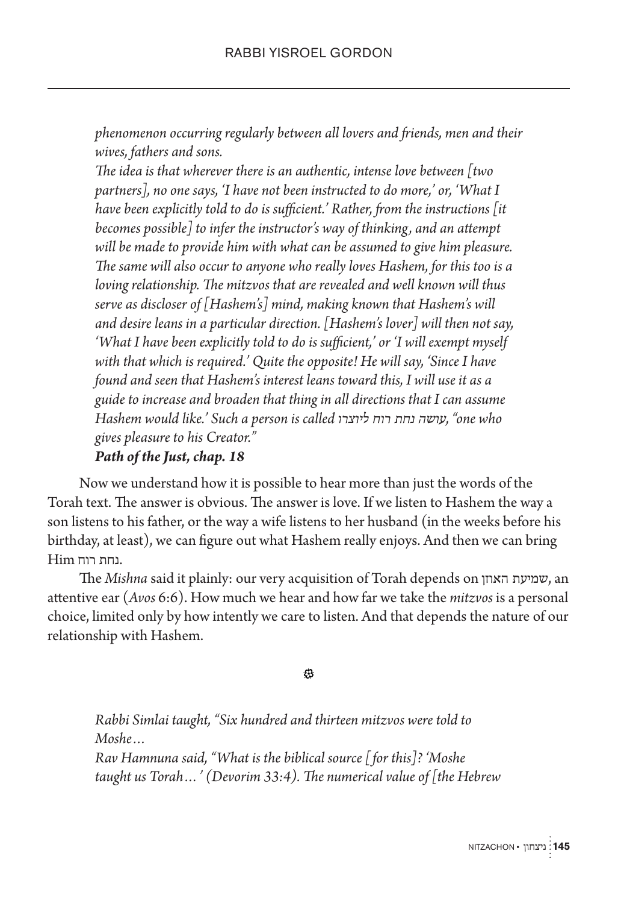*phenomenon occurring regularly between all lovers and friends, men and their wives, fathers and sons.*

*The idea is that wherever there is an authentic, intense love between [two partners], no one says, 'I have not been instructed to do more,' or, 'What I have been explicitly told to do is sufficient.' Rather, from the instructions [it becomes possible] to infer the instructor's way of thinking, and an attempt will be made to provide him with what can be assumed to give him pleasure. The same will also occur to anyone who really loves Hashem, for this too is a loving relationship. The mitzvos that are revealed and well known will thus serve as discloser of [Hashem's] mind, making known that Hashem's will and desire leans in a particular direction. [Hashem's lover] will then not say, 'What I have been explicitly told to do is sufficient,' or 'I will exempt myself with that which is required.' Quite the opposite! He will say, 'Since I have found and seen that Hashem's interest leans toward this, I will use it as a guide to increase and broaden that thing in all directions that I can assume Hashem would like.' Such a person is called עושה נחת רוח ליוצרו, "one who gives pleasure to his Creator."*

***Path of the Just, chap. 18***

Now we understand how it is possible to hear more than just the words of the Torah text. The answer is obvious. The answer is love. If we listen to Hashem the way a son listens to his father, or the way a wife listens to her husband (in the weeks before his birthday, at least), we can figure out what Hashem really enjoys. And then we can bring Him נחת רוח.

The *Mishna* said it plainly: our very acquisition of Torah depends on שמיעת האוזן, an attentive ear (*Avos* 6:6). How much we hear and how far we take the *mitzvos* is a personal choice, limited only by how intently we care to listen. And that depends the nature of our relationship with Hashem.

❧

*Rabbi Simlai taught, "Six hundred and thirteen mitzvos were told to Moshe…*

*Rav Hamnuna said, "What is the biblical source [for this]? 'Moshe taught us Torah…' (Devorim 33:4). The numerical value of [the Hebrew*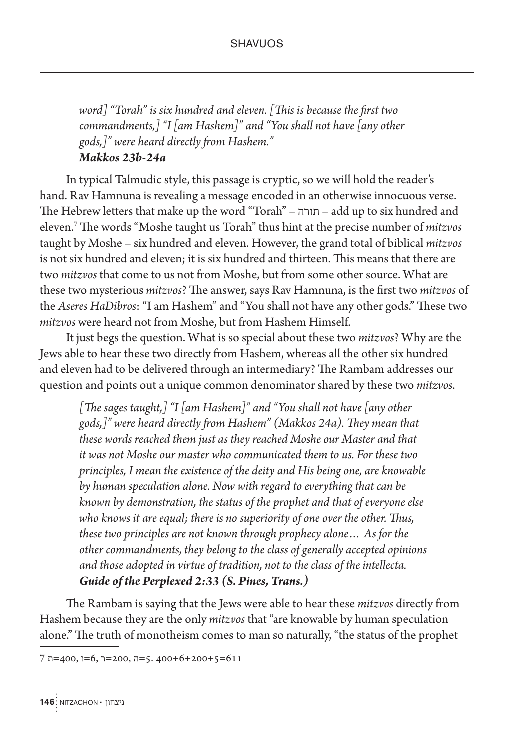> *word] "Torah" is six hundred and eleven. [This is because the first two commandments,] "I [am Hashem]" and "You shall not have [any other gods,]" were heard directly from Hashem."*
> ***Makkos 23b-24a***

In typical Talmudic style, this passage is cryptic, so we will hold the reader's hand. Rav Hamnuna is revealing a message encoded in an otherwise innocuous verse. The Hebrew letters that make up the word "Torah" – תורה – add up to six hundred and eleven.[7] The words "Moshe taught us Torah" thus hint at the precise number of *mitzvos* taught by Moshe – six hundred and eleven. However, the grand total of biblical *mitzvos* is not six hundred and eleven; it is six hundred and thirteen. This means that there are two *mitzvos* that come to us not from Moshe, but from some other source. What are these two mysterious *mitzvos*? The answer, says Rav Hamnuna, is the first two *mitzvos* of the *Aseres HaDibros*: "I am Hashem" and "You shall not have any other gods." These two *mitzvos* were heard not from Moshe, but from Hashem Himself.

It just begs the question. What is so special about these two *mitzvos*? Why are the Jews able to hear these two directly from Hashem, whereas all the other six hundred and eleven had to be delivered through an intermediary? The Rambam addresses our question and points out a unique common denominator shared by these two *mitzvos*.

> *[The sages taught,] "I [am Hashem]" and "You shall not have [any other gods,]" were heard directly from Hashem" (Makkos 24a). They mean that these words reached them just as they reached Moshe our Master and that it was not Moshe our master who communicated them to us. For these two principles, I mean the existence of the deity and His being one, are knowable by human speculation alone. Now with regard to everything that can be known by demonstration, the status of the prophet and that of everyone else who knows it are equal; there is no superiority of one over the other. Thus, these two principles are not known through prophecy alone… As for the other commandments, they belong to the class of generally accepted opinions and those adopted in virtue of tradition, not to the class of the intellecta.*
> ***Guide of the Perplexed 2:33 (S. Pines, Trans.)***

The Rambam is saying that the Jews were able to hear these *mitzvos* directly from Hashem because they are the only *mitzvos* that "are knowable by human speculation alone." The truth of monotheism comes to man so naturally, "the status of the prophet

---

7 ת=400, ו=6, ר=200, ה=5. 400+6+200+5=611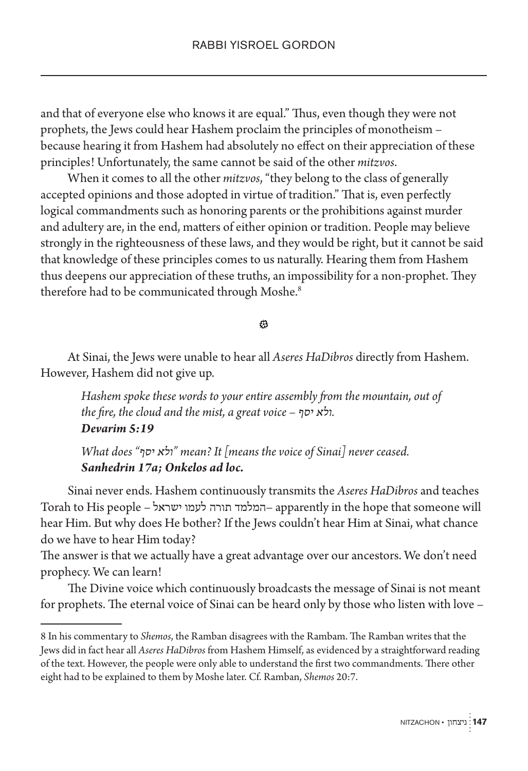and that of everyone else who knows it are equal." Thus, even though they were not prophets, the Jews could hear Hashem proclaim the principles of monotheism – because hearing it from Hashem had absolutely no effect on their appreciation of these principles! Unfortunately, the same cannot be said of the other *mitzvos*.

When it comes to all the other *mitzvos*, "they belong to the class of generally accepted opinions and those adopted in virtue of tradition." That is, even perfectly logical commandments such as honoring parents or the prohibitions against murder and adultery are, in the end, matters of either opinion or tradition. People may believe strongly in the righteousness of these laws, and they would be right, but it cannot be said that knowledge of these principles comes to us naturally. Hearing them from Hashem thus deepens our appreciation of these truths, an impossibility for a non-prophet. They therefore had to be communicated through Moshe.[8]

❁

At Sinai, the Jews were unable to hear all *Aseres HaDibros* directly from Hashem. However, Hashem did not give up.

> *Hashem spoke these words to your entire assembly from the mountain, out of the fire, the cloud and the mist, a great voice – ולא יסף.*
> ***Devarim 5:19***

> *What does "ולא יסף" mean? It [means the voice of Sinai] never ceased.*
> ***Sanhedrin 17a; Onkelos ad loc.***

Sinai never ends. Hashem continuously transmits the *Aseres HaDibros* and teaches Torah to His people – המלמד תורה לעמו ישראל – apparently in the hope that someone will hear Him. But why does He bother? If the Jews couldn't hear Him at Sinai, what chance do we have to hear Him today?

The answer is that we actually have a great advantage over our ancestors. We don't need prophecy. We can learn!

The Divine voice which continuously broadcasts the message of Sinai is not meant for prophets. The eternal voice of Sinai can be heard only by those who listen with love –

---

8 In his commentary to *Shemos*, the Ramban disagrees with the Rambam. The Ramban writes that the Jews did in fact hear all *Aseres HaDibros* from Hashem Himself, as evidenced by a straightforward reading of the text. However, the people were only able to understand the first two commandments. There other eight had to be explained to them by Moshe later. Cf. Ramban, *Shemos* 20:7.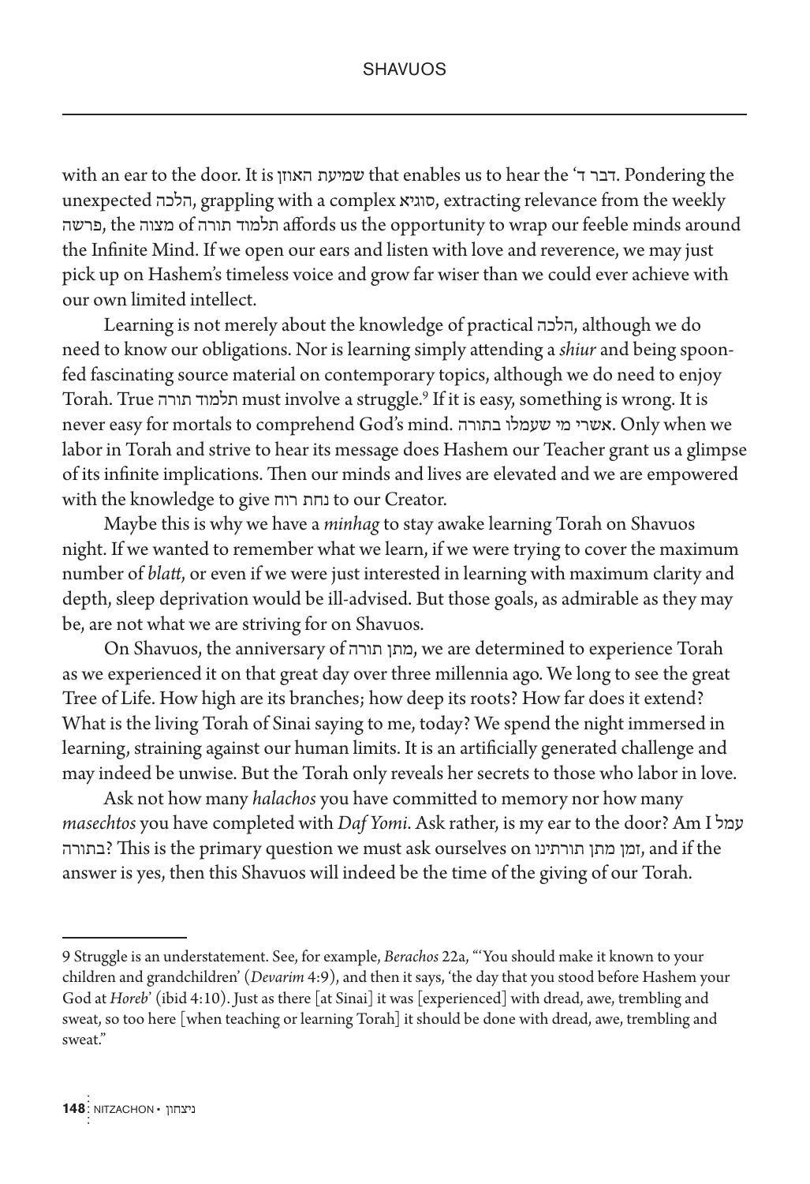with an ear to the door. It is שמיעת האוזן that enables us to hear the 'דבר ד. Pondering the unexpected הלכה, grappling with a complex סוגיא, extracting relevance from the weekly פרשה, the מצוה of תלמוד תורה affords us the opportunity to wrap our feeble minds around the Infinite Mind. If we open our ears and listen with love and reverence, we may just pick up on Hashem's timeless voice and grow far wiser than we could ever achieve with our own limited intellect.

Learning is not merely about the knowledge of practical הלכה, although we do need to know our obligations. Nor is learning simply attending a *shiur* and being spoon-fed fascinating source material on contemporary topics, although we do need to enjoy Torah. True תלמוד תורה must involve a struggle.[9] If it is easy, something is wrong. It is never easy for mortals to comprehend God's mind. אשרי מי שעמלו בתורה. Only when we labor in Torah and strive to hear its message does Hashem our Teacher grant us a glimpse of its infinite implications. Then our minds and lives are elevated and we are empowered with the knowledge to give נחת רוח to our Creator.

Maybe this is why we have a *minhag* to stay awake learning Torah on Shavuos night. If we wanted to remember what we learn, if we were trying to cover the maximum number of *blatt*, or even if we were just interested in learning with maximum clarity and depth, sleep deprivation would be ill-advised. But those goals, as admirable as they may be, are not what we are striving for on Shavuos.

On Shavuos, the anniversary of מתן תורה, we are determined to experience Torah as we experienced it on that great day over three millennia ago. We long to see the great Tree of Life. How high are its branches; how deep its roots? How far does it extend? What is the living Torah of Sinai saying to me, today? We spend the night immersed in learning, straining against our human limits. It is an artificially generated challenge and may indeed be unwise. But the Torah only reveals her secrets to those who labor in love.

Ask not how many *halachos* you have committed to memory nor how many *masechtos* you have completed with *Daf Yomi*. Ask rather, is my ear to the door? Am I עמל בתורה? This is the primary question we must ask ourselves on זמן מתן תורתינו, and if the answer is yes, then this Shavuos will indeed be the time of the giving of our Torah.

---

9 Struggle is an understatement. See, for example, *Berachos* 22a, "'You should make it known to your children and grandchildren' (*Devarim* 4:9), and then it says, 'the day that you stood before Hashem your God at *Horeb*' (ibid 4:10). Just as there [at Sinai] it was [experienced] with dread, awe, trembling and sweat, so too here [when teaching or learning Torah] it should be done with dread, awe, trembling and sweat."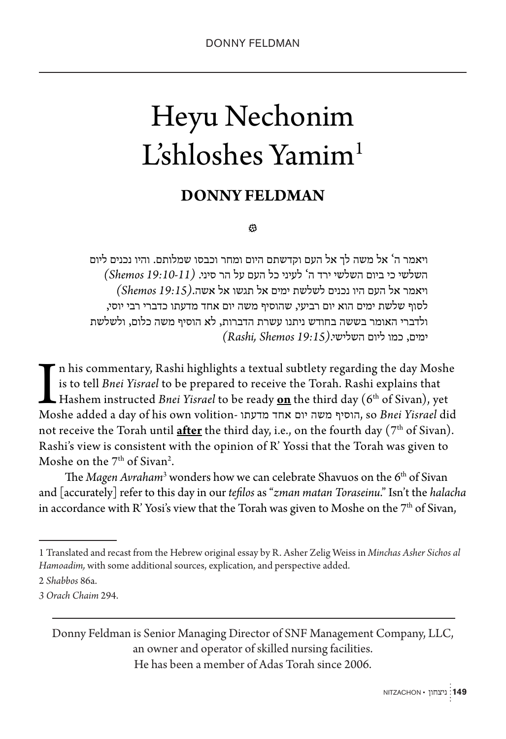# Heyu Nechonim L'shloshes Yamim[1]

## DONNY FELDMAN

۞

ויאמר ה' אל משה לך אל העם וקדשתם היום ומחר וכבסו שמלותם. והיו נכנים ליום השלשי כי ביום השלשי ירד ה' לעיני כל העם על הר סיני. *(Shemos 19:10-11)*
ויאמר אל העם היו נכנים לשלשת ימים אל תגשו אל אשה.*(Shemos 19:15)*
לסוף שלשת ימים הוא יום רביעי, שהוסיף משה יום אחד מדעתו כדברי רבי יוסי, ולדברי האומר בששה בחודש ניתנו עשרת הדברות, לא הוסיף משה כלום, ולשלשת ימים, כמו ליום השלישי.*(Rashi, Shemos 19:15)*

In his commentary, Rashi highlights a textual subtlety regarding the day Moshe is to tell *Bnei Yisrael* to be prepared to receive the Torah. Rashi explains that Hashem instructed *Bnei Yisrael* to be ready **on** the third day (6th of Sivan), yet Moshe added a day of his own volition- הוסיף משה יום אחד מדעתו, so *Bnei Yisrael* did not receive the Torah until **after** the third day, i.e., on the fourth day (7th of Sivan). Rashi's view is consistent with the opinion of R' Yossi that the Torah was given to Moshe on the 7th of Sivan[2].

The *Magen Avraham*[3] wonders how we can celebrate Shavuos on the 6th of Sivan and [accurately] refer to this day in our *tefilos* as "*zman matan Toraseinu*." Isn't the *halacha* in accordance with R' Yosi's view that the Torah was given to Moshe on the 7th of Sivan,

---

1 Translated and recast from the Hebrew original essay by R. Asher Zelig Weiss in *Minchas Asher Sichos al Hamoadim,* with some additional sources, explication, and perspective added.

2 *Shabbos* 86a.

3 *Orach Chaim* 294.

---

Donny Feldman is Senior Managing Director of SNF Management Company, LLC, an owner and operator of skilled nursing facilities.
He has been a member of Adas Torah since 2006.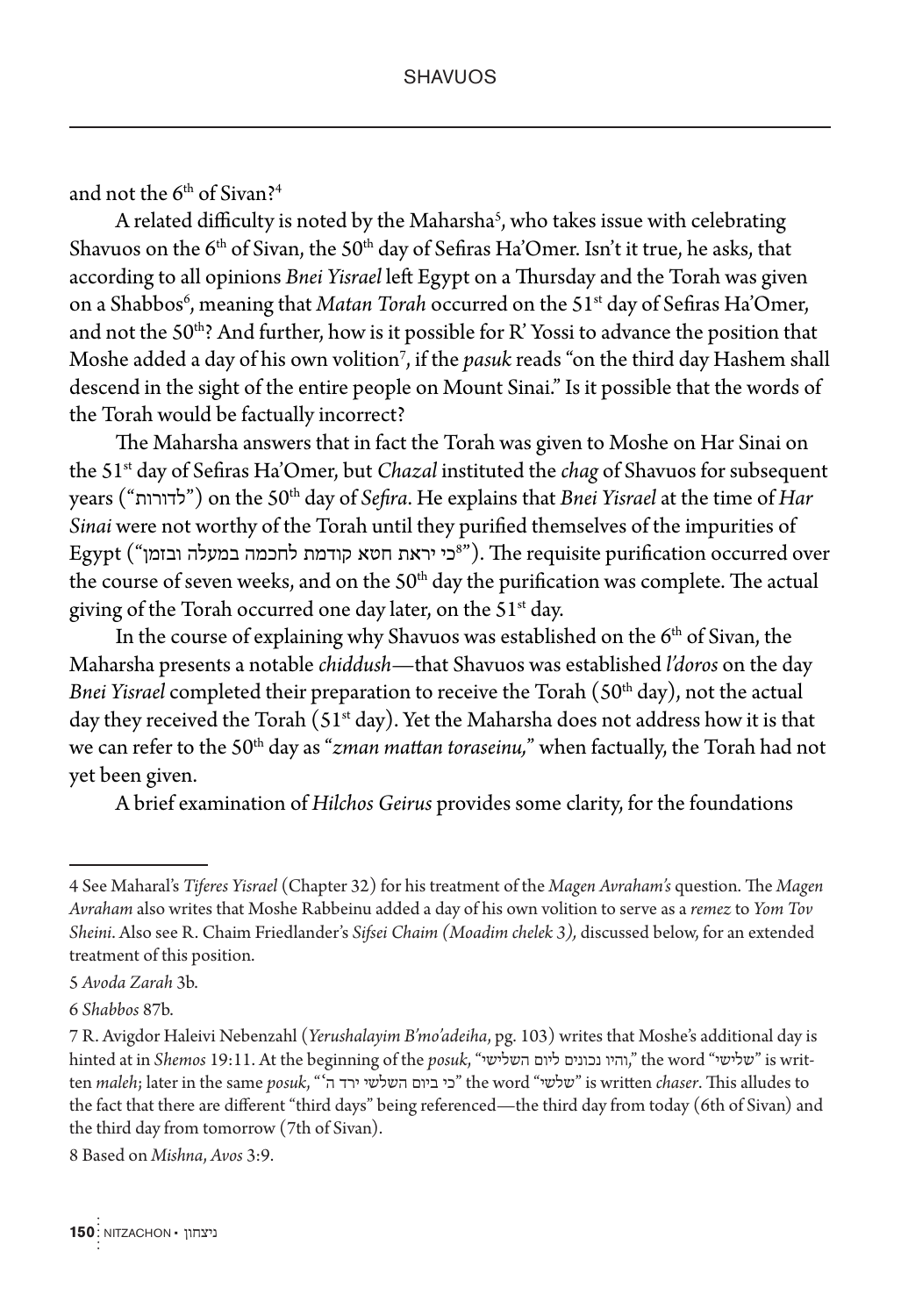and not the 6th of Sivan?[4]

A related difficulty is noted by the Maharsha[5], who takes issue with celebrating Shavuos on the 6th of Sivan, the 50th day of Sefiras Ha'Omer. Isn't it true, he asks, that according to all opinions *Bnei Yisrael* left Egypt on a Thursday and the Torah was given on a Shabbos[6], meaning that *Matan Torah* occurred on the 51st day of Sefiras Ha'Omer, and not the 50th? And further, how is it possible for R' Yossi to advance the position that Moshe added a day of his own volition[7], if the *pasuk* reads "on the third day Hashem shall descend in the sight of the entire people on Mount Sinai." Is it possible that the words of the Torah would be factually incorrect?

The Maharsha answers that in fact the Torah was given to Moshe on Har Sinai on the 51st day of Sefiras Ha'Omer, but *Chazal* instituted the *chag* of Shavuos for subsequent years ("לדורות") on the 50th day of *Sefira*. He explains that *Bnei Yisrael* at the time of *Har Sinai* were not worthy of the Torah until they purified themselves of the impurities of Egypt ("כי יראת חטא קודמת לחכמה במעלה ובזמן"[8]). The requisite purification occurred over the course of seven weeks, and on the 50th day the purification was complete. The actual giving of the Torah occurred one day later, on the 51st day.

In the course of explaining why Shavuos was established on the 6th of Sivan, the Maharsha presents a notable *chiddush*—that Shavuos was established *l'doros* on the day *Bnei Yisrael* completed their preparation to receive the Torah (50th day), not the actual day they received the Torah (51st day). Yet the Maharsha does not address how it is that we can refer to the 50th day as "*zman mattan toraseinu,*" when factually, the Torah had not yet been given.

A brief examination of *Hilchos Geirus* provides some clarity, for the foundations

---

4 See Maharal's *Tiferes Yisrael* (Chapter 32) for his treatment of the *Magen Avraham's* question. The *Magen Avraham* also writes that Moshe Rabbeinu added a day of his own volition to serve as a *remez* to *Yom Tov Sheini*. Also see R. Chaim Friedlander's *Sifsei Chaim (Moadim chelek 3),* discussed below, for an extended treatment of this position.

5 *Avoda Zarah* 3b.

6 *Shabbos* 87b.

7 R. Avigdor Haleivi Nebenzahl (*Yerushalayim B'mo'adeiha*, pg. 103) writes that Moshe's additional day is hinted at in *Shemos* 19:11. At the beginning of the *posuk*, "והיו נכונים ליום השלישי," the word "שלישי" is written *maleh*; later in the same *posuk*, "כי ביום השלשי ירד ה'" the word "שלשי" is written *chaser*. This alludes to the fact that there are different "third days" being referenced—the third day from today (6th of Sivan) and the third day from tomorrow (7th of Sivan).

8 Based on *Mishna*, *Avos* 3:9.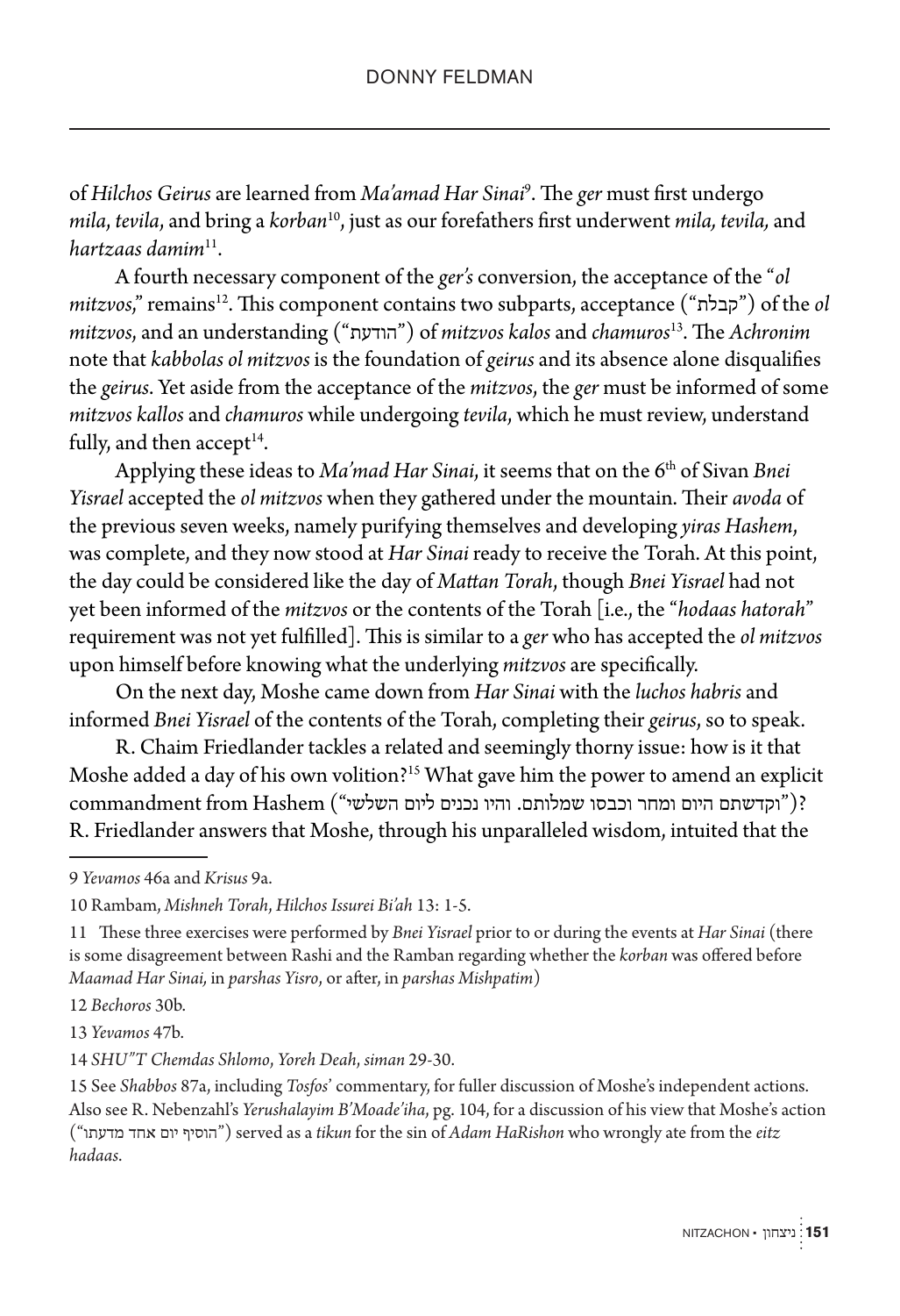of *Hilchos Geirus* are learned from *Ma'amad Har Sinai*[9]. The *ger* must first undergo *mila*, *tevila*, and bring a *korban*[10], just as our forefathers first underwent *mila, tevila,* and *hartzaas damim*[11].

A fourth necessary component of the *ger's* conversion, the acceptance of the "*ol mitzvos*," remains[12]. This component contains two subparts, acceptance ("קבלת") of the *ol mitzvos*, and an understanding ("הודעת") of *mitzvos kalos* and *chamuros*[13]. The *Achronim* note that *kabbolas ol mitzvos* is the foundation of *geirus* and its absence alone disqualifies the *geirus*. Yet aside from the acceptance of the *mitzvos*, the *ger* must be informed of some *mitzvos kallos* and *chamuros* while undergoing *tevila*, which he must review, understand fully, and then accept[14].

Applying these ideas to *Ma'mad Har Sinai*, it seems that on the 6th of Sivan *Bnei Yisrael* accepted the *ol mitzvos* when they gathered under the mountain. Their *avoda* of the previous seven weeks, namely purifying themselves and developing *yiras Hashem*, was complete, and they now stood at *Har Sinai* ready to receive the Torah. At this point, the day could be considered like the day of *Mattan Torah*, though *Bnei Yisrael* had not yet been informed of the *mitzvos* or the contents of the Torah [i.e., the "*hodaas hatorah*" requirement was not yet fulfilled]. This is similar to a *ger* who has accepted the *ol mitzvos* upon himself before knowing what the underlying *mitzvos* are specifically.

On the next day, Moshe came down from *Har Sinai* with the *luchos habris* and informed *Bnei Yisrael* of the contents of the Torah, completing their *geirus*, so to speak.

R. Chaim Friedlander tackles a related and seemingly thorny issue: how is it that Moshe added a day of his own volition?[15] What gave him the power to amend an explicit commandment from Hashem ("וקדשתם היום ומחר וכבסו שמלותם. והיו נכנים ליום השלשי")? R. Friedlander answers that Moshe, through his unparalleled wisdom, intuited that the

---

9 *Yevamos* 46a and *Krisus* 9a.

10 Rambam, *Mishneh Torah*, *Hilchos Issurei Bi'ah* 13: 1-5.

11 These three exercises were performed by *Bnei Yisrael* prior to or during the events at *Har Sinai* (there is some disagreement between Rashi and the Ramban regarding whether the *korban* was offered before *Maamad Har Sinai,* in *parshas Yisro*, or after, in *parshas Mishpatim*)

12 *Bechoros* 30b.

13 *Yevamos* 47b.

14 *SHU"T Chemdas Shlomo*, *Yoreh Deah*, *siman* 29-30.

15 See *Shabbos* 87a, including *Tosfos*' commentary, for fuller discussion of Moshe's independent actions. Also see R. Nebenzahl's *Yerushalayim B'Moade'iha*, pg. 104, for a discussion of his view that Moshe's action ("הוסיף יום אחד מדעתו") served as a *tikun* for the sin of *Adam HaRishon* who wrongly ate from the *eitz hadaas*.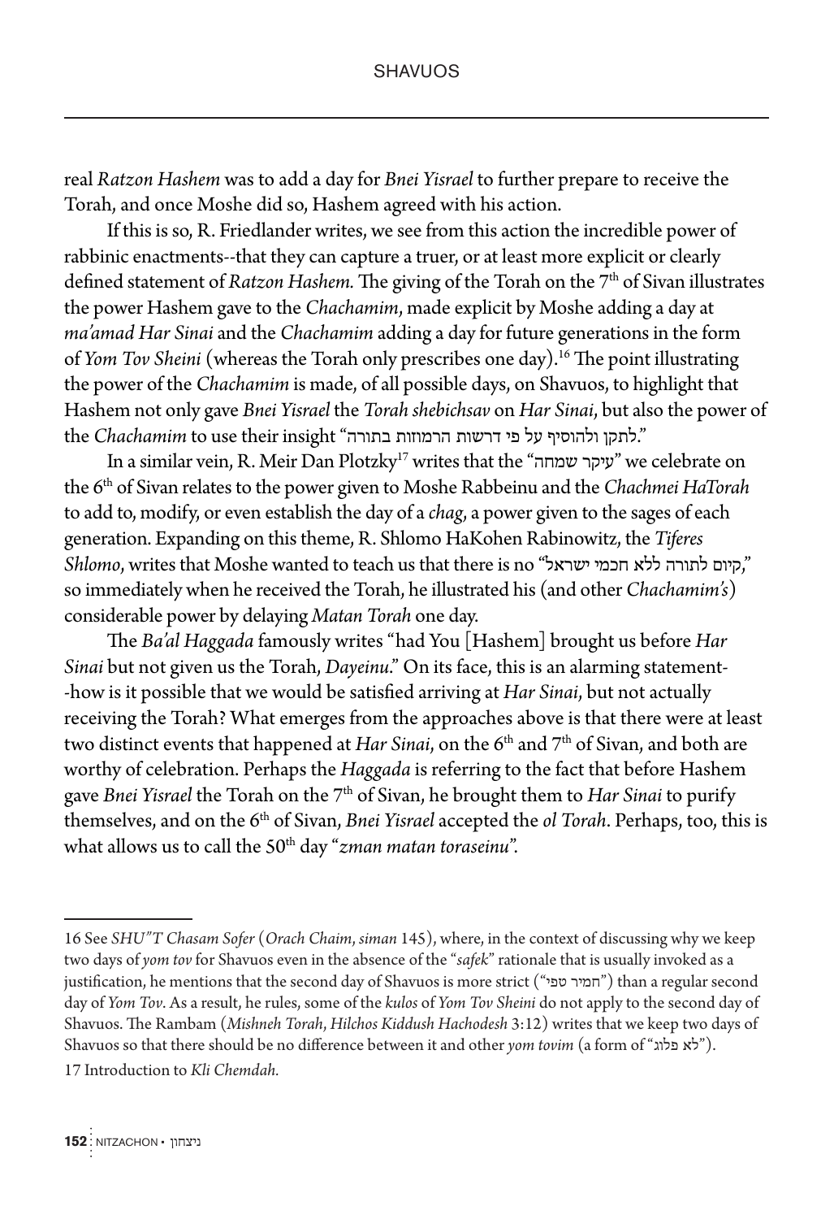real *Ratzon Hashem* was to add a day for *Bnei Yisrael* to further prepare to receive the Torah, and once Moshe did so, Hashem agreed with his action.

If this is so, R. Friedlander writes, we see from this action the incredible power of rabbinic enactments--that they can capture a truer, or at least more explicit or clearly defined statement of *Ratzon Hashem.* The giving of the Torah on the 7th of Sivan illustrates the power Hashem gave to the *Chachamim*, made explicit by Moshe adding a day at *ma'amad Har Sinai* and the *Chachamim* adding a day for future generations in the form of *Yom Tov Sheini* (whereas the Torah only prescribes one day).[16] The point illustrating the power of the *Chachamim* is made, of all possible days, on Shavuos, to highlight that Hashem not only gave *Bnei Yisrael* the *Torah shebichsav* on *Har Sinai*, but also the power of the *Chachamim* to use their insight "לתקן ולהוסיף על פי דרשות הרמוזות בתורה."

In a similar vein, R. Meir Dan Plotzky[17] writes that the "עיקר שמחה" we celebrate on the 6th of Sivan relates to the power given to Moshe Rabbeinu and the *Chachmei HaTorah* to add to, modify, or even establish the day of a *chag*, a power given to the sages of each generation. Expanding on this theme, R. Shlomo HaKohen Rabinowitz, the *Tiferes Shlomo*, writes that Moshe wanted to teach us that there is no "קיום לתורה ללא חכמי ישראל," so immediately when he received the Torah, he illustrated his (and other *Chachamim's*) considerable power by delaying *Matan Torah* one day.

The *Ba'al Haggada* famously writes "had You [Hashem] brought us before *Har Sinai* but not given us the Torah, *Dayeinu*." On its face, this is an alarming statement--how is it possible that we would be satisfied arriving at *Har Sinai*, but not actually receiving the Torah? What emerges from the approaches above is that there were at least two distinct events that happened at *Har Sinai*, on the 6th and 7th of Sivan, and both are worthy of celebration. Perhaps the *Haggada* is referring to the fact that before Hashem gave *Bnei Yisrael* the Torah on the 7th of Sivan, he brought them to *Har Sinai* to purify themselves, and on the 6th of Sivan, *Bnei Yisrael* accepted the *ol Torah*. Perhaps, too, this is what allows us to call the 50th day "*zman matan toraseinu*".

---

16 See *SHU"T Chasam Sofer* (*Orach Chaim*, *siman* 145), where, in the context of discussing why we keep two days of *yom tov* for Shavuos even in the absence of the "*safek*" rationale that is usually invoked as a justification, he mentions that the second day of Shavuos is more strict ("חמיר טפי") than a regular second day of *Yom Tov*. As a result, he rules, some of the *kulos* of *Yom Tov Sheini* do not apply to the second day of Shavuos. The Rambam (*Mishneh Torah*, *Hilchos Kiddush Hachodesh* 3:12) writes that we keep two days of Shavuos so that there should be no difference between it and other *yom tovim* (a form of "לא פלוג").

17 Introduction to *Kli Chemdah.*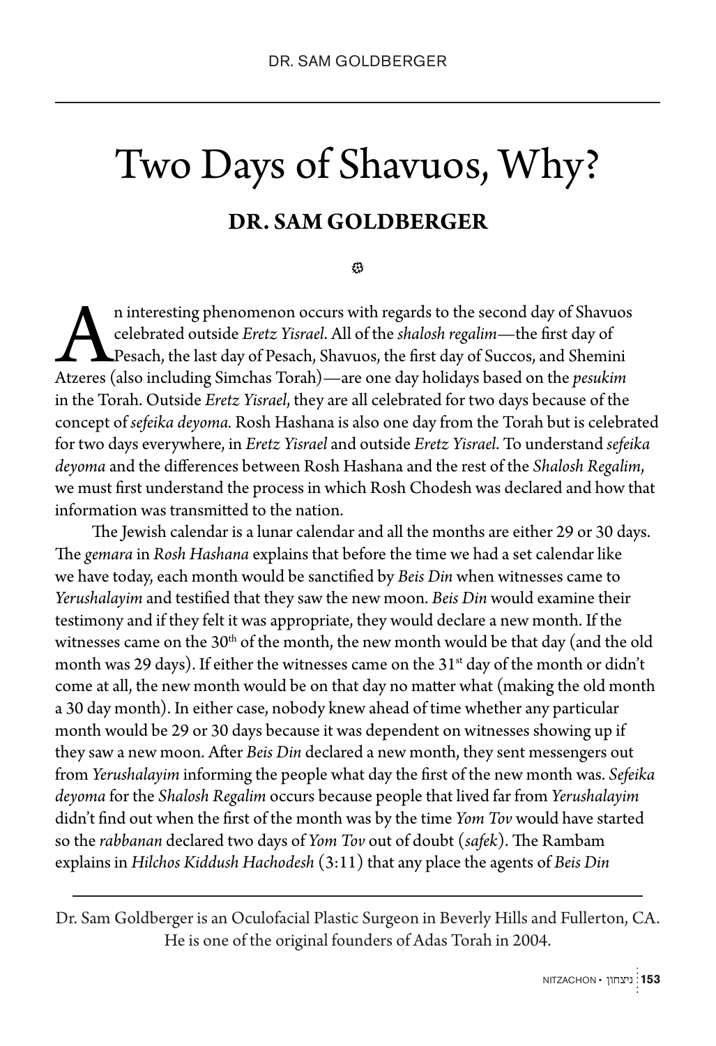# Two Days of Shavuos, Why?

## DR. SAM GOLDBERGER

An interesting phenomenon occurs with regards to the second day of Shavuos celebrated outside *Eretz Yisrael*. All of the *shalosh regalim*—the first day of Pesach, the last day of Pesach, Shavuos, the first day of Succos, and Shemini Atzeres (also including Simchas Torah)—are one day holidays based on the *pesukim* in the Torah. Outside *Eretz Yisrael*, they are all celebrated for two days because of the concept of *sefeika deyoma.* Rosh Hashana is also one day from the Torah but is celebrated for two days everywhere, in *Eretz Yisrael* and outside *Eretz Yisrael*. To understand *sefeika deyoma* and the differences between Rosh Hashana and the rest of the *Shalosh Regalim*, we must first understand the process in which Rosh Chodesh was declared and how that information was transmitted to the nation.

The Jewish calendar is a lunar calendar and all the months are either 29 or 30 days. The *gemara* in *Rosh Hashana* explains that before the time we had a set calendar like we have today, each month would be sanctified by *Beis Din* when witnesses came to *Yerushalayim* and testified that they saw the new moon. *Beis Din* would examine their testimony and if they felt it was appropriate, they would declare a new month. If the witnesses came on the 30th of the month, the new month would be that day (and the old month was 29 days). If either the witnesses came on the 31st day of the month or didn't come at all, the new month would be on that day no matter what (making the old month a 30 day month). In either case, nobody knew ahead of time whether any particular month would be 29 or 30 days because it was dependent on witnesses showing up if they saw a new moon. After *Beis Din* declared a new month, they sent messengers out from *Yerushalayim* informing the people what day the first of the new month was. *Sefeika deyoma* for the *Shalosh Regalim* occurs because people that lived far from *Yerushalayim* didn't find out when the first of the month was by the time *Yom Tov* would have started so the *rabbanan* declared two days of *Yom Tov* out of doubt (*safek*). The Rambam explains in *Hilchos Kiddush Hachodesh* (3:11) that any place the agents of *Beis Din*

---

Dr. Sam Goldberger is an Oculofacial Plastic Surgeon in Beverly Hills and Fullerton, CA. He is one of the original founders of Adas Torah in 2004.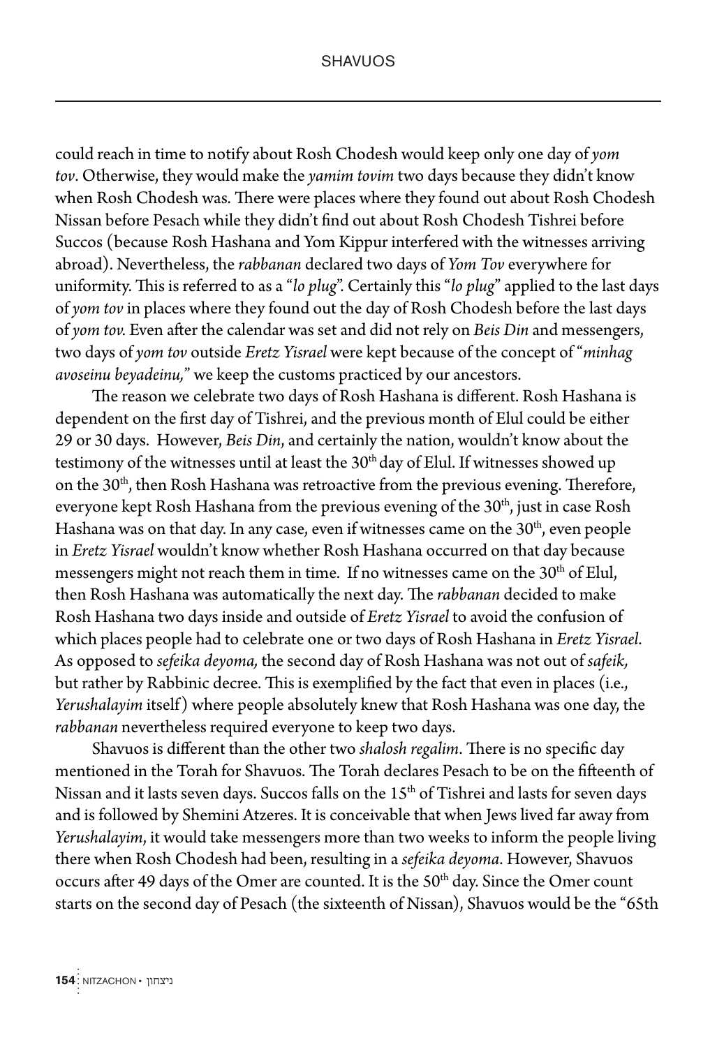could reach in time to notify about Rosh Chodesh would keep only one day of *yom tov*. Otherwise, they would make the *yamim tovim* two days because they didn't know when Rosh Chodesh was. There were places where they found out about Rosh Chodesh Nissan before Pesach while they didn't find out about Rosh Chodesh Tishrei before Succos (because Rosh Hashana and Yom Kippur interfered with the witnesses arriving abroad). Nevertheless, the *rabbanan* declared two days of *Yom Tov* everywhere for uniformity. This is referred to as a "*lo plug*". Certainly this "*lo plug*" applied to the last days of *yom tov* in places where they found out the day of Rosh Chodesh before the last days of *yom tov.* Even after the calendar was set and did not rely on *Beis Din* and messengers, two days of *yom tov* outside *Eretz Yisrael* were kept because of the concept of "*minhag avoseinu beyadeinu,*" we keep the customs practiced by our ancestors.

The reason we celebrate two days of Rosh Hashana is different. Rosh Hashana is dependent on the first day of Tishrei, and the previous month of Elul could be either 29 or 30 days. However, *Beis Din*, and certainly the nation, wouldn't know about the testimony of the witnesses until at least the 30th day of Elul. If witnesses showed up on the 30th, then Rosh Hashana was retroactive from the previous evening. Therefore, everyone kept Rosh Hashana from the previous evening of the 30th, just in case Rosh Hashana was on that day. In any case, even if witnesses came on the 30th, even people in *Eretz Yisrael* wouldn't know whether Rosh Hashana occurred on that day because messengers might not reach them in time. If no witnesses came on the 30th of Elul, then Rosh Hashana was automatically the next day. The *rabbanan* decided to make Rosh Hashana two days inside and outside of *Eretz Yisrael* to avoid the confusion of which places people had to celebrate one or two days of Rosh Hashana in *Eretz Yisrael*. As opposed to *sefeika deyoma,* the second day of Rosh Hashana was not out of *safeik,* but rather by Rabbinic decree. This is exemplified by the fact that even in places (i.e., *Yerushalayim* itself) where people absolutely knew that Rosh Hashana was one day, the *rabbanan* nevertheless required everyone to keep two days.

Shavuos is different than the other two *shalosh regalim*. There is no specific day mentioned in the Torah for Shavuos. The Torah declares Pesach to be on the fifteenth of Nissan and it lasts seven days. Succos falls on the 15th of Tishrei and lasts for seven days and is followed by Shemini Atzeres. It is conceivable that when Jews lived far away from *Yerushalayim*, it would take messengers more than two weeks to inform the people living there when Rosh Chodesh had been, resulting in a *sefeika deyoma*. However, Shavuos occurs after 49 days of the Omer are counted. It is the 50th day. Since the Omer count starts on the second day of Pesach (the sixteenth of Nissan), Shavuos would be the "65th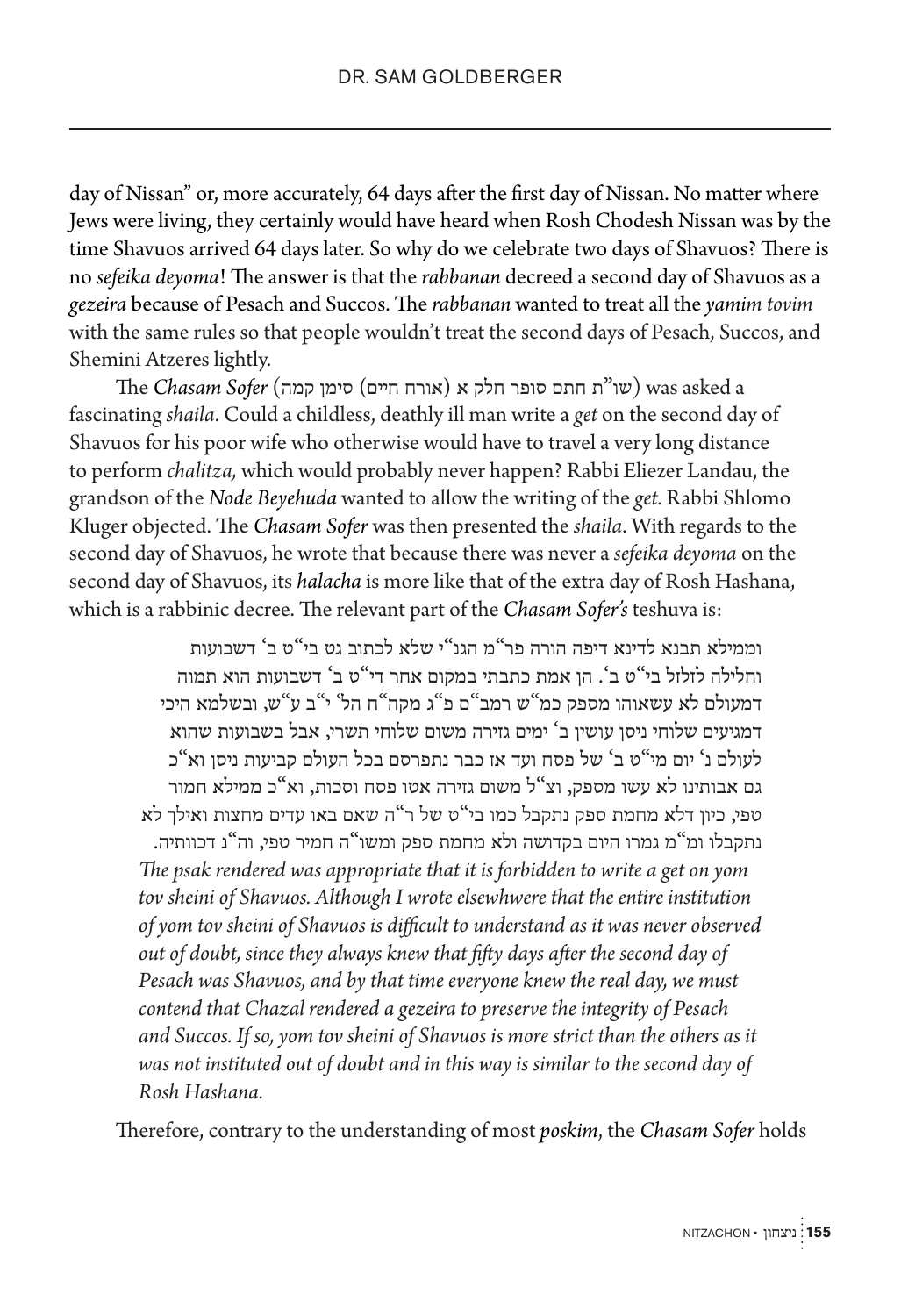day of Nissan" or, more accurately, 64 days after the first day of Nissan. No matter where Jews were living, they certainly would have heard when Rosh Chodesh Nissan was by the time Shavuos arrived 64 days later. So why do we celebrate two days of Shavuos? There is no *sefeika deyoma*! The answer is that the *rabbanan* decreed a second day of Shavuos as a *gezeira* because of Pesach and Succos. The *rabbanan* wanted to treat all the *yamim tovim* with the same rules so that people wouldn't treat the second days of Pesach, Succos, and Shemini Atzeres lightly.

The *Chasam Sofer* (שו"ת חתם סופר חלק א (אורח חיים) סימן קמה) was asked a fascinating *shaila*. Could a childless, deathly ill man write a *get* on the second day of Shavuos for his poor wife who otherwise would have to travel a very long distance to perform *chalitza,* which would probably never happen? Rabbi Eliezer Landau, the grandson of the *Node Beyehuda* wanted to allow the writing of the *get.* Rabbi Shlomo Kluger objected. The *Chasam Sofer* was then presented the *shaila*. With regards to the second day of Shavuos, he wrote that because there was never a *sefeika deyoma* on the second day of Shavuos, its *halacha* is more like that of the extra day of Rosh Hashana, which is a rabbinic decree. The relevant part of the *Chasam Sofer's* teshuva is:

> וממילא תבנא לדינא דיפה הורה פר"מ הגנ"י שלא לכתוב גט בי"ט ב' דשבועות וחלילה לזלזל בי"ט ב'. הן אמת כתבתי במקום אחר די"ט ב' דשבועות הוא תמוה דמעולם לא עשאוהו מספק כמ"ש רמב"ם פ"ג מקה"ח הל' י"ב ע"ש, ובשלמא היכי דמגיעים שלוחי ניסן עושין ב' ימים גזירה משום שלוחי תשרי, אבל בשבועות שהוא לעולם נ' יום מי"ט ב' של פסח ועד אז כבר נתפרסם בכל העולם קביעות ניסן וא"כ גם אבותינו לא עשו מספק, וצ"ל משום גזירה אטו פסח וסכות, וא"כ ממילא חמור טפי, כיון דלא מחמת ספק נתקבל כמו בי"ט של ר"ה שאם באו עדים מחצות ואילך לא נתקבלו ומ"מ גמרו היום בקדושה ולא מחמת ספק ומשו"ה חמיר טפי, וה"נ דכוותיה.
>
> *The psak rendered was appropriate that it is forbidden to write a get on yom tov sheini of Shavuos. Although I wrote elsewhwere that the entire institution of yom tov sheini of Shavuos is difficult to understand as it was never observed out of doubt, since they always knew that fifty days after the second day of Pesach was Shavuos, and by that time everyone knew the real day, we must contend that Chazal rendered a gezeira to preserve the integrity of Pesach and Succos. If so, yom tov sheini of Shavuos is more strict than the others as it was not instituted out of doubt and in this way is similar to the second day of Rosh Hashana.*

Therefore, contrary to the understanding of most *poskim*, the *Chasam Sofer* holds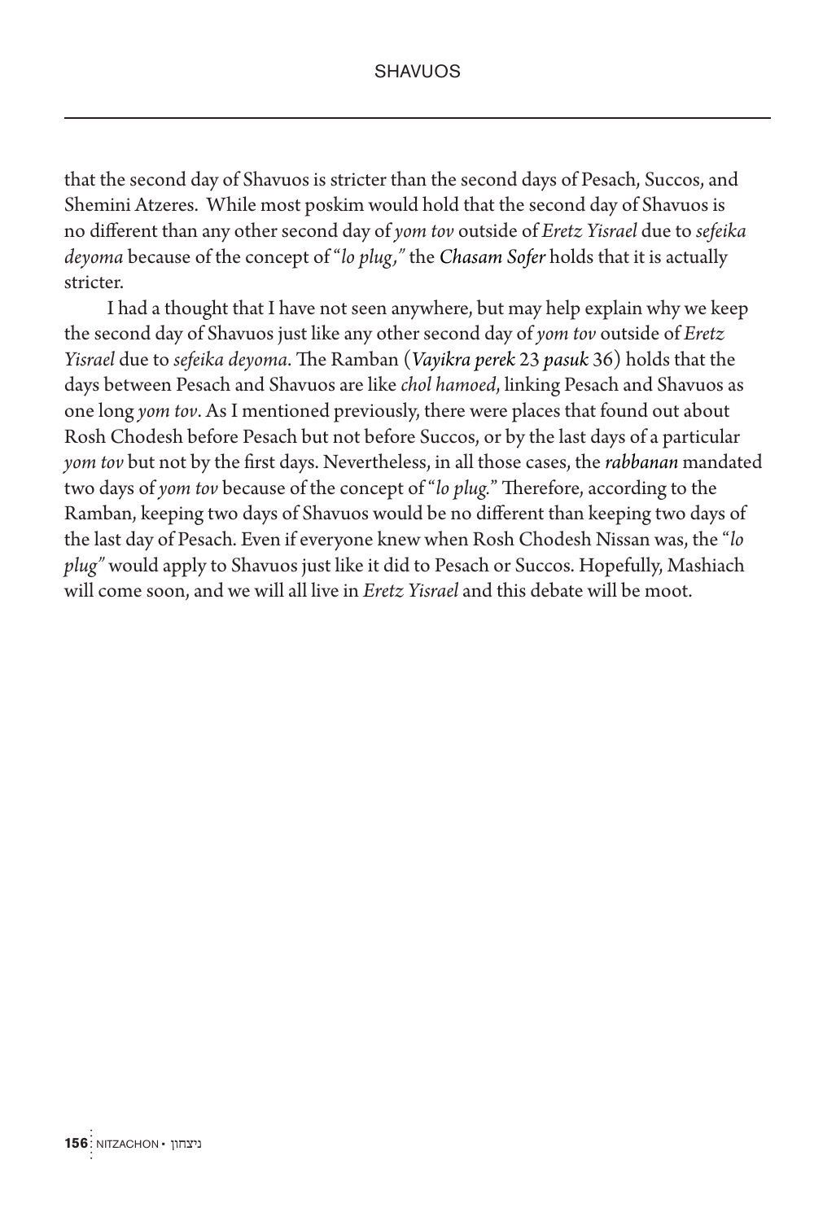that the second day of Shavuos is stricter than the second days of Pesach, Succos, and Shemini Atzeres. While most poskim would hold that the second day of Shavuos is no different than any other second day of *yom tov* outside of *Eretz Yisrael* due to *sefeika deyoma* because of the concept of "*lo plug*," the *Chasam Sofer* holds that it is actually stricter.

I had a thought that I have not seen anywhere, but may help explain why we keep the second day of Shavuos just like any other second day of *yom tov* outside of *Eretz Yisrael* due to *sefeika deyoma*. The Ramban (*Vayikra perek* 23 *pasuk* 36) holds that the days between Pesach and Shavuos are like *chol hamoed*, linking Pesach and Shavuos as one long *yom tov*. As I mentioned previously, there were places that found out about Rosh Chodesh before Pesach but not before Succos, or by the last days of a particular *yom tov* but not by the first days. Nevertheless, in all those cases, the *rabbanan* mandated two days of *yom tov* because of the concept of "*lo plug*." Therefore, according to the Ramban, keeping two days of Shavuos would be no different than keeping two days of the last day of Pesach. Even if everyone knew when Rosh Chodesh Nissan was, the "*lo plug*" would apply to Shavuos just like it did to Pesach or Succos. Hopefully, Mashiach will come soon, and we will all live in *Eretz Yisrael* and this debate will be moot.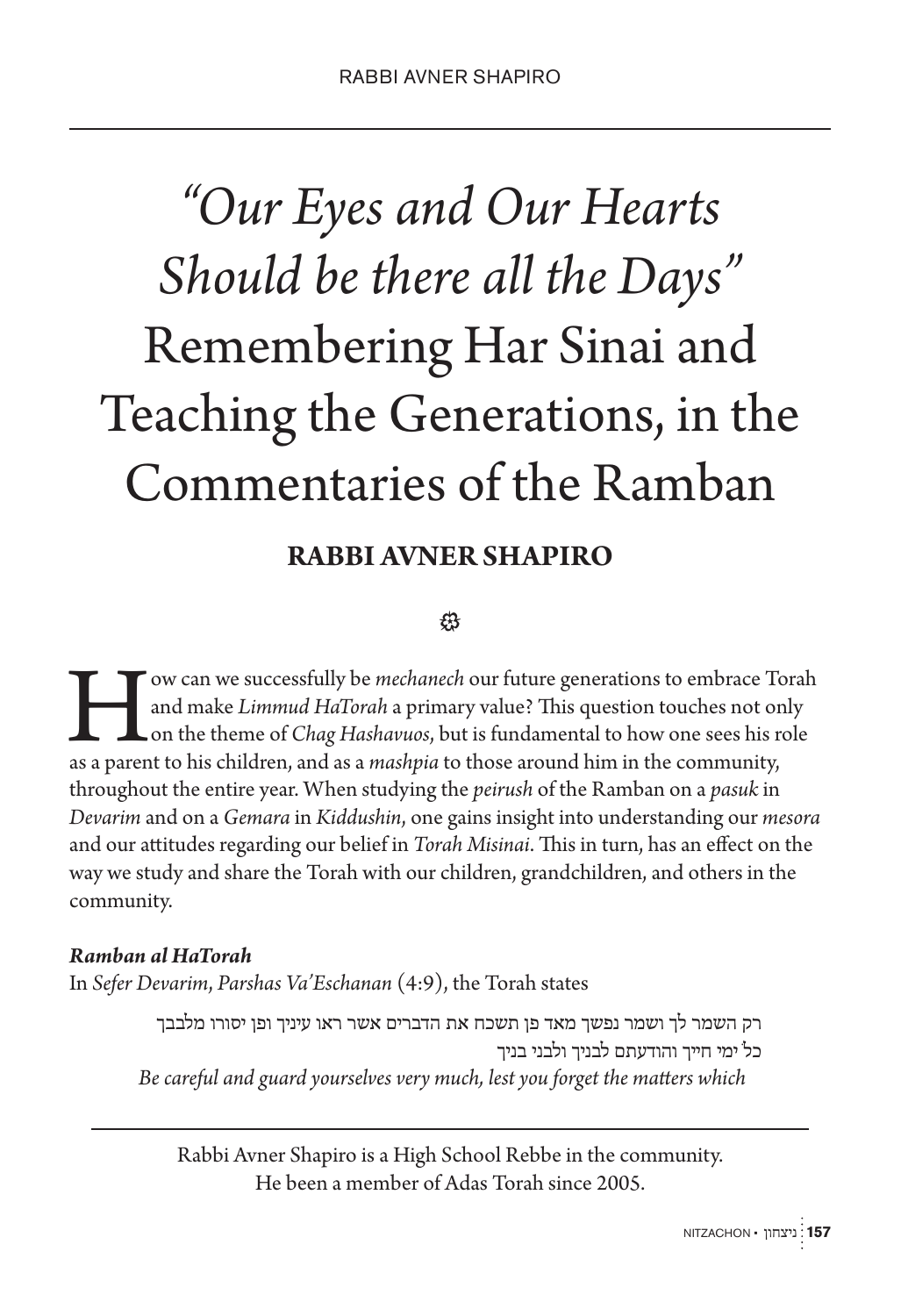# *"Our Eyes and Our Hearts Should be there all the Days"* Remembering Har Sinai and Teaching the Generations, in the Commentaries of the Ramban

## RABBI AVNER SHAPIRO

How can we successfully be *mechanech* our future generations to embrace Torah and make *Limmud HaTorah* a primary value? This question touches not only on the theme of *Chag Hashavuos*, but is fundamental to how one sees his role as a parent to his children, and as a *mashpia* to those around him in the community, throughout the entire year. When studying the *peirush* of the Ramban on a *pasuk* in *Devarim* and on a *Gemara* in *Kiddushin*, one gains insight into understanding our *mesora* and our attitudes regarding our belief in *Torah Misinai*. This in turn, has an effect on the way we study and share the Torah with our children, grandchildren, and others in the community.

***Ramban al HaTorah***

In *Sefer Devarim*, *Parshas Va'Eschanan* (4:9), the Torah states

רק השמר לך ושמר נפשך מאד פן תשכח את הדברים אשר ראו עיניך ופן יסורו מלבבך כל ימי חייך והודעתם לבניך ולבני בניך

*Be careful and guard yourselves very much, lest you forget the matters which*

---

Rabbi Avner Shapiro is a High School Rebbe in the community. He been a member of Adas Torah since 2005.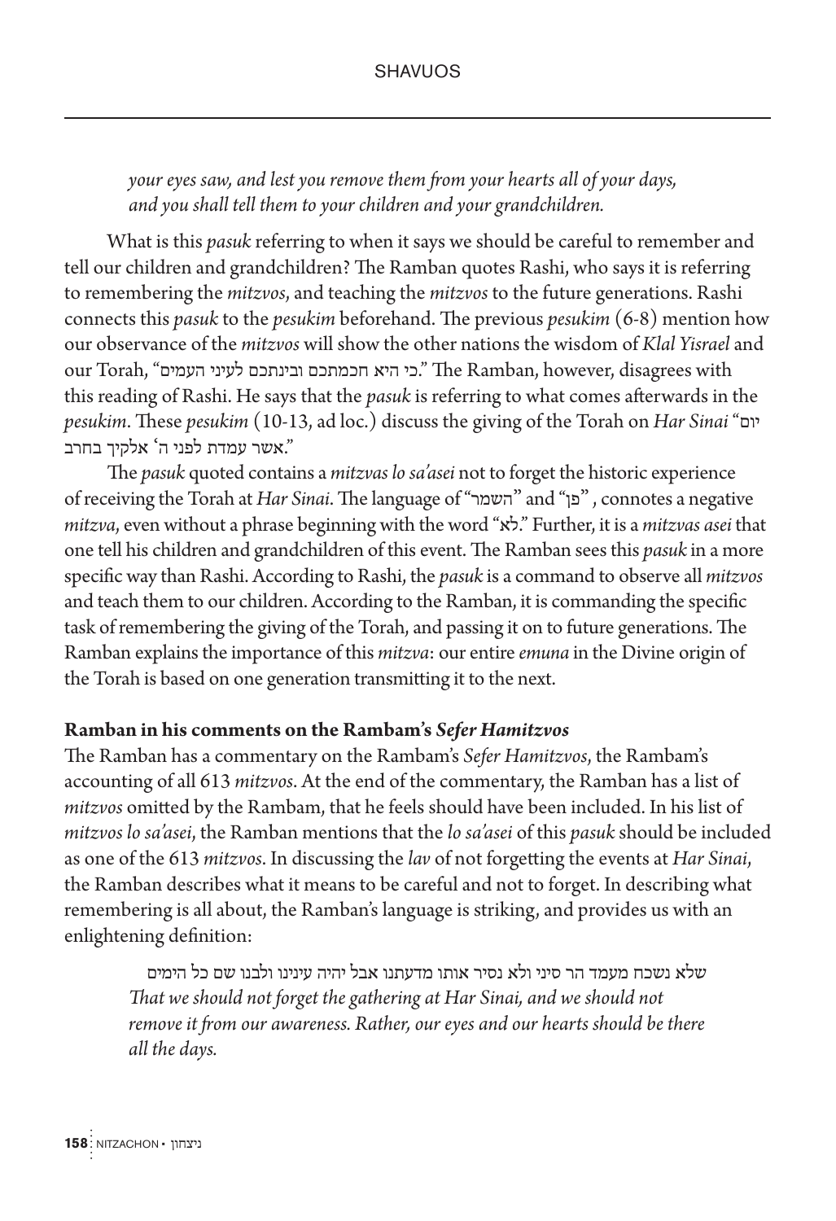*your eyes saw, and lest you remove them from your hearts all of your days, and you shall tell them to your children and your grandchildren.*

What is this *pasuk* referring to when it says we should be careful to remember and tell our children and grandchildren? The Ramban quotes Rashi, who says it is referring to remembering the *mitzvos*, and teaching the *mitzvos* to the future generations. Rashi connects this *pasuk* to the *pesukim* beforehand. The previous *pesukim* (6-8) mention how our observance of the *mitzvos* will show the other nations the wisdom of *Klal Yisrael* and our Torah, "כי היא חכמתכם ובינתכם לעיני העמים." The Ramban, however, disagrees with this reading of Rashi. He says that the *pasuk* is referring to what comes afterwards in the *pesukim*. These *pesukim* (10-13, ad loc.) discuss the giving of the Torah on *Har Sinai* "יום אשר עמדת לפני ה' אלקיך בחרב."

The *pasuk* quoted contains a *mitzvas lo sa'asei* not to forget the historic experience of receiving the Torah at *Har Sinai*. The language of "השמר" and "פן", connotes a negative *mitzva*, even without a phrase beginning with the word "לא." Further, it is a *mitzvas asei* that one tell his children and grandchildren of this event. The Ramban sees this *pasuk* in a more specific way than Rashi. According to Rashi, the *pasuk* is a command to observe all *mitzvos* and teach them to our children. According to the Ramban, it is commanding the specific task of remembering the giving of the Torah, and passing it on to future generations. The Ramban explains the importance of this *mitzva*: our entire *emuna* in the Divine origin of the Torah is based on one generation transmitting it to the next.

**Ramban in his comments on the Rambam's *Sefer Hamitzvos***

The Ramban has a commentary on the Rambam's *Sefer Hamitzvos*, the Rambam's accounting of all 613 *mitzvos*. At the end of the commentary, the Ramban has a list of *mitzvos* omitted by the Rambam, that he feels should have been included. In his list of *mitzvos lo sa'asei*, the Ramban mentions that the *lo sa'asei* of this *pasuk* should be included as one of the 613 *mitzvos*. In discussing the *lav* of not forgetting the events at *Har Sinai*, the Ramban describes what it means to be careful and not to forget. In describing what remembering is all about, the Ramban's language is striking, and provides us with an enlightening definition:

> שלא נשכח מעמד הר סיני ולא נסיר אותו מדעתנו אבל יהיה עינינו ולבנו שם כל הימים
> *That we should not forget the gathering at Har Sinai, and we should not remove it from our awareness. Rather, our eyes and our hearts should be there all the days.*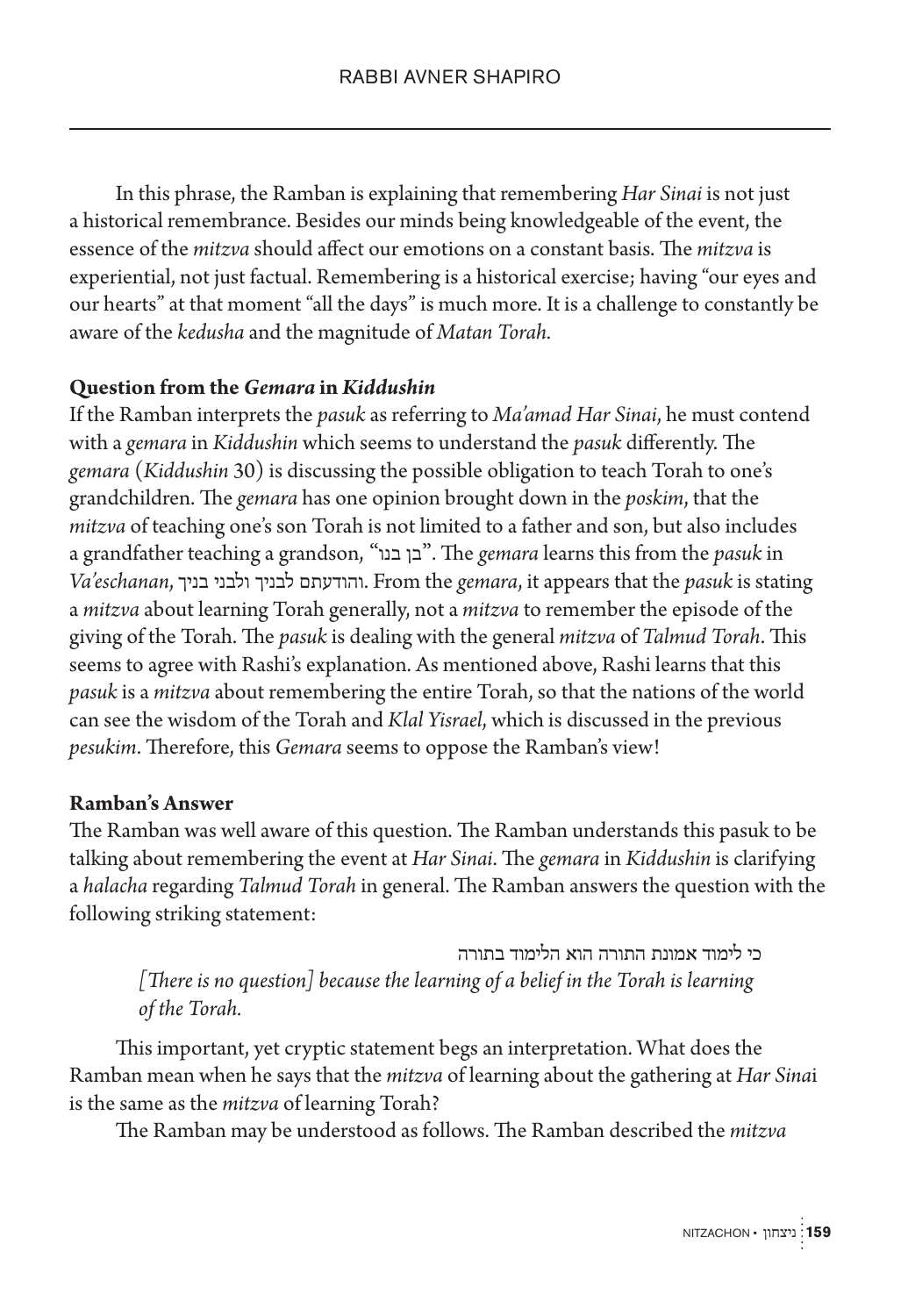In this phrase, the Ramban is explaining that remembering *Har Sinai* is not just a historical remembrance. Besides our minds being knowledgeable of the event, the essence of the *mitzva* should affect our emotions on a constant basis. The *mitzva* is experiential, not just factual. Remembering is a historical exercise; having "our eyes and our hearts" at that moment "all the days" is much more. It is a challenge to constantly be aware of the *kedusha* and the magnitude of *Matan Torah.*

**Question from the *Gemara* in *Kiddushin***

If the Ramban interprets the *pasuk* as referring to *Ma'amad Har Sinai*, he must contend with a *gemara* in *Kiddushin* which seems to understand the *pasuk* differently. The *gemara* (*Kiddushin* 30) is discussing the possible obligation to teach Torah to one's grandchildren. The *gemara* has one opinion brought down in the *poskim*, that the *mitzva* of teaching one's son Torah is not limited to a father and son, but also includes a grandfather teaching a grandson, "בן בנו". The *gemara* learns this from the *pasuk* in *Va'eschanan*, והודעתם לבניך ולבני בניך. From the *gemara*, it appears that the *pasuk* is stating a *mitzva* about learning Torah generally, not a *mitzva* to remember the episode of the giving of the Torah. The *pasuk* is dealing with the general *mitzva* of *Talmud Torah*. This seems to agree with Rashi's explanation. As mentioned above, Rashi learns that this *pasuk* is a *mitzva* about remembering the entire Torah, so that the nations of the world can see the wisdom of the Torah and *Klal Yisrael*, which is discussed in the previous *pesukim*. Therefore, this *Gemara* seems to oppose the Ramban's view!

**Ramban's Answer**

The Ramban was well aware of this question. The Ramban understands this pasuk to be talking about remembering the event at *Har Sinai*. The *gemara* in *Kiddushin* is clarifying a *halacha* regarding *Talmud Torah* in general. The Ramban answers the question with the following striking statement:

> כי לימוד אמונת התורה הוא הלימוד בתורה
>
> *[There is no question] because the learning of a belief in the Torah is learning of the Torah.*

This important, yet cryptic statement begs an interpretation. What does the Ramban mean when he says that the *mitzva* of learning about the gathering at *Har Sinai* is the same as the *mitzva* of learning Torah?

The Ramban may be understood as follows. The Ramban described the *mitzva*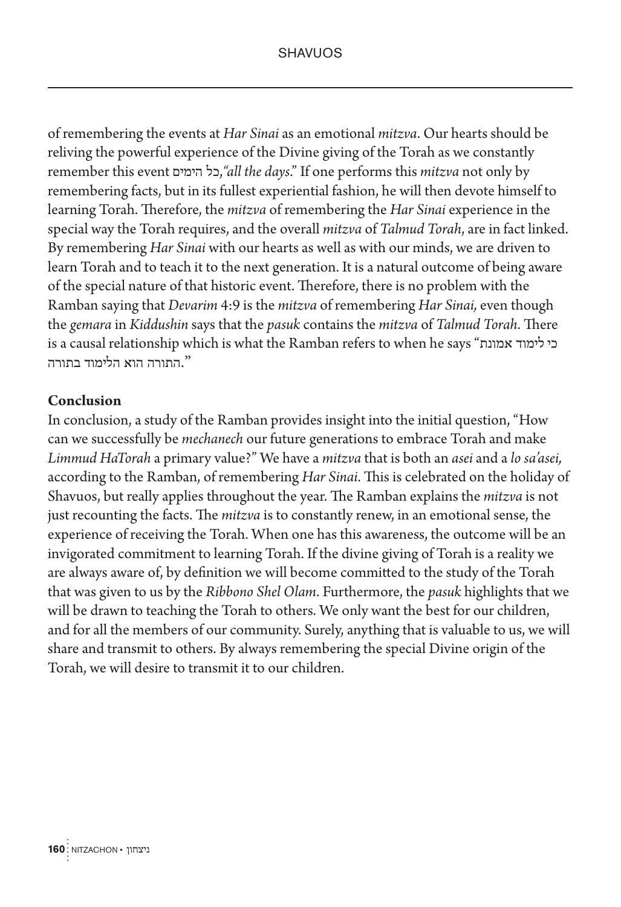of remembering the events at *Har Sinai* as an emotional *mitzva*. Our hearts should be reliving the powerful experience of the Divine giving of the Torah as we constantly remember this event כל הימים,*"all the days*." If one performs this *mitzva* not only by remembering facts, but in its fullest experiential fashion, he will then devote himself to learning Torah. Therefore, the *mitzva* of remembering the *Har Sinai* experience in the special way the Torah requires, and the overall *mitzva* of *Talmud Torah*, are in fact linked. By remembering *Har Sinai* with our hearts as well as with our minds, we are driven to learn Torah and to teach it to the next generation. It is a natural outcome of being aware of the special nature of that historic event. Therefore, there is no problem with the Ramban saying that *Devarim* 4:9 is the *mitzva* of remembering *Har Sinai,* even though the *gemara* in *Kiddushin* says that the *pasuk* contains the *mitzva* of *Talmud Torah*. There is a causal relationship which is what the Ramban refers to when he says "כי לימוד אמונת התורה הוא הלימוד בתורה."

**Conclusion**

In conclusion, a study of the Ramban provides insight into the initial question, "How can we successfully be *mechanech* our future generations to embrace Torah and make *Limmud HaTorah* a primary value?" We have a *mitzva* that is both an *asei* and a *lo sa'asei,* according to the Ramban, of remembering *Har Sinai*. This is celebrated on the holiday of Shavuos, but really applies throughout the year. The Ramban explains the *mitzva* is not just recounting the facts. The *mitzva* is to constantly renew, in an emotional sense, the experience of receiving the Torah. When one has this awareness, the outcome will be an invigorated commitment to learning Torah. If the divine giving of Torah is a reality we are always aware of, by definition we will become committed to the study of the Torah that was given to us by the *Ribbono Shel Olam*. Furthermore, the *pasuk* highlights that we will be drawn to teaching the Torah to others. We only want the best for our children, and for all the members of our community. Surely, anything that is valuable to us, we will share and transmit to others. By always remembering the special Divine origin of the Torah, we will desire to transmit it to our children.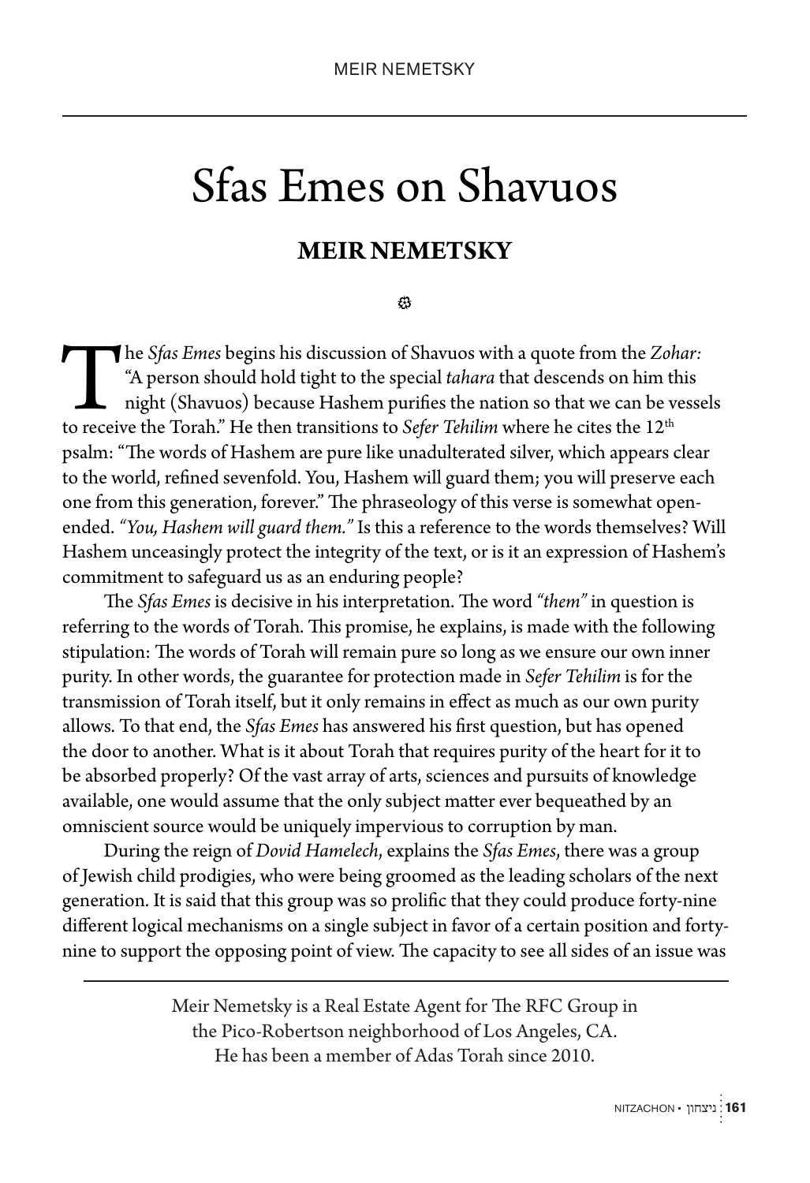# Sfas Emes on Shavuos

## MEIR NEMETSKY

The *Sfas Emes* begins his discussion of Shavuos with a quote from the *Zohar:* "A person should hold tight to the special *tahara* that descends on him this night (Shavuos) because Hashem purifies the nation so that we can be vessels to receive the Torah." He then transitions to *Sefer Tehilim* where he cites the 12th psalm: "The words of Hashem are pure like unadulterated silver, which appears clear to the world, refined sevenfold. You, Hashem will guard them; you will preserve each one from this generation, forever." The phraseology of this verse is somewhat open-ended. *"You, Hashem will guard them."* Is this a reference to the words themselves? Will Hashem unceasingly protect the integrity of the text, or is it an expression of Hashem's commitment to safeguard us as an enduring people?

The *Sfas Emes* is decisive in his interpretation. The word *"them"* in question is referring to the words of Torah. This promise, he explains, is made with the following stipulation: The words of Torah will remain pure so long as we ensure our own inner purity. In other words, the guarantee for protection made in *Sefer Tehilim* is for the transmission of Torah itself, but it only remains in effect as much as our own purity allows. To that end, the *Sfas Emes* has answered his first question, but has opened the door to another. What is it about Torah that requires purity of the heart for it to be absorbed properly? Of the vast array of arts, sciences and pursuits of knowledge available, one would assume that the only subject matter ever bequeathed by an omniscient source would be uniquely impervious to corruption by man.

During the reign of *Dovid Hamelech*, explains the *Sfas Emes*, there was a group of Jewish child prodigies, who were being groomed as the leading scholars of the next generation. It is said that this group was so prolific that they could produce forty-nine different logical mechanisms on a single subject in favor of a certain position and forty-nine to support the opposing point of view. The capacity to see all sides of an issue was

---

Meir Nemetsky is a Real Estate Agent for The RFC Group in the Pico-Robertson neighborhood of Los Angeles, CA. He has been a member of Adas Torah since 2010.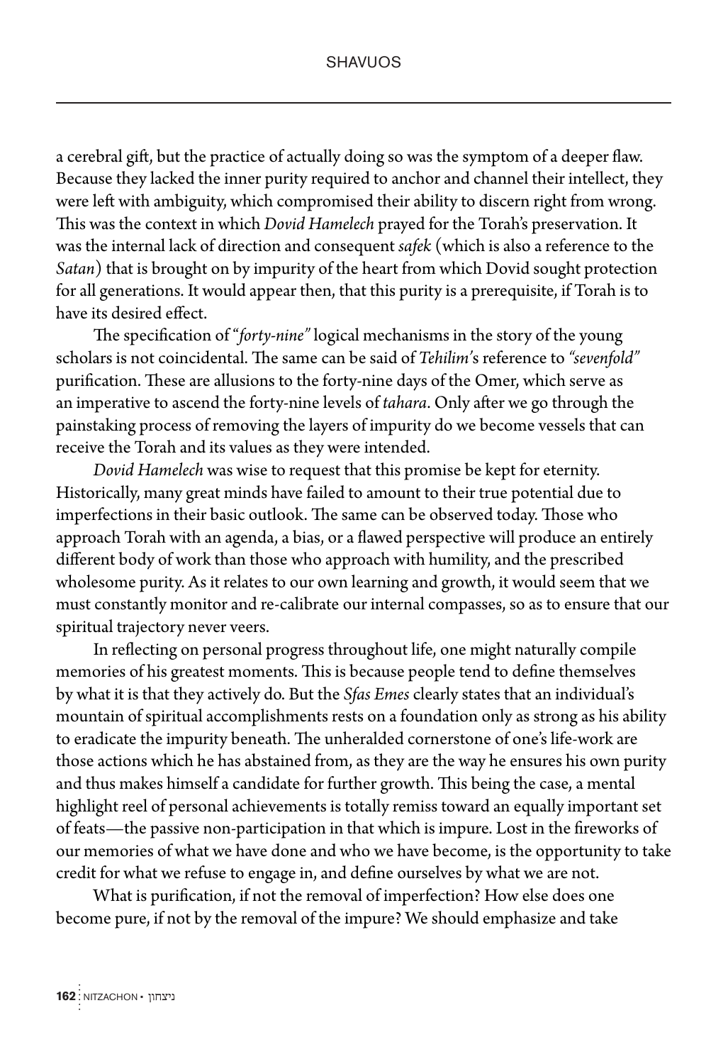a cerebral gift, but the practice of actually doing so was the symptom of a deeper flaw. Because they lacked the inner purity required to anchor and channel their intellect, they were left with ambiguity, which compromised their ability to discern right from wrong. This was the context in which *Dovid Hamelech* prayed for the Torah's preservation. It was the internal lack of direction and consequent *safek* (which is also a reference to the *Satan*) that is brought on by impurity of the heart from which Dovid sought protection for all generations. It would appear then, that this purity is a prerequisite, if Torah is to have its desired effect.

The specification of "*forty-nine"* logical mechanisms in the story of the young scholars is not coincidental. The same can be said of *Tehilim'*s reference to *"sevenfold"* purification. These are allusions to the forty-nine days of the Omer, which serve as an imperative to ascend the forty-nine levels of *tahara*. Only after we go through the painstaking process of removing the layers of impurity do we become vessels that can receive the Torah and its values as they were intended.

*Dovid Hamelech* was wise to request that this promise be kept for eternity. Historically, many great minds have failed to amount to their true potential due to imperfections in their basic outlook. The same can be observed today. Those who approach Torah with an agenda, a bias, or a flawed perspective will produce an entirely different body of work than those who approach with humility, and the prescribed wholesome purity. As it relates to our own learning and growth, it would seem that we must constantly monitor and re-calibrate our internal compasses, so as to ensure that our spiritual trajectory never veers.

In reflecting on personal progress throughout life, one might naturally compile memories of his greatest moments. This is because people tend to define themselves by what it is that they actively do. But the *Sfas Emes* clearly states that an individual's mountain of spiritual accomplishments rests on a foundation only as strong as his ability to eradicate the impurity beneath. The unheralded cornerstone of one's life-work are those actions which he has abstained from, as they are the way he ensures his own purity and thus makes himself a candidate for further growth. This being the case, a mental highlight reel of personal achievements is totally remiss toward an equally important set of feats—the passive non-participation in that which is impure. Lost in the fireworks of our memories of what we have done and who we have become, is the opportunity to take credit for what we refuse to engage in, and define ourselves by what we are not.

What is purification, if not the removal of imperfection? How else does one become pure, if not by the removal of the impure? We should emphasize and take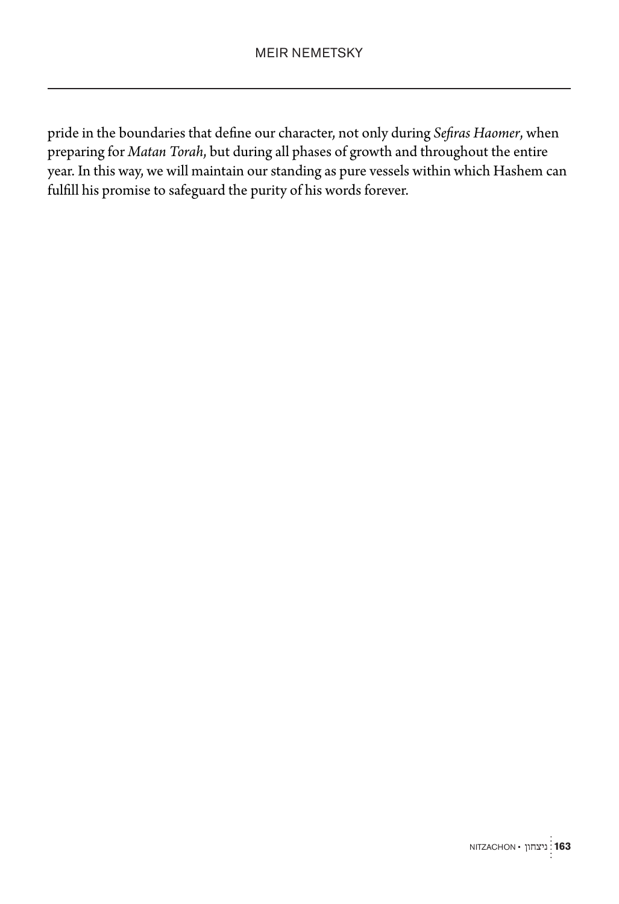pride in the boundaries that define our character, not only during *Sefiras Haomer*, when preparing for *Matan Torah*, but during all phases of growth and throughout the entire year. In this way, we will maintain our standing as pure vessels within which Hashem can fulfill his promise to safeguard the purity of his words forever.